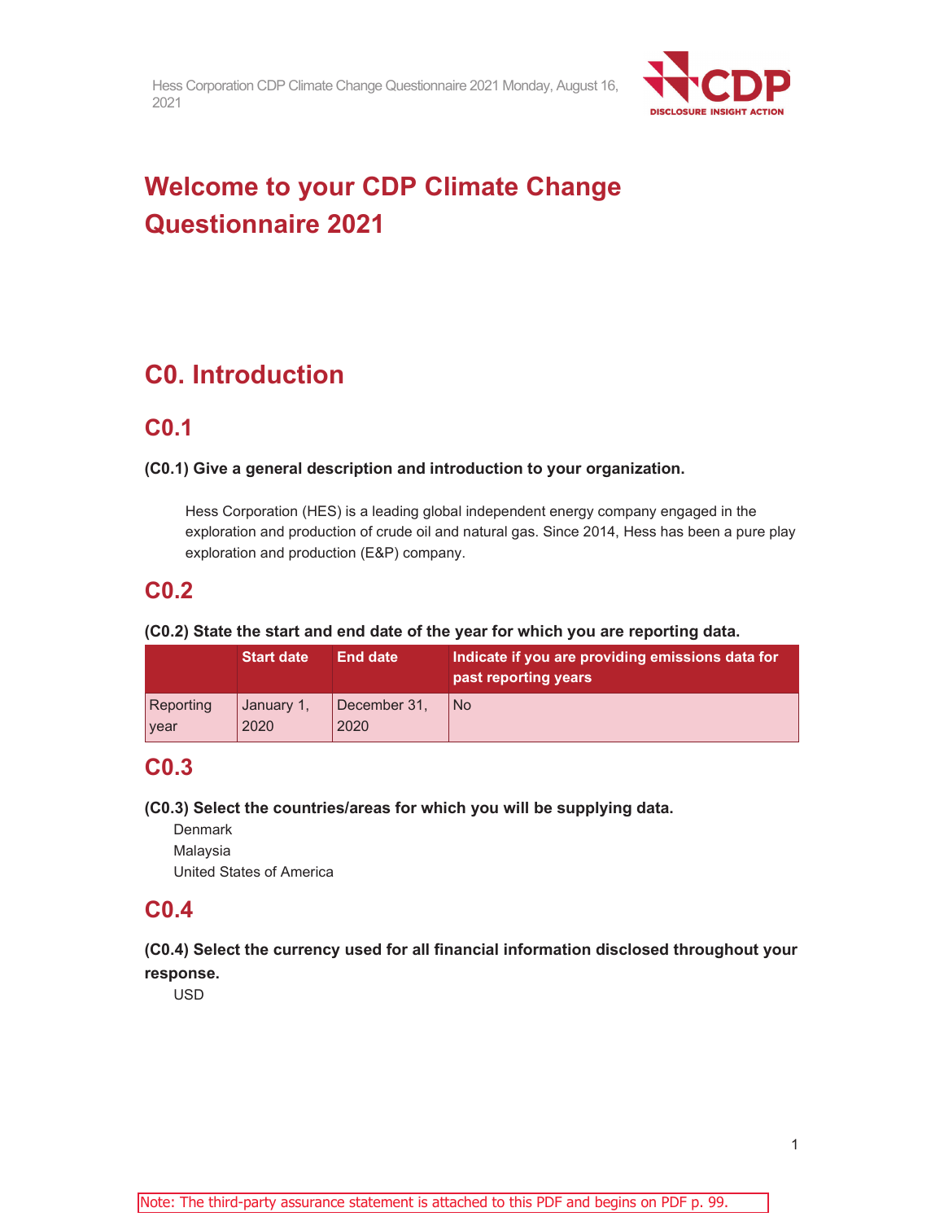# Welcome to your CDP Climate Change Questionnaire 2021

# C0. Introduction

## C0.1

**(C0.1) Give a general description and introduction to your organization.**

Hess Corporation (HES) is a leading global independent energy company engaged in the exploration and production of crude oil and natural gas. Since 2014, Hess has been a pure play exploration and production (E&P) company.

## C0.2

**(C0.2) State the start and end date of the year for which you are reporting data.**

| | Start date | End date | Indicate if you are providing emissions data for past reporting years |
|---|---|---|---|
| Reporting year | January 1, 2020 | December 31, 2020 | No |

## C0.3

**(C0.3) Select the countries/areas for which you will be supplying data.**

Denmark
Malaysia
United States of America

## C0.4

**(C0.4) Select the currency used for all financial information disclosed throughout your response.**

USD

Note: The third-party assurance statement is attached to this PDF and begins on PDF p. 99.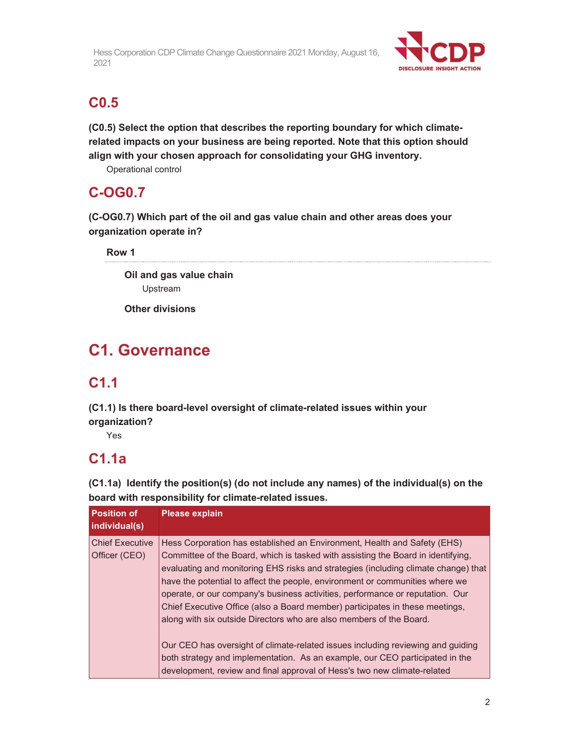## C0.5

**(C0.5) Select the option that describes the reporting boundary for which climate-related impacts on your business are being reported. Note that this option should align with your chosen approach for consolidating your GHG inventory.**

Operational control

## C-OG0.7

**(C-OG0.7) Which part of the oil and gas value chain and other areas does your organization operate in?**

**Row 1**

**Oil and gas value chain**

Upstream

**Other divisions**

# C1. Governance

## C1.1

**(C1.1) Is there board-level oversight of climate-related issues within your organization?**

Yes

## C1.1a

**(C1.1a) Identify the position(s) (do not include any names) of the individual(s) on the board with responsibility for climate-related issues.**

| Position of individual(s) | Please explain |
|---|---|
| Chief Executive Officer (CEO) | Hess Corporation has established an Environment, Health and Safety (EHS) Committee of the Board, which is tasked with assisting the Board in identifying, evaluating and monitoring EHS risks and strategies (including climate change) that have the potential to affect the people, environment or communities where we operate, or our company's business activities, performance or reputation. Our Chief Executive Office (also a Board member) participates in these meetings, along with six outside Directors who are also members of the Board.<br><br>Our CEO has oversight of climate-related issues including reviewing and guiding both strategy and implementation. As an example, our CEO participated in the development, review and final approval of Hess's two new climate-related |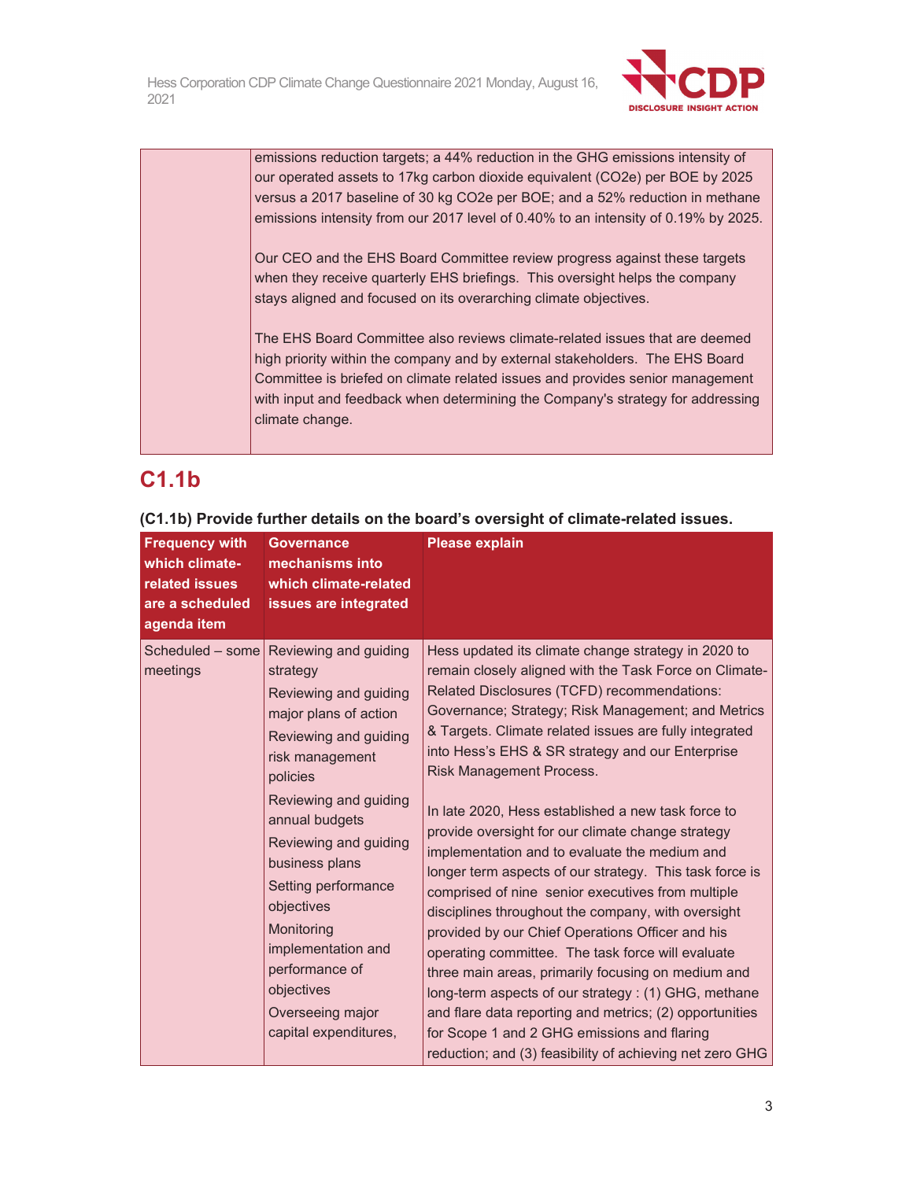| | emissions reduction targets; a 44% reduction in the GHG emissions intensity of our operated assets to 17kg carbon dioxide equivalent (CO2e) per BOE by 2025 versus a 2017 baseline of 30 kg CO2e per BOE; and a 52% reduction in methane emissions intensity from our 2017 level of 0.40% to an intensity of 0.19% by 2025.<br><br>Our CEO and the EHS Board Committee review progress against these targets when they receive quarterly EHS briefings. This oversight helps the company stays aligned and focused on its overarching climate objectives.<br><br>The EHS Board Committee also reviews climate-related issues that are deemed high priority within the company and by external stakeholders. The EHS Board Committee is briefed on climate related issues and provides senior management with input and feedback when determining the Company's strategy for addressing climate change. |
|---|---|

## C1.1b

**(C1.1b) Provide further details on the board's oversight of climate-related issues.**

| Frequency with which climate-related issues are a scheduled agenda item | Governance mechanisms into which climate-related issues are integrated | Please explain |
|---|---|---|
| Scheduled – some meetings | Reviewing and guiding strategy<br>Reviewing and guiding major plans of action<br>Reviewing and guiding risk management policies<br>Reviewing and guiding annual budgets<br>Reviewing and guiding business plans<br>Setting performance objectives<br>Monitoring implementation and performance of objectives<br>Overseeing major capital expenditures, | Hess updated its climate change strategy in 2020 to remain closely aligned with the Task Force on Climate-Related Disclosures (TCFD) recommendations: Governance; Strategy; Risk Management; and Metrics & Targets. Climate related issues are fully integrated into Hess's EHS & SR strategy and our Enterprise Risk Management Process.<br><br>In late 2020, Hess established a new task force to provide oversight for our climate change strategy implementation and to evaluate the medium and longer term aspects of our strategy. This task force is comprised of nine senior executives from multiple disciplines throughout the company, with oversight provided by our Chief Operations Officer and his operating committee. The task force will evaluate three main areas, primarily focusing on medium and long-term aspects of our strategy : (1) GHG, methane and flare data reporting and metrics; (2) opportunities for Scope 1 and 2 GHG emissions and flaring reduction; and (3) feasibility of achieving net zero GHG |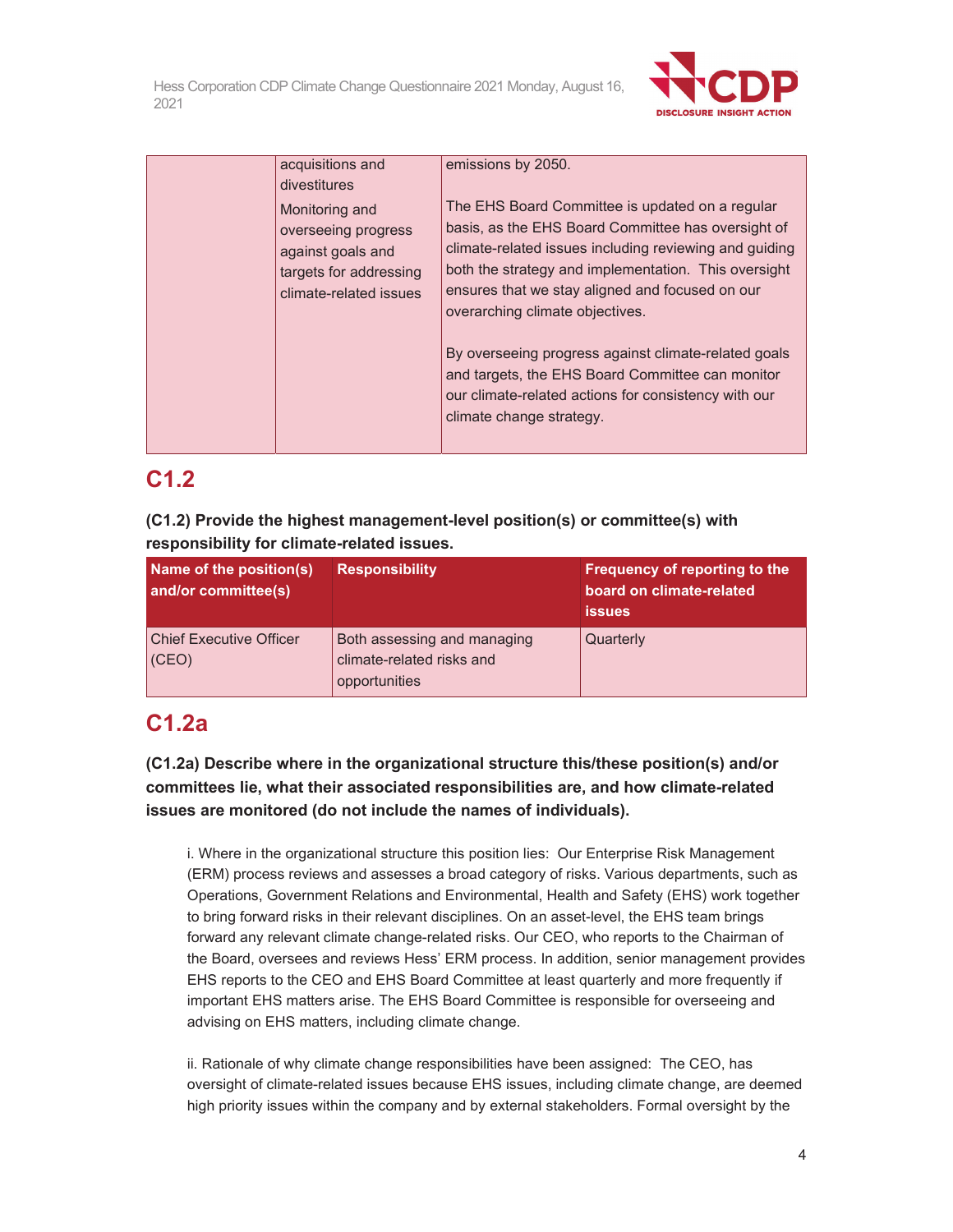| | | |
|---|---|---|
| | acquisitions and divestitures<br><br>Monitoring and overseeing progress against goals and targets for addressing climate-related issues | emissions by 2050.<br><br>The EHS Board Committee is updated on a regular basis, as the EHS Board Committee has oversight of climate-related issues including reviewing and guiding both the strategy and implementation. This oversight ensures that we stay aligned and focused on our overarching climate objectives.<br><br>By overseeing progress against climate-related goals and targets, the EHS Board Committee can monitor our climate-related actions for consistency with our climate change strategy. |

## C1.2

**(C1.2) Provide the highest management-level position(s) or committee(s) with responsibility for climate-related issues.**

| Name of the position(s) and/or committee(s) | Responsibility | Frequency of reporting to the board on climate-related issues |
|---|---|---|
| Chief Executive Officer (CEO) | Both assessing and managing climate-related risks and opportunities | Quarterly |

## C1.2a

**(C1.2a) Describe where in the organizational structure this/these position(s) and/or committees lie, what their associated responsibilities are, and how climate-related issues are monitored (do not include the names of individuals).**

i. Where in the organizational structure this position lies: Our Enterprise Risk Management (ERM) process reviews and assesses a broad category of risks. Various departments, such as Operations, Government Relations and Environmental, Health and Safety (EHS) work together to bring forward risks in their relevant disciplines. On an asset-level, the EHS team brings forward any relevant climate change-related risks. Our CEO, who reports to the Chairman of the Board, oversees and reviews Hess' ERM process. In addition, senior management provides EHS reports to the CEO and EHS Board Committee at least quarterly and more frequently if important EHS matters arise. The EHS Board Committee is responsible for overseeing and advising on EHS matters, including climate change.

ii. Rationale of why climate change responsibilities have been assigned: The CEO, has oversight of climate-related issues because EHS issues, including climate change, are deemed high priority issues within the company and by external stakeholders. Formal oversight by the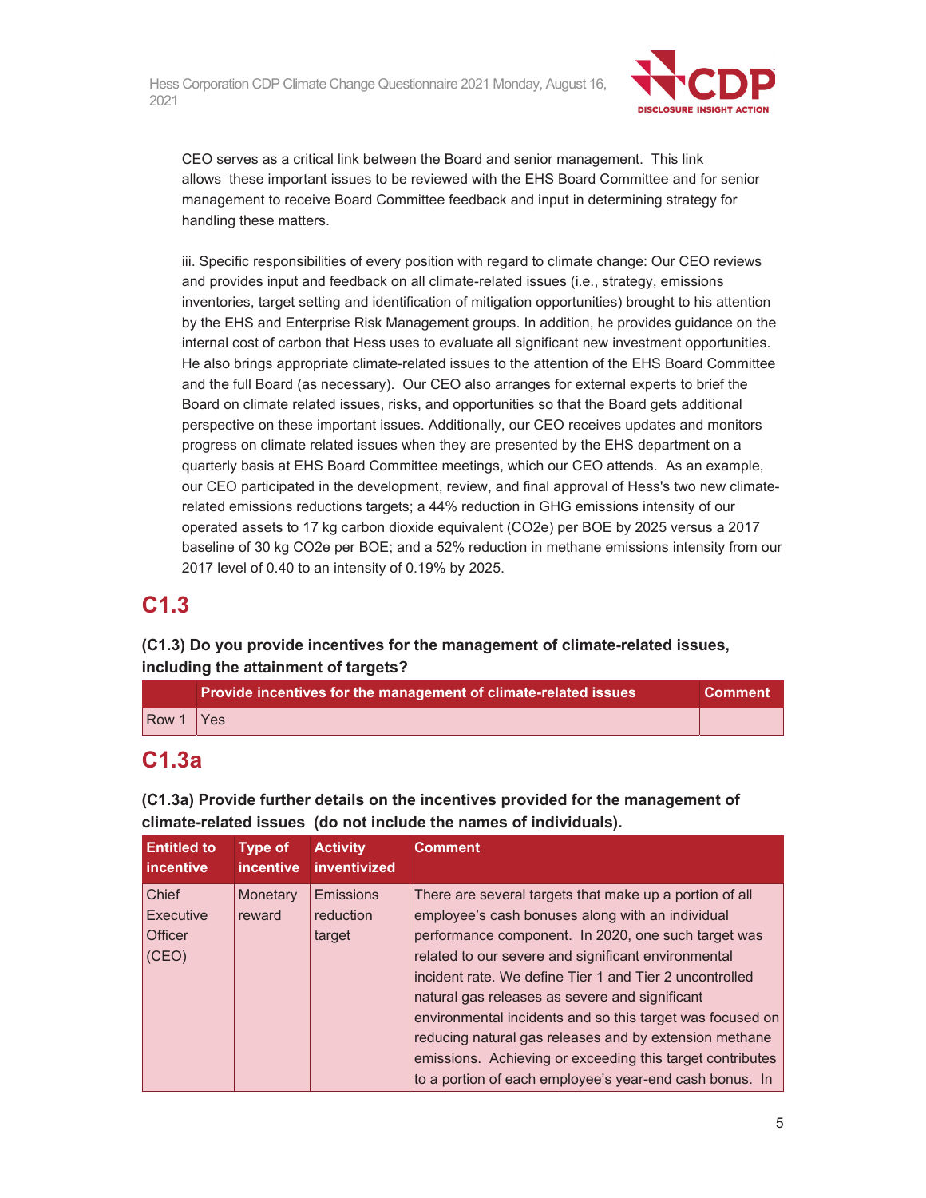CEO serves as a critical link between the Board and senior management. This link allows these important issues to be reviewed with the EHS Board Committee and for senior management to receive Board Committee feedback and input in determining strategy for handling these matters.

iii. Specific responsibilities of every position with regard to climate change: Our CEO reviews and provides input and feedback on all climate-related issues (i.e., strategy, emissions inventories, target setting and identification of mitigation opportunities) brought to his attention by the EHS and Enterprise Risk Management groups. In addition, he provides guidance on the internal cost of carbon that Hess uses to evaluate all significant new investment opportunities. He also brings appropriate climate-related issues to the attention of the EHS Board Committee and the full Board (as necessary). Our CEO also arranges for external experts to brief the Board on climate related issues, risks, and opportunities so that the Board gets additional perspective on these important issues. Additionally, our CEO receives updates and monitors progress on climate related issues when they are presented by the EHS department on a quarterly basis at EHS Board Committee meetings, which our CEO attends. As an example, our CEO participated in the development, review, and final approval of Hess's two new climate-related emissions reductions targets; a 44% reduction in GHG emissions intensity of our operated assets to 17 kg carbon dioxide equivalent ($CO_2e$) per BOE by 2025 versus a 2017 baseline of 30 kg $CO_2e$ per BOE; and a 52% reduction in methane emissions intensity from our 2017 level of 0.40 to an intensity of 0.19% by 2025.

## C1.3

**(C1.3) Do you provide incentives for the management of climate-related issues, including the attainment of targets?**

| | Provide incentives for the management of climate-related issues | Comment |
|---|---|---|
| Row 1 | Yes | |

## C1.3a

**(C1.3a) Provide further details on the incentives provided for the management of climate-related issues (do not include the names of individuals).**

| Entitled to incentive | Type of incentive | Activity inventivized | Comment |
|---|---|---|---|
| Chief Executive Officer (CEO) | Monetary reward | Emissions reduction target | There are several targets that make up a portion of all employee's cash bonuses along with an individual performance component. In 2020, one such target was related to our severe and significant environmental incident rate. We define Tier 1 and Tier 2 uncontrolled natural gas releases as severe and significant environmental incidents and so this target was focused on reducing natural gas releases and by extension methane emissions. Achieving or exceeding this target contributes to a portion of each employee's year-end cash bonus. In |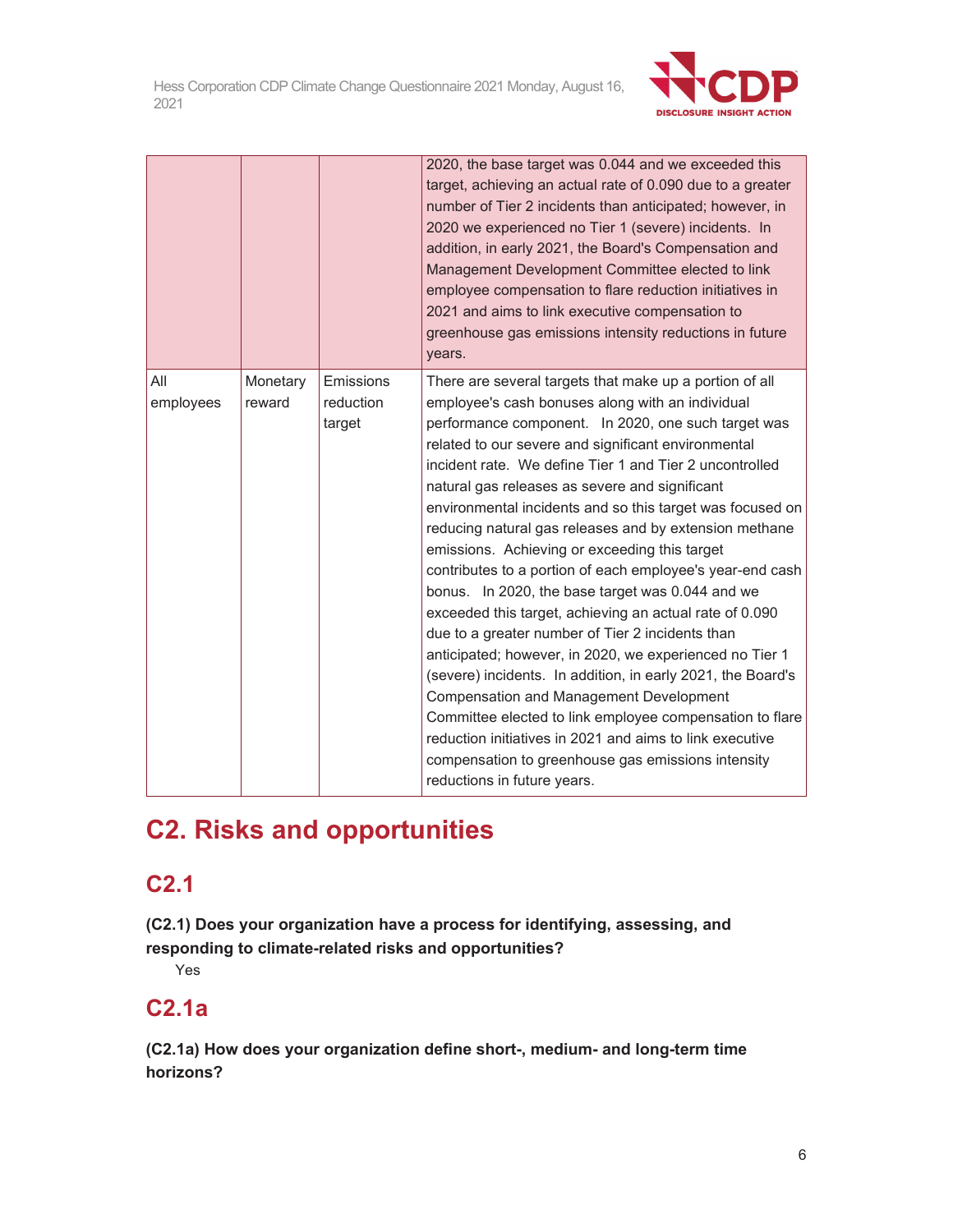| | | | |
|---|---|---|---|
| | | | 2020, the base target was 0.044 and we exceeded this target, achieving an actual rate of 0.090 due to a greater number of Tier 2 incidents than anticipated; however, in 2020 we experienced no Tier 1 (severe) incidents. In addition, in early 2021, the Board's Compensation and Management Development Committee elected to link employee compensation to flare reduction initiatives in 2021 and aims to link executive compensation to greenhouse gas emissions intensity reductions in future years. |
| All employees | Monetary reward | Emissions reduction target | There are several targets that make up a portion of all employee's cash bonuses along with an individual performance component. In 2020, one such target was related to our severe and significant environmental incident rate. We define Tier 1 and Tier 2 uncontrolled natural gas releases as severe and significant environmental incidents and so this target was focused on reducing natural gas releases and by extension methane emissions. Achieving or exceeding this target contributes to a portion of each employee's year-end cash bonus. In 2020, the base target was 0.044 and we exceeded this target, achieving an actual rate of 0.090 due to a greater number of Tier 2 incidents than anticipated; however, in 2020, we experienced no Tier 1 (severe) incidents. In addition, in early 2021, the Board's Compensation and Management Development Committee elected to link employee compensation to flare reduction initiatives in 2021 and aims to link executive compensation to greenhouse gas emissions intensity reductions in future years. |

# C2. Risks and opportunities

## C2.1

**(C2.1) Does your organization have a process for identifying, assessing, and responding to climate-related risks and opportunities?**

Yes

## C2.1a

**(C2.1a) How does your organization define short-, medium- and long-term time horizons?**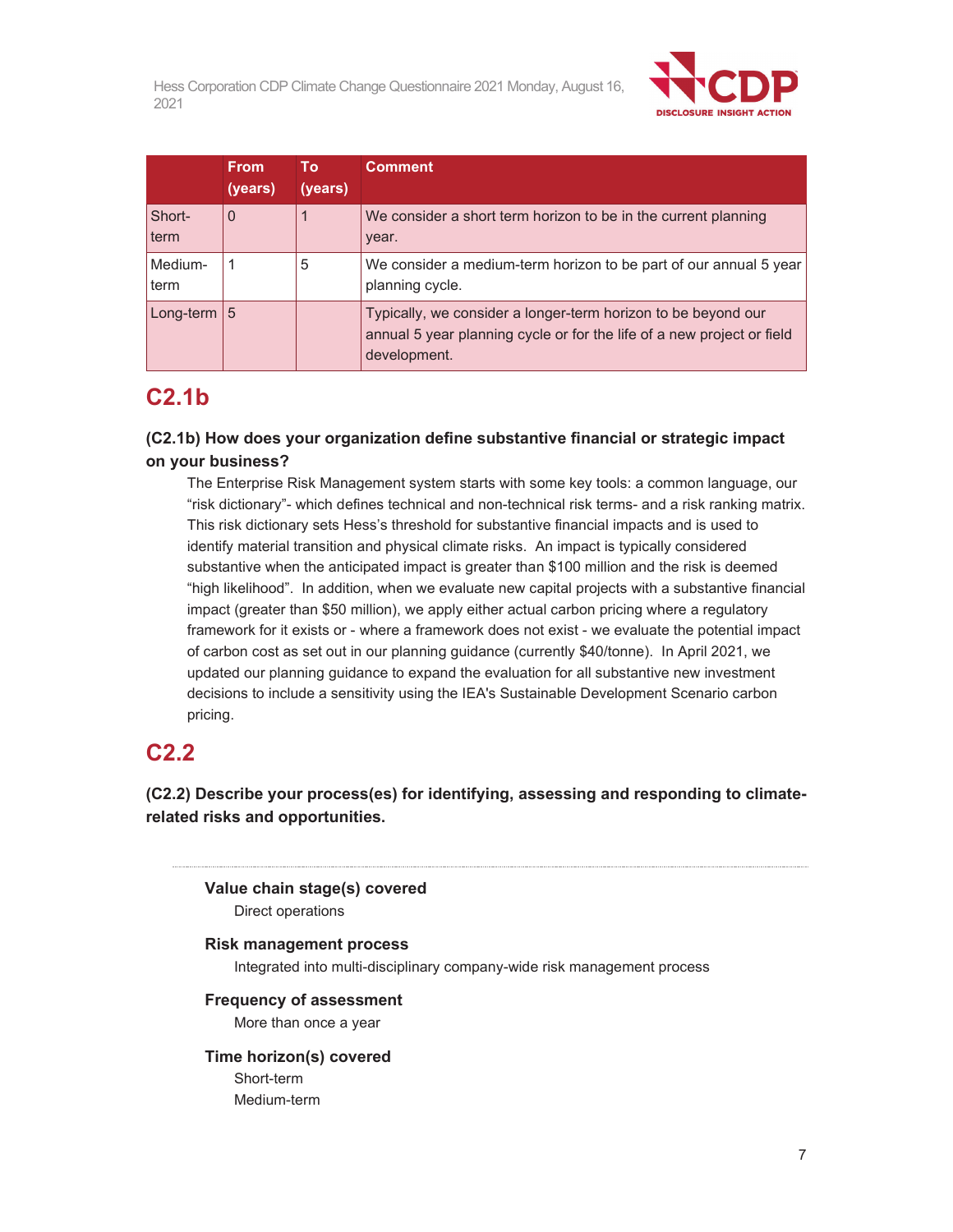|  | From (years) | To (years) | Comment |
|---|---|---|---|
| Short-term | 0 | 1 | We consider a short term horizon to be in the current planning year. |
| Medium-term | 1 | 5 | We consider a medium-term horizon to be part of our annual 5 year planning cycle. |
| Long-term | 5 |  | Typically, we consider a longer-term horizon to be beyond our annual 5 year planning cycle or for the life of a new project or field development. |

## C2.1b

### (C2.1b) How does your organization define substantive financial or strategic impact on your business?

The Enterprise Risk Management system starts with some key tools: a common language, our "risk dictionary"- which defines technical and non-technical risk terms- and a risk ranking matrix. This risk dictionary sets Hess's threshold for substantive financial impacts and is used to identify material transition and physical climate risks. An impact is typically considered substantive when the anticipated impact is greater than $100 million and the risk is deemed "high likelihood". In addition, when we evaluate new capital projects with a substantive financial impact (greater than $50 million), we apply either actual carbon pricing where a regulatory framework for it exists or - where a framework does not exist - we evaluate the potential impact of carbon cost as set out in our planning guidance (currently $40/tonne). In April 2021, we updated our planning guidance to expand the evaluation for all substantive new investment decisions to include a sensitivity using the IEA's Sustainable Development Scenario carbon pricing.

## C2.2

### (C2.2) Describe your process(es) for identifying, assessing and responding to climate-related risks and opportunities.

---

**Value chain stage(s) covered**

Direct operations

**Risk management process**

Integrated into multi-disciplinary company-wide risk management process

**Frequency of assessment**

More than once a year

**Time horizon(s) covered**

Short-term
Medium-term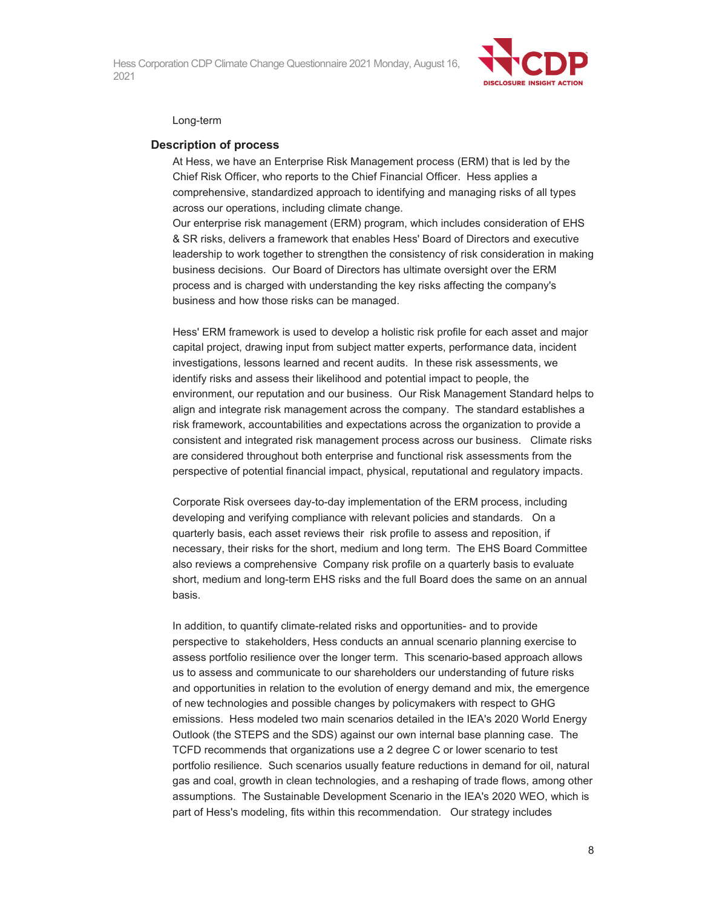Long-term

### Description of process

At Hess, we have an Enterprise Risk Management process (ERM) that is led by the Chief Risk Officer, who reports to the Chief Financial Officer. Hess applies a comprehensive, standardized approach to identifying and managing risks of all types across our operations, including climate change.

Our enterprise risk management (ERM) program, which includes consideration of EHS & SR risks, delivers a framework that enables Hess' Board of Directors and executive leadership to work together to strengthen the consistency of risk consideration in making business decisions. Our Board of Directors has ultimate oversight over the ERM process and is charged with understanding the key risks affecting the company's business and how those risks can be managed.

Hess' ERM framework is used to develop a holistic risk profile for each asset and major capital project, drawing input from subject matter experts, performance data, incident investigations, lessons learned and recent audits. In these risk assessments, we identify risks and assess their likelihood and potential impact to people, the environment, our reputation and our business. Our Risk Management Standard helps to align and integrate risk management across the company. The standard establishes a risk framework, accountabilities and expectations across the organization to provide a consistent and integrated risk management process across our business. Climate risks are considered throughout both enterprise and functional risk assessments from the perspective of potential financial impact, physical, reputational and regulatory impacts.

Corporate Risk oversees day-to-day implementation of the ERM process, including developing and verifying compliance with relevant policies and standards. On a quarterly basis, each asset reviews their risk profile to assess and reposition, if necessary, their risks for the short, medium and long term. The EHS Board Committee also reviews a comprehensive Company risk profile on a quarterly basis to evaluate short, medium and long-term EHS risks and the full Board does the same on an annual basis.

In addition, to quantify climate-related risks and opportunities- and to provide perspective to stakeholders, Hess conducts an annual scenario planning exercise to assess portfolio resilience over the longer term. This scenario-based approach allows us to assess and communicate to our shareholders our understanding of future risks and opportunities in relation to the evolution of energy demand and mix, the emergence of new technologies and possible changes by policymakers with respect to GHG emissions. Hess modeled two main scenarios detailed in the IEA's 2020 World Energy Outlook (the STEPS and the SDS) against our own internal base planning case. The TCFD recommends that organizations use a 2 degree C or lower scenario to test portfolio resilience. Such scenarios usually feature reductions in demand for oil, natural gas and coal, growth in clean technologies, and a reshaping of trade flows, among other assumptions. The Sustainable Development Scenario in the IEA's 2020 WEO, which is part of Hess's modeling, fits within this recommendation. Our strategy includes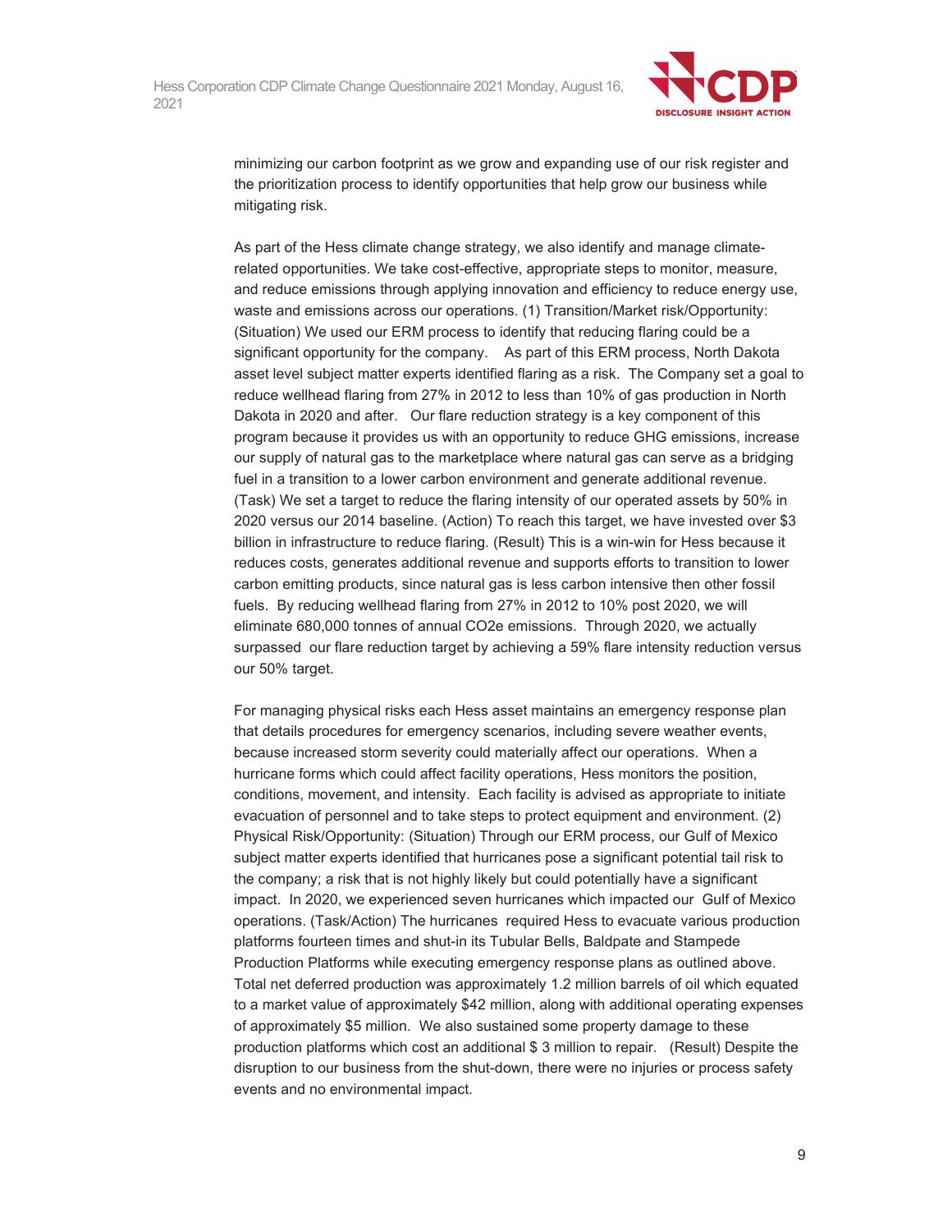minimizing our carbon footprint as we grow and expanding use of our risk register and the prioritization process to identify opportunities that help grow our business while mitigating risk.

As part of the Hess climate change strategy, we also identify and manage climate-related opportunities. We take cost-effective, appropriate steps to monitor, measure, and reduce emissions through applying innovation and efficiency to reduce energy use, waste and emissions across our operations. (1) Transition/Market risk/Opportunity: (Situation) We used our ERM process to identify that reducing flaring could be a significant opportunity for the company. As part of this ERM process, North Dakota asset level subject matter experts identified flaring as a risk. The Company set a goal to reduce wellhead flaring from 27% in 2012 to less than 10% of gas production in North Dakota in 2020 and after. Our flare reduction strategy is a key component of this program because it provides us with an opportunity to reduce GHG emissions, increase our supply of natural gas to the marketplace where natural gas can serve as a bridging fuel in a transition to a lower carbon environment and generate additional revenue. (Task) We set a target to reduce the flaring intensity of our operated assets by 50% in 2020 versus our 2014 baseline. (Action) To reach this target, we have invested over $3 billion in infrastructure to reduce flaring. (Result) This is a win-win for Hess because it reduces costs, generates additional revenue and supports efforts to transition to lower carbon emitting products, since natural gas is less carbon intensive then other fossil fuels. By reducing wellhead flaring from 27% in 2012 to 10% post 2020, we will eliminate 680,000 tonnes of annual $CO_2e$ emissions. Through 2020, we actually surpassed our flare reduction target by achieving a 59% flare intensity reduction versus our 50% target.

For managing physical risks each Hess asset maintains an emergency response plan that details procedures for emergency scenarios, including severe weather events, because increased storm severity could materially affect our operations. When a hurricane forms which could affect facility operations, Hess monitors the position, conditions, movement, and intensity. Each facility is advised as appropriate to initiate evacuation of personnel and to take steps to protect equipment and environment. (2) Physical Risk/Opportunity: (Situation) Through our ERM process, our Gulf of Mexico subject matter experts identified that hurricanes pose a significant potential tail risk to the company; a risk that is not highly likely but could potentially have a significant impact. In 2020, we experienced seven hurricanes which impacted our Gulf of Mexico operations. (Task/Action) The hurricanes required Hess to evacuate various production platforms fourteen times and shut-in its Tubular Bells, Baldpate and Stampede Production Platforms while executing emergency response plans as outlined above. Total net deferred production was approximately 1.2 million barrels of oil which equated to a market value of approximately $42 million, along with additional operating expenses of approximately $5 million. We also sustained some property damage to these production platforms which cost an additional $ 3 million to repair. (Result) Despite the disruption to our business from the shut-down, there were no injuries or process safety events and no environmental impact.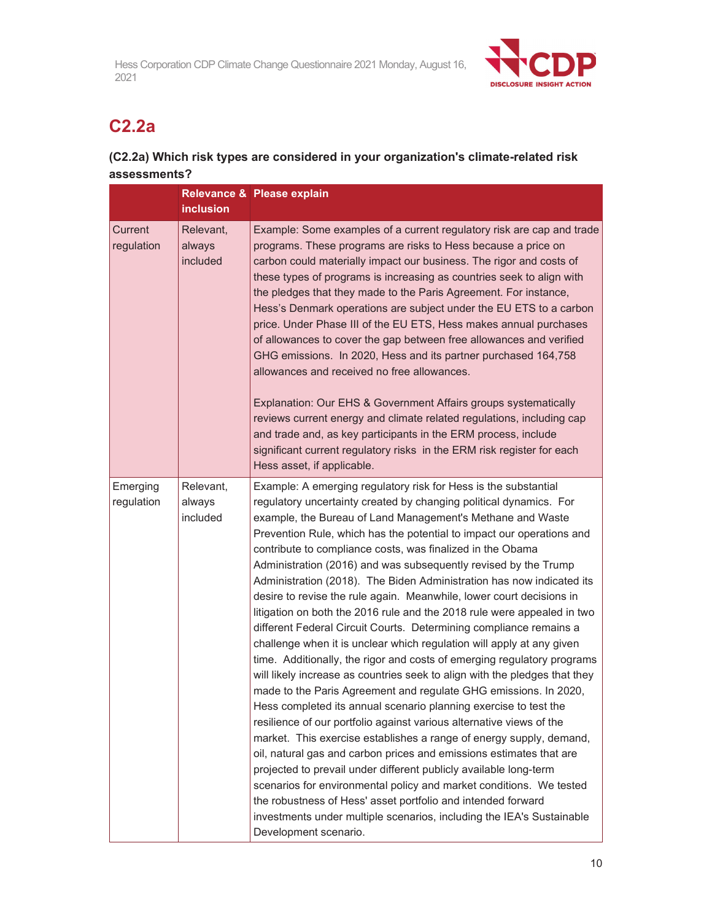## C2.2a

**(C2.2a) Which risk types are considered in your organization's climate-related risk assessments?**

| | Relevance & inclusion | Please explain |
|---|---|---|
| Current regulation | Relevant, always included | Example: Some examples of a current regulatory risk are cap and trade programs. These programs are risks to Hess because a price on carbon could materially impact our business. The rigor and costs of these types of programs is increasing as countries seek to align with the pledges that they made to the Paris Agreement. For instance, Hess's Denmark operations are subject under the EU ETS to a carbon price. Under Phase III of the EU ETS, Hess makes annual purchases of allowances to cover the gap between free allowances and verified GHG emissions. In 2020, Hess and its partner purchased 164,758 allowances and received no free allowances.<br><br>Explanation: Our EHS & Government Affairs groups systematically reviews current energy and climate related regulations, including cap and trade and, as key participants in the ERM process, include significant current regulatory risks in the ERM risk register for each Hess asset, if applicable. |
| Emerging regulation | Relevant, always included | Example: A emerging regulatory risk for Hess is the substantial regulatory uncertainty created by changing political dynamics. For example, the Bureau of Land Management's Methane and Waste Prevention Rule, which has the potential to impact our operations and contribute to compliance costs, was finalized in the Obama Administration (2016) and was subsequently revised by the Trump Administration (2018). The Biden Administration has now indicated its desire to revise the rule again. Meanwhile, lower court decisions in litigation on both the 2016 rule and the 2018 rule were appealed in two different Federal Circuit Courts. Determining compliance remains a challenge when it is unclear which regulation will apply at any given time. Additionally, the rigor and costs of emerging regulatory programs will likely increase as countries seek to align with the pledges that they made to the Paris Agreement and regulate GHG emissions. In 2020, Hess completed its annual scenario planning exercise to test the resilience of our portfolio against various alternative views of the market. This exercise establishes a range of energy supply, demand, oil, natural gas and carbon prices and emissions estimates that are projected to prevail under different publicly available long-term scenarios for environmental policy and market conditions. We tested the robustness of Hess' asset portfolio and intended forward investments under multiple scenarios, including the IEA's Sustainable Development scenario. |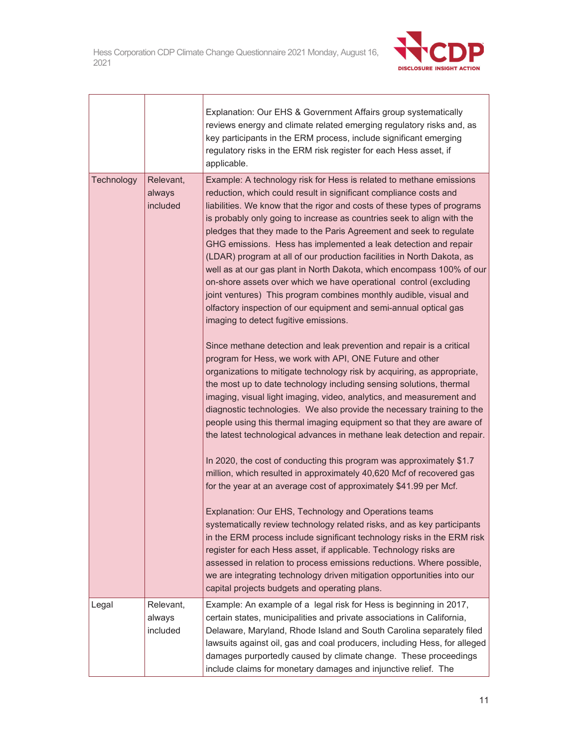| | | |
|---|---|---|
| | | Explanation: Our EHS & Government Affairs group systematically reviews energy and climate related emerging regulatory risks and, as key participants in the ERM process, include significant emerging regulatory risks in the ERM risk register for each Hess asset, if applicable. |
| Technology | Relevant, always included | Example: A technology risk for Hess is related to methane emissions reduction, which could result in significant compliance costs and liabilities. We know that the rigor and costs of these types of programs is probably only going to increase as countries seek to align with the pledges that they made to the Paris Agreement and seek to regulate GHG emissions. Hess has implemented a leak detection and repair (LDAR) program at all of our production facilities in North Dakota, as well as at our gas plant in North Dakota, which encompass 100% of our on-shore assets over which we have operational control (excluding joint ventures) This program combines monthly audible, visual and olfactory inspection of our equipment and semi-annual optical gas imaging to detect fugitive emissions.<br><br>Since methane detection and leak prevention and repair is a critical program for Hess, we work with API, ONE Future and other organizations to mitigate technology risk by acquiring, as appropriate, the most up to date technology including sensing solutions, thermal imaging, visual light imaging, video, analytics, and measurement and diagnostic technologies. We also provide the necessary training to the people using this thermal imaging equipment so that they are aware of the latest technological advances in methane leak detection and repair.<br><br>In 2020, the cost of conducting this program was approximately $1.7 million, which resulted in approximately 40,620 Mcf of recovered gas for the year at an average cost of approximately $41.99 per Mcf.<br><br>Explanation: Our EHS, Technology and Operations teams systematically review technology related risks, and as key participants in the ERM process include significant technology risks in the ERM risk register for each Hess asset, if applicable. Technology risks are assessed in relation to process emissions reductions. Where possible, we are integrating technology driven mitigation opportunities into our capital projects budgets and operating plans. |
| Legal | Relevant, always included | Example: An example of a legal risk for Hess is beginning in 2017, certain states, municipalities and private associations in California, Delaware, Maryland, Rhode Island and South Carolina separately filed lawsuits against oil, gas and coal producers, including Hess, for alleged damages purportedly caused by climate change. These proceedings include claims for monetary damages and injunctive relief. The |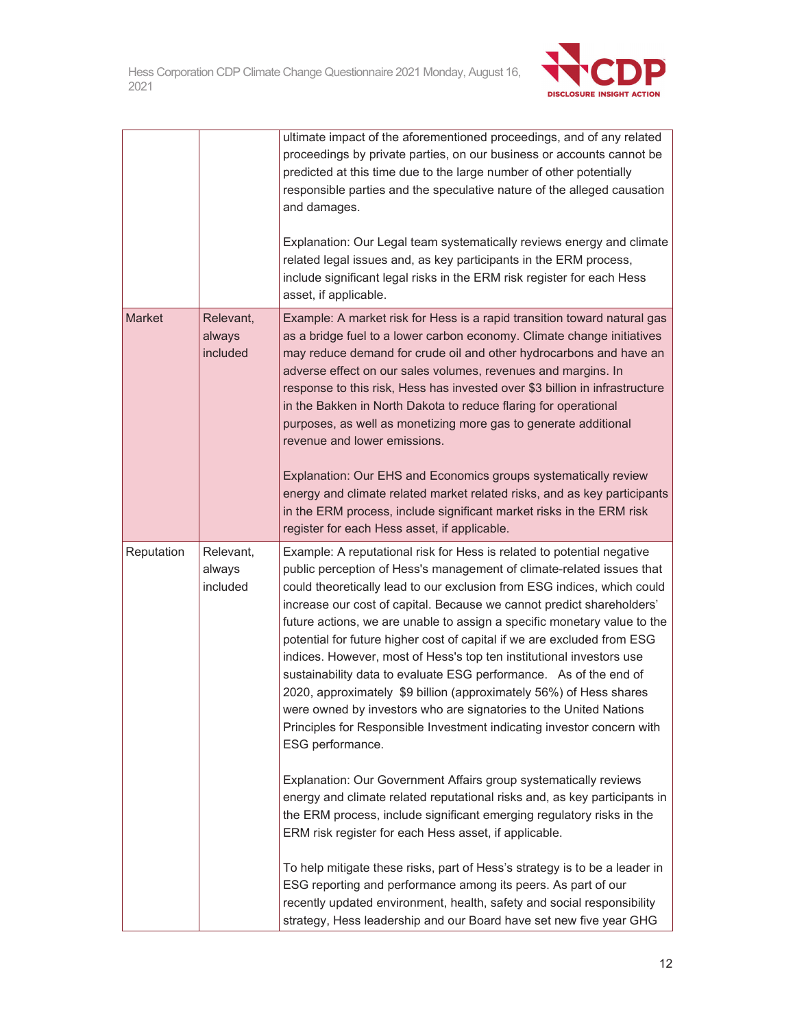| | | |
|---|---|---|
| | | ultimate impact of the aforementioned proceedings, and of any related proceedings by private parties, on our business or accounts cannot be predicted at this time due to the large number of other potentially responsible parties and the speculative nature of the alleged causation and damages.<br><br>Explanation: Our Legal team systematically reviews energy and climate related legal issues and, as key participants in the ERM process, include significant legal risks in the ERM risk register for each Hess asset, if applicable. |
| Market | Relevant, always included | Example: A market risk for Hess is a rapid transition toward natural gas as a bridge fuel to a lower carbon economy. Climate change initiatives may reduce demand for crude oil and other hydrocarbons and have an adverse effect on our sales volumes, revenues and margins. In response to this risk, Hess has invested over $3 billion in infrastructure in the Bakken in North Dakota to reduce flaring for operational purposes, as well as monetizing more gas to generate additional revenue and lower emissions.<br><br>Explanation: Our EHS and Economics groups systematically review energy and climate related market related risks, and as key participants in the ERM process, include significant market risks in the ERM risk register for each Hess asset, if applicable. |
| Reputation | Relevant, always included | Example: A reputational risk for Hess is related to potential negative public perception of Hess's management of climate-related issues that could theoretically lead to our exclusion from ESG indices, which could increase our cost of capital. Because we cannot predict shareholders' future actions, we are unable to assign a specific monetary value to the potential for future higher cost of capital if we are excluded from ESG indices. However, most of Hess's top ten institutional investors use sustainability data to evaluate ESG performance. As of the end of 2020, approximately $9 billion (approximately 56%) of Hess shares were owned by investors who are signatories to the United Nations Principles for Responsible Investment indicating investor concern with ESG performance.<br><br>Explanation: Our Government Affairs group systematically reviews energy and climate related reputational risks and, as key participants in the ERM process, include significant emerging regulatory risks in the ERM risk register for each Hess asset, if applicable.<br><br>To help mitigate these risks, part of Hess's strategy is to be a leader in ESG reporting and performance among its peers. As part of our recently updated environment, health, safety and social responsibility strategy, Hess leadership and our Board have set new five year GHG |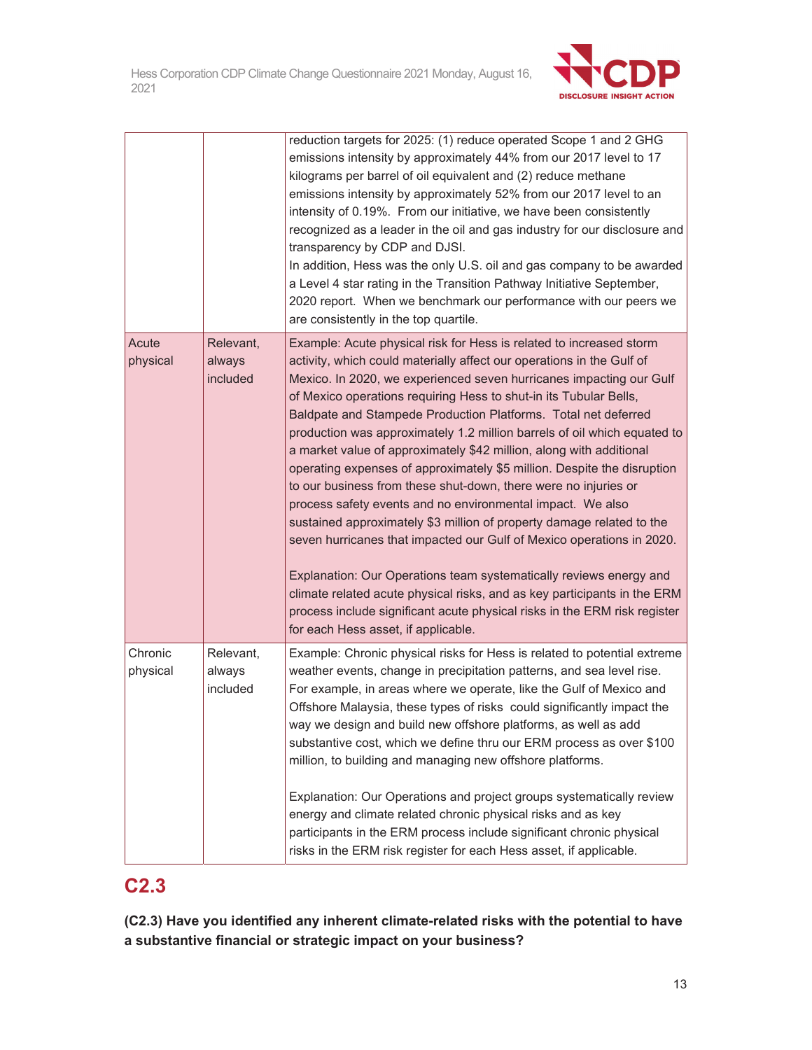| | | |
|---|---|---|
| | | reduction targets for 2025: (1) reduce operated Scope 1 and 2 GHG emissions intensity by approximately 44% from our 2017 level to 17 kilograms per barrel of oil equivalent and (2) reduce methane emissions intensity by approximately 52% from our 2017 level to an intensity of 0.19%. From our initiative, we have been consistently recognized as a leader in the oil and gas industry for our disclosure and transparency by CDP and DJSI.<br>In addition, Hess was the only U.S. oil and gas company to be awarded a Level 4 star rating in the Transition Pathway Initiative September, 2020 report. When we benchmark our performance with our peers we are consistently in the top quartile. |
| Acute physical | Relevant, always included | Example: Acute physical risk for Hess is related to increased storm activity, which could materially affect our operations in the Gulf of Mexico. In 2020, we experienced seven hurricanes impacting our Gulf of Mexico operations requiring Hess to shut-in its Tubular Bells, Baldpate and Stampede Production Platforms. Total net deferred production was approximately 1.2 million barrels of oil which equated to a market value of approximately $42 million, along with additional operating expenses of approximately $5 million. Despite the disruption to our business from these shut-down, there were no injuries or process safety events and no environmental impact. We also sustained approximately $3 million of property damage related to the seven hurricanes that impacted our Gulf of Mexico operations in 2020.<br><br>Explanation: Our Operations team systematically reviews energy and climate related acute physical risks, and as key participants in the ERM process include significant acute physical risks in the ERM risk register for each Hess asset, if applicable. |
| Chronic physical | Relevant, always included | Example: Chronic physical risks for Hess is related to potential extreme weather events, change in precipitation patterns, and sea level rise. For example, in areas where we operate, like the Gulf of Mexico and Offshore Malaysia, these types of risks could significantly impact the way we design and build new offshore platforms, as well as add substantive cost, which we define thru our ERM process as over $100 million, to building and managing new offshore platforms.<br><br>Explanation: Our Operations and project groups systematically review energy and climate related chronic physical risks and as key participants in the ERM process include significant chronic physical risks in the ERM risk register for each Hess asset, if applicable. |

## C2.3

**(C2.3) Have you identified any inherent climate-related risks with the potential to have a substantive financial or strategic impact on your business?**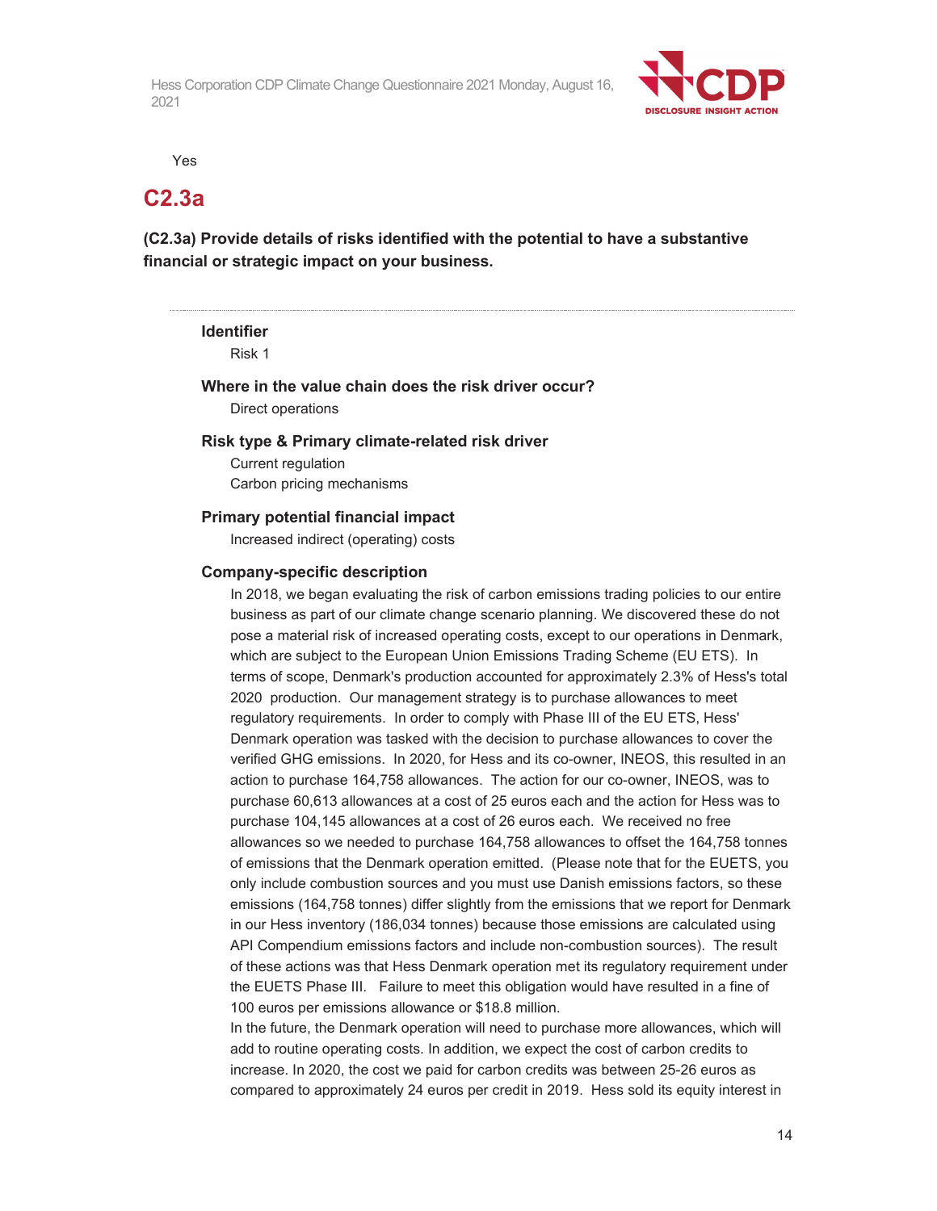Yes

## C2.3a

**(C2.3a) Provide details of risks identified with the potential to have a substantive financial or strategic impact on your business.**

---

**Identifier**

Risk 1

**Where in the value chain does the risk driver occur?**

Direct operations

**Risk type & Primary climate-related risk driver**

Current regulation

Carbon pricing mechanisms

**Primary potential financial impact**

Increased indirect (operating) costs

**Company-specific description**

In 2018, we began evaluating the risk of carbon emissions trading policies to our entire business as part of our climate change scenario planning. We discovered these do not pose a material risk of increased operating costs, except to our operations in Denmark, which are subject to the European Union Emissions Trading Scheme (EU ETS). In terms of scope, Denmark's production accounted for approximately 2.3% of Hess's total 2020 production. Our management strategy is to purchase allowances to meet regulatory requirements. In order to comply with Phase III of the EU ETS, Hess' Denmark operation was tasked with the decision to purchase allowances to cover the verified GHG emissions. In 2020, for Hess and its co-owner, INEOS, this resulted in an action to purchase 164,758 allowances. The action for our co-owner, INEOS, was to purchase 60,613 allowances at a cost of 25 euros each and the action for Hess was to purchase 104,145 allowances at a cost of 26 euros each. We received no free allowances so we needed to purchase 164,758 allowances to offset the 164,758 tonnes of emissions that the Denmark operation emitted. (Please note that for the EUETS, you only include combustion sources and you must use Danish emissions factors, so these emissions (164,758 tonnes) differ slightly from the emissions that we report for Denmark in our Hess inventory (186,034 tonnes) because those emissions are calculated using API Compendium emissions factors and include non-combustion sources). The result of these actions was that Hess Denmark operation met its regulatory requirement under the EUETS Phase III. Failure to meet this obligation would have resulted in a fine of 100 euros per emissions allowance or $18.8 million.

In the future, the Denmark operation will need to purchase more allowances, which will add to routine operating costs. In addition, we expect the cost of carbon credits to increase. In 2020, the cost we paid for carbon credits was between 25-26 euros as compared to approximately 24 euros per credit in 2019. Hess sold its equity interest in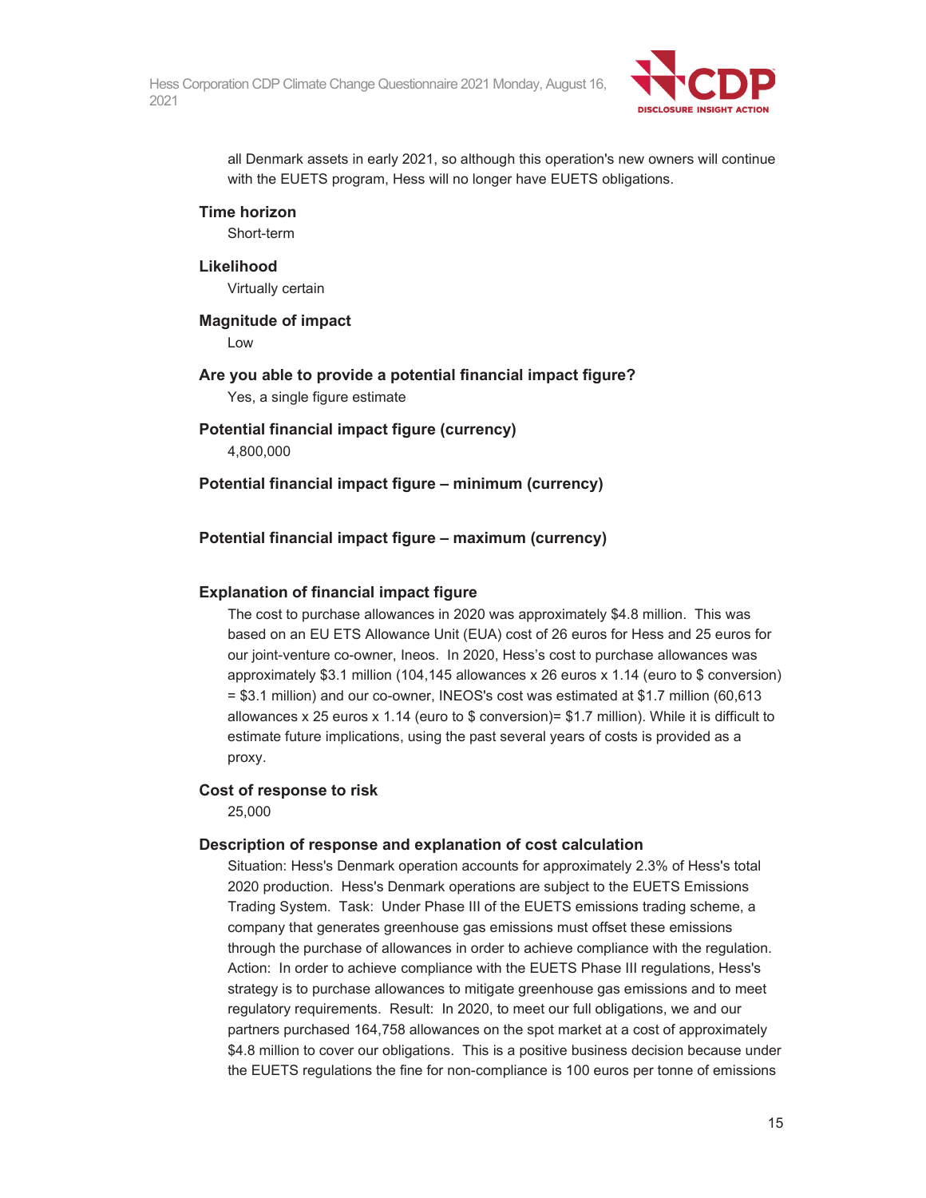all Denmark assets in early 2021, so although this operation's new owners will continue with the EUETS program, Hess will no longer have EUETS obligations.

**Time horizon**

Short-term

**Likelihood**

Virtually certain

**Magnitude of impact**

Low

**Are you able to provide a potential financial impact figure?**

Yes, a single figure estimate

**Potential financial impact figure (currency)**

4,800,000

**Potential financial impact figure – minimum (currency)**

**Potential financial impact figure – maximum (currency)**

**Explanation of financial impact figure**

The cost to purchase allowances in 2020 was approximately $4.8 million. This was based on an EU ETS Allowance Unit (EUA) cost of 26 euros for Hess and 25 euros for our joint-venture co-owner, Ineos. In 2020, Hess's cost to purchase allowances was approximately $3.1 million (104,145 allowances x 26 euros x 1.14 (euro to $ conversion) = $3.1 million) and our co-owner, INEOS's cost was estimated at $1.7 million (60,613 allowances x 25 euros x 1.14 (euro to $ conversion)= $1.7 million). While it is difficult to estimate future implications, using the past several years of costs is provided as a proxy.

**Cost of response to risk**

25,000

**Description of response and explanation of cost calculation**

Situation: Hess's Denmark operation accounts for approximately 2.3% of Hess's total 2020 production. Hess's Denmark operations are subject to the EUETS Emissions Trading System. Task: Under Phase III of the EUETS emissions trading scheme, a company that generates greenhouse gas emissions must offset these emissions through the purchase of allowances in order to achieve compliance with the regulation. Action: In order to achieve compliance with the EUETS Phase III regulations, Hess's strategy is to purchase allowances to mitigate greenhouse gas emissions and to meet regulatory requirements. Result: In 2020, to meet our full obligations, we and our partners purchased 164,758 allowances on the spot market at a cost of approximately $4.8 million to cover our obligations. This is a positive business decision because under the EUETS regulations the fine for non-compliance is 100 euros per tonne of emissions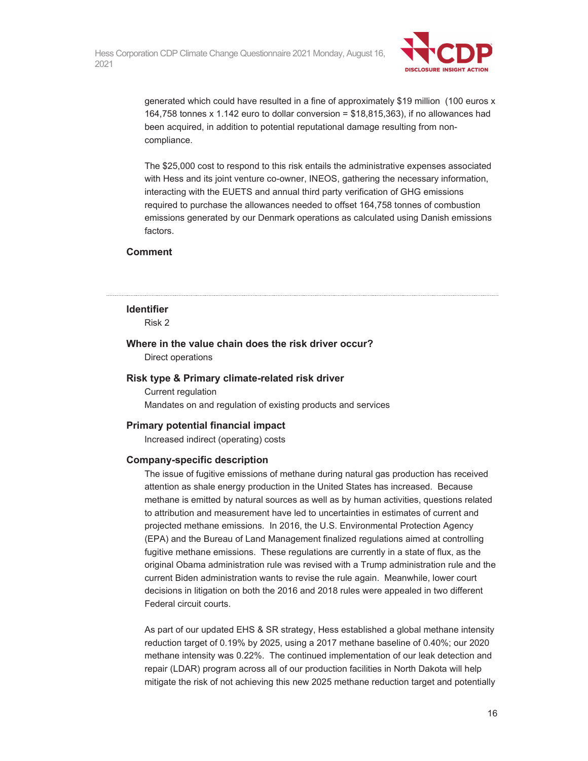generated which could have resulted in a fine of approximately $19 million (100 euros x 164,758 tonnes x 1.142 euro to dollar conversion = $18,815,363), if no allowances had been acquired, in addition to potential reputational damage resulting from non-compliance.

The $25,000 cost to respond to this risk entails the administrative expenses associated with Hess and its joint venture co-owner, INEOS, gathering the necessary information, interacting with the EUETS and annual third party verification of GHG emissions required to purchase the allowances needed to offset 164,758 tonnes of combustion emissions generated by our Denmark operations as calculated using Danish emissions factors.

**Comment**

---

**Identifier**

Risk 2

**Where in the value chain does the risk driver occur?**

Direct operations

**Risk type & Primary climate-related risk driver**

Current regulation

Mandates on and regulation of existing products and services

**Primary potential financial impact**

Increased indirect (operating) costs

**Company-specific description**

The issue of fugitive emissions of methane during natural gas production has received attention as shale energy production in the United States has increased. Because methane is emitted by natural sources as well as by human activities, questions related to attribution and measurement have led to uncertainties in estimates of current and projected methane emissions. In 2016, the U.S. Environmental Protection Agency (EPA) and the Bureau of Land Management finalized regulations aimed at controlling fugitive methane emissions. These regulations are currently in a state of flux, as the original Obama administration rule was revised with a Trump administration rule and the current Biden administration wants to revise the rule again. Meanwhile, lower court decisions in litigation on both the 2016 and 2018 rules were appealed in two different Federal circuit courts.

As part of our updated EHS & SR strategy, Hess established a global methane intensity reduction target of 0.19% by 2025, using a 2017 methane baseline of 0.40%; our 2020 methane intensity was 0.22%. The continued implementation of our leak detection and repair (LDAR) program across all of our production facilities in North Dakota will help mitigate the risk of not achieving this new 2025 methane reduction target and potentially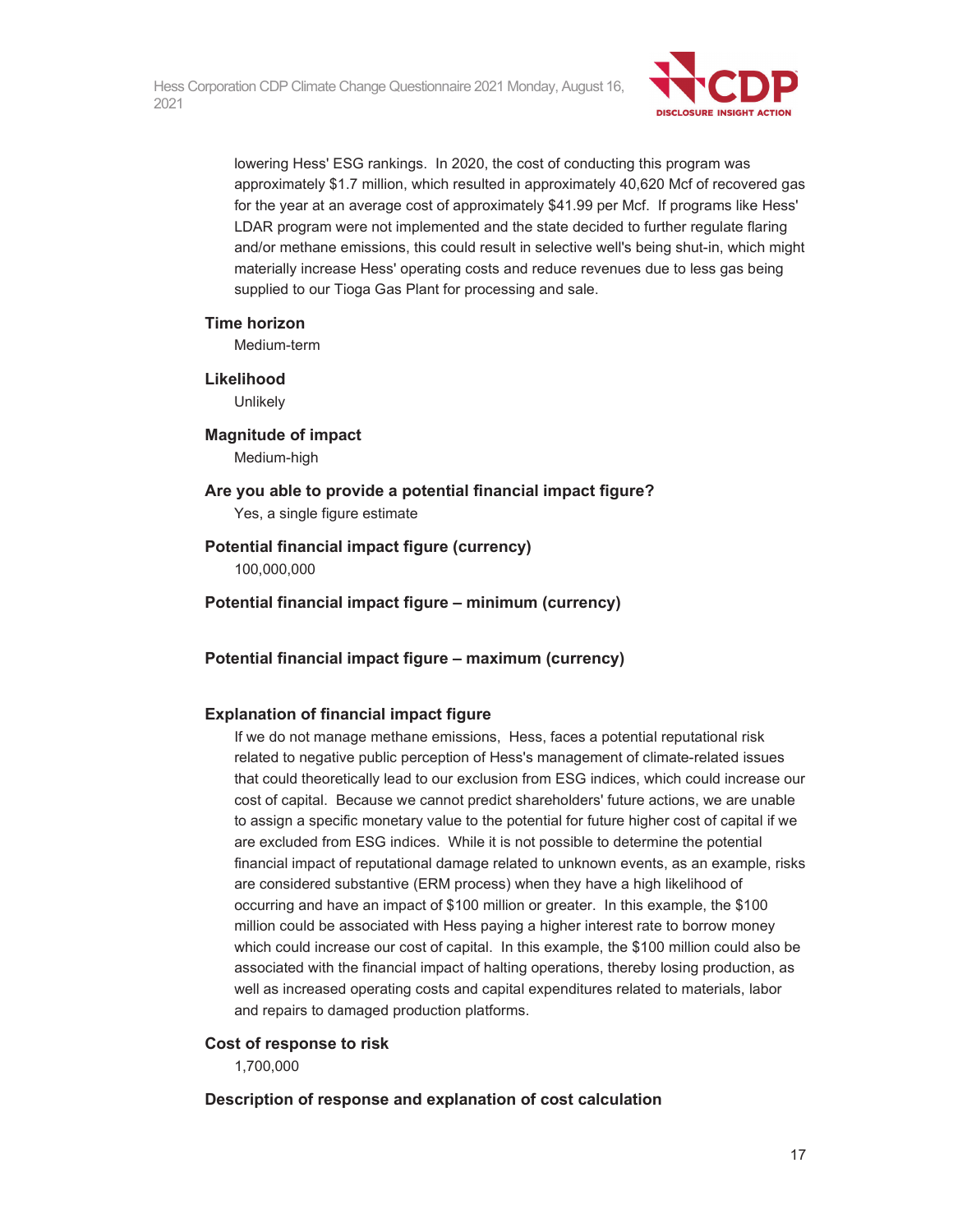lowering Hess' ESG rankings. In 2020, the cost of conducting this program was approximately $1.7 million, which resulted in approximately 40,620 Mcf of recovered gas for the year at an average cost of approximately $41.99 per Mcf. If programs like Hess' LDAR program were not implemented and the state decided to further regulate flaring and/or methane emissions, this could result in selective well's being shut-in, which might materially increase Hess' operating costs and reduce revenues due to less gas being supplied to our Tioga Gas Plant for processing and sale.

**Time horizon**

Medium-term

**Likelihood**

Unlikely

**Magnitude of impact**

Medium-high

**Are you able to provide a potential financial impact figure?**

Yes, a single figure estimate

**Potential financial impact figure (currency)**

100,000,000

**Potential financial impact figure – minimum (currency)**

**Potential financial impact figure – maximum (currency)**

**Explanation of financial impact figure**

If we do not manage methane emissions, Hess, faces a potential reputational risk related to negative public perception of Hess's management of climate-related issues that could theoretically lead to our exclusion from ESG indices, which could increase our cost of capital. Because we cannot predict shareholders' future actions, we are unable to assign a specific monetary value to the potential for future higher cost of capital if we are excluded from ESG indices. While it is not possible to determine the potential financial impact of reputational damage related to unknown events, as an example, risks are considered substantive (ERM process) when they have a high likelihood of occurring and have an impact of $100 million or greater. In this example, the $100 million could be associated with Hess paying a higher interest rate to borrow money which could increase our cost of capital. In this example, the $100 million could also be associated with the financial impact of halting operations, thereby losing production, as well as increased operating costs and capital expenditures related to materials, labor and repairs to damaged production platforms.

**Cost of response to risk**

1,700,000

**Description of response and explanation of cost calculation**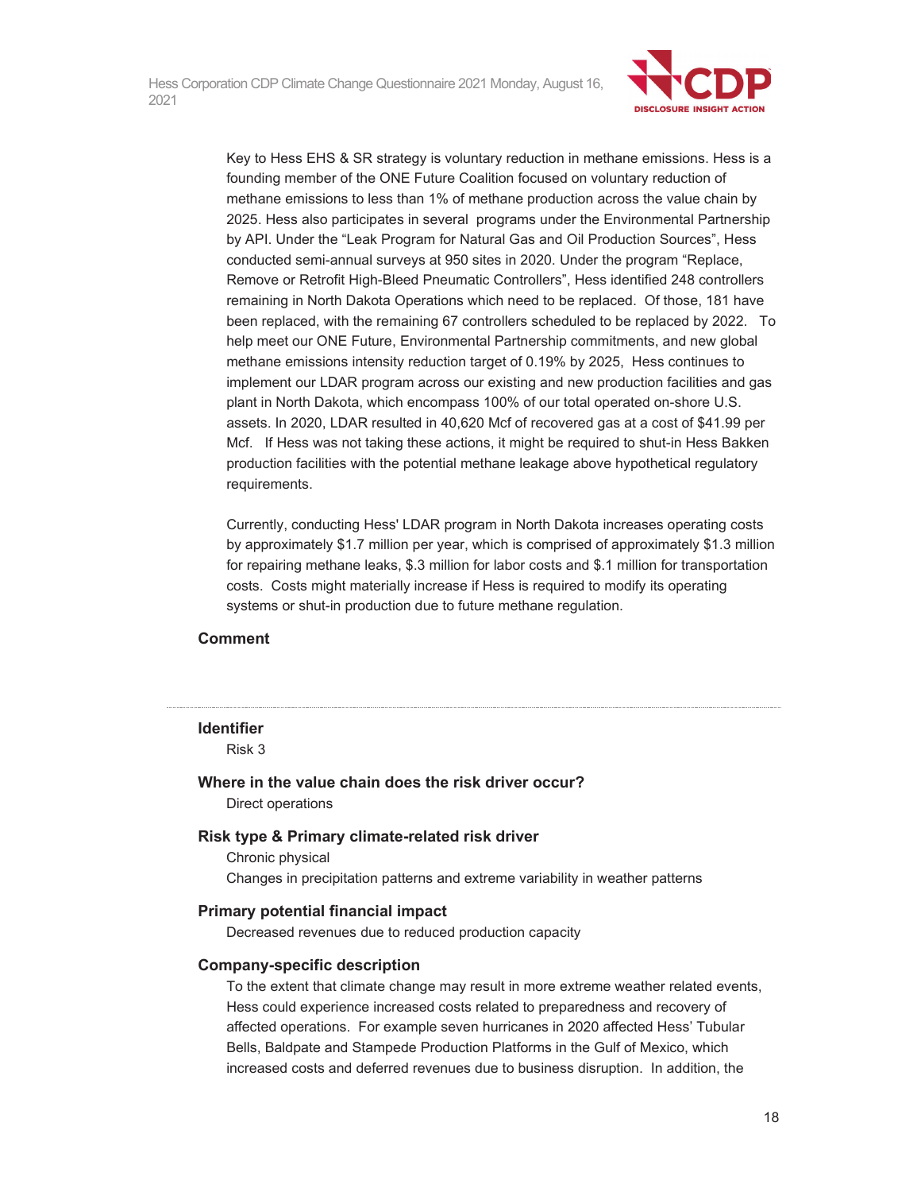Key to Hess EHS & SR strategy is voluntary reduction in methane emissions. Hess is a founding member of the ONE Future Coalition focused on voluntary reduction of methane emissions to less than 1% of methane production across the value chain by 2025. Hess also participates in several programs under the Environmental Partnership by API. Under the "Leak Program for Natural Gas and Oil Production Sources", Hess conducted semi-annual surveys at 950 sites in 2020. Under the program "Replace, Remove or Retrofit High-Bleed Pneumatic Controllers", Hess identified 248 controllers remaining in North Dakota Operations which need to be replaced. Of those, 181 have been replaced, with the remaining 67 controllers scheduled to be replaced by 2022. To help meet our ONE Future, Environmental Partnership commitments, and new global methane emissions intensity reduction target of 0.19% by 2025, Hess continues to implement our LDAR program across our existing and new production facilities and gas plant in North Dakota, which encompass 100% of our total operated on-shore U.S. assets. In 2020, LDAR resulted in 40,620 Mcf of recovered gas at a cost of $41.99 per Mcf. If Hess was not taking these actions, it might be required to shut-in Hess Bakken production facilities with the potential methane leakage above hypothetical regulatory requirements.

Currently, conducting Hess' LDAR program in North Dakota increases operating costs by approximately $1.7 million per year, which is comprised of approximately $1.3 million for repairing methane leaks, $.3 million for labor costs and $.1 million for transportation costs. Costs might materially increase if Hess is required to modify its operating systems or shut-in production due to future methane regulation.

**Comment**

---

**Identifier**

Risk 3

**Where in the value chain does the risk driver occur?**

Direct operations

**Risk type & Primary climate-related risk driver**

Chronic physical

Changes in precipitation patterns and extreme variability in weather patterns

**Primary potential financial impact**

Decreased revenues due to reduced production capacity

**Company-specific description**

To the extent that climate change may result in more extreme weather related events, Hess could experience increased costs related to preparedness and recovery of affected operations. For example seven hurricanes in 2020 affected Hess' Tubular Bells, Baldpate and Stampede Production Platforms in the Gulf of Mexico, which increased costs and deferred revenues due to business disruption. In addition, the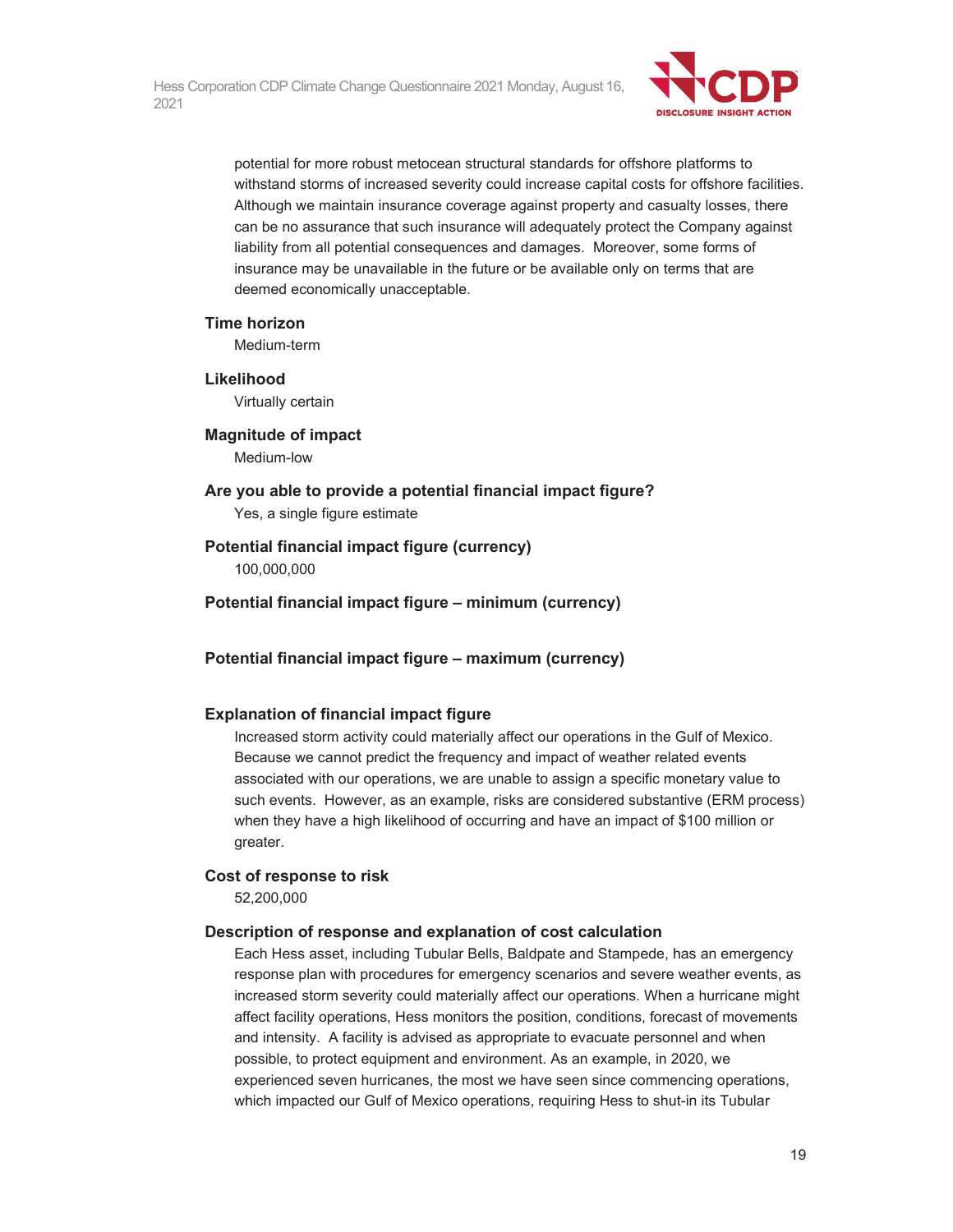potential for more robust metocean structural standards for offshore platforms to withstand storms of increased severity could increase capital costs for offshore facilities. Although we maintain insurance coverage against property and casualty losses, there can be no assurance that such insurance will adequately protect the Company against liability from all potential consequences and damages. Moreover, some forms of insurance may be unavailable in the future or be available only on terms that are deemed economically unacceptable.

**Time horizon**

Medium-term

**Likelihood**

Virtually certain

**Magnitude of impact**

Medium-low

**Are you able to provide a potential financial impact figure?**

Yes, a single figure estimate

**Potential financial impact figure (currency)**

100,000,000

**Potential financial impact figure – minimum (currency)**

**Potential financial impact figure – maximum (currency)**

**Explanation of financial impact figure**

Increased storm activity could materially affect our operations in the Gulf of Mexico. Because we cannot predict the frequency and impact of weather related events associated with our operations, we are unable to assign a specific monetary value to such events. However, as an example, risks are considered substantive (ERM process) when they have a high likelihood of occurring and have an impact of $100 million or greater.

**Cost of response to risk**

52,200,000

**Description of response and explanation of cost calculation**

Each Hess asset, including Tubular Bells, Baldpate and Stampede, has an emergency response plan with procedures for emergency scenarios and severe weather events, as increased storm severity could materially affect our operations. When a hurricane might affect facility operations, Hess monitors the position, conditions, forecast of movements and intensity. A facility is advised as appropriate to evacuate personnel and when possible, to protect equipment and environment. As an example, in 2020, we experienced seven hurricanes, the most we have seen since commencing operations, which impacted our Gulf of Mexico operations, requiring Hess to shut-in its Tubular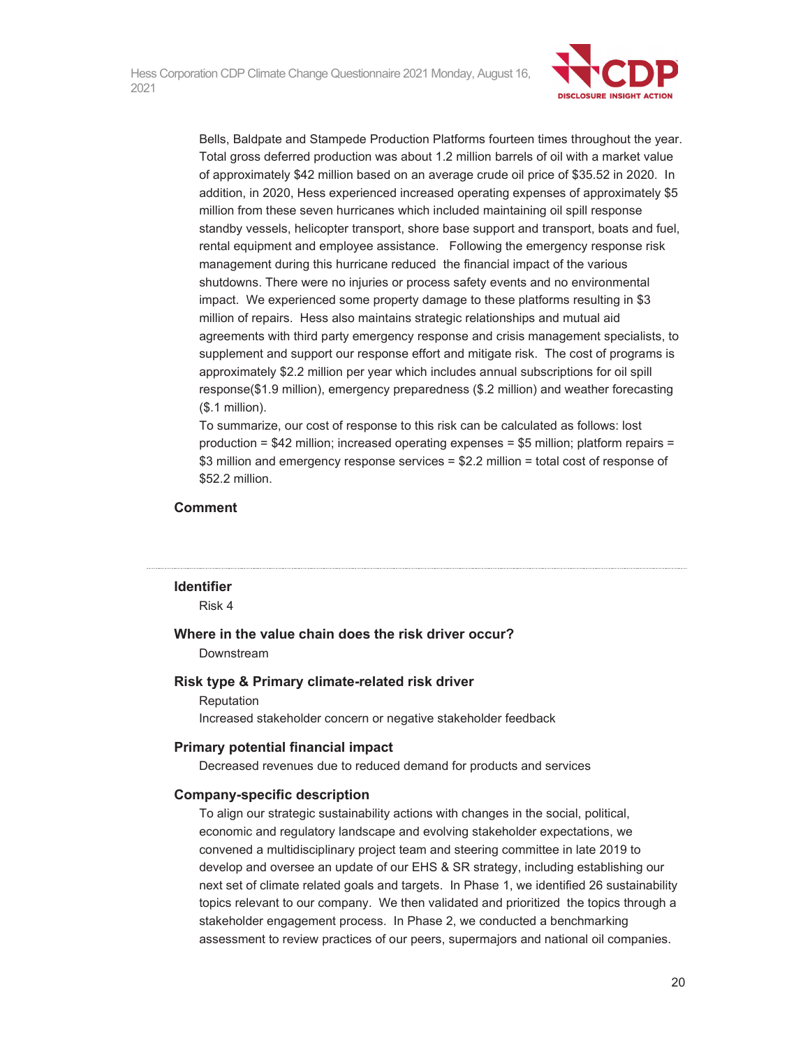Bells, Baldpate and Stampede Production Platforms fourteen times throughout the year. Total gross deferred production was about 1.2 million barrels of oil with a market value of approximately $42 million based on an average crude oil price of $35.52 in 2020. In addition, in 2020, Hess experienced increased operating expenses of approximately $5 million from these seven hurricanes which included maintaining oil spill response standby vessels, helicopter transport, shore base support and transport, boats and fuel, rental equipment and employee assistance. Following the emergency response risk management during this hurricane reduced the financial impact of the various shutdowns. There were no injuries or process safety events and no environmental impact. We experienced some property damage to these platforms resulting in $3 million of repairs. Hess also maintains strategic relationships and mutual aid agreements with third party emergency response and crisis management specialists, to supplement and support our response effort and mitigate risk. The cost of programs is approximately $2.2 million per year which includes annual subscriptions for oil spill response($1.9 million), emergency preparedness ($.2 million) and weather forecasting ($.1 million).

To summarize, our cost of response to this risk can be calculated as follows: lost production = $42 million; increased operating expenses = $5 million; platform repairs = $3 million and emergency response services = $2.2 million = total cost of response of $52.2 million.

**Comment**

---

**Identifier**

Risk 4

**Where in the value chain does the risk driver occur?**

Downstream

**Risk type & Primary climate-related risk driver**

Reputation

Increased stakeholder concern or negative stakeholder feedback

**Primary potential financial impact**

Decreased revenues due to reduced demand for products and services

**Company-specific description**

To align our strategic sustainability actions with changes in the social, political, economic and regulatory landscape and evolving stakeholder expectations, we convened a multidisciplinary project team and steering committee in late 2019 to develop and oversee an update of our EHS & SR strategy, including establishing our next set of climate related goals and targets. In Phase 1, we identified 26 sustainability topics relevant to our company. We then validated and prioritized the topics through a stakeholder engagement process. In Phase 2, we conducted a benchmarking assessment to review practices of our peers, supermajors and national oil companies.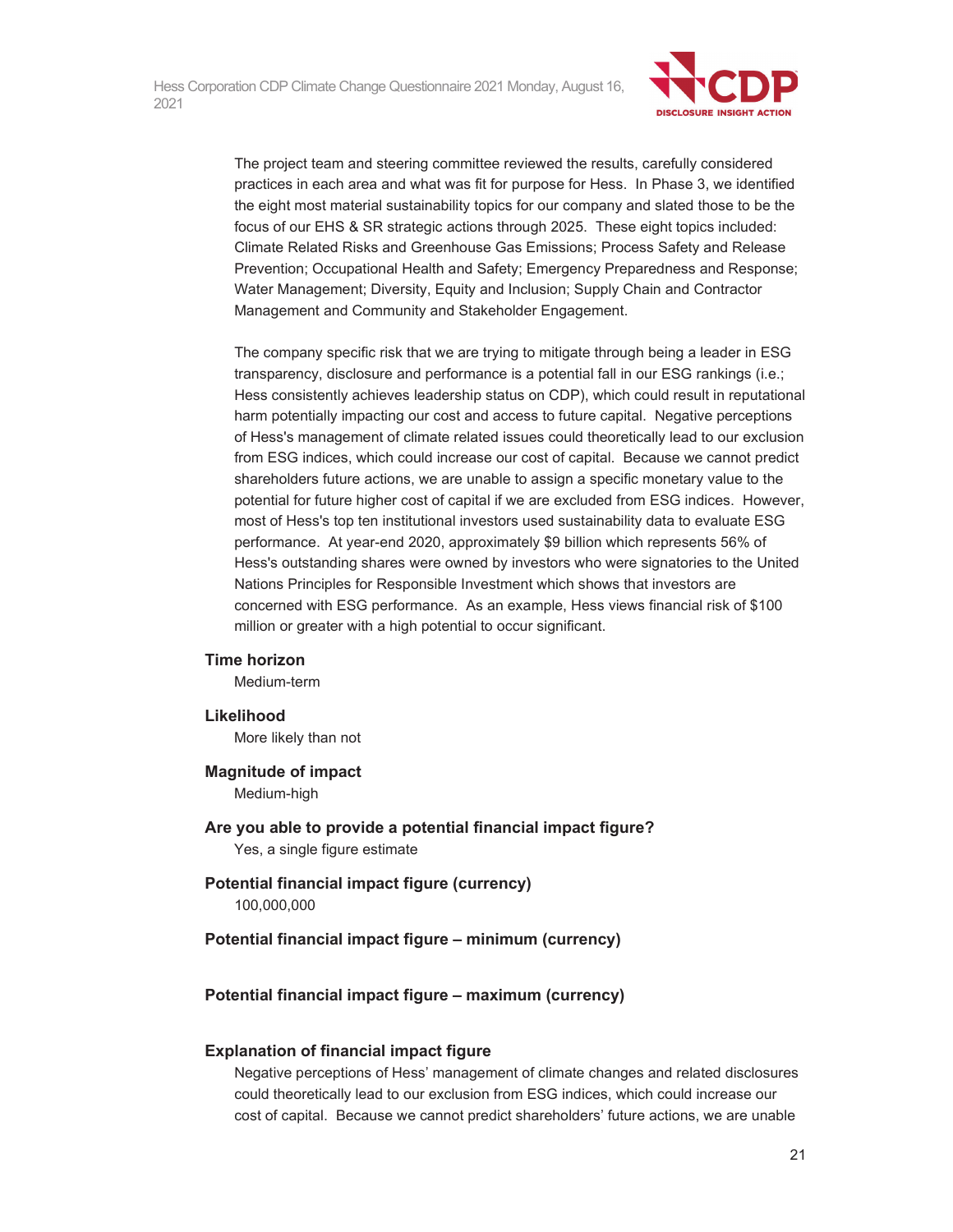The project team and steering committee reviewed the results, carefully considered practices in each area and what was fit for purpose for Hess. In Phase 3, we identified the eight most material sustainability topics for our company and slated those to be the focus of our EHS & SR strategic actions through 2025. These eight topics included: Climate Related Risks and Greenhouse Gas Emissions; Process Safety and Release Prevention; Occupational Health and Safety; Emergency Preparedness and Response; Water Management; Diversity, Equity and Inclusion; Supply Chain and Contractor Management and Community and Stakeholder Engagement.

The company specific risk that we are trying to mitigate through being a leader in ESG transparency, disclosure and performance is a potential fall in our ESG rankings (i.e.; Hess consistently achieves leadership status on CDP), which could result in reputational harm potentially impacting our cost and access to future capital. Negative perceptions of Hess's management of climate related issues could theoretically lead to our exclusion from ESG indices, which could increase our cost of capital. Because we cannot predict shareholders future actions, we are unable to assign a specific monetary value to the potential for future higher cost of capital if we are excluded from ESG indices. However, most of Hess's top ten institutional investors used sustainability data to evaluate ESG performance. At year-end 2020, approximately $9 billion which represents 56% of Hess's outstanding shares were owned by investors who were signatories to the United Nations Principles for Responsible Investment which shows that investors are concerned with ESG performance. As an example, Hess views financial risk of $100 million or greater with a high potential to occur significant.

**Time horizon**

Medium-term

**Likelihood**

More likely than not

**Magnitude of impact**

Medium-high

**Are you able to provide a potential financial impact figure?**

Yes, a single figure estimate

**Potential financial impact figure (currency)**

100,000,000

**Potential financial impact figure – minimum (currency)**

**Potential financial impact figure – maximum (currency)**

**Explanation of financial impact figure**

Negative perceptions of Hess' management of climate changes and related disclosures could theoretically lead to our exclusion from ESG indices, which could increase our cost of capital. Because we cannot predict shareholders' future actions, we are unable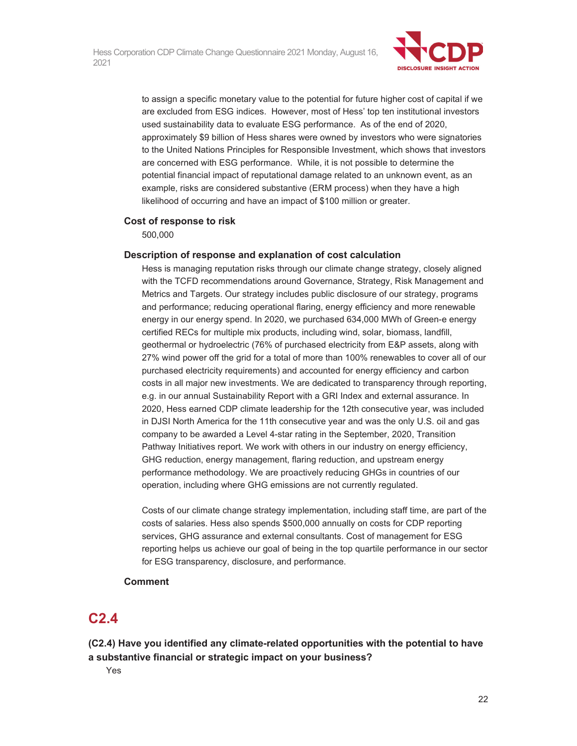to assign a specific monetary value to the potential for future higher cost of capital if we are excluded from ESG indices. However, most of Hess' top ten institutional investors used sustainability data to evaluate ESG performance. As of the end of 2020, approximately $9 billion of Hess shares were owned by investors who were signatories to the United Nations Principles for Responsible Investment, which shows that investors are concerned with ESG performance. While, it is not possible to determine the potential financial impact of reputational damage related to an unknown event, as an example, risks are considered substantive (ERM process) when they have a high likelihood of occurring and have an impact of $100 million or greater.

**Cost of response to risk**

500,000

**Description of response and explanation of cost calculation**

Hess is managing reputation risks through our climate change strategy, closely aligned with the TCFD recommendations around Governance, Strategy, Risk Management and Metrics and Targets. Our strategy includes public disclosure of our strategy, programs and performance; reducing operational flaring, energy efficiency and more renewable energy in our energy spend. In 2020, we purchased 634,000 MWh of Green-e energy certified RECs for multiple mix products, including wind, solar, biomass, landfill, geothermal or hydroelectric (76% of purchased electricity from E&P assets, along with 27% wind power off the grid for a total of more than 100% renewables to cover all of our purchased electricity requirements) and accounted for energy efficiency and carbon costs in all major new investments. We are dedicated to transparency through reporting, e.g. in our annual Sustainability Report with a GRI Index and external assurance. In 2020, Hess earned CDP climate leadership for the 12th consecutive year, was included in DJSI North America for the 11th consecutive year and was the only U.S. oil and gas company to be awarded a Level 4-star rating in the September, 2020, Transition Pathway Initiatives report. We work with others in our industry on energy efficiency, GHG reduction, energy management, flaring reduction, and upstream energy performance methodology. We are proactively reducing GHGs in countries of our operation, including where GHG emissions are not currently regulated.

Costs of our climate change strategy implementation, including staff time, are part of the costs of salaries. Hess also spends $500,000 annually on costs for CDP reporting services, GHG assurance and external consultants. Cost of management for ESG reporting helps us achieve our goal of being in the top quartile performance in our sector for ESG transparency, disclosure, and performance.

**Comment**

## C2.4

### (C2.4) Have you identified any climate-related opportunities with the potential to have a substantive financial or strategic impact on your business?

Yes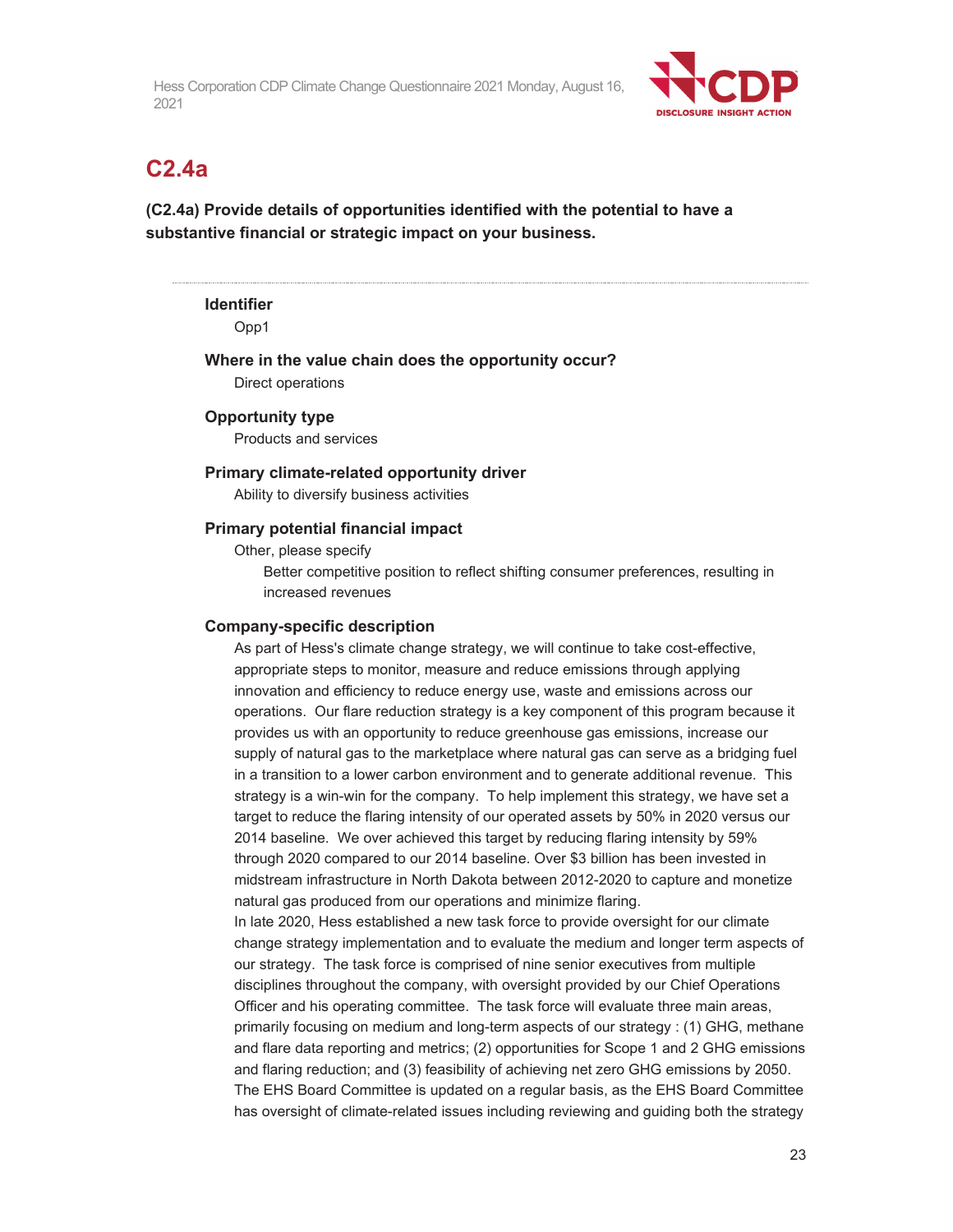## C2.4a

**(C2.4a) Provide details of opportunities identified with the potential to have a substantive financial or strategic impact on your business.**

---

**Identifier**

Opp1

**Where in the value chain does the opportunity occur?**

Direct operations

**Opportunity type**

Products and services

**Primary climate-related opportunity driver**

Ability to diversify business activities

**Primary potential financial impact**

Other, please specify

Better competitive position to reflect shifting consumer preferences, resulting in increased revenues

**Company-specific description**

As part of Hess's climate change strategy, we will continue to take cost-effective, appropriate steps to monitor, measure and reduce emissions through applying innovation and efficiency to reduce energy use, waste and emissions across our operations. Our flare reduction strategy is a key component of this program because it provides us with an opportunity to reduce greenhouse gas emissions, increase our supply of natural gas to the marketplace where natural gas can serve as a bridging fuel in a transition to a lower carbon environment and to generate additional revenue. This strategy is a win-win for the company. To help implement this strategy, we have set a target to reduce the flaring intensity of our operated assets by 50% in 2020 versus our 2014 baseline. We over achieved this target by reducing flaring intensity by 59% through 2020 compared to our 2014 baseline. Over $3 billion has been invested in midstream infrastructure in North Dakota between 2012-2020 to capture and monetize natural gas produced from our operations and minimize flaring.

In late 2020, Hess established a new task force to provide oversight for our climate change strategy implementation and to evaluate the medium and longer term aspects of our strategy. The task force is comprised of nine senior executives from multiple disciplines throughout the company, with oversight provided by our Chief Operations Officer and his operating committee. The task force will evaluate three main areas, primarily focusing on medium and long-term aspects of our strategy : (1) GHG, methane and flare data reporting and metrics; (2) opportunities for Scope 1 and 2 GHG emissions and flaring reduction; and (3) feasibility of achieving net zero GHG emissions by 2050. The EHS Board Committee is updated on a regular basis, as the EHS Board Committee has oversight of climate-related issues including reviewing and guiding both the strategy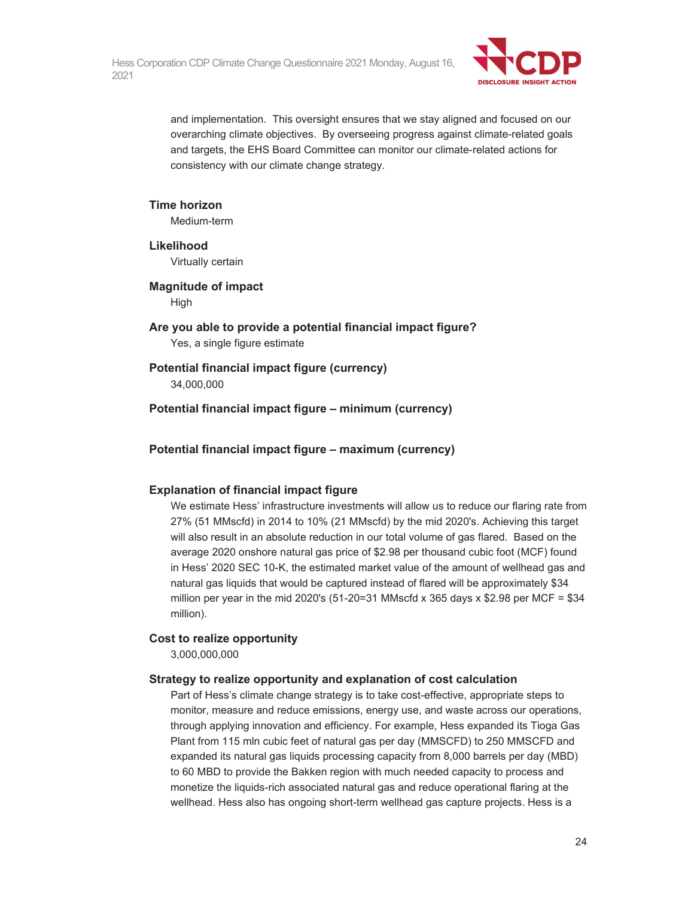and implementation. This oversight ensures that we stay aligned and focused on our overarching climate objectives. By overseeing progress against climate-related goals and targets, the EHS Board Committee can monitor our climate-related actions for consistency with our climate change strategy.

**Time horizon**

Medium-term

**Likelihood**

Virtually certain

**Magnitude of impact**

High

**Are you able to provide a potential financial impact figure?**

Yes, a single figure estimate

**Potential financial impact figure (currency)**

34,000,000

**Potential financial impact figure – minimum (currency)**

**Potential financial impact figure – maximum (currency)**

**Explanation of financial impact figure**

We estimate Hess' infrastructure investments will allow us to reduce our flaring rate from 27% (51 MMscfd) in 2014 to 10% (21 MMscfd) by the mid 2020's. Achieving this target will also result in an absolute reduction in our total volume of gas flared. Based on the average 2020 onshore natural gas price of $2.98 per thousand cubic foot (MCF) found in Hess' 2020 SEC 10-K, the estimated market value of the amount of wellhead gas and natural gas liquids that would be captured instead of flared will be approximately $34 million per year in the mid 2020's (51-20=31 MMscfd x 365 days x $2.98 per MCF = $34 million).

**Cost to realize opportunity**

3,000,000,000

**Strategy to realize opportunity and explanation of cost calculation**

Part of Hess's climate change strategy is to take cost-effective, appropriate steps to monitor, measure and reduce emissions, energy use, and waste across our operations, through applying innovation and efficiency. For example, Hess expanded its Tioga Gas Plant from 115 mln cubic feet of natural gas per day (MMSCFD) to 250 MMSCFD and expanded its natural gas liquids processing capacity from 8,000 barrels per day (MBD) to 60 MBD to provide the Bakken region with much needed capacity to process and monetize the liquids-rich associated natural gas and reduce operational flaring at the wellhead. Hess also has ongoing short-term wellhead gas capture projects. Hess is a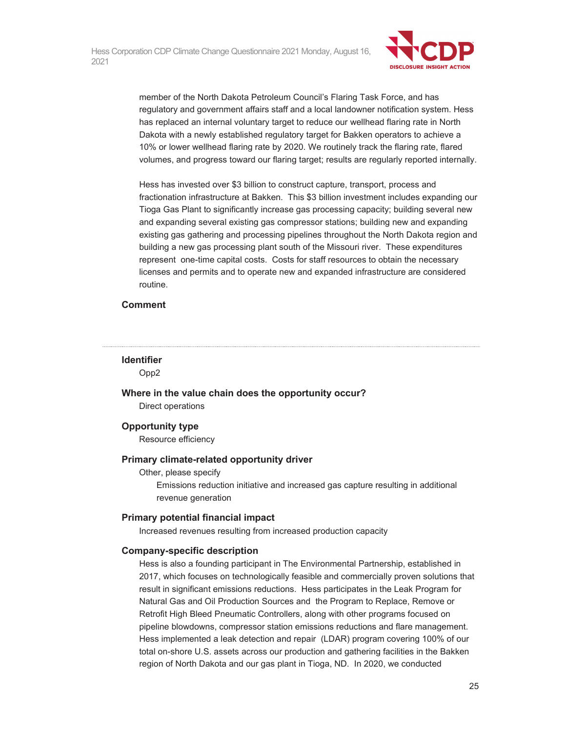member of the North Dakota Petroleum Council's Flaring Task Force, and has regulatory and government affairs staff and a local landowner notification system. Hess has replaced an internal voluntary target to reduce our wellhead flaring rate in North Dakota with a newly established regulatory target for Bakken operators to achieve a 10% or lower wellhead flaring rate by 2020. We routinely track the flaring rate, flared volumes, and progress toward our flaring target; results are regularly reported internally.

Hess has invested over $3 billion to construct capture, transport, process and fractionation infrastructure at Bakken. This $3 billion investment includes expanding our Tioga Gas Plant to significantly increase gas processing capacity; building several new and expanding several existing gas compressor stations; building new and expanding existing gas gathering and processing pipelines throughout the North Dakota region and building a new gas processing plant south of the Missouri river. These expenditures represent one-time capital costs. Costs for staff resources to obtain the necessary licenses and permits and to operate new and expanded infrastructure are considered routine.

**Comment**

---

**Identifier**

Opp2

**Where in the value chain does the opportunity occur?**

Direct operations

**Opportunity type**

Resource efficiency

**Primary climate-related opportunity driver**

Other, please specify

Emissions reduction initiative and increased gas capture resulting in additional revenue generation

**Primary potential financial impact**

Increased revenues resulting from increased production capacity

**Company-specific description**

Hess is also a founding participant in The Environmental Partnership, established in 2017, which focuses on technologically feasible and commercially proven solutions that result in significant emissions reductions. Hess participates in the Leak Program for Natural Gas and Oil Production Sources and the Program to Replace, Remove or Retrofit High Bleed Pneumatic Controllers, along with other programs focused on pipeline blowdowns, compressor station emissions reductions and flare management. Hess implemented a leak detection and repair (LDAR) program covering 100% of our total on-shore U.S. assets across our production and gathering facilities in the Bakken region of North Dakota and our gas plant in Tioga, ND. In 2020, we conducted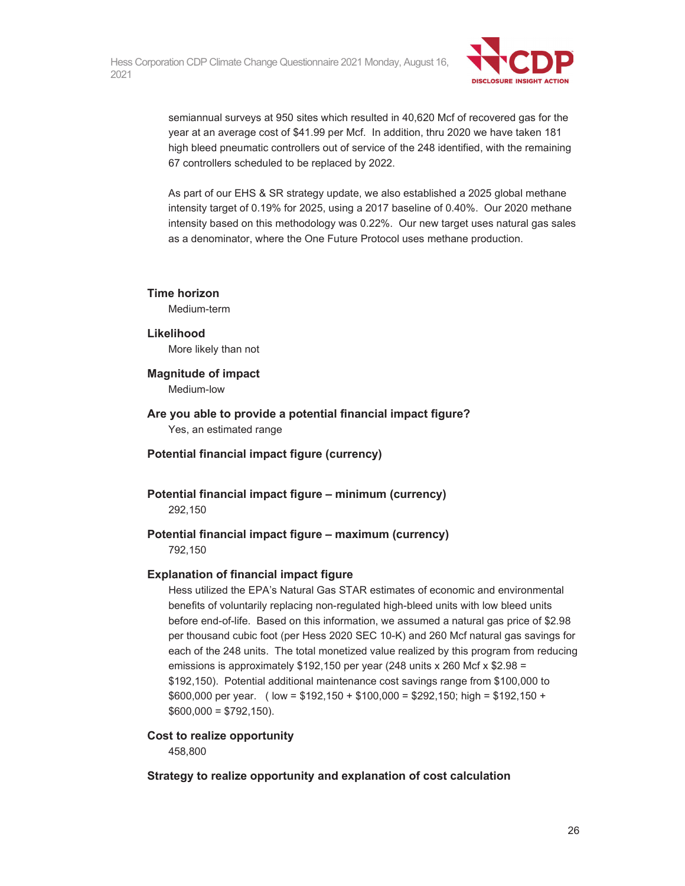semiannual surveys at 950 sites which resulted in 40,620 Mcf of recovered gas for the year at an average cost of $41.99 per Mcf. In addition, thru 2020 we have taken 181 high bleed pneumatic controllers out of service of the 248 identified, with the remaining 67 controllers scheduled to be replaced by 2022.

As part of our EHS & SR strategy update, we also established a 2025 global methane intensity target of 0.19% for 2025, using a 2017 baseline of 0.40%. Our 2020 methane intensity based on this methodology was 0.22%. Our new target uses natural gas sales as a denominator, where the One Future Protocol uses methane production.

**Time horizon**

Medium-term

**Likelihood**

More likely than not

**Magnitude of impact**

Medium-low

**Are you able to provide a potential financial impact figure?**

Yes, an estimated range

**Potential financial impact figure (currency)**

**Potential financial impact figure – minimum (currency)**

292,150

**Potential financial impact figure – maximum (currency)**

792,150

**Explanation of financial impact figure**

Hess utilized the EPA's Natural Gas STAR estimates of economic and environmental benefits of voluntarily replacing non-regulated high-bleed units with low bleed units before end-of-life. Based on this information, we assumed a natural gas price of $2.98 per thousand cubic foot (per Hess 2020 SEC 10-K) and 260 Mcf natural gas savings for each of the 248 units. The total monetized value realized by this program from reducing emissions is approximately $192,150 per year (248 units x 260 Mcf x $2.98 = $192,150). Potential additional maintenance cost savings range from $100,000 to $600,000 per year. ( low = $192,150 + $100,000 = $292,150; high = $192,150 + $600,000 = $792,150).

**Cost to realize opportunity**

458,800

**Strategy to realize opportunity and explanation of cost calculation**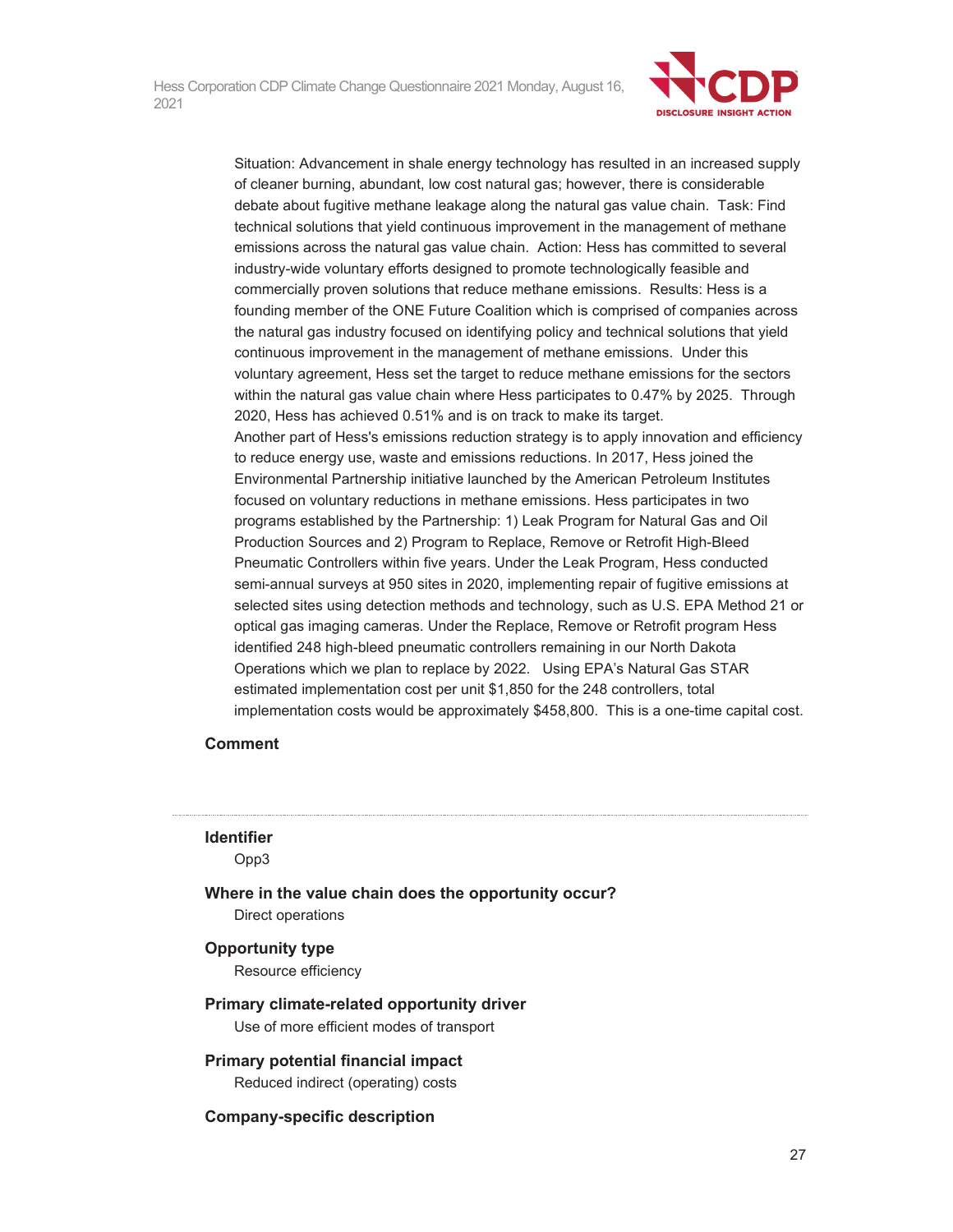Situation: Advancement in shale energy technology has resulted in an increased supply of cleaner burning, abundant, low cost natural gas; however, there is considerable debate about fugitive methane leakage along the natural gas value chain. Task: Find technical solutions that yield continuous improvement in the management of methane emissions across the natural gas value chain. Action: Hess has committed to several industry-wide voluntary efforts designed to promote technologically feasible and commercially proven solutions that reduce methane emissions. Results: Hess is a founding member of the ONE Future Coalition which is comprised of companies across the natural gas industry focused on identifying policy and technical solutions that yield continuous improvement in the management of methane emissions. Under this voluntary agreement, Hess set the target to reduce methane emissions for the sectors within the natural gas value chain where Hess participates to 0.47% by 2025. Through 2020, Hess has achieved 0.51% and is on track to make its target.
Another part of Hess's emissions reduction strategy is to apply innovation and efficiency to reduce energy use, waste and emissions reductions. In 2017, Hess joined the Environmental Partnership initiative launched by the American Petroleum Institutes focused on voluntary reductions in methane emissions. Hess participates in two programs established by the Partnership: 1) Leak Program for Natural Gas and Oil Production Sources and 2) Program to Replace, Remove or Retrofit High-Bleed Pneumatic Controllers within five years. Under the Leak Program, Hess conducted semi-annual surveys at 950 sites in 2020, implementing repair of fugitive emissions at selected sites using detection methods and technology, such as U.S. EPA Method 21 or optical gas imaging cameras. Under the Replace, Remove or Retrofit program Hess identified 248 high-bleed pneumatic controllers remaining in our North Dakota Operations which we plan to replace by 2022. Using EPA's Natural Gas STAR estimated implementation cost per unit $1,850 for the 248 controllers, total implementation costs would be approximately $458,800. This is a one-time capital cost.

**Comment**

---

**Identifier**

Opp3

**Where in the value chain does the opportunity occur?**

Direct operations

**Opportunity type**

Resource efficiency

**Primary climate-related opportunity driver**

Use of more efficient modes of transport

**Primary potential financial impact**

Reduced indirect (operating) costs

**Company-specific description**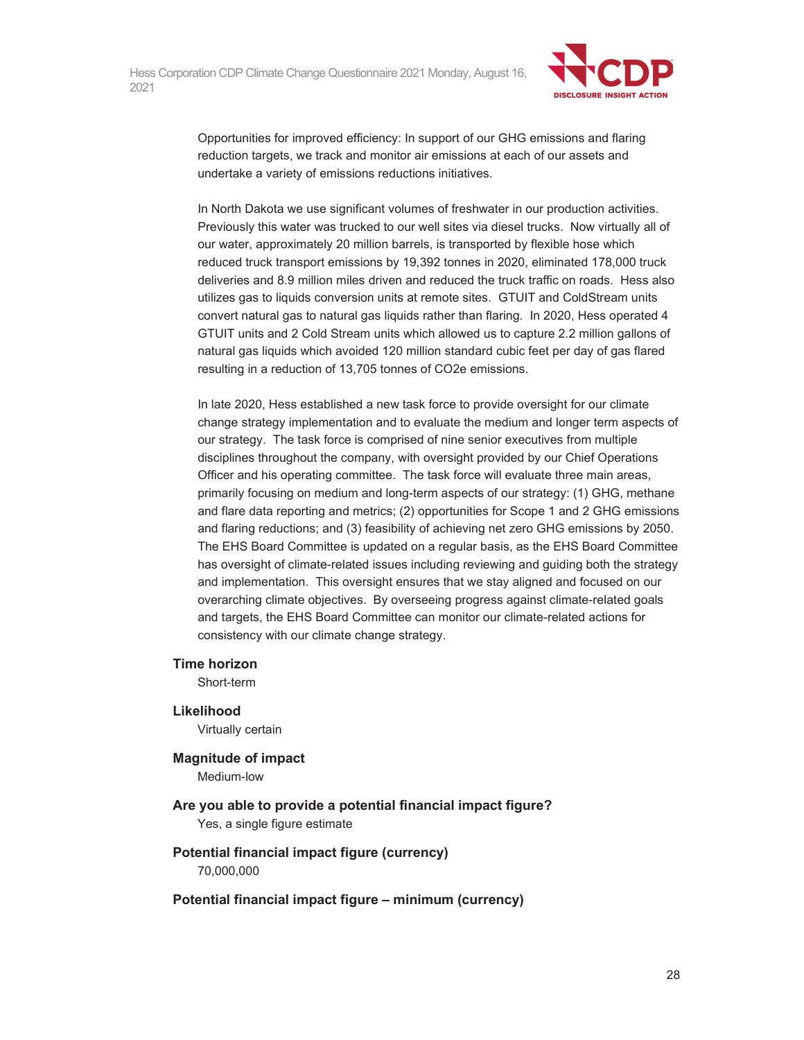Opportunities for improved efficiency: In support of our GHG emissions and flaring reduction targets, we track and monitor air emissions at each of our assets and undertake a variety of emissions reductions initiatives.

In North Dakota we use significant volumes of freshwater in our production activities. Previously this water was trucked to our well sites via diesel trucks. Now virtually all of our water, approximately 20 million barrels, is transported by flexible hose which reduced truck transport emissions by 19,392 tonnes in 2020, eliminated 178,000 truck deliveries and 8.9 million miles driven and reduced the truck traffic on roads. Hess also utilizes gas to liquids conversion units at remote sites. GTUIT and ColdStream units convert natural gas to natural gas liquids rather than flaring. In 2020, Hess operated 4 GTUIT units and 2 Cold Stream units which allowed us to capture 2.2 million gallons of natural gas liquids which avoided 120 million standard cubic feet per day of gas flared resulting in a reduction of 13,705 tonnes of CO2e emissions.

In late 2020, Hess established a new task force to provide oversight for our climate change strategy implementation and to evaluate the medium and longer term aspects of our strategy. The task force is comprised of nine senior executives from multiple disciplines throughout the company, with oversight provided by our Chief Operations Officer and his operating committee. The task force will evaluate three main areas, primarily focusing on medium and long-term aspects of our strategy: (1) GHG, methane and flare data reporting and metrics; (2) opportunities for Scope 1 and 2 GHG emissions and flaring reductions; and (3) feasibility of achieving net zero GHG emissions by 2050. The EHS Board Committee is updated on a regular basis, as the EHS Board Committee has oversight of climate-related issues including reviewing and guiding both the strategy and implementation. This oversight ensures that we stay aligned and focused on our overarching climate objectives. By overseeing progress against climate-related goals and targets, the EHS Board Committee can monitor our climate-related actions for consistency with our climate change strategy.

**Time horizon**

Short-term

**Likelihood**

Virtually certain

**Magnitude of impact**

Medium-low

**Are you able to provide a potential financial impact figure?**

Yes, a single figure estimate

**Potential financial impact figure (currency)**

70,000,000

**Potential financial impact figure – minimum (currency)**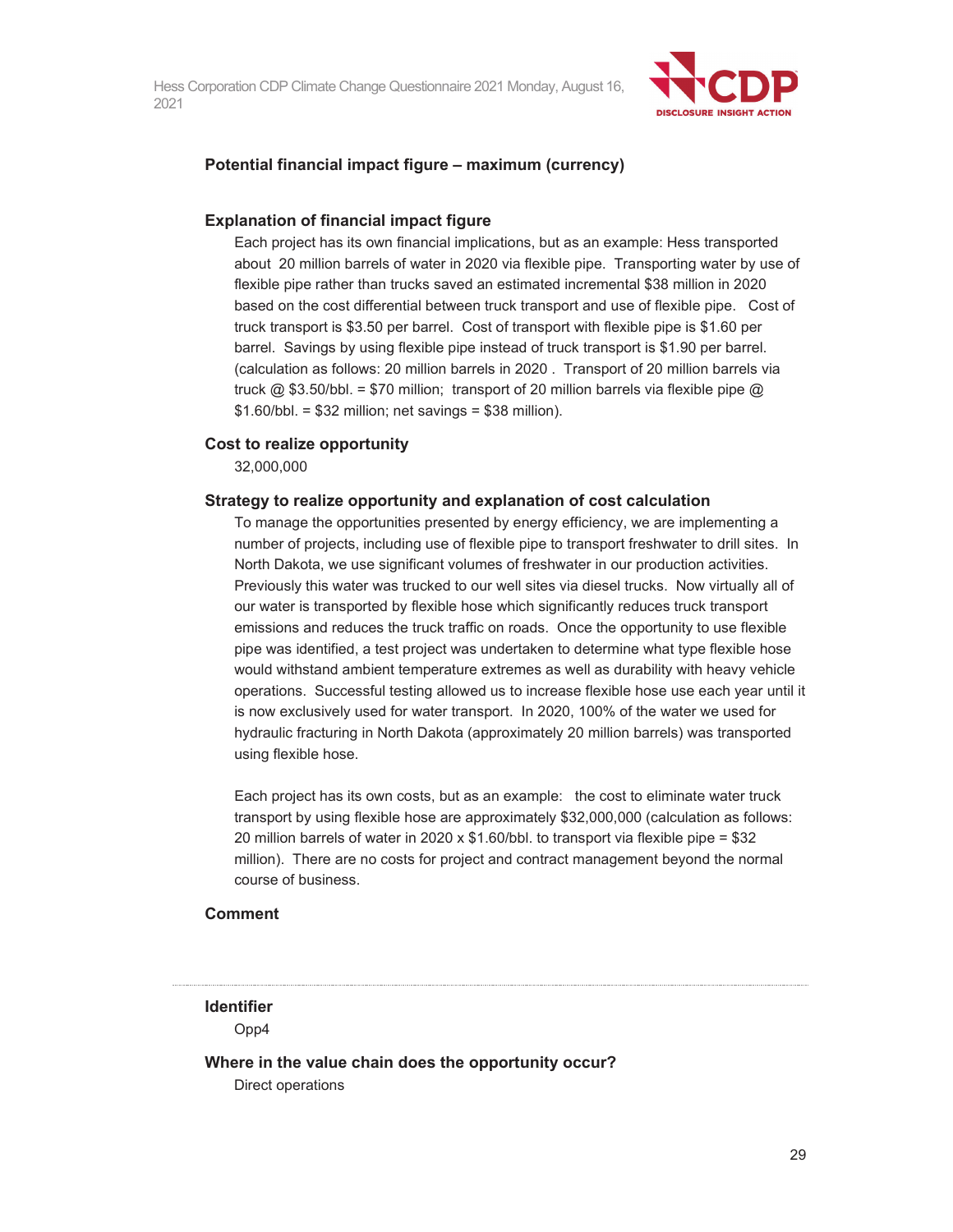**Potential financial impact figure – maximum (currency)**

**Explanation of financial impact figure**

Each project has its own financial implications, but as an example: Hess transported about 20 million barrels of water in 2020 via flexible pipe. Transporting water by use of flexible pipe rather than trucks saved an estimated incremental $38 million in 2020 based on the cost differential between truck transport and use of flexible pipe. Cost of truck transport is $3.50 per barrel. Cost of transport with flexible pipe is $1.60 per barrel. Savings by using flexible pipe instead of truck transport is $1.90 per barrel. (calculation as follows: 20 million barrels in 2020 . Transport of 20 million barrels via truck @ $3.50/bbl. = $70 million; transport of 20 million barrels via flexible pipe @ $1.60/bbl. = $32 million; net savings = $38 million).

**Cost to realize opportunity**

32,000,000

**Strategy to realize opportunity and explanation of cost calculation**

To manage the opportunities presented by energy efficiency, we are implementing a number of projects, including use of flexible pipe to transport freshwater to drill sites. In North Dakota, we use significant volumes of freshwater in our production activities. Previously this water was trucked to our well sites via diesel trucks. Now virtually all of our water is transported by flexible hose which significantly reduces truck transport emissions and reduces the truck traffic on roads. Once the opportunity to use flexible pipe was identified, a test project was undertaken to determine what type flexible hose would withstand ambient temperature extremes as well as durability with heavy vehicle operations. Successful testing allowed us to increase flexible hose use each year until it is now exclusively used for water transport. In 2020, 100% of the water we used for hydraulic fracturing in North Dakota (approximately 20 million barrels) was transported using flexible hose.

Each project has its own costs, but as an example: the cost to eliminate water truck transport by using flexible hose are approximately $32,000,000 (calculation as follows: 20 million barrels of water in 2020 x $1.60/bbl. to transport via flexible pipe = $32 million). There are no costs for project and contract management beyond the normal course of business.

**Comment**

---

**Identifier**

Opp4

**Where in the value chain does the opportunity occur?**

Direct operations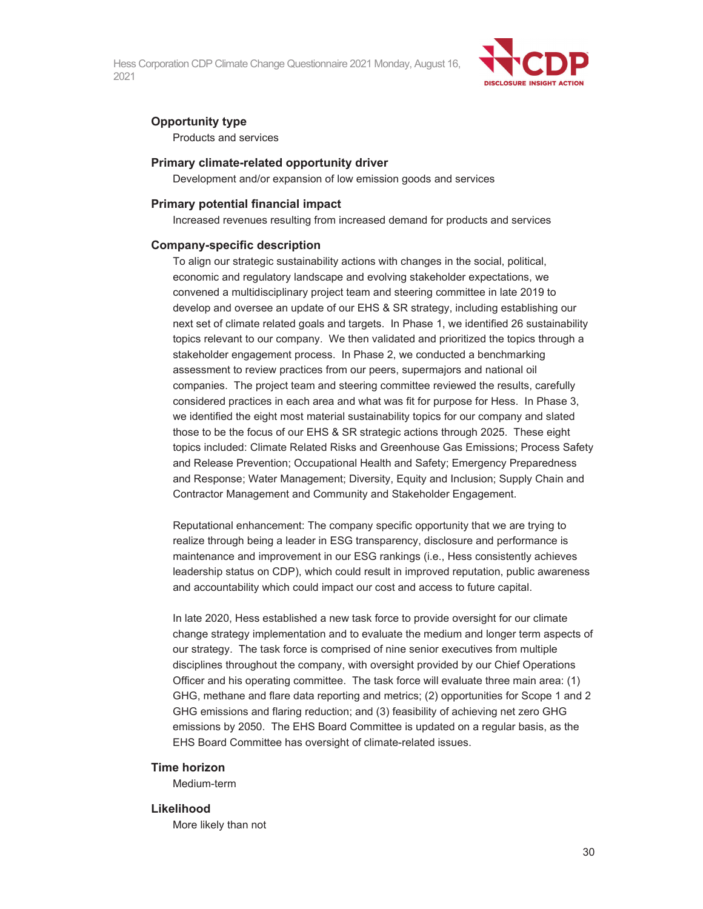**Opportunity type**

Products and services

**Primary climate-related opportunity driver**

Development and/or expansion of low emission goods and services

**Primary potential financial impact**

Increased revenues resulting from increased demand for products and services

**Company-specific description**

To align our strategic sustainability actions with changes in the social, political, economic and regulatory landscape and evolving stakeholder expectations, we convened a multidisciplinary project team and steering committee in late 2019 to develop and oversee an update of our EHS & SR strategy, including establishing our next set of climate related goals and targets. In Phase 1, we identified 26 sustainability topics relevant to our company. We then validated and prioritized the topics through a stakeholder engagement process. In Phase 2, we conducted a benchmarking assessment to review practices from our peers, supermajors and national oil companies. The project team and steering committee reviewed the results, carefully considered practices in each area and what was fit for purpose for Hess. In Phase 3, we identified the eight most material sustainability topics for our company and slated those to be the focus of our EHS & SR strategic actions through 2025. These eight topics included: Climate Related Risks and Greenhouse Gas Emissions; Process Safety and Release Prevention; Occupational Health and Safety; Emergency Preparedness and Response; Water Management; Diversity, Equity and Inclusion; Supply Chain and Contractor Management and Community and Stakeholder Engagement.

Reputational enhancement: The company specific opportunity that we are trying to realize through being a leader in ESG transparency, disclosure and performance is maintenance and improvement in our ESG rankings (i.e., Hess consistently achieves leadership status on CDP), which could result in improved reputation, public awareness and accountability which could impact our cost and access to future capital.

In late 2020, Hess established a new task force to provide oversight for our climate change strategy implementation and to evaluate the medium and longer term aspects of our strategy. The task force is comprised of nine senior executives from multiple disciplines throughout the company, with oversight provided by our Chief Operations Officer and his operating committee. The task force will evaluate three main area: (1) GHG, methane and flare data reporting and metrics; (2) opportunities for Scope 1 and 2 GHG emissions and flaring reduction; and (3) feasibility of achieving net zero GHG emissions by 2050. The EHS Board Committee is updated on a regular basis, as the EHS Board Committee has oversight of climate-related issues.

**Time horizon**

Medium-term

**Likelihood**

More likely than not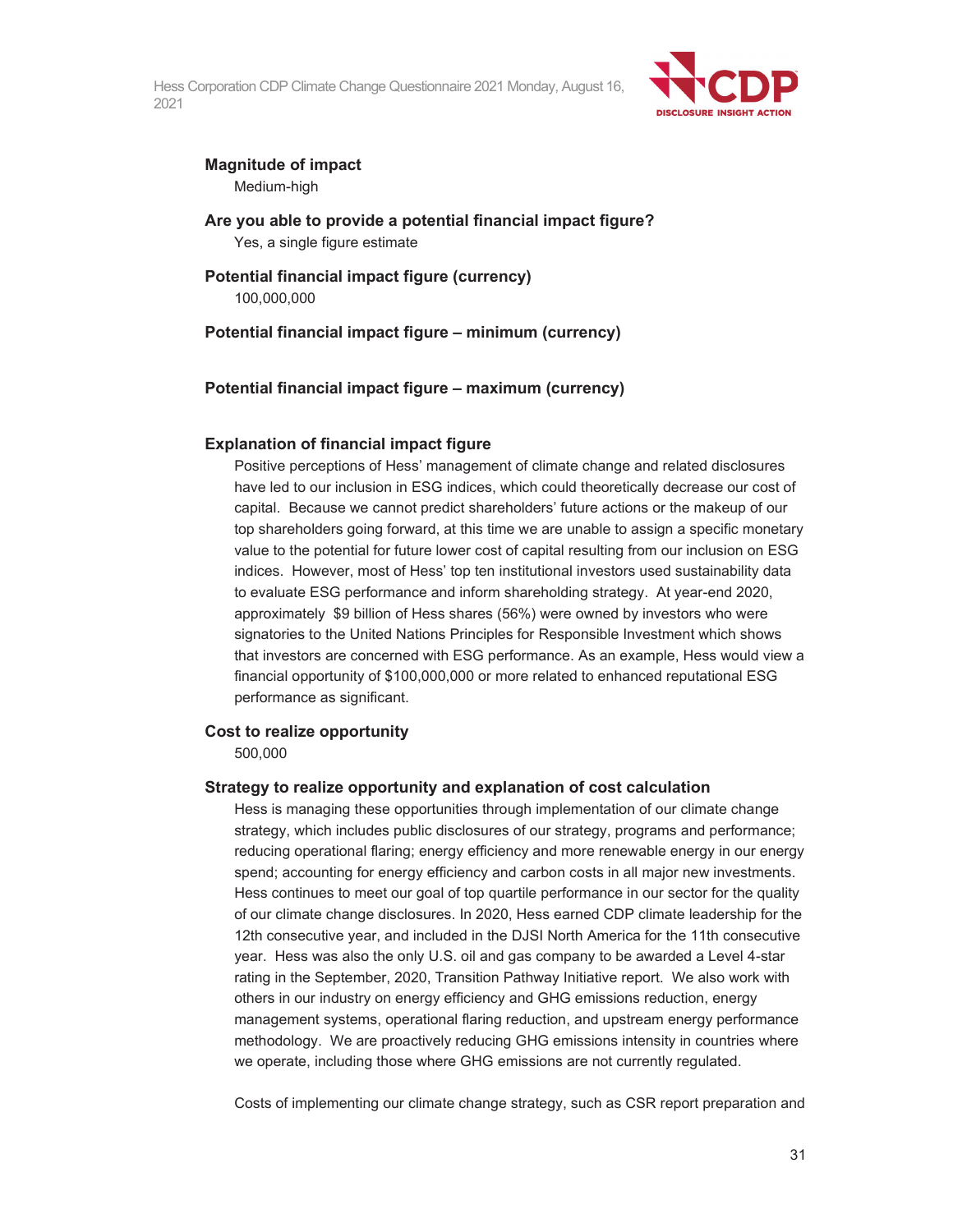**Magnitude of impact**

Medium-high

**Are you able to provide a potential financial impact figure?**

Yes, a single figure estimate

**Potential financial impact figure (currency)**

100,000,000

**Potential financial impact figure – minimum (currency)**

**Potential financial impact figure – maximum (currency)**

**Explanation of financial impact figure**

Positive perceptions of Hess' management of climate change and related disclosures have led to our inclusion in ESG indices, which could theoretically decrease our cost of capital. Because we cannot predict shareholders' future actions or the makeup of our top shareholders going forward, at this time we are unable to assign a specific monetary value to the potential for future lower cost of capital resulting from our inclusion on ESG indices. However, most of Hess' top ten institutional investors used sustainability data to evaluate ESG performance and inform shareholding strategy. At year-end 2020, approximately $9 billion of Hess shares (56%) were owned by investors who were signatories to the United Nations Principles for Responsible Investment which shows that investors are concerned with ESG performance. As an example, Hess would view a financial opportunity of $100,000,000 or more related to enhanced reputational ESG performance as significant.

**Cost to realize opportunity**

500,000

**Strategy to realize opportunity and explanation of cost calculation**

Hess is managing these opportunities through implementation of our climate change strategy, which includes public disclosures of our strategy, programs and performance; reducing operational flaring; energy efficiency and more renewable energy in our energy spend; accounting for energy efficiency and carbon costs in all major new investments. Hess continues to meet our goal of top quartile performance in our sector for the quality of our climate change disclosures. In 2020, Hess earned CDP climate leadership for the 12th consecutive year, and included in the DJSI North America for the 11th consecutive year. Hess was also the only U.S. oil and gas company to be awarded a Level 4-star rating in the September, 2020, Transition Pathway Initiative report. We also work with others in our industry on energy efficiency and GHG emissions reduction, energy management systems, operational flaring reduction, and upstream energy performance methodology. We are proactively reducing GHG emissions intensity in countries where we operate, including those where GHG emissions are not currently regulated.

Costs of implementing our climate change strategy, such as CSR report preparation and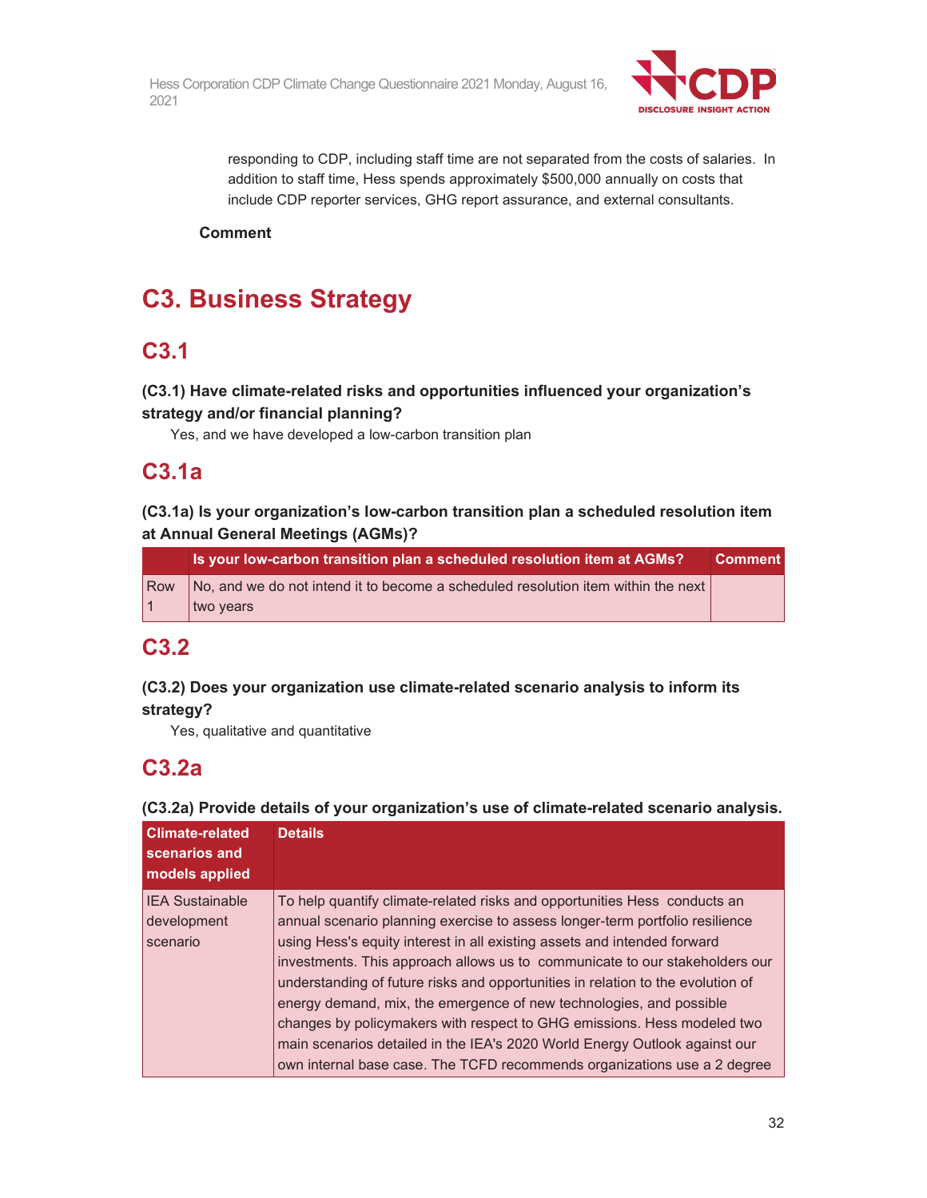responding to CDP, including staff time are not separated from the costs of salaries. In addition to staff time, Hess spends approximately $500,000 annually on costs that include CDP reporter services, GHG report assurance, and external consultants.

**Comment**

# C3. Business Strategy

## C3.1

### (C3.1) Have climate-related risks and opportunities influenced your organization's strategy and/or financial planning?

Yes, and we have developed a low-carbon transition plan

## C3.1a

### (C3.1a) Is your organization's low-carbon transition plan a scheduled resolution item at Annual General Meetings (AGMs)?

| | Is your low-carbon transition plan a scheduled resolution item at AGMs? | Comment |
|---|---|---|
| Row 1 | No, and we do not intend it to become a scheduled resolution item within the next two years | |

## C3.2

### (C3.2) Does your organization use climate-related scenario analysis to inform its strategy?

Yes, qualitative and quantitative

## C3.2a

### (C3.2a) Provide details of your organization's use of climate-related scenario analysis.

| Climate-related scenarios and models applied | Details |
|---|---|
| IEA Sustainable development scenario | To help quantify climate-related risks and opportunities Hess conducts an annual scenario planning exercise to assess longer-term portfolio resilience using Hess's equity interest in all existing assets and intended forward investments. This approach allows us to communicate to our stakeholders our understanding of future risks and opportunities in relation to the evolution of energy demand, mix, the emergence of new technologies, and possible changes by policymakers with respect to GHG emissions. Hess modeled two main scenarios detailed in the IEA's 2020 World Energy Outlook against our own internal base case. The TCFD recommends organizations use a 2 degree |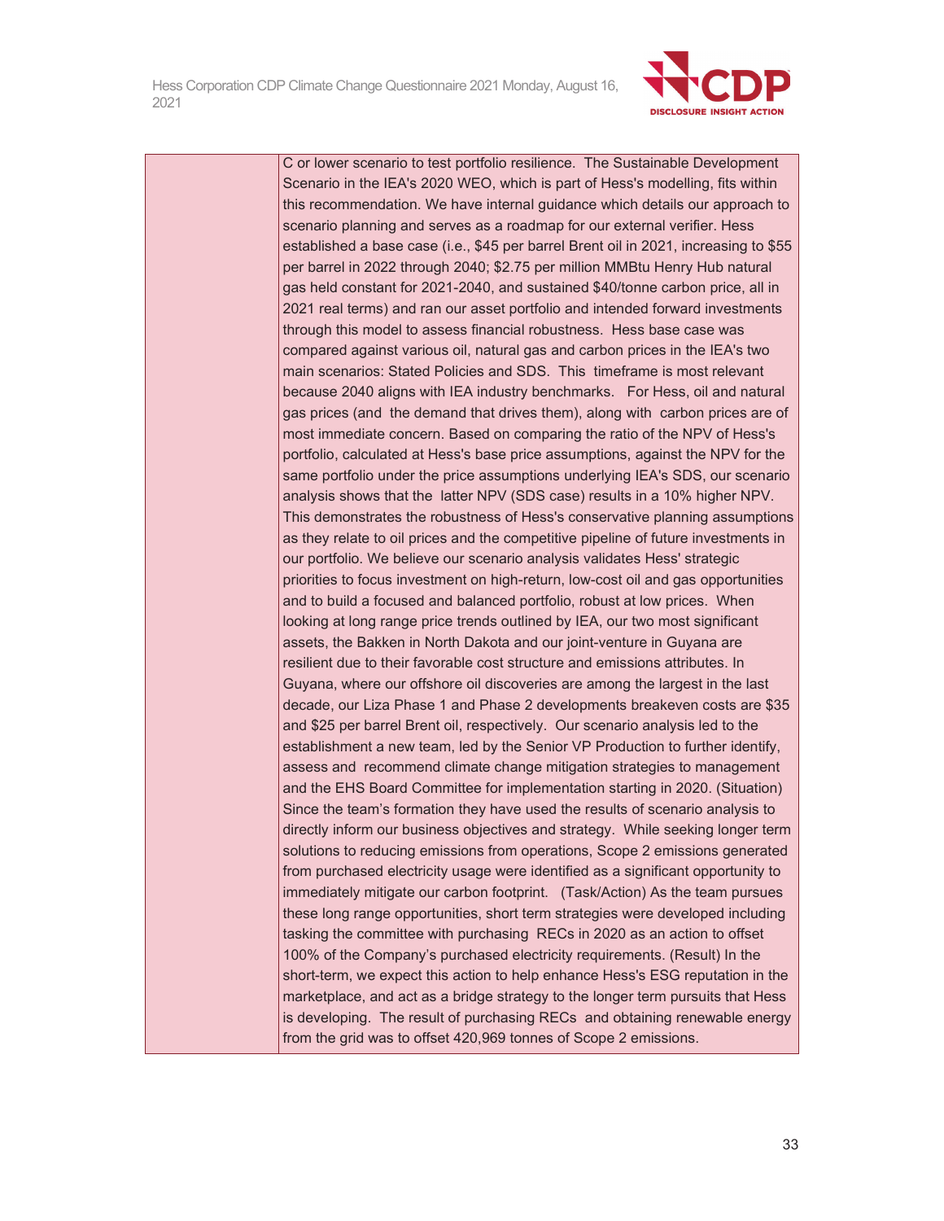| | C or lower scenario to test portfolio resilience. The Sustainable Development Scenario in the IEA's 2020 WEO, which is part of Hess's modelling, fits within this recommendation. We have internal guidance which details our approach to scenario planning and serves as a roadmap for our external verifier. Hess established a base case (i.e., $45 per barrel Brent oil in 2021, increasing to $55 per barrel in 2022 through 2040; $2.75 per million MMBtu Henry Hub natural gas held constant for 2021-2040, and sustained $40/tonne carbon price, all in 2021 real terms) and ran our asset portfolio and intended forward investments through this model to assess financial robustness. Hess base case was compared against various oil, natural gas and carbon prices in the IEA's two main scenarios: Stated Policies and SDS. This timeframe is most relevant because 2040 aligns with IEA industry benchmarks. For Hess, oil and natural gas prices (and the demand that drives them), along with carbon prices are of most immediate concern. Based on comparing the ratio of the NPV of Hess's portfolio, calculated at Hess's base price assumptions, against the NPV for the same portfolio under the price assumptions underlying IEA's SDS, our scenario analysis shows that the latter NPV (SDS case) results in a 10% higher NPV. This demonstrates the robustness of Hess's conservative planning assumptions as they relate to oil prices and the competitive pipeline of future investments in our portfolio. We believe our scenario analysis validates Hess' strategic priorities to focus investment on high-return, low-cost oil and gas opportunities and to build a focused and balanced portfolio, robust at low prices. When looking at long range price trends outlined by IEA, our two most significant assets, the Bakken in North Dakota and our joint-venture in Guyana are resilient due to their favorable cost structure and emissions attributes. In Guyana, where our offshore oil discoveries are among the largest in the last decade, our Liza Phase 1 and Phase 2 developments breakeven costs are $35 and $25 per barrel Brent oil, respectively. Our scenario analysis led to the establishment a new team, led by the Senior VP Production to further identify, assess and recommend climate change mitigation strategies to management and the EHS Board Committee for implementation starting in 2020. (Situation) Since the team's formation they have used the results of scenario analysis to directly inform our business objectives and strategy. While seeking longer term solutions to reducing emissions from operations, Scope 2 emissions generated from purchased electricity usage were identified as a significant opportunity to immediately mitigate our carbon footprint. (Task/Action) As the team pursues these long range opportunities, short term strategies were developed including tasking the committee with purchasing RECs in 2020 as an action to offset 100% of the Company's purchased electricity requirements. (Result) In the short-term, we expect this action to help enhance Hess's ESG reputation in the marketplace, and act as a bridge strategy to the longer term pursuits that Hess is developing. The result of purchasing RECs and obtaining renewable energy from the grid was to offset 420,969 tonnes of Scope 2 emissions. |
|---|---|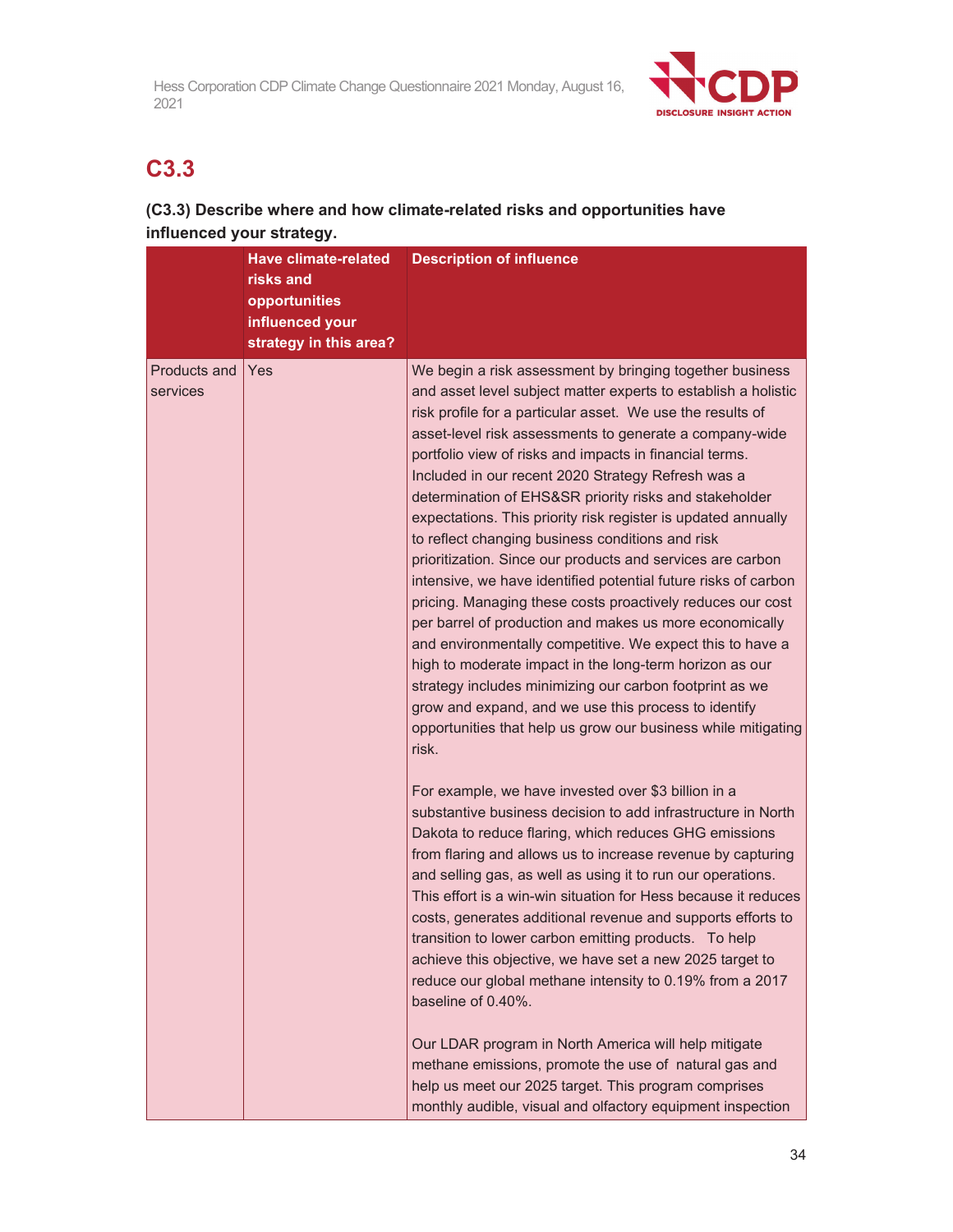# C3.3

**(C3.3) Describe where and how climate-related risks and opportunities have influenced your strategy.**

| | Have climate-related risks and opportunities influenced your strategy in this area? | Description of influence |
|---|---|---|
| Products and services | Yes | We begin a risk assessment by bringing together business and asset level subject matter experts to establish a holistic risk profile for a particular asset. We use the results of asset-level risk assessments to generate a company-wide portfolio view of risks and impacts in financial terms. Included in our recent 2020 Strategy Refresh was a determination of EHS&SR priority risks and stakeholder expectations. This priority risk register is updated annually to reflect changing business conditions and risk prioritization. Since our products and services are carbon intensive, we have identified potential future risks of carbon pricing. Managing these costs proactively reduces our cost per barrel of production and makes us more economically and environmentally competitive. We expect this to have a high to moderate impact in the long-term horizon as our strategy includes minimizing our carbon footprint as we grow and expand, and we use this process to identify opportunities that help us grow our business while mitigating risk.<br><br>For example, we have invested over $3 billion in a substantive business decision to add infrastructure in North Dakota to reduce flaring, which reduces GHG emissions from flaring and allows us to increase revenue by capturing and selling gas, as well as using it to run our operations. This effort is a win-win situation for Hess because it reduces costs, generates additional revenue and supports efforts to transition to lower carbon emitting products. To help achieve this objective, we have set a new 2025 target to reduce our global methane intensity to 0.19% from a 2017 baseline of 0.40%.<br><br>Our LDAR program in North America will help mitigate methane emissions, promote the use of natural gas and help us meet our 2025 target. This program comprises monthly audible, visual and olfactory equipment inspection |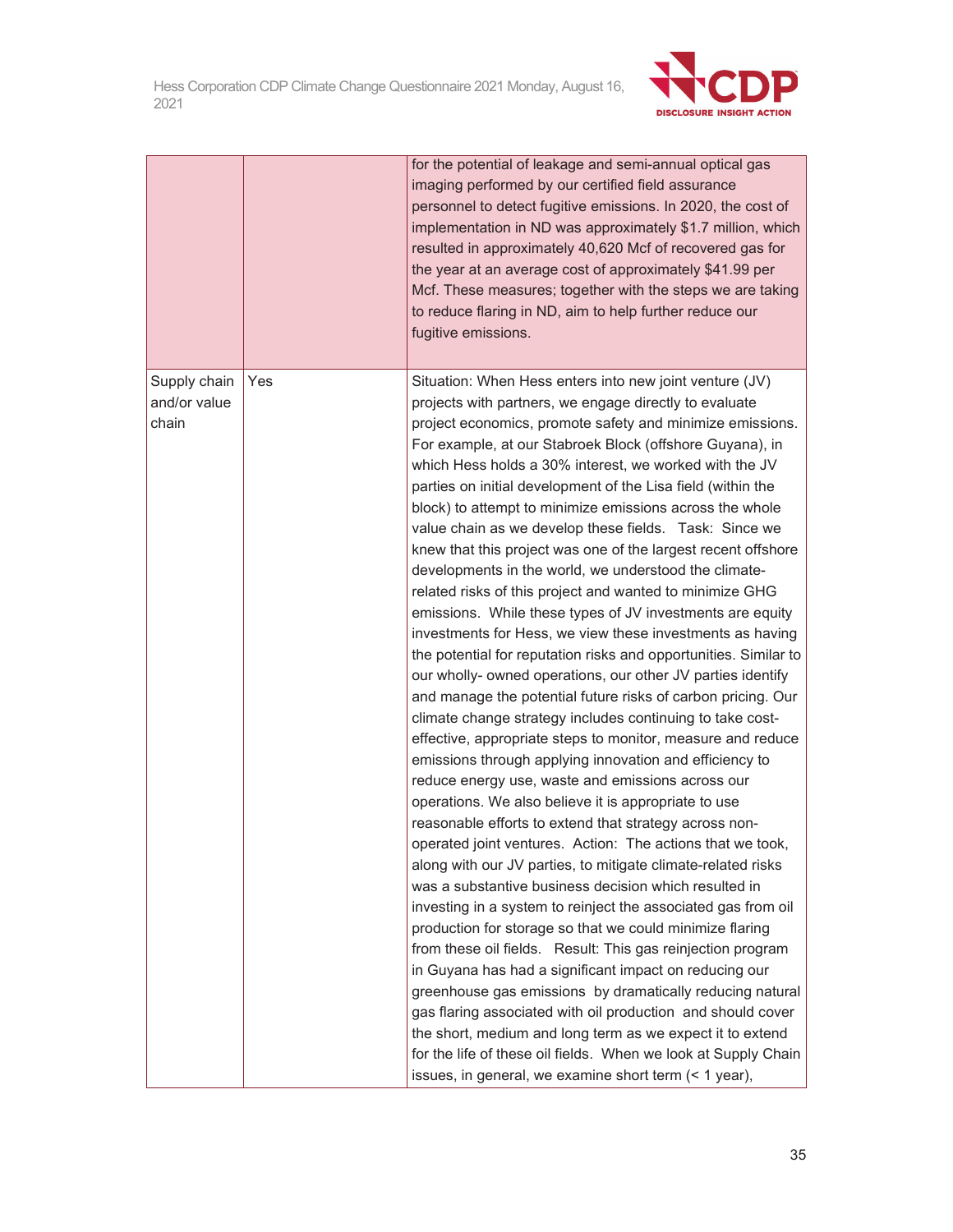| | | |
|---|---|---|
| | | for the potential of leakage and semi-annual optical gas imaging performed by our certified field assurance personnel to detect fugitive emissions. In 2020, the cost of implementation in ND was approximately $1.7 million, which resulted in approximately 40,620 Mcf of recovered gas for the year at an average cost of approximately $41.99 per Mcf. These measures; together with the steps we are taking to reduce flaring in ND, aim to help further reduce our fugitive emissions. |
| Supply chain and/or value chain | Yes | Situation: When Hess enters into new joint venture (JV) projects with partners, we engage directly to evaluate project economics, promote safety and minimize emissions. For example, at our Stabroek Block (offshore Guyana), in which Hess holds a 30% interest, we worked with the JV parties on initial development of the Lisa field (within the block) to attempt to minimize emissions across the whole value chain as we develop these fields. Task: Since we knew that this project was one of the largest recent offshore developments in the world, we understood the climate-related risks of this project and wanted to minimize GHG emissions. While these types of JV investments are equity investments for Hess, we view these investments as having the potential for reputation risks and opportunities. Similar to our wholly- owned operations, our other JV parties identify and manage the potential future risks of carbon pricing. Our climate change strategy includes continuing to take cost-effective, appropriate steps to monitor, measure and reduce emissions through applying innovation and efficiency to reduce energy use, waste and emissions across our operations. We also believe it is appropriate to use reasonable efforts to extend that strategy across non-operated joint ventures. Action: The actions that we took, along with our JV parties, to mitigate climate-related risks was a substantive business decision which resulted in investing in a system to reinject the associated gas from oil production for storage so that we could minimize flaring from these oil fields. Result: This gas reinjection program in Guyana has had a significant impact on reducing our greenhouse gas emissions by dramatically reducing natural gas flaring associated with oil production and should cover the short, medium and long term as we expect it to extend for the life of these oil fields. When we look at Supply Chain issues, in general, we examine short term (< 1 year), |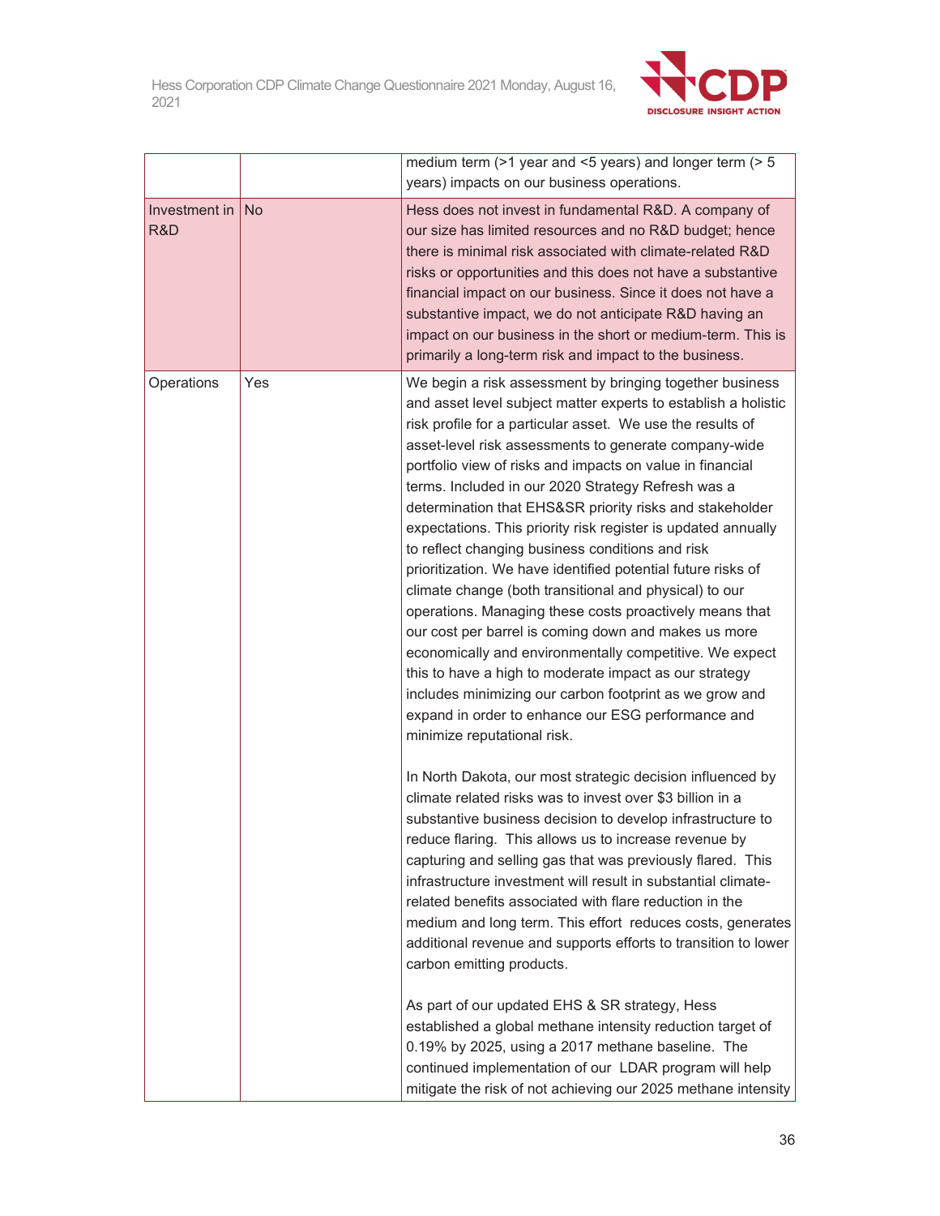| | | |
|---|---|---|
| | | medium term (>1 year and <5 years) and longer term (> 5 years) impacts on our business operations. |
| Investment in R&D | No | Hess does not invest in fundamental R&D. A company of our size has limited resources and no R&D budget; hence there is minimal risk associated with climate-related R&D risks or opportunities and this does not have a substantive financial impact on our business. Since it does not have a substantive impact, we do not anticipate R&D having an impact on our business in the short or medium-term. This is primarily a long-term risk and impact to the business. |
| Operations | Yes | We begin a risk assessment by bringing together business and asset level subject matter experts to establish a holistic risk profile for a particular asset. We use the results of asset-level risk assessments to generate company-wide portfolio view of risks and impacts on value in financial terms. Included in our 2020 Strategy Refresh was a determination that EHS&SR priority risks and stakeholder expectations. This priority risk register is updated annually to reflect changing business conditions and risk prioritization. We have identified potential future risks of climate change (both transitional and physical) to our operations. Managing these costs proactively means that our cost per barrel is coming down and makes us more economically and environmentally competitive. We expect this to have a high to moderate impact as our strategy includes minimizing our carbon footprint as we grow and expand in order to enhance our ESG performance and minimize reputational risk.<br><br>In North Dakota, our most strategic decision influenced by climate related risks was to invest over $3 billion in a substantive business decision to develop infrastructure to reduce flaring. This allows us to increase revenue by capturing and selling gas that was previously flared. This infrastructure investment will result in substantial climate-related benefits associated with flare reduction in the medium and long term. This effort reduces costs, generates additional revenue and supports efforts to transition to lower carbon emitting products.<br><br>As part of our updated EHS & SR strategy, Hess established a global methane intensity reduction target of 0.19% by 2025, using a 2017 methane baseline. The continued implementation of our LDAR program will help mitigate the risk of not achieving our 2025 methane intensity |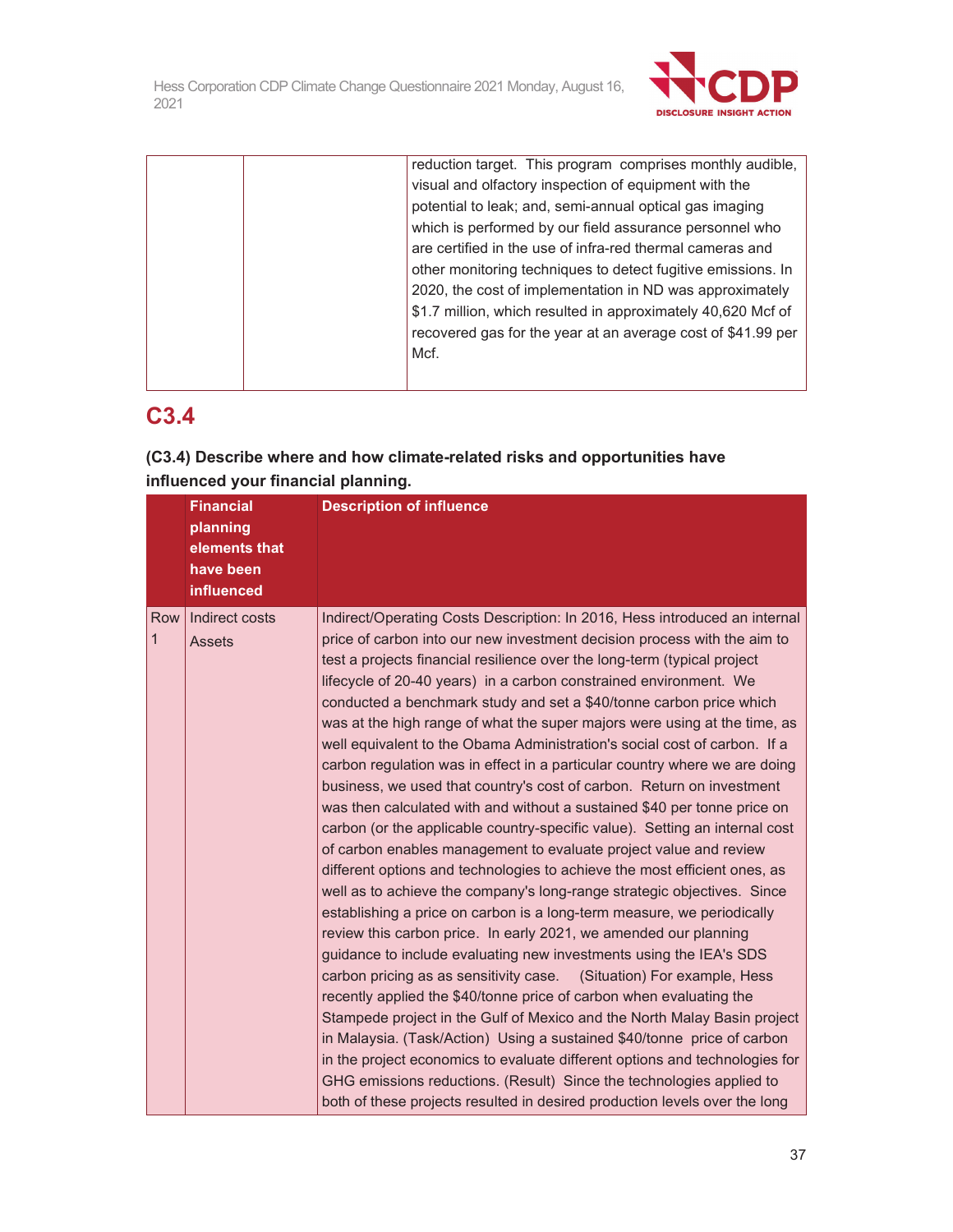| | | reduction target. This program comprises monthly audible, visual and olfactory inspection of equipment with the potential to leak; and, semi-annual optical gas imaging which is performed by our field assurance personnel who are certified in the use of infra-red thermal cameras and other monitoring techniques to detect fugitive emissions. In 2020, the cost of implementation in ND was approximately $1.7 million, which resulted in approximately 40,620 Mcf of recovered gas for the year at an average cost of $41.99 per Mcf. |
|---|---|---|

## C3.4

**(C3.4) Describe where and how climate-related risks and opportunities have influenced your financial planning.**

| | Financial planning elements that have been influenced | Description of influence |
|---|---|---|
| Row 1 | Indirect costs<br>Assets | Indirect/Operating Costs Description: In 2016, Hess introduced an internal price of carbon into our new investment decision process with the aim to test a projects financial resilience over the long-term (typical project lifecycle of 20-40 years) in a carbon constrained environment. We conducted a benchmark study and set a $40/tonne carbon price which was at the high range of what the super majors were using at the time, as well equivalent to the Obama Administration's social cost of carbon. If a carbon regulation was in effect in a particular country where we are doing business, we used that country's cost of carbon. Return on investment was then calculated with and without a sustained $40 per tonne price on carbon (or the applicable country-specific value). Setting an internal cost of carbon enables management to evaluate project value and review different options and technologies to achieve the most efficient ones, as well as to achieve the company's long-range strategic objectives. Since establishing a price on carbon is a long-term measure, we periodically review this carbon price. In early 2021, we amended our planning guidance to include evaluating new investments using the IEA's SDS carbon pricing as as sensitivity case. (Situation) For example, Hess recently applied the $40/tonne price of carbon when evaluating the Stampede project in the Gulf of Mexico and the North Malay Basin project in Malaysia. (Task/Action) Using a sustained $40/tonne price of carbon in the project economics to evaluate different options and technologies for GHG emissions reductions. (Result) Since the technologies applied to both of these projects resulted in desired production levels over the long |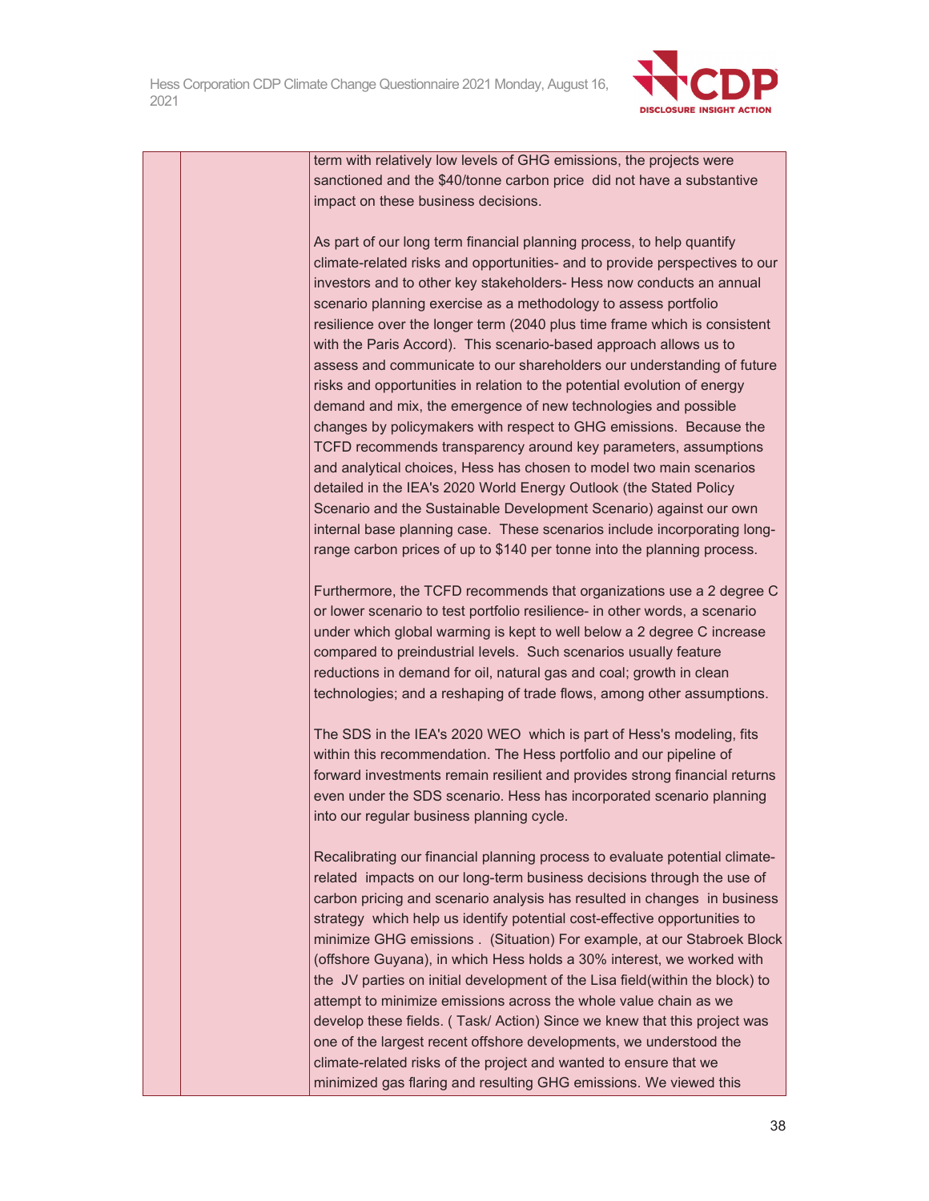| | | term with relatively low levels of GHG emissions, the projects were sanctioned and the $40/tonne carbon price did not have a substantive impact on these business decisions.<br><br>As part of our long term financial planning process, to help quantify climate-related risks and opportunities- and to provide perspectives to our investors and to other key stakeholders- Hess now conducts an annual scenario planning exercise as a methodology to assess portfolio resilience over the longer term (2040 plus time frame which is consistent with the Paris Accord). This scenario-based approach allows us to assess and communicate to our shareholders our understanding of future risks and opportunities in relation to the potential evolution of energy demand and mix, the emergence of new technologies and possible changes by policymakers with respect to GHG emissions. Because the TCFD recommends transparency around key parameters, assumptions and analytical choices, Hess has chosen to model two main scenarios detailed in the IEA's 2020 World Energy Outlook (the Stated Policy Scenario and the Sustainable Development Scenario) against our own internal base planning case. These scenarios include incorporating long-range carbon prices of up to $140 per tonne into the planning process.<br><br>Furthermore, the TCFD recommends that organizations use a 2 degree C or lower scenario to test portfolio resilience- in other words, a scenario under which global warming is kept to well below a 2 degree C increase compared to preindustrial levels. Such scenarios usually feature reductions in demand for oil, natural gas and coal; growth in clean technologies; and a reshaping of trade flows, among other assumptions.<br><br>The SDS in the IEA's 2020 WEO which is part of Hess's modeling, fits within this recommendation. The Hess portfolio and our pipeline of forward investments remain resilient and provides strong financial returns even under the SDS scenario. Hess has incorporated scenario planning into our regular business planning cycle.<br><br>Recalibrating our financial planning process to evaluate potential climate-related impacts on our long-term business decisions through the use of carbon pricing and scenario analysis has resulted in changes in business strategy which help us identify potential cost-effective opportunities to minimize GHG emissions . (Situation) For example, at our Stabroek Block (offshore Guyana), in which Hess holds a 30% interest, we worked with the JV parties on initial development of the Lisa field(within the block) to attempt to minimize emissions across the whole value chain as we develop these fields. ( Task/ Action) Since we knew that this project was one of the largest recent offshore developments, we understood the climate-related risks of the project and wanted to ensure that we minimized gas flaring and resulting GHG emissions. We viewed this |
|---|---|---|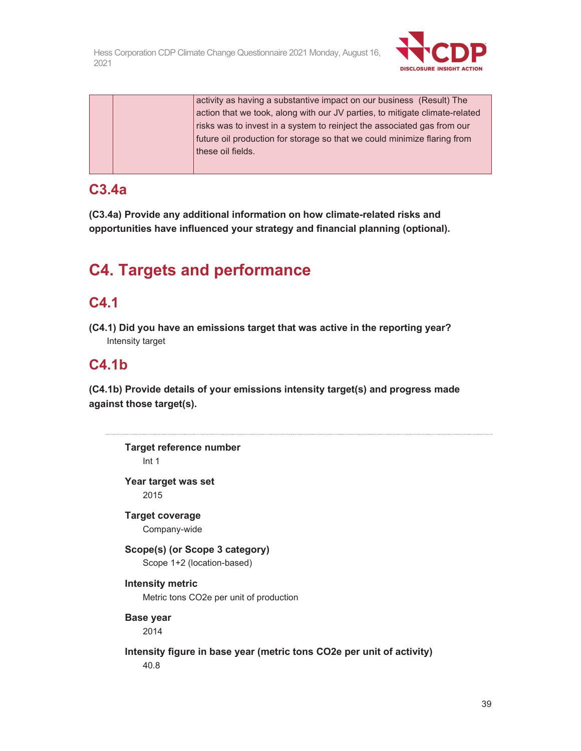| | | activity as having a substantive impact on our business (Result) The action that we took, along with our JV parties, to mitigate climate-related risks was to invest in a system to reinject the associated gas from our future oil production for storage so that we could minimize flaring from these oil fields. |
|---|---|---|

## C3.4a

**(C3.4a) Provide any additional information on how climate-related risks and opportunities have influenced your strategy and financial planning (optional).**

# C4. Targets and performance

## C4.1

**(C4.1) Did you have an emissions target that was active in the reporting year?**

Intensity target

## C4.1b

**(C4.1b) Provide details of your emissions intensity target(s) and progress made against those target(s).**

**Target reference number**

Int 1

**Year target was set**

2015

**Target coverage**

Company-wide

**Scope(s) (or Scope 3 category)**

Scope 1+2 (location-based)

**Intensity metric**

Metric tons CO2e per unit of production

**Base year**

2014

**Intensity figure in base year (metric tons CO2e per unit of activity)**

40.8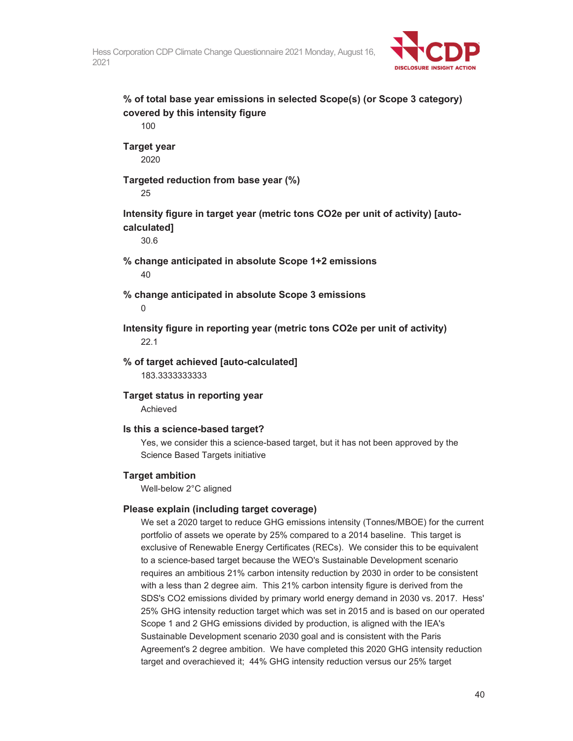**% of total base year emissions in selected Scope(s) (or Scope 3 category) covered by this intensity figure**

100

**Target year**

2020

**Targeted reduction from base year (%)**

25

**Intensity figure in target year (metric tons CO2e per unit of activity) [auto-calculated]**

30.6

**% change anticipated in absolute Scope 1+2 emissions**

40

**% change anticipated in absolute Scope 3 emissions**

0

**Intensity figure in reporting year (metric tons CO2e per unit of activity)**

22.1

**% of target achieved [auto-calculated]**

183.3333333333

**Target status in reporting year**

Achieved

**Is this a science-based target?**

Yes, we consider this a science-based target, but it has not been approved by the Science Based Targets initiative

**Target ambition**

Well-below 2°C aligned

**Please explain (including target coverage)**

We set a 2020 target to reduce GHG emissions intensity (Tonnes/MBOE) for the current portfolio of assets we operate by 25% compared to a 2014 baseline. This target is exclusive of Renewable Energy Certificates (RECs). We consider this to be equivalent to a science-based target because the WEO's Sustainable Development scenario requires an ambitious 21% carbon intensity reduction by 2030 in order to be consistent with a less than 2 degree aim. This 21% carbon intensity figure is derived from the SDS's CO2 emissions divided by primary world energy demand in 2030 vs. 2017. Hess' 25% GHG intensity reduction target which was set in 2015 and is based on our operated Scope 1 and 2 GHG emissions divided by production, is aligned with the IEA's Sustainable Development scenario 2030 goal and is consistent with the Paris Agreement's 2 degree ambition. We have completed this 2020 GHG intensity reduction target and overachieved it; 44% GHG intensity reduction versus our 25% target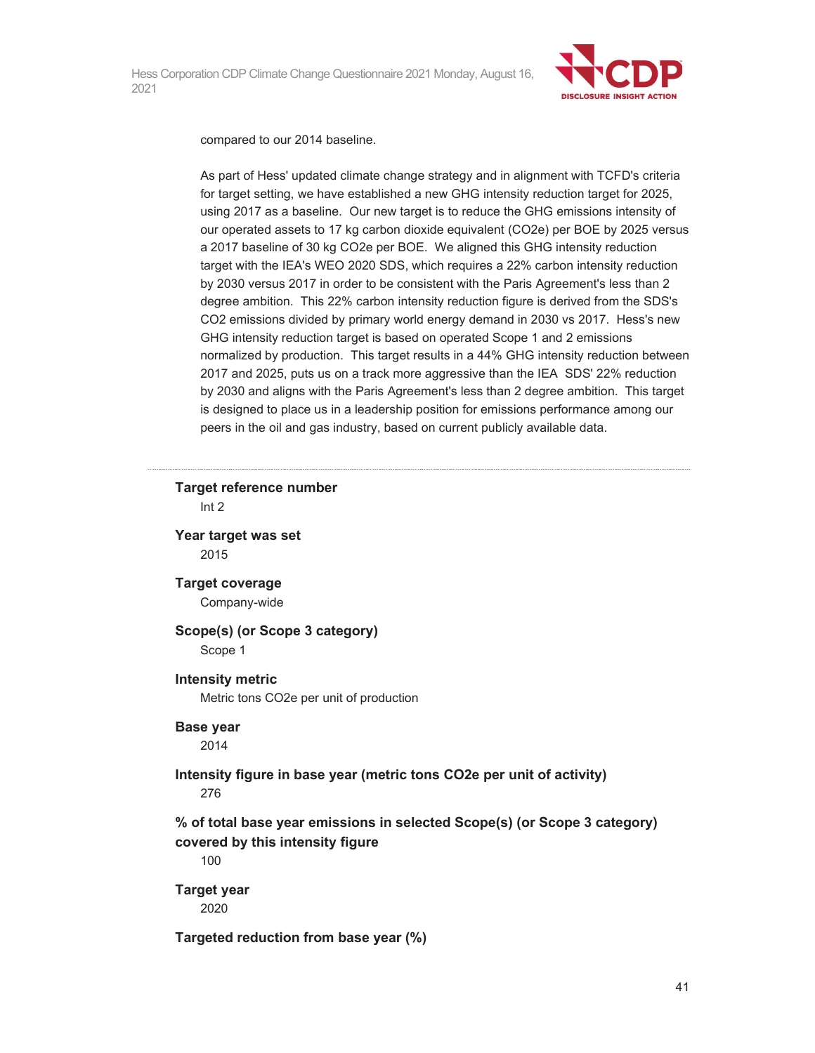compared to our 2014 baseline.

As part of Hess' updated climate change strategy and in alignment with TCFD's criteria for target setting, we have established a new GHG intensity reduction target for 2025, using 2017 as a baseline. Our new target is to reduce the GHG emissions intensity of our operated assets to 17 kg carbon dioxide equivalent (CO2e) per BOE by 2025 versus a 2017 baseline of 30 kg CO2e per BOE. We aligned this GHG intensity reduction target with the IEA's WEO 2020 SDS, which requires a 22% carbon intensity reduction by 2030 versus 2017 in order to be consistent with the Paris Agreement's less than 2 degree ambition. This 22% carbon intensity reduction figure is derived from the SDS's CO2 emissions divided by primary world energy demand in 2030 vs 2017. Hess's new GHG intensity reduction target is based on operated Scope 1 and 2 emissions normalized by production. This target results in a 44% GHG intensity reduction between 2017 and 2025, puts us on a track more aggressive than the IEA SDS' 22% reduction by 2030 and aligns with the Paris Agreement's less than 2 degree ambition. This target is designed to place us in a leadership position for emissions performance among our peers in the oil and gas industry, based on current publicly available data.

---

**Target reference number**

Int 2

**Year target was set**

2015

**Target coverage**

Company-wide

**Scope(s) (or Scope 3 category)**

Scope 1

**Intensity metric**

Metric tons CO2e per unit of production

**Base year**

2014

**Intensity figure in base year (metric tons CO2e per unit of activity)**

276

**% of total base year emissions in selected Scope(s) (or Scope 3 category) covered by this intensity figure**

100

**Target year**

2020

**Targeted reduction from base year (%)**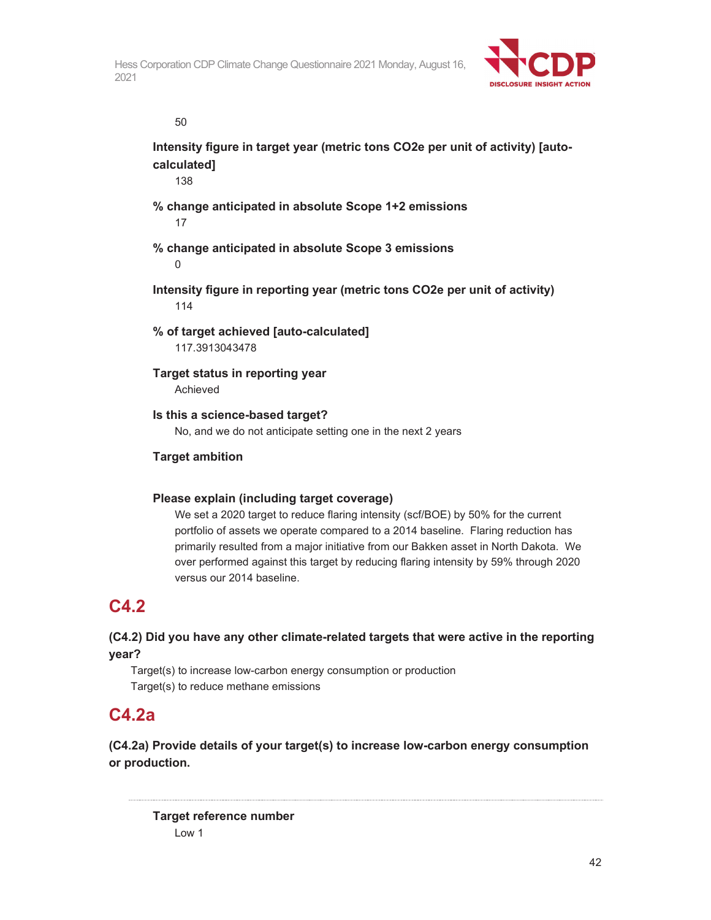50

**Intensity figure in target year (metric tons CO2e per unit of activity) [auto-calculated]**

138

**% change anticipated in absolute Scope 1+2 emissions**

17

**% change anticipated in absolute Scope 3 emissions**

0

**Intensity figure in reporting year (metric tons CO2e per unit of activity)**

114

**% of target achieved [auto-calculated]**

117.3913043478

**Target status in reporting year**

Achieved

**Is this a science-based target?**

No, and we do not anticipate setting one in the next 2 years

**Target ambition**

**Please explain (including target coverage)**

We set a 2020 target to reduce flaring intensity (scf/BOE) by 50% for the current portfolio of assets we operate compared to a 2014 baseline. Flaring reduction has primarily resulted from a major initiative from our Bakken asset in North Dakota. We over performed against this target by reducing flaring intensity by 59% through 2020 versus our 2014 baseline.

# C4.2

**(C4.2) Did you have any other climate-related targets that were active in the reporting year?**

Target(s) to increase low-carbon energy consumption or production

Target(s) to reduce methane emissions

# C4.2a

**(C4.2a) Provide details of your target(s) to increase low-carbon energy consumption or production.**

---

**Target reference number**

Low 1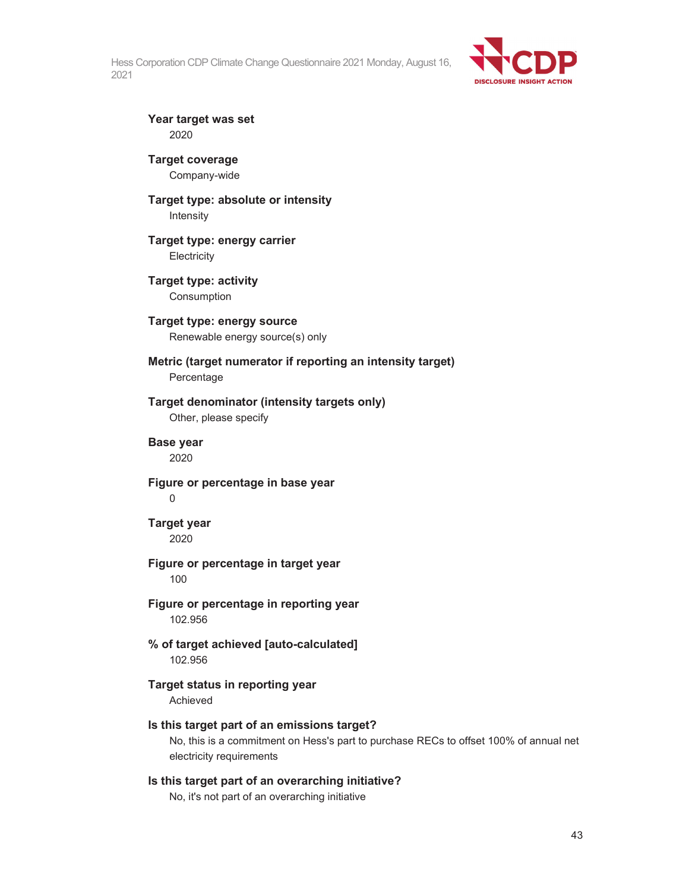**Year target was set**
2020

**Target coverage**
Company-wide

**Target type: absolute or intensity**
Intensity

**Target type: energy carrier**
Electricity

**Target type: activity**
Consumption

**Target type: energy source**
Renewable energy source(s) only

**Metric (target numerator if reporting an intensity target)**
Percentage

**Target denominator (intensity targets only)**
Other, please specify

**Base year**
2020

**Figure or percentage in base year**
0

**Target year**
2020

**Figure or percentage in target year**
100

**Figure or percentage in reporting year**
102.956

**% of target achieved [auto-calculated]**
102.956

**Target status in reporting year**
Achieved

**Is this target part of an emissions target?**
No, this is a commitment on Hess's part to purchase RECs to offset 100% of annual net electricity requirements

**Is this target part of an overarching initiative?**
No, it's not part of an overarching initiative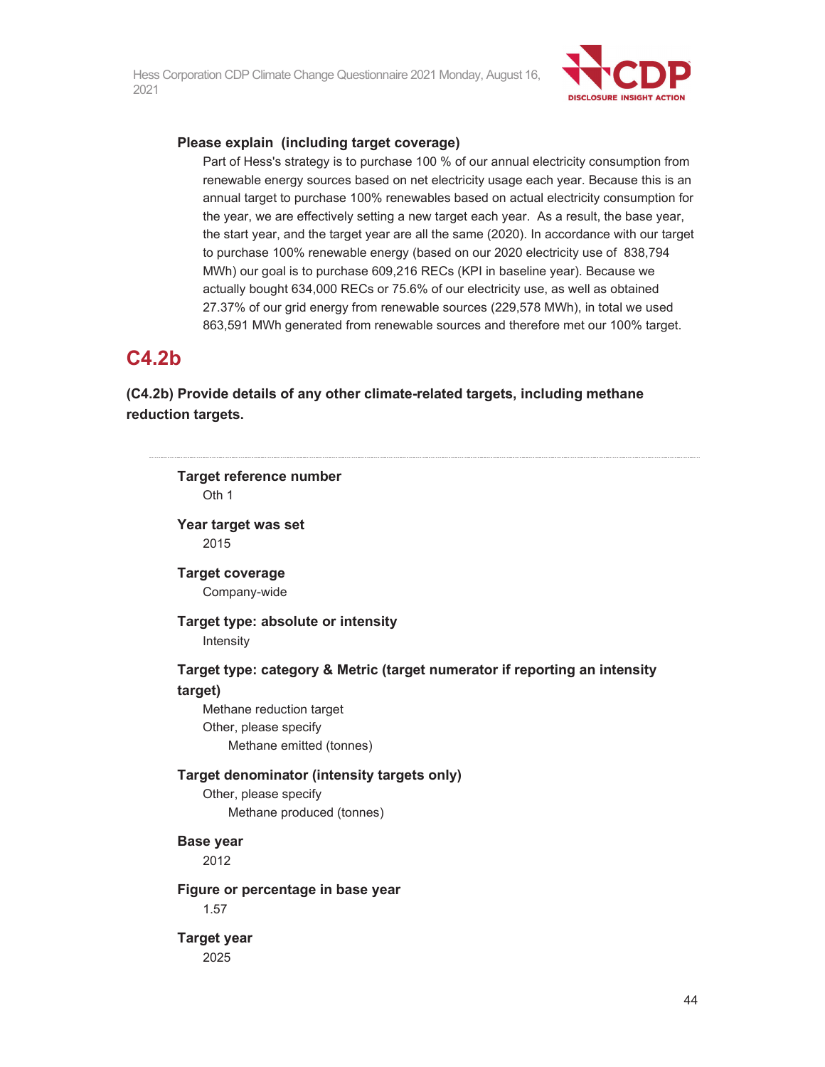**Please explain (including target coverage)**

Part of Hess's strategy is to purchase 100 % of our annual electricity consumption from renewable energy sources based on net electricity usage each year. Because this is an annual target to purchase 100% renewables based on actual electricity consumption for the year, we are effectively setting a new target each year. As a result, the base year, the start year, and the target year are all the same (2020). In accordance with our target to purchase 100% renewable energy (based on our 2020 electricity use of 838,794 MWh) our goal is to purchase 609,216 RECs (KPI in baseline year). Because we actually bought 634,000 RECs or 75.6% of our electricity use, as well as obtained 27.37% of our grid energy from renewable sources (229,578 MWh), in total we used 863,591 MWh generated from renewable sources and therefore met our 100% target.

## C4.2b

**(C4.2b) Provide details of any other climate-related targets, including methane reduction targets.**

---

**Target reference number**

Oth 1

**Year target was set**

2015

**Target coverage**

Company-wide

**Target type: absolute or intensity**

Intensity

**Target type: category & Metric (target numerator if reporting an intensity target)**

Methane reduction target

Other, please specify

Methane emitted (tonnes)

**Target denominator (intensity targets only)**

Other, please specify

Methane produced (tonnes)

**Base year**

2012

**Figure or percentage in base year**

1.57

**Target year**

2025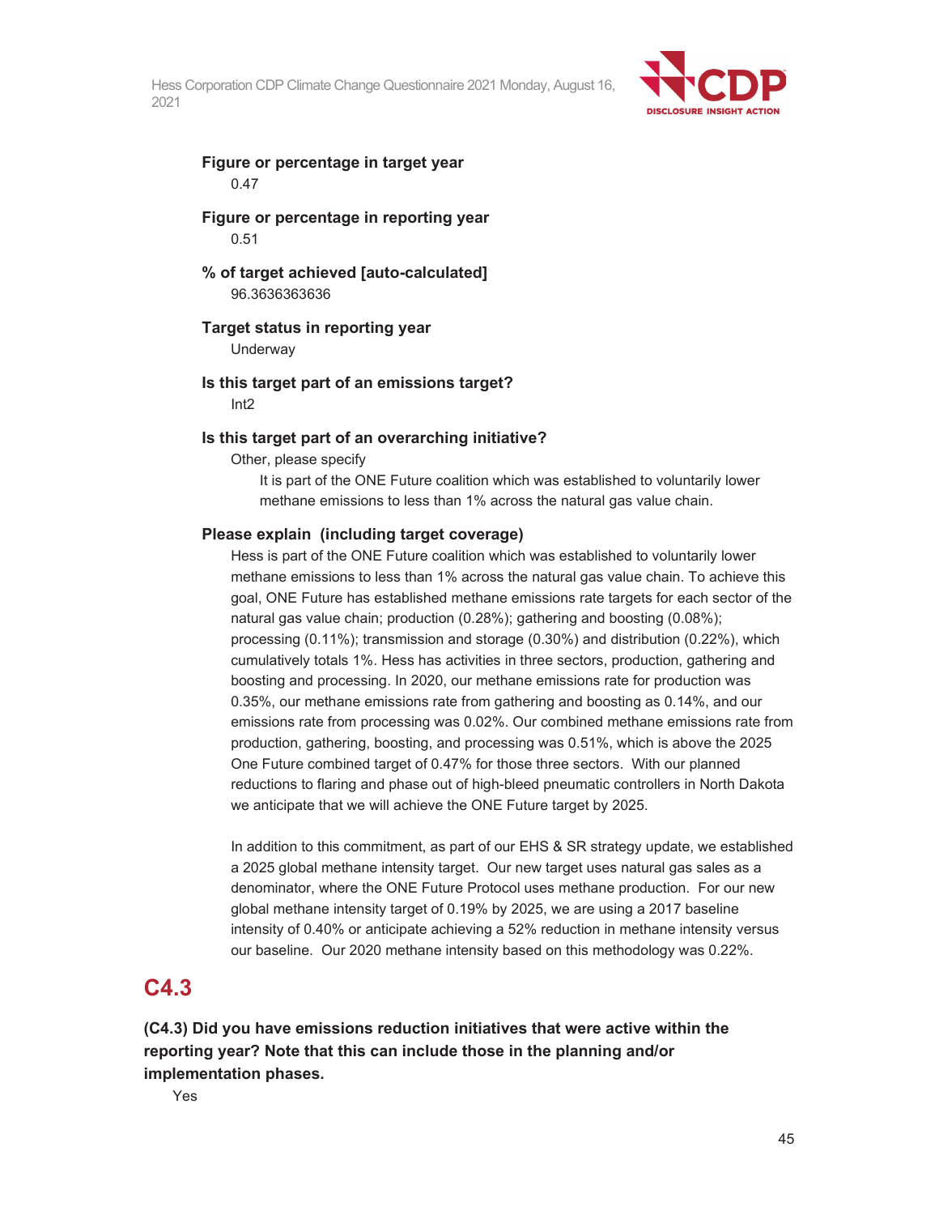**Figure or percentage in target year**

0.47

**Figure or percentage in reporting year**

0.51

**% of target achieved [auto-calculated]**

96.3636363636

**Target status in reporting year**

Underway

**Is this target part of an emissions target?**

Int2

**Is this target part of an overarching initiative?**

Other, please specify

It is part of the ONE Future coalition which was established to voluntarily lower methane emissions to less than 1% across the natural gas value chain.

**Please explain (including target coverage)**

Hess is part of the ONE Future coalition which was established to voluntarily lower methane emissions to less than 1% across the natural gas value chain. To achieve this goal, ONE Future has established methane emissions rate targets for each sector of the natural gas value chain; production (0.28%); gathering and boosting (0.08%); processing (0.11%); transmission and storage (0.30%) and distribution (0.22%), which cumulatively totals 1%. Hess has activities in three sectors, production, gathering and boosting and processing. In 2020, our methane emissions rate for production was 0.35%, our methane emissions rate from gathering and boosting as 0.14%, and our emissions rate from processing was 0.02%. Our combined methane emissions rate from production, gathering, boosting, and processing was 0.51%, which is above the 2025 One Future combined target of 0.47% for those three sectors. With our planned reductions to flaring and phase out of high-bleed pneumatic controllers in North Dakota we anticipate that we will achieve the ONE Future target by 2025.

In addition to this commitment, as part of our EHS & SR strategy update, we established a 2025 global methane intensity target. Our new target uses natural gas sales as a denominator, where the ONE Future Protocol uses methane production. For our new global methane intensity target of 0.19% by 2025, we are using a 2017 baseline intensity of 0.40% or anticipate achieving a 52% reduction in methane intensity versus our baseline. Our 2020 methane intensity based on this methodology was 0.22%.

## C4.3

**(C4.3) Did you have emissions reduction initiatives that were active within the reporting year? Note that this can include those in the planning and/or implementation phases.**

Yes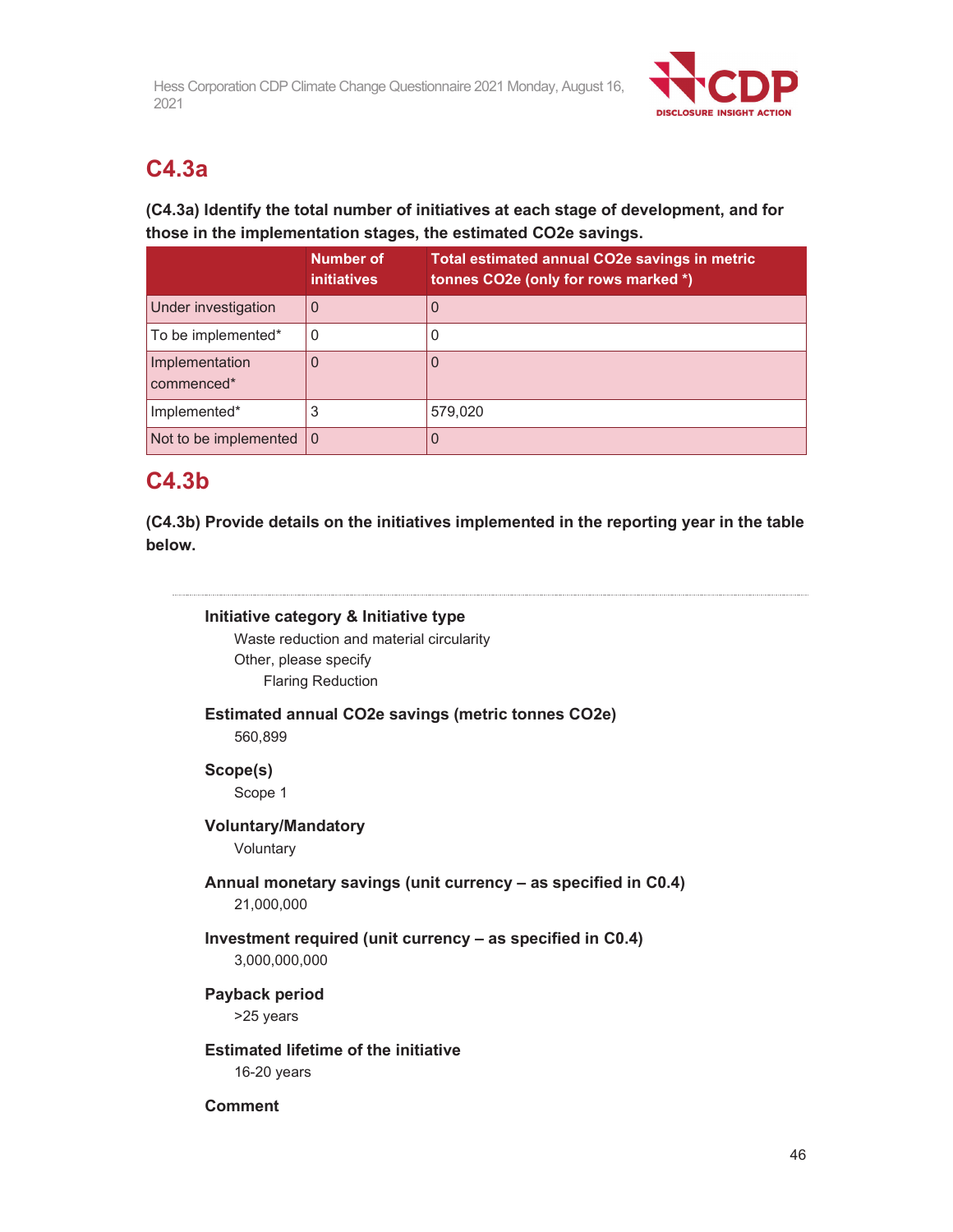## C4.3a

**(C4.3a) Identify the total number of initiatives at each stage of development, and for those in the implementation stages, the estimated CO2e savings.**

| | Number of initiatives | Total estimated annual CO2e savings in metric tonnes CO2e (only for rows marked *) |
|---|---|---|
| Under investigation | 0 | 0 |
| To be implemented* | 0 | 0 |
| Implementation commenced* | 0 | 0 |
| Implemented* | 3 | 579,020 |
| Not to be implemented | 0 | 0 |

## C4.3b

**(C4.3b) Provide details on the initiatives implemented in the reporting year in the table below.**

**Initiative category & Initiative type**

Waste reduction and material circularity

Other, please specify

Flaring Reduction

**Estimated annual CO2e savings (metric tonnes CO2e)**

560,899

**Scope(s)**

Scope 1

**Voluntary/Mandatory**

Voluntary

**Annual monetary savings (unit currency – as specified in C0.4)**

21,000,000

**Investment required (unit currency – as specified in C0.4)**

3,000,000,000

**Payback period**

>25 years

**Estimated lifetime of the initiative**

16-20 years

**Comment**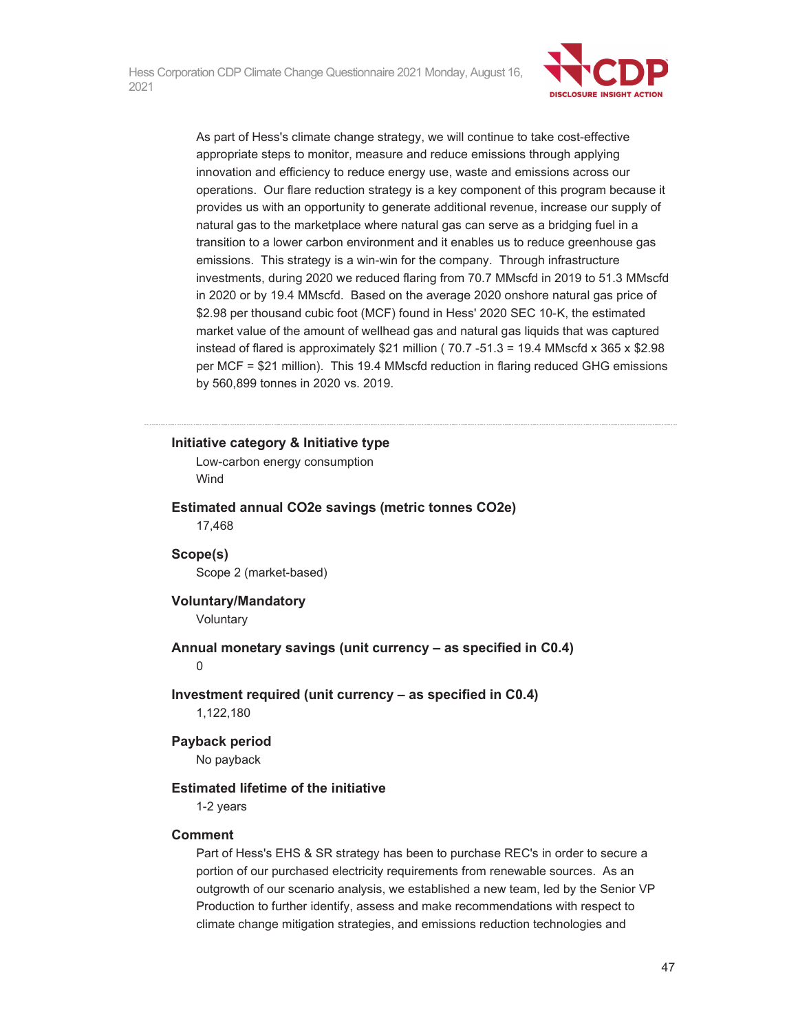As part of Hess's climate change strategy, we will continue to take cost-effective appropriate steps to monitor, measure and reduce emissions through applying innovation and efficiency to reduce energy use, waste and emissions across our operations. Our flare reduction strategy is a key component of this program because it provides us with an opportunity to generate additional revenue, increase our supply of natural gas to the marketplace where natural gas can serve as a bridging fuel in a transition to a lower carbon environment and it enables us to reduce greenhouse gas emissions. This strategy is a win-win for the company. Through infrastructure investments, during 2020 we reduced flaring from 70.7 MMscfd in 2019 to 51.3 MMscfd in 2020 or by 19.4 MMscfd. Based on the average 2020 onshore natural gas price of $2.98 per thousand cubic foot (MCF) found in Hess' 2020 SEC 10-K, the estimated market value of the amount of wellhead gas and natural gas liquids that was captured instead of flared is approximately $21 million ( 70.7 -51.3 = 19.4 MMscfd x 365 x $2.98 per MCF = $21 million). This 19.4 MMscfd reduction in flaring reduced GHG emissions by 560,899 tonnes in 2020 vs. 2019.

---

**Initiative category & Initiative type**

Low-carbon energy consumption
Wind

**Estimated annual CO2e savings (metric tonnes CO2e)**

17,468

**Scope(s)**

Scope 2 (market-based)

**Voluntary/Mandatory**

Voluntary

**Annual monetary savings (unit currency – as specified in C0.4)**

0

**Investment required (unit currency – as specified in C0.4)**

1,122,180

**Payback period**

No payback

**Estimated lifetime of the initiative**

1-2 years

**Comment**

Part of Hess's EHS & SR strategy has been to purchase REC's in order to secure a portion of our purchased electricity requirements from renewable sources. As an outgrowth of our scenario analysis, we established a new team, led by the Senior VP Production to further identify, assess and make recommendations with respect to climate change mitigation strategies, and emissions reduction technologies and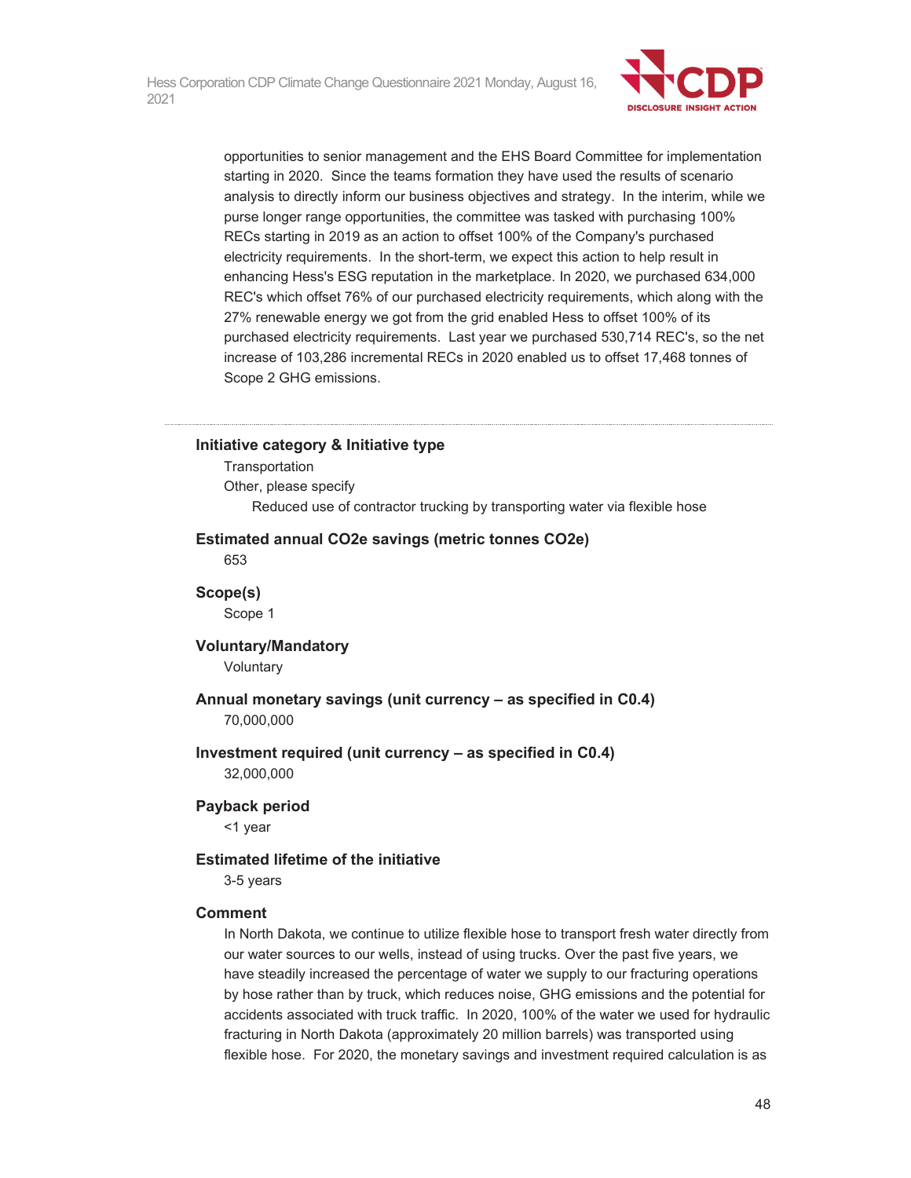opportunities to senior management and the EHS Board Committee for implementation starting in 2020. Since the teams formation they have used the results of scenario analysis to directly inform our business objectives and strategy. In the interim, while we purse longer range opportunities, the committee was tasked with purchasing 100% RECs starting in 2019 as an action to offset 100% of the Company's purchased electricity requirements. In the short-term, we expect this action to help result in enhancing Hess's ESG reputation in the marketplace. In 2020, we purchased 634,000 REC's which offset 76% of our purchased electricity requirements, which along with the 27% renewable energy we got from the grid enabled Hess to offset 100% of its purchased electricity requirements. Last year we purchased 530,714 REC's, so the net increase of 103,286 incremental RECs in 2020 enabled us to offset 17,468 tonnes of Scope 2 GHG emissions.

---

**Initiative category & Initiative type**

Transportation

Other, please specify

Reduced use of contractor trucking by transporting water via flexible hose

**Estimated annual CO2e savings (metric tonnes CO2e)**

653

**Scope(s)**

Scope 1

**Voluntary/Mandatory**

Voluntary

**Annual monetary savings (unit currency – as specified in C0.4)**

70,000,000

**Investment required (unit currency – as specified in C0.4)**

32,000,000

**Payback period**

<1 year

**Estimated lifetime of the initiative**

3-5 years

**Comment**

In North Dakota, we continue to utilize flexible hose to transport fresh water directly from our water sources to our wells, instead of using trucks. Over the past five years, we have steadily increased the percentage of water we supply to our fracturing operations by hose rather than by truck, which reduces noise, GHG emissions and the potential for accidents associated with truck traffic. In 2020, 100% of the water we used for hydraulic fracturing in North Dakota (approximately 20 million barrels) was transported using flexible hose. For 2020, the monetary savings and investment required calculation is as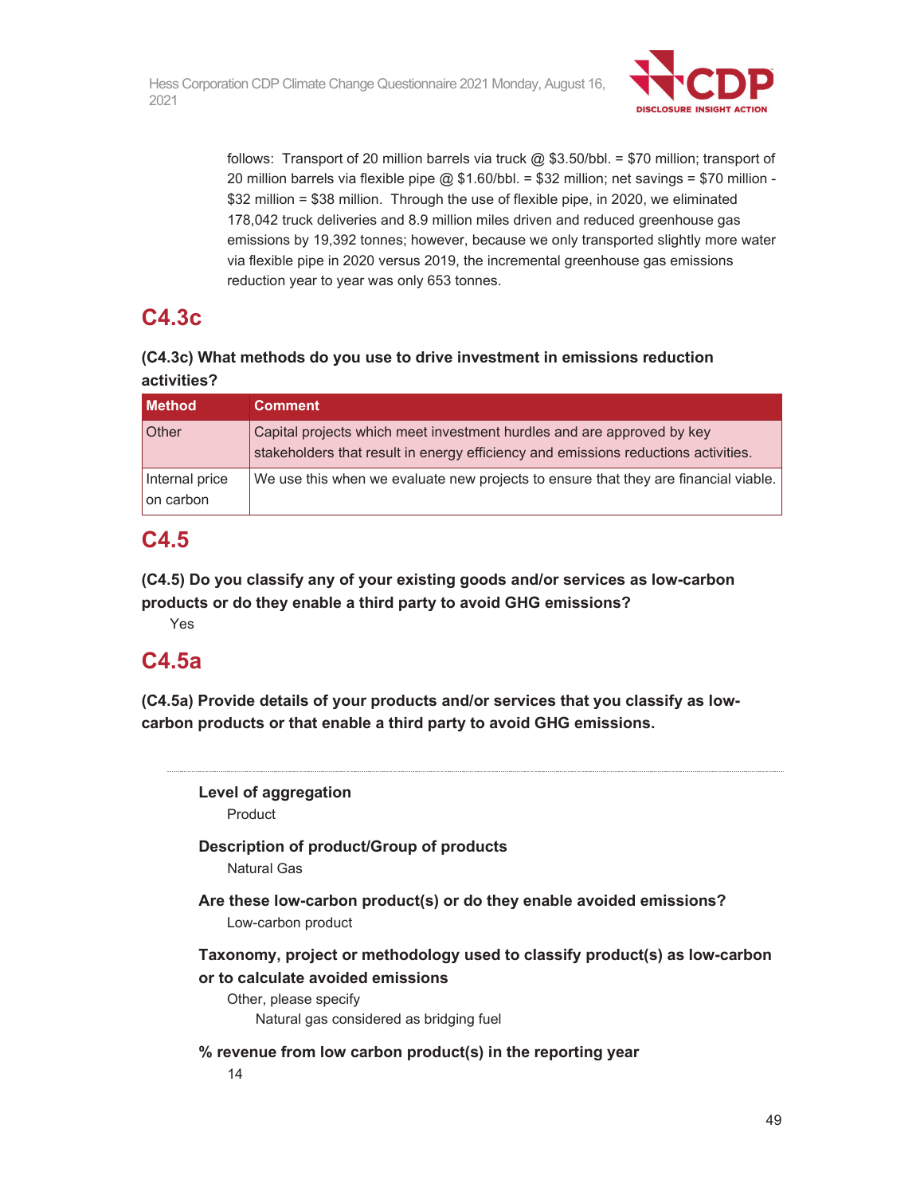follows: Transport of 20 million barrels via truck @ $3.50/bbl. = $70 million; transport of 20 million barrels via flexible pipe @ $1.60/bbl. = $32 million; net savings = $70 million - $32 million = $38 million. Through the use of flexible pipe, in 2020, we eliminated 178,042 truck deliveries and 8.9 million miles driven and reduced greenhouse gas emissions by 19,392 tonnes; however, because we only transported slightly more water via flexible pipe in 2020 versus 2019, the incremental greenhouse gas emissions reduction year to year was only 653 tonnes.

## C4.3c

**(C4.3c) What methods do you use to drive investment in emissions reduction activities?**

| Method | Comment |
| --- | --- |
| Other | Capital projects which meet investment hurdles and are approved by key stakeholders that result in energy efficiency and emissions reductions activities. |
| Internal price on carbon | We use this when we evaluate new projects to ensure that they are financial viable. |

## C4.5

**(C4.5) Do you classify any of your existing goods and/or services as low-carbon products or do they enable a third party to avoid GHG emissions?**

Yes

## C4.5a

**(C4.5a) Provide details of your products and/or services that you classify as low-carbon products or that enable a third party to avoid GHG emissions.**

---

**Level of aggregation**

Product

**Description of product/Group of products**

Natural Gas

**Are these low-carbon product(s) or do they enable avoided emissions?**

Low-carbon product

**Taxonomy, project or methodology used to classify product(s) as low-carbon or to calculate avoided emissions**

Other, please specify

Natural gas considered as bridging fuel

**% revenue from low carbon product(s) in the reporting year**

14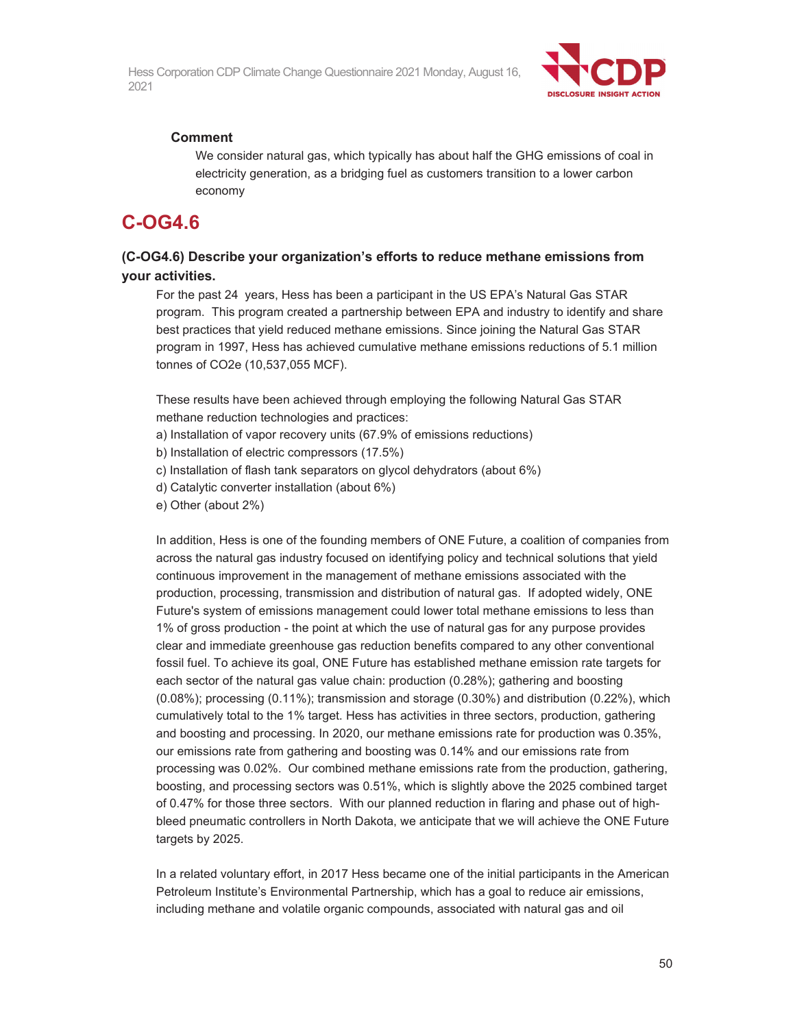**Comment**

We consider natural gas, which typically has about half the GHG emissions of coal in electricity generation, as a bridging fuel as customers transition to a lower carbon economy

# C-OG4.6

### (C-OG4.6) Describe your organization's efforts to reduce methane emissions from your activities.

For the past 24 years, Hess has been a participant in the US EPA's Natural Gas STAR program. This program created a partnership between EPA and industry to identify and share best practices that yield reduced methane emissions. Since joining the Natural Gas STAR program in 1997, Hess has achieved cumulative methane emissions reductions of 5.1 million tonnes of CO2e (10,537,055 MCF).

These results have been achieved through employing the following Natural Gas STAR methane reduction technologies and practices:

a) Installation of vapor recovery units (67.9% of emissions reductions)
b) Installation of electric compressors (17.5%)
c) Installation of flash tank separators on glycol dehydrators (about 6%)
d) Catalytic converter installation (about 6%)
e) Other (about 2%)

In addition, Hess is one of the founding members of ONE Future, a coalition of companies from across the natural gas industry focused on identifying policy and technical solutions that yield continuous improvement in the management of methane emissions associated with the production, processing, transmission and distribution of natural gas. If adopted widely, ONE Future's system of emissions management could lower total methane emissions to less than 1% of gross production - the point at which the use of natural gas for any purpose provides clear and immediate greenhouse gas reduction benefits compared to any other conventional fossil fuel. To achieve its goal, ONE Future has established methane emission rate targets for each sector of the natural gas value chain: production (0.28%); gathering and boosting (0.08%); processing (0.11%); transmission and storage (0.30%) and distribution (0.22%), which cumulatively total to the 1% target. Hess has activities in three sectors, production, gathering and boosting and processing. In 2020, our methane emissions rate for production was 0.35%, our emissions rate from gathering and boosting was 0.14% and our emissions rate from processing was 0.02%. Our combined methane emissions rate from the production, gathering, boosting, and processing sectors was 0.51%, which is slightly above the 2025 combined target of 0.47% for those three sectors. With our planned reduction in flaring and phase out of high-bleed pneumatic controllers in North Dakota, we anticipate that we will achieve the ONE Future targets by 2025.

In a related voluntary effort, in 2017 Hess became one of the initial participants in the American Petroleum Institute's Environmental Partnership, which has a goal to reduce air emissions, including methane and volatile organic compounds, associated with natural gas and oil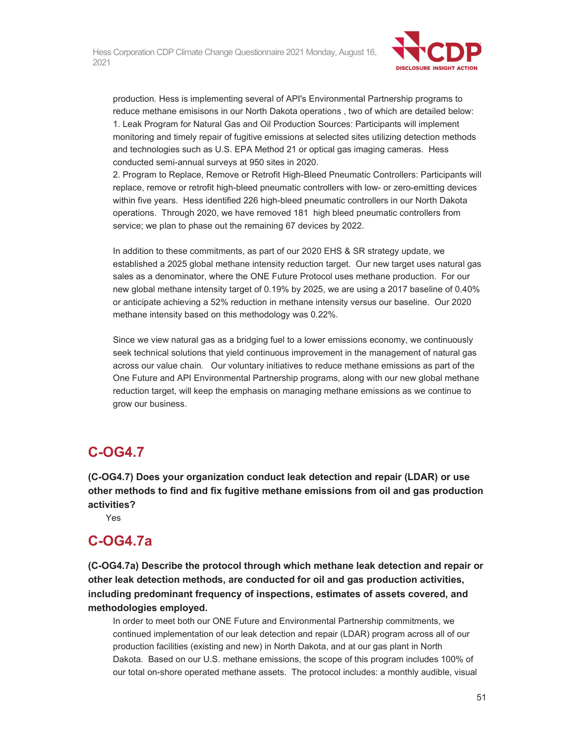production. Hess is implementing several of API's Environmental Partnership programs to reduce methane emisisons in our North Dakota operations , two of which are detailed below:
1. Leak Program for Natural Gas and Oil Production Sources: Participants will implement monitoring and timely repair of fugitive emissions at selected sites utilizing detection methods and technologies such as U.S. EPA Method 21 or optical gas imaging cameras.  Hess conducted semi-annual surveys at 950 sites in 2020.
2. Program to Replace, Remove or Retrofit High-Bleed Pneumatic Controllers: Participants will replace, remove or retrofit high-bleed pneumatic controllers with low- or zero-emitting devices within five years.  Hess identified 226 high-bleed pneumatic controllers in our North Dakota operations.  Through 2020, we have removed 181  high bleed pneumatic controllers from service; we plan to phase out the remaining 67 devices by 2022.

In addition to these commitments, as part of our 2020 EHS & SR strategy update, we established a 2025 global methane intensity reduction target.  Our new target uses natural gas sales as a denominator, where the ONE Future Protocol uses methane production.  For our new global methane intensity target of 0.19% by 2025, we are using a 2017 baseline of 0.40% or anticipate achieving a 52% reduction in methane intensity versus our baseline.  Our 2020 methane intensity based on this methodology was 0.22%.

Since we view natural gas as a bridging fuel to a lower emissions economy, we continuously seek technical solutions that yield continuous improvement in the management of natural gas across our value chain.   Our voluntary initiatives to reduce methane emissions as part of the One Future and API Environmental Partnership programs, along with our new global methane reduction target, will keep the emphasis on managing methane emissions as we continue to grow our business.

## C-OG4.7

**(C-OG4.7) Does your organization conduct leak detection and repair (LDAR) or use other methods to find and fix fugitive methane emissions from oil and gas production activities?**

Yes

## C-OG4.7a

**(C-OG4.7a) Describe the protocol through which methane leak detection and repair or other leak detection methods, are conducted for oil and gas production activities, including predominant frequency of inspections, estimates of assets covered, and methodologies employed.**

In order to meet both our ONE Future and Environmental Partnership commitments, we continued implementation of our leak detection and repair (LDAR) program across all of our production facilities (existing and new) in North Dakota, and at our gas plant in North Dakota.  Based on our U.S. methane emissions, the scope of this program includes 100% of our total on-shore operated methane assets.  The protocol includes: a monthly audible, visual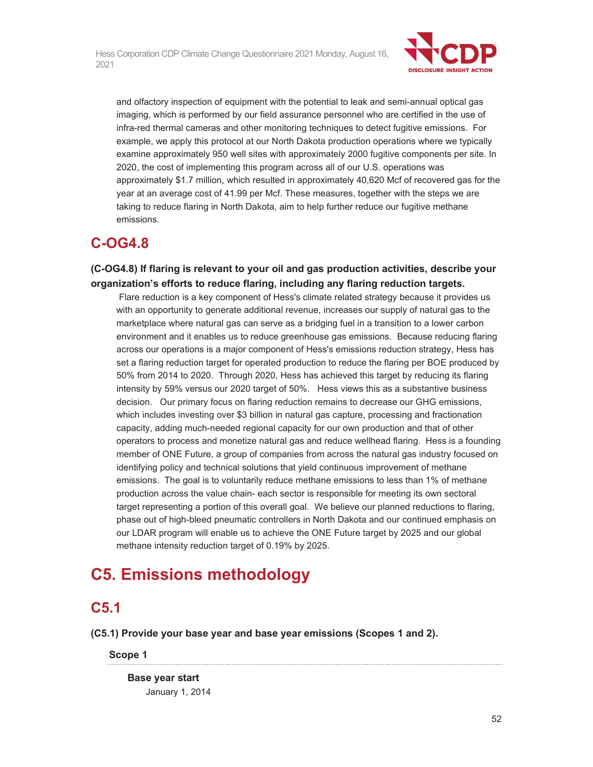and olfactory inspection of equipment with the potential to leak and semi-annual optical gas imaging, which is performed by our field assurance personnel who are certified in the use of infra-red thermal cameras and other monitoring techniques to detect fugitive emissions. For example, we apply this protocol at our North Dakota production operations where we typically examine approximately 950 well sites with approximately 2000 fugitive components per site. In 2020, the cost of implementing this program across all of our U.S. operations was approximately $1.7 million, which resulted in approximately 40,620 Mcf of recovered gas for the year at an average cost of 41.99 per Mcf. These measures, together with the steps we are taking to reduce flaring in North Dakota, aim to help further reduce our fugitive methane emissions.

## C-OG4.8

### (C-OG4.8) If flaring is relevant to your oil and gas production activities, describe your organization's efforts to reduce flaring, including any flaring reduction targets.

Flare reduction is a key component of Hess's climate related strategy because it provides us with an opportunity to generate additional revenue, increases our supply of natural gas to the marketplace where natural gas can serve as a bridging fuel in a transition to a lower carbon environment and it enables us to reduce greenhouse gas emissions. Because reducing flaring across our operations is a major component of Hess's emissions reduction strategy, Hess has set a flaring reduction target for operated production to reduce the flaring per BOE produced by 50% from 2014 to 2020. Through 2020, Hess has achieved this target by reducing its flaring intensity by 59% versus our 2020 target of 50%. Hess views this as a substantive business decision. Our primary focus on flaring reduction remains to decrease our GHG emissions, which includes investing over $3 billion in natural gas capture, processing and fractionation capacity, adding much-needed regional capacity for our own production and that of other operators to process and monetize natural gas and reduce wellhead flaring. Hess is a founding member of ONE Future, a group of companies from across the natural gas industry focused on identifying policy and technical solutions that yield continuous improvement of methane emissions. The goal is to voluntarily reduce methane emissions to less than 1% of methane production across the value chain- each sector is responsible for meeting its own sectoral target representing a portion of this overall goal. We believe our planned reductions to flaring, phase out of high-bleed pneumatic controllers in North Dakota and our continued emphasis on our LDAR program will enable us to achieve the ONE Future target by 2025 and our global methane intensity reduction target of 0.19% by 2025.

# C5. Emissions methodology

## C5.1

### (C5.1) Provide your base year and base year emissions (Scopes 1 and 2).

**Scope 1**

**Base year start**

January 1, 2014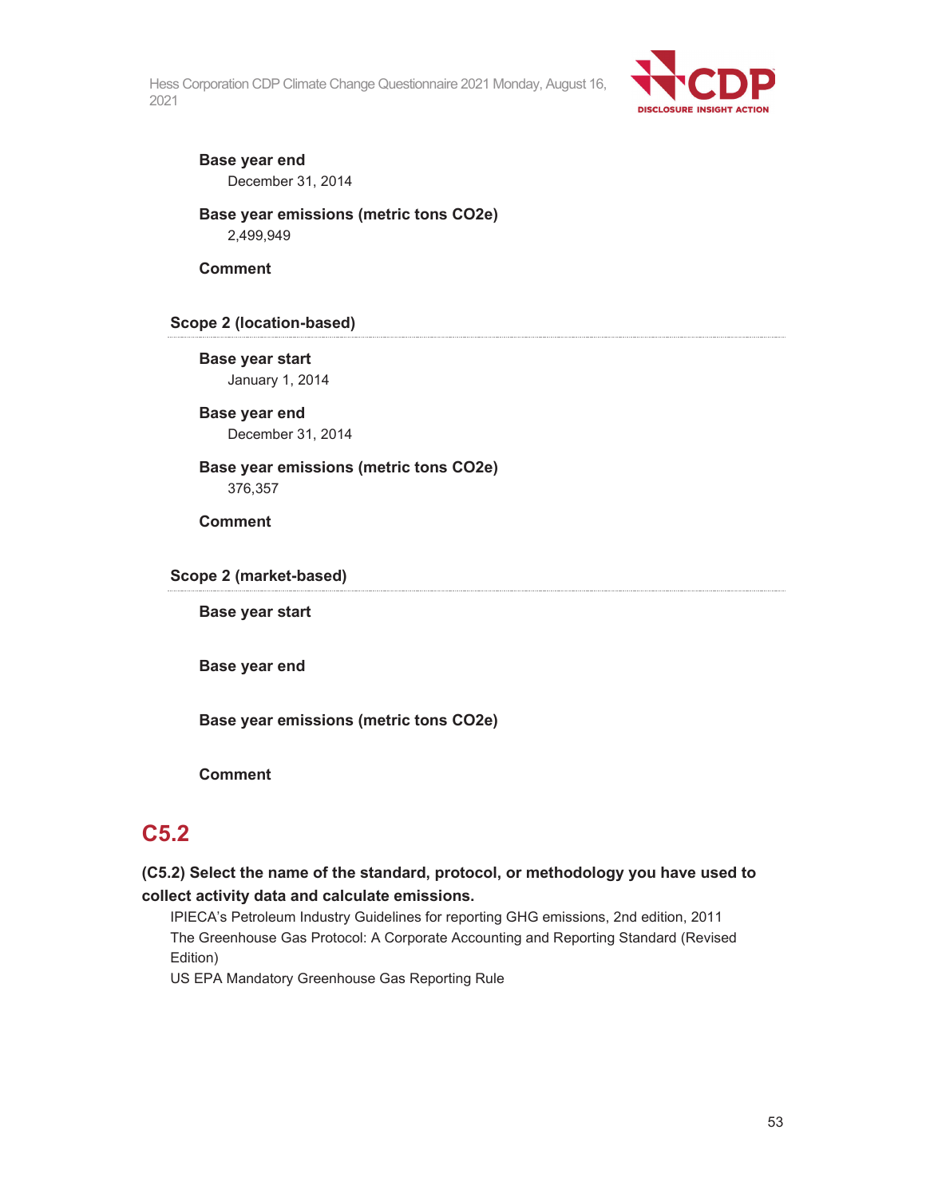**Base year end**

December 31, 2014

**Base year emissions (metric tons CO2e)**

2,499,949

**Comment**

### Scope 2 (location-based)

**Base year start**

January 1, 2014

**Base year end**

December 31, 2014

**Base year emissions (metric tons CO2e)**

376,357

**Comment**

### Scope 2 (market-based)

**Base year start**

**Base year end**

**Base year emissions (metric tons CO2e)**

**Comment**

## C5.2

**(C5.2) Select the name of the standard, protocol, or methodology you have used to collect activity data and calculate emissions.**

IPIECA's Petroleum Industry Guidelines for reporting GHG emissions, 2nd edition, 2011

The Greenhouse Gas Protocol: A Corporate Accounting and Reporting Standard (Revised Edition)

US EPA Mandatory Greenhouse Gas Reporting Rule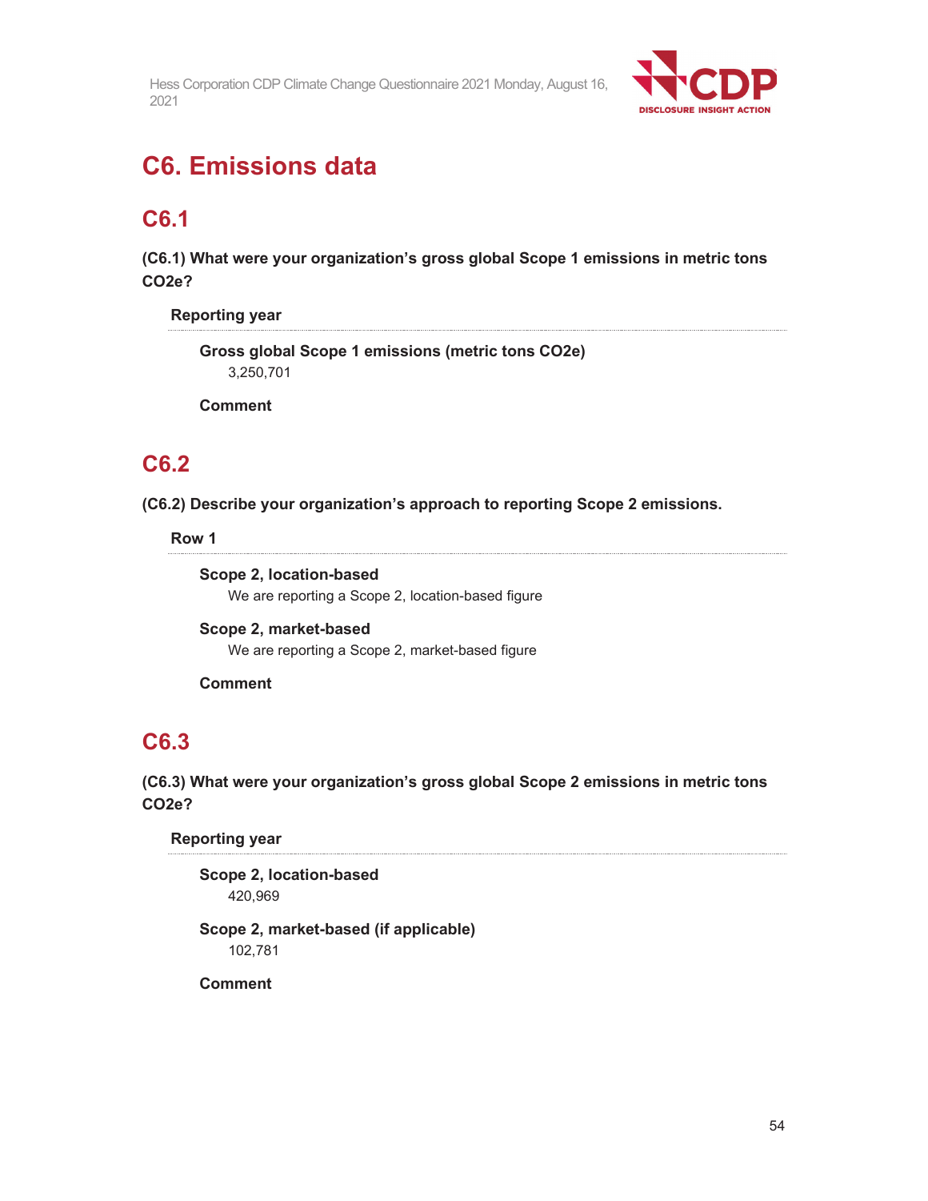# C6. Emissions data

## C6.1

**(C6.1) What were your organization's gross global Scope 1 emissions in metric tons CO2e?**

**Reporting year**

**Gross global Scope 1 emissions (metric tons CO2e)**
3,250,701

**Comment**

## C6.2

**(C6.2) Describe your organization's approach to reporting Scope 2 emissions.**

**Row 1**

**Scope 2, location-based**
We are reporting a Scope 2, location-based figure

**Scope 2, market-based**
We are reporting a Scope 2, market-based figure

**Comment**

## C6.3

**(C6.3) What were your organization's gross global Scope 2 emissions in metric tons CO2e?**

**Reporting year**

**Scope 2, location-based**
420,969

**Scope 2, market-based (if applicable)**
102,781

**Comment**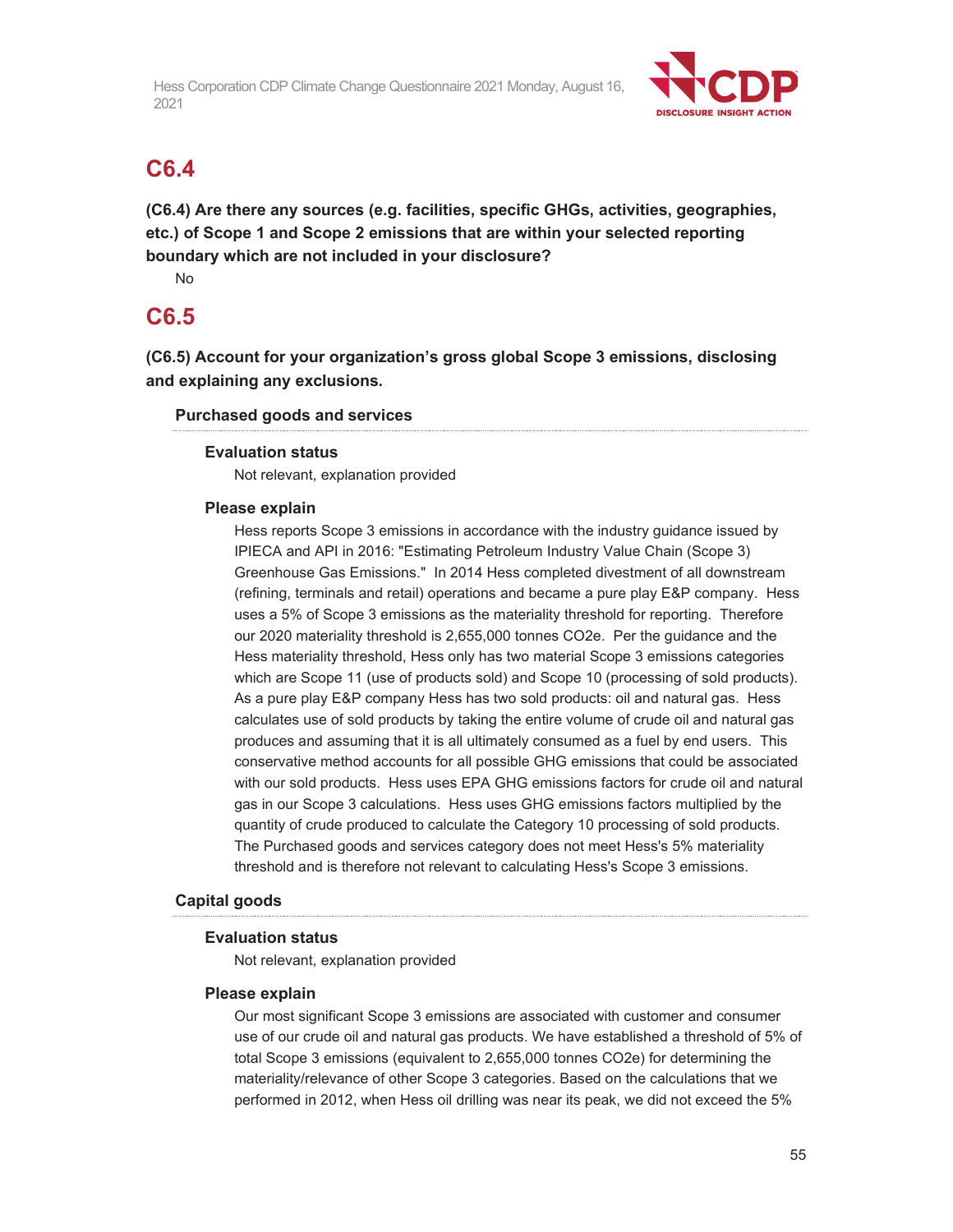## C6.4

**(C6.4) Are there any sources (e.g. facilities, specific GHGs, activities, geographies, etc.) of Scope 1 and Scope 2 emissions that are within your selected reporting boundary which are not included in your disclosure?**

No

## C6.5

**(C6.5) Account for your organization's gross global Scope 3 emissions, disclosing and explaining any exclusions.**

### Purchased goods and services

**Evaluation status**

Not relevant, explanation provided

**Please explain**

Hess reports Scope 3 emissions in accordance with the industry guidance issued by IPIECA and API in 2016: "Estimating Petroleum Industry Value Chain (Scope 3) Greenhouse Gas Emissions." In 2014 Hess completed divestment of all downstream (refining, terminals and retail) operations and became a pure play E&P company. Hess uses a 5% of Scope 3 emissions as the materiality threshold for reporting. Therefore our 2020 materiality threshold is 2,655,000 tonnes CO2e. Per the guidance and the Hess materiality threshold, Hess only has two material Scope 3 emissions categories which are Scope 11 (use of products sold) and Scope 10 (processing of sold products). As a pure play E&P company Hess has two sold products: oil and natural gas. Hess calculates use of sold products by taking the entire volume of crude oil and natural gas produces and assuming that it is all ultimately consumed as a fuel by end users. This conservative method accounts for all possible GHG emissions that could be associated with our sold products. Hess uses EPA GHG emissions factors for crude oil and natural gas in our Scope 3 calculations. Hess uses GHG emissions factors multiplied by the quantity of crude produced to calculate the Category 10 processing of sold products. The Purchased goods and services category does not meet Hess's 5% materiality threshold and is therefore not relevant to calculating Hess's Scope 3 emissions.

### Capital goods

**Evaluation status**

Not relevant, explanation provided

**Please explain**

Our most significant Scope 3 emissions are associated with customer and consumer use of our crude oil and natural gas products. We have established a threshold of 5% of total Scope 3 emissions (equivalent to 2,655,000 tonnes CO2e) for determining the materiality/relevance of other Scope 3 categories. Based on the calculations that we performed in 2012, when Hess oil drilling was near its peak, we did not exceed the 5%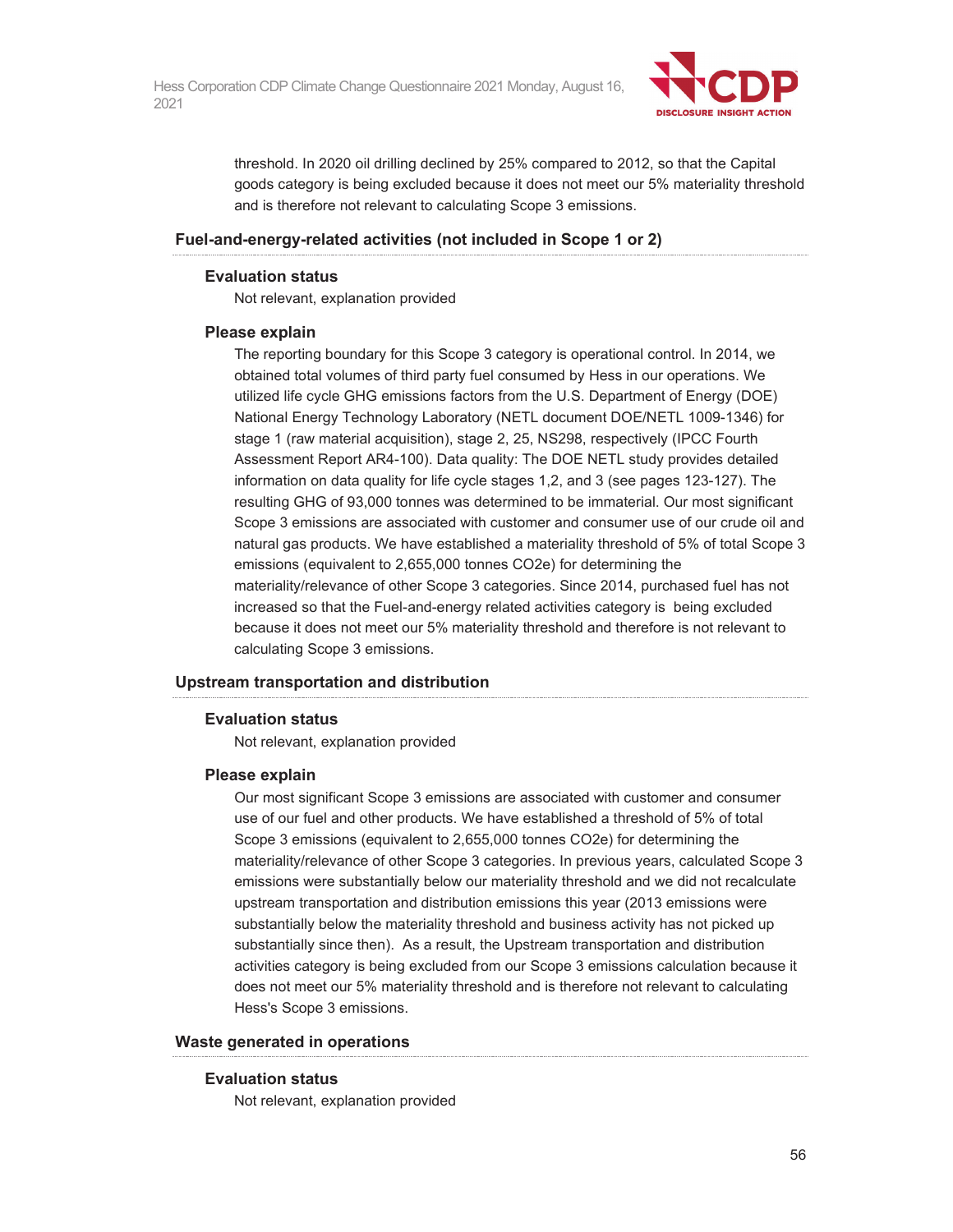threshold. In 2020 oil drilling declined by 25% compared to 2012, so that the Capital goods category is being excluded because it does not meet our 5% materiality threshold and is therefore not relevant to calculating Scope 3 emissions.

### Fuel-and-energy-related activities (not included in Scope 1 or 2)

**Evaluation status**

Not relevant, explanation provided

**Please explain**

The reporting boundary for this Scope 3 category is operational control. In 2014, we obtained total volumes of third party fuel consumed by Hess in our operations. We utilized life cycle GHG emissions factors from the U.S. Department of Energy (DOE) National Energy Technology Laboratory (NETL document DOE/NETL 1009-1346) for stage 1 (raw material acquisition), stage 2, 25, NS298, respectively (IPCC Fourth Assessment Report AR4-100). Data quality: The DOE NETL study provides detailed information on data quality for life cycle stages 1,2, and 3 (see pages 123-127). The resulting GHG of 93,000 tonnes was determined to be immaterial. Our most significant Scope 3 emissions are associated with customer and consumer use of our crude oil and natural gas products. We have established a materiality threshold of 5% of total Scope 3 emissions (equivalent to 2,655,000 tonnes CO2e) for determining the materiality/relevance of other Scope 3 categories. Since 2014, purchased fuel has not increased so that the Fuel-and-energy related activities category is being excluded because it does not meet our 5% materiality threshold and therefore is not relevant to calculating Scope 3 emissions.

### Upstream transportation and distribution

**Evaluation status**

Not relevant, explanation provided

**Please explain**

Our most significant Scope 3 emissions are associated with customer and consumer use of our fuel and other products. We have established a threshold of 5% of total Scope 3 emissions (equivalent to 2,655,000 tonnes CO2e) for determining the materiality/relevance of other Scope 3 categories. In previous years, calculated Scope 3 emissions were substantially below our materiality threshold and we did not recalculate upstream transportation and distribution emissions this year (2013 emissions were substantially below the materiality threshold and business activity has not picked up substantially since then). As a result, the Upstream transportation and distribution activities category is being excluded from our Scope 3 emissions calculation because it does not meet our 5% materiality threshold and is therefore not relevant to calculating Hess's Scope 3 emissions.

### Waste generated in operations

**Evaluation status**

Not relevant, explanation provided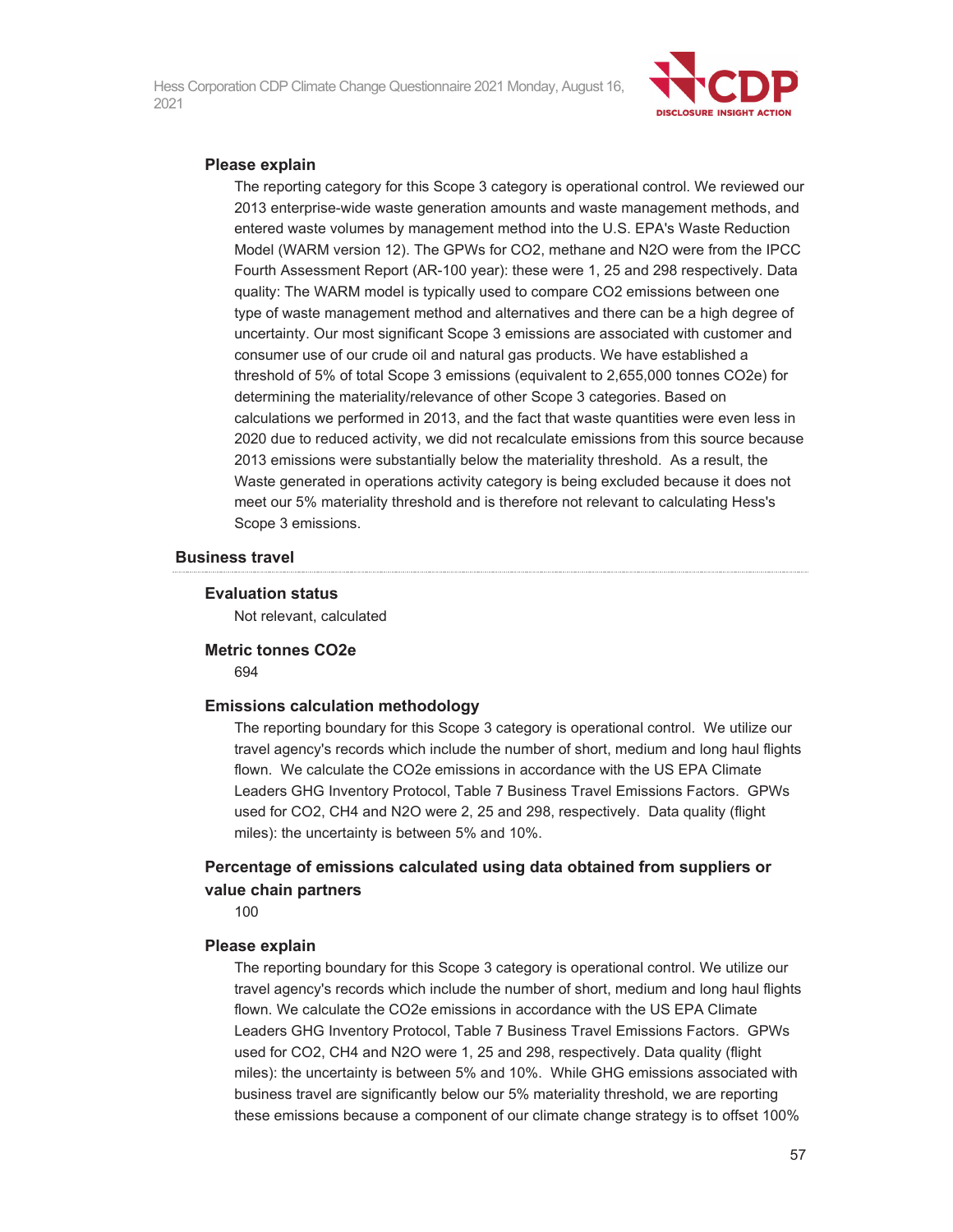**Please explain**

The reporting category for this Scope 3 category is operational control. We reviewed our 2013 enterprise-wide waste generation amounts and waste management methods, and entered waste volumes by management method into the U.S. EPA's Waste Reduction Model (WARM version 12). The GPWs for $CO_2$, methane and $N_2O$ were from the IPCC Fourth Assessment Report (AR-100 year): these were 1, 25 and 298 respectively. Data quality: The WARM model is typically used to compare $CO_2$ emissions between one type of waste management method and alternatives and there can be a high degree of uncertainty. Our most significant Scope 3 emissions are associated with customer and consumer use of our crude oil and natural gas products. We have established a threshold of 5% of total Scope 3 emissions (equivalent to 2,655,000 tonnes $CO_2e$) for determining the materiality/relevance of other Scope 3 categories. Based on calculations we performed in 2013, and the fact that waste quantities were even less in 2020 due to reduced activity, we did not recalculate emissions from this source because 2013 emissions were substantially below the materiality threshold. As a result, the Waste generated in operations activity category is being excluded because it does not meet our 5% materiality threshold and is therefore not relevant to calculating Hess's Scope 3 emissions.

### Business travel

**Evaluation status**

Not relevant, calculated

**Metric tonnes CO2e**

694

**Emissions calculation methodology**

The reporting boundary for this Scope 3 category is operational control. We utilize our travel agency's records which include the number of short, medium and long haul flights flown. We calculate the $CO_2e$ emissions in accordance with the US EPA Climate Leaders GHG Inventory Protocol, Table 7 Business Travel Emissions Factors. GPWs used for $CO_2$, $CH_4$ and $N_2O$ were 2, 25 and 298, respectively. Data quality (flight miles): the uncertainty is between 5% and 10%.

**Percentage of emissions calculated using data obtained from suppliers or value chain partners**

100

**Please explain**

The reporting boundary for this Scope 3 category is operational control. We utilize our travel agency's records which include the number of short, medium and long haul flights flown. We calculate the $CO_2e$ emissions in accordance with the US EPA Climate Leaders GHG Inventory Protocol, Table 7 Business Travel Emissions Factors. GPWs used for $CO_2$, $CH_4$ and $N_2O$ were 1, 25 and 298, respectively. Data quality (flight miles): the uncertainty is between 5% and 10%. While GHG emissions associated with business travel are significantly below our 5% materiality threshold, we are reporting these emissions because a component of our climate change strategy is to offset 100%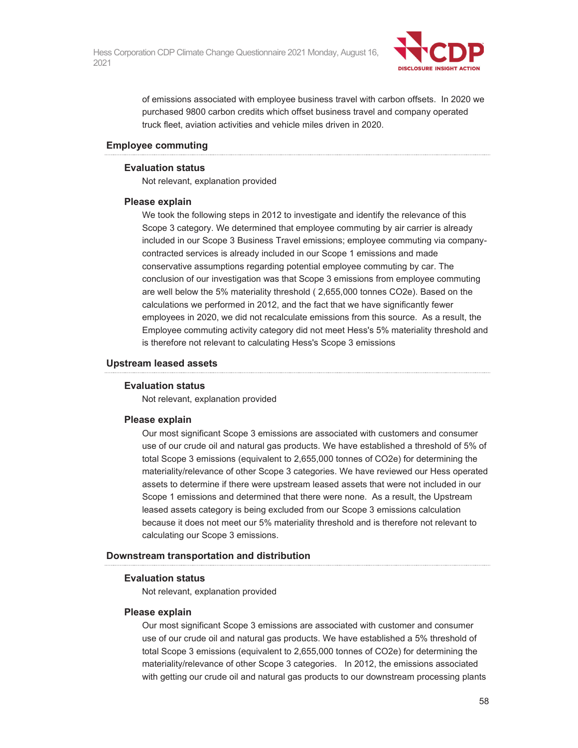of emissions associated with employee business travel with carbon offsets. In 2020 we purchased 9800 carbon credits which offset business travel and company operated truck fleet, aviation activities and vehicle miles driven in 2020.

### Employee commuting

**Evaluation status**

Not relevant, explanation provided

**Please explain**

We took the following steps in 2012 to investigate and identify the relevance of this Scope 3 category. We determined that employee commuting by air carrier is already included in our Scope 3 Business Travel emissions; employee commuting via company-contracted services is already included in our Scope 1 emissions and made conservative assumptions regarding potential employee commuting by car. The conclusion of our investigation was that Scope 3 emissions from employee commuting are well below the 5% materiality threshold ( 2,655,000 tonnes CO2e). Based on the calculations we performed in 2012, and the fact that we have significantly fewer employees in 2020, we did not recalculate emissions from this source. As a result, the Employee commuting activity category did not meet Hess's 5% materiality threshold and is therefore not relevant to calculating Hess's Scope 3 emissions

### Upstream leased assets

**Evaluation status**

Not relevant, explanation provided

**Please explain**

Our most significant Scope 3 emissions are associated with customers and consumer use of our crude oil and natural gas products. We have established a threshold of 5% of total Scope 3 emissions (equivalent to 2,655,000 tonnes of CO2e) for determining the materiality/relevance of other Scope 3 categories. We have reviewed our Hess operated assets to determine if there were upstream leased assets that were not included in our Scope 1 emissions and determined that there were none. As a result, the Upstream leased assets category is being excluded from our Scope 3 emissions calculation because it does not meet our 5% materiality threshold and is therefore not relevant to calculating our Scope 3 emissions.

### Downstream transportation and distribution

**Evaluation status**

Not relevant, explanation provided

**Please explain**

Our most significant Scope 3 emissions are associated with customer and consumer use of our crude oil and natural gas products. We have established a 5% threshold of total Scope 3 emissions (equivalent to 2,655,000 tonnes of CO2e) for determining the materiality/relevance of other Scope 3 categories. In 2012, the emissions associated with getting our crude oil and natural gas products to our downstream processing plants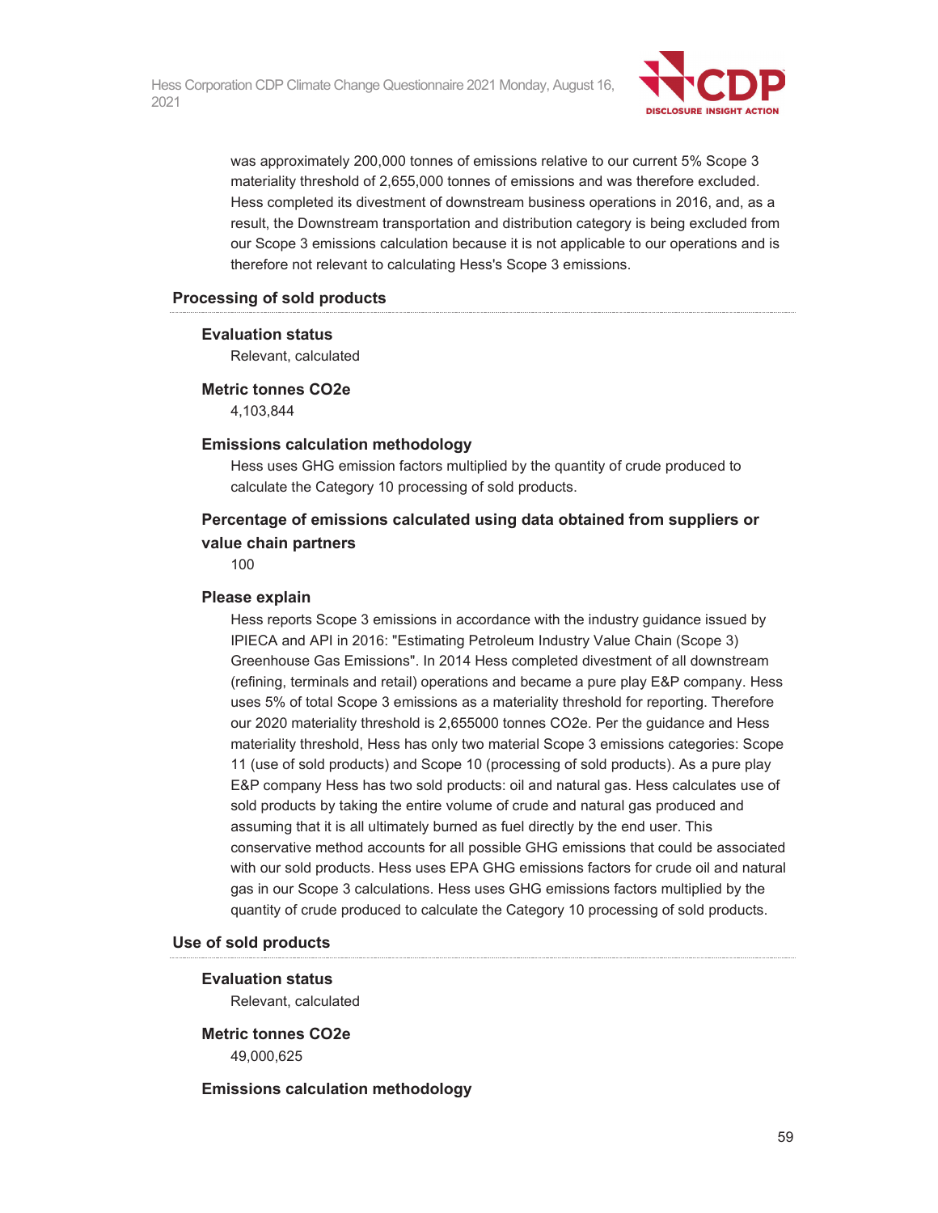was approximately 200,000 tonnes of emissions relative to our current 5% Scope 3 materiality threshold of 2,655,000 tonnes of emissions and was therefore excluded. Hess completed its divestment of downstream business operations in 2016, and, as a result, the Downstream transportation and distribution category is being excluded from our Scope 3 emissions calculation because it is not applicable to our operations and is therefore not relevant to calculating Hess's Scope 3 emissions.

## Processing of sold products

### Evaluation status

Relevant, calculated

### Metric tonnes CO2e

4,103,844

### Emissions calculation methodology

Hess uses GHG emission factors multiplied by the quantity of crude produced to calculate the Category 10 processing of sold products.

### Percentage of emissions calculated using data obtained from suppliers or value chain partners

100

### Please explain

Hess reports Scope 3 emissions in accordance with the industry guidance issued by IPIECA and API in 2016: "Estimating Petroleum Industry Value Chain (Scope 3) Greenhouse Gas Emissions". In 2014 Hess completed divestment of all downstream (refining, terminals and retail) operations and became a pure play E&P company. Hess uses 5% of total Scope 3 emissions as a materiality threshold for reporting. Therefore our 2020 materiality threshold is 2,655000 tonnes CO2e. Per the guidance and Hess materiality threshold, Hess has only two material Scope 3 emissions categories: Scope 11 (use of sold products) and Scope 10 (processing of sold products). As a pure play E&P company Hess has two sold products: oil and natural gas. Hess calculates use of sold products by taking the entire volume of crude and natural gas produced and assuming that it is all ultimately burned as fuel directly by the end user. This conservative method accounts for all possible GHG emissions that could be associated with our sold products. Hess uses EPA GHG emissions factors for crude oil and natural gas in our Scope 3 calculations. Hess uses GHG emissions factors multiplied by the quantity of crude produced to calculate the Category 10 processing of sold products.

## Use of sold products

### Evaluation status

Relevant, calculated

### Metric tonnes CO2e

49,000,625

### Emissions calculation methodology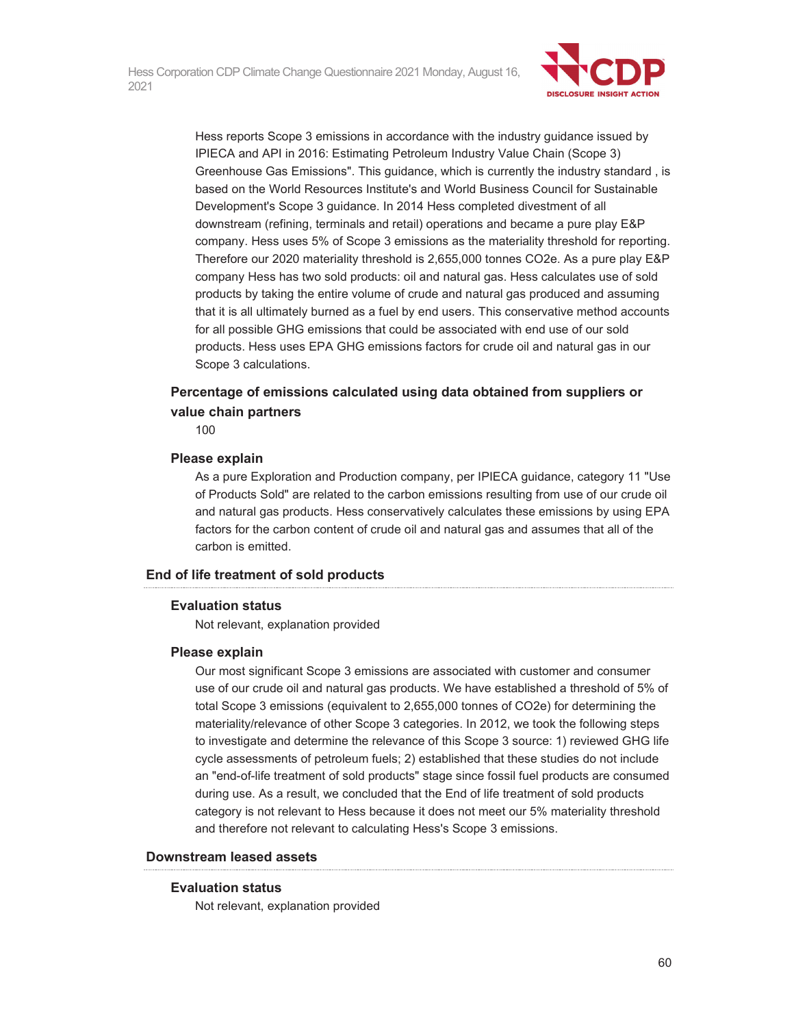Hess reports Scope 3 emissions in accordance with the industry guidance issued by IPIECA and API in 2016: Estimating Petroleum Industry Value Chain (Scope 3) Greenhouse Gas Emissions". This guidance, which is currently the industry standard , is based on the World Resources Institute's and World Business Council for Sustainable Development's Scope 3 guidance. In 2014 Hess completed divestment of all downstream (refining, terminals and retail) operations and became a pure play E&P company. Hess uses 5% of Scope 3 emissions as the materiality threshold for reporting. Therefore our 2020 materiality threshold is 2,655,000 tonnes CO2e. As a pure play E&P company Hess has two sold products: oil and natural gas. Hess calculates use of sold products by taking the entire volume of crude and natural gas produced and assuming that it is all ultimately burned as a fuel by end users. This conservative method accounts for all possible GHG emissions that could be associated with end use of our sold products. Hess uses EPA GHG emissions factors for crude oil and natural gas in our Scope 3 calculations.

### Percentage of emissions calculated using data obtained from suppliers or value chain partners

100

### Please explain

As a pure Exploration and Production company, per IPIECA guidance, category 11 "Use of Products Sold" are related to the carbon emissions resulting from use of our crude oil and natural gas products. Hess conservatively calculates these emissions by using EPA factors for the carbon content of crude oil and natural gas and assumes that all of the carbon is emitted.

## End of life treatment of sold products

### Evaluation status

Not relevant, explanation provided

### Please explain

Our most significant Scope 3 emissions are associated with customer and consumer use of our crude oil and natural gas products. We have established a threshold of 5% of total Scope 3 emissions (equivalent to 2,655,000 tonnes of CO2e) for determining the materiality/relevance of other Scope 3 categories. In 2012, we took the following steps to investigate and determine the relevance of this Scope 3 source: 1) reviewed GHG life cycle assessments of petroleum fuels; 2) established that these studies do not include an "end-of-life treatment of sold products" stage since fossil fuel products are consumed during use. As a result, we concluded that the End of life treatment of sold products category is not relevant to Hess because it does not meet our 5% materiality threshold and therefore not relevant to calculating Hess's Scope 3 emissions.

## Downstream leased assets

### Evaluation status

Not relevant, explanation provided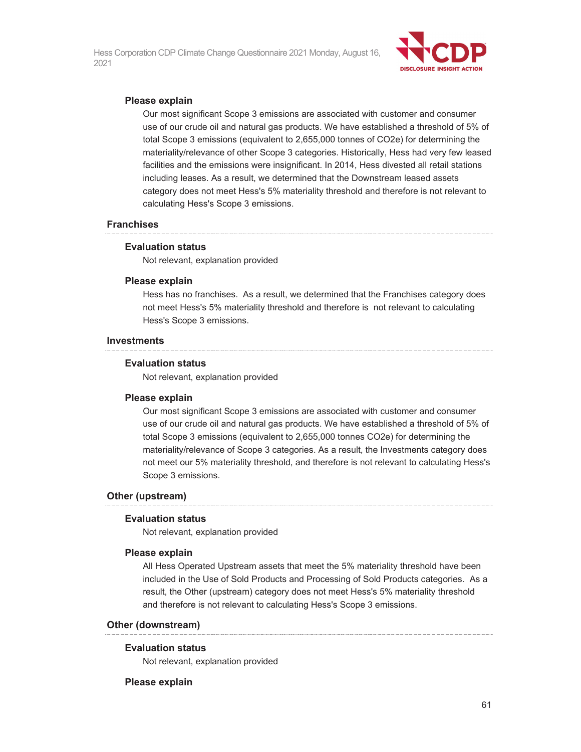#### Please explain

Our most significant Scope 3 emissions are associated with customer and consumer use of our crude oil and natural gas products. We have established a threshold of 5% of total Scope 3 emissions (equivalent to 2,655,000 tonnes of CO2e) for determining the materiality/relevance of other Scope 3 categories. Historically, Hess had very few leased facilities and the emissions were insignificant. In 2014, Hess divested all retail stations including leases. As a result, we determined that the Downstream leased assets category does not meet Hess's 5% materiality threshold and therefore is not relevant to calculating Hess's Scope 3 emissions.

### Franchises

#### Evaluation status

Not relevant, explanation provided

#### Please explain

Hess has no franchises. As a result, we determined that the Franchises category does not meet Hess's 5% materiality threshold and therefore is not relevant to calculating Hess's Scope 3 emissions.

### Investments

#### Evaluation status

Not relevant, explanation provided

#### Please explain

Our most significant Scope 3 emissions are associated with customer and consumer use of our crude oil and natural gas products. We have established a threshold of 5% of total Scope 3 emissions (equivalent to 2,655,000 tonnes CO2e) for determining the materiality/relevance of Scope 3 categories. As a result, the Investments category does not meet our 5% materiality threshold, and therefore is not relevant to calculating Hess's Scope 3 emissions.

### Other (upstream)

#### Evaluation status

Not relevant, explanation provided

#### Please explain

All Hess Operated Upstream assets that meet the 5% materiality threshold have been included in the Use of Sold Products and Processing of Sold Products categories. As a result, the Other (upstream) category does not meet Hess's 5% materiality threshold and therefore is not relevant to calculating Hess's Scope 3 emissions.

### Other (downstream)

#### Evaluation status

Not relevant, explanation provided

#### Please explain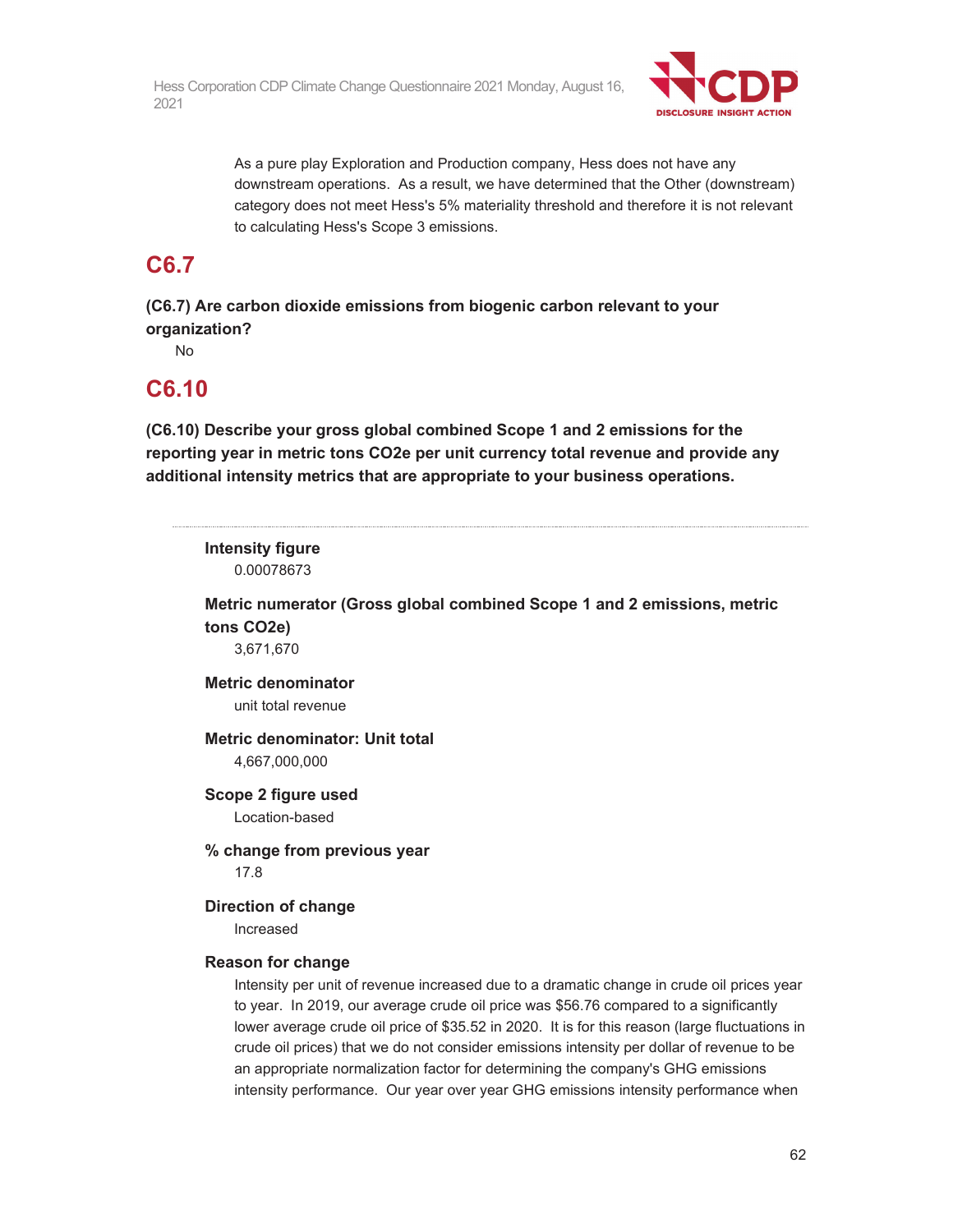As a pure play Exploration and Production company, Hess does not have any downstream operations. As a result, we have determined that the Other (downstream) category does not meet Hess's 5% materiality threshold and therefore it is not relevant to calculating Hess's Scope 3 emissions.

## C6.7

**(C6.7) Are carbon dioxide emissions from biogenic carbon relevant to your organization?**

No

## C6.10

**(C6.10) Describe your gross global combined Scope 1 and 2 emissions for the reporting year in metric tons CO2e per unit currency total revenue and provide any additional intensity metrics that are appropriate to your business operations.**

---

**Intensity figure**

0.00078673

**Metric numerator (Gross global combined Scope 1 and 2 emissions, metric tons CO2e)**

3,671,670

**Metric denominator**

unit total revenue

**Metric denominator: Unit total**

4,667,000,000

**Scope 2 figure used**

Location-based

**% change from previous year**

17.8

**Direction of change**

Increased

**Reason for change**

Intensity per unit of revenue increased due to a dramatic change in crude oil prices year to year. In 2019, our average crude oil price was $56.76 compared to a significantly lower average crude oil price of $35.52 in 2020. It is for this reason (large fluctuations in crude oil prices) that we do not consider emissions intensity per dollar of revenue to be an appropriate normalization factor for determining the company's GHG emissions intensity performance. Our year over year GHG emissions intensity performance when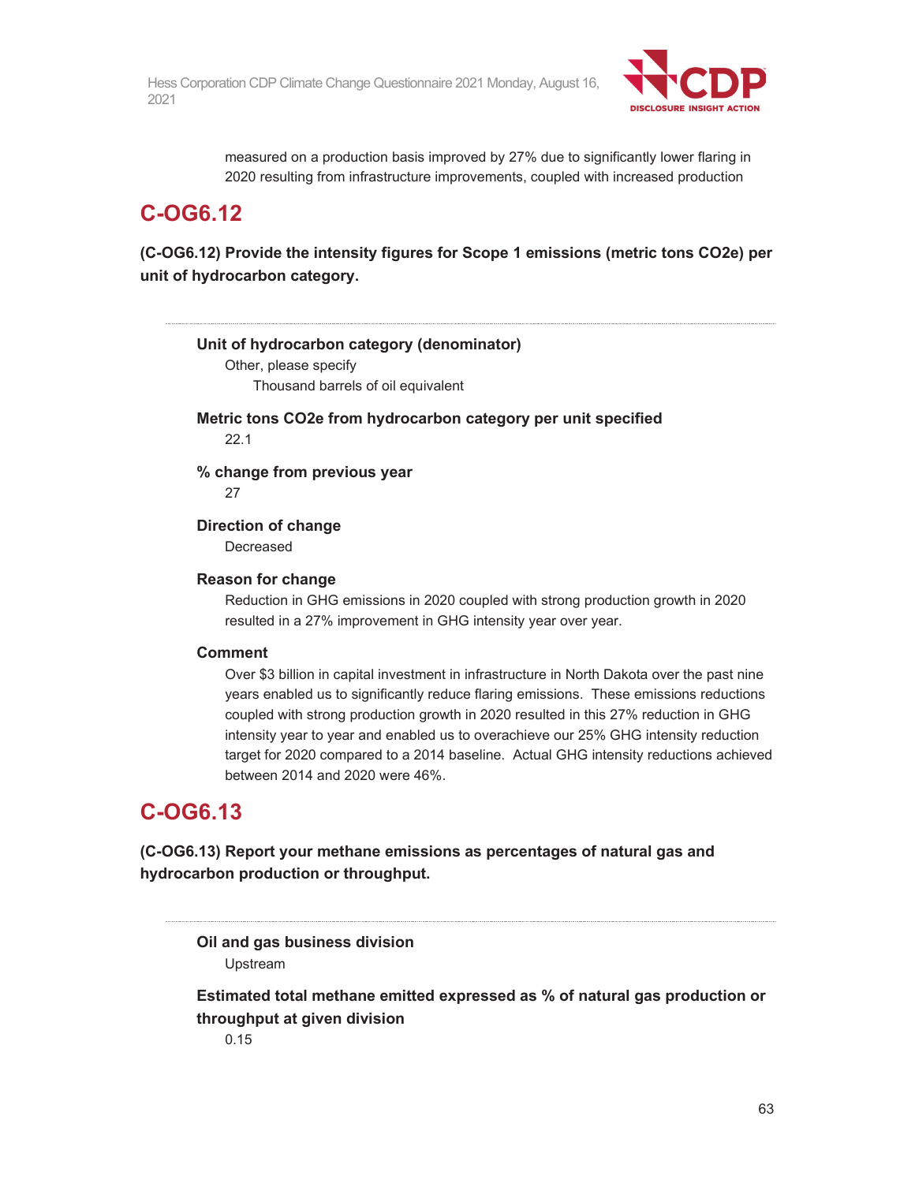measured on a production basis improved by 27% due to significantly lower flaring in 2020 resulting from infrastructure improvements, coupled with increased production

## C-OG6.12

**(C-OG6.12) Provide the intensity figures for Scope 1 emissions (metric tons CO2e) per unit of hydrocarbon category.**

**Unit of hydrocarbon category (denominator)**

Other, please specify

Thousand barrels of oil equivalent

**Metric tons CO2e from hydrocarbon category per unit specified**

22.1

**% change from previous year**

27

**Direction of change**

Decreased

**Reason for change**

Reduction in GHG emissions in 2020 coupled with strong production growth in 2020 resulted in a 27% improvement in GHG intensity year over year.

**Comment**

Over $3 billion in capital investment in infrastructure in North Dakota over the past nine years enabled us to significantly reduce flaring emissions. These emissions reductions coupled with strong production growth in 2020 resulted in this 27% reduction in GHG intensity year to year and enabled us to overachieve our 25% GHG intensity reduction target for 2020 compared to a 2014 baseline. Actual GHG intensity reductions achieved between 2014 and 2020 were 46%.

## C-OG6.13

**(C-OG6.13) Report your methane emissions as percentages of natural gas and hydrocarbon production or throughput.**

**Oil and gas business division**

Upstream

**Estimated total methane emitted expressed as % of natural gas production or throughput at given division**

0.15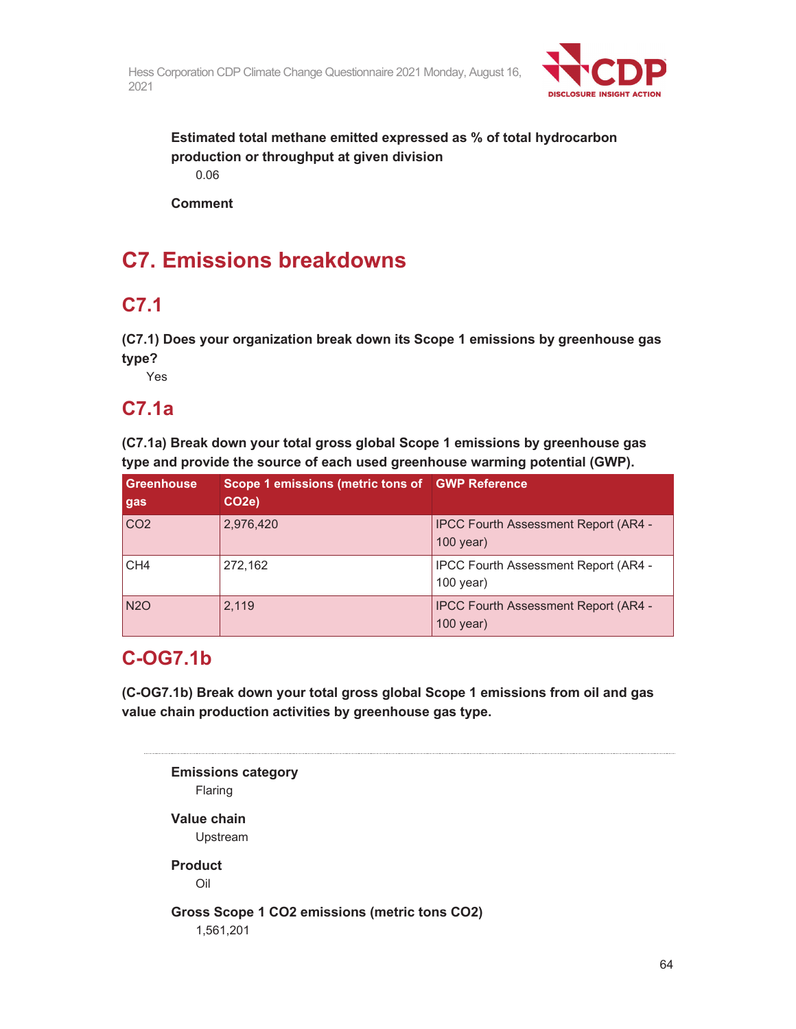**Estimated total methane emitted expressed as % of total hydrocarbon production or throughput at given division**

0.06

**Comment**

# C7. Emissions breakdowns

## C7.1

**(C7.1) Does your organization break down its Scope 1 emissions by greenhouse gas type?**

Yes

## C7.1a

**(C7.1a) Break down your total gross global Scope 1 emissions by greenhouse gas type and provide the source of each used greenhouse warming potential (GWP).**

| Greenhouse gas | Scope 1 emissions (metric tons of CO2e) | GWP Reference |
| --- | --- | --- |
| CO2 | 2,976,420 | IPCC Fourth Assessment Report (AR4 - 100 year) |
| CH4 | 272,162 | IPCC Fourth Assessment Report (AR4 - 100 year) |
| N2O | 2,119 | IPCC Fourth Assessment Report (AR4 - 100 year) |

## C-OG7.1b

**(C-OG7.1b) Break down your total gross global Scope 1 emissions from oil and gas value chain production activities by greenhouse gas type.**

---

**Emissions category**

Flaring

**Value chain**

Upstream

**Product**

Oil

**Gross Scope 1 CO2 emissions (metric tons CO2)**

1,561,201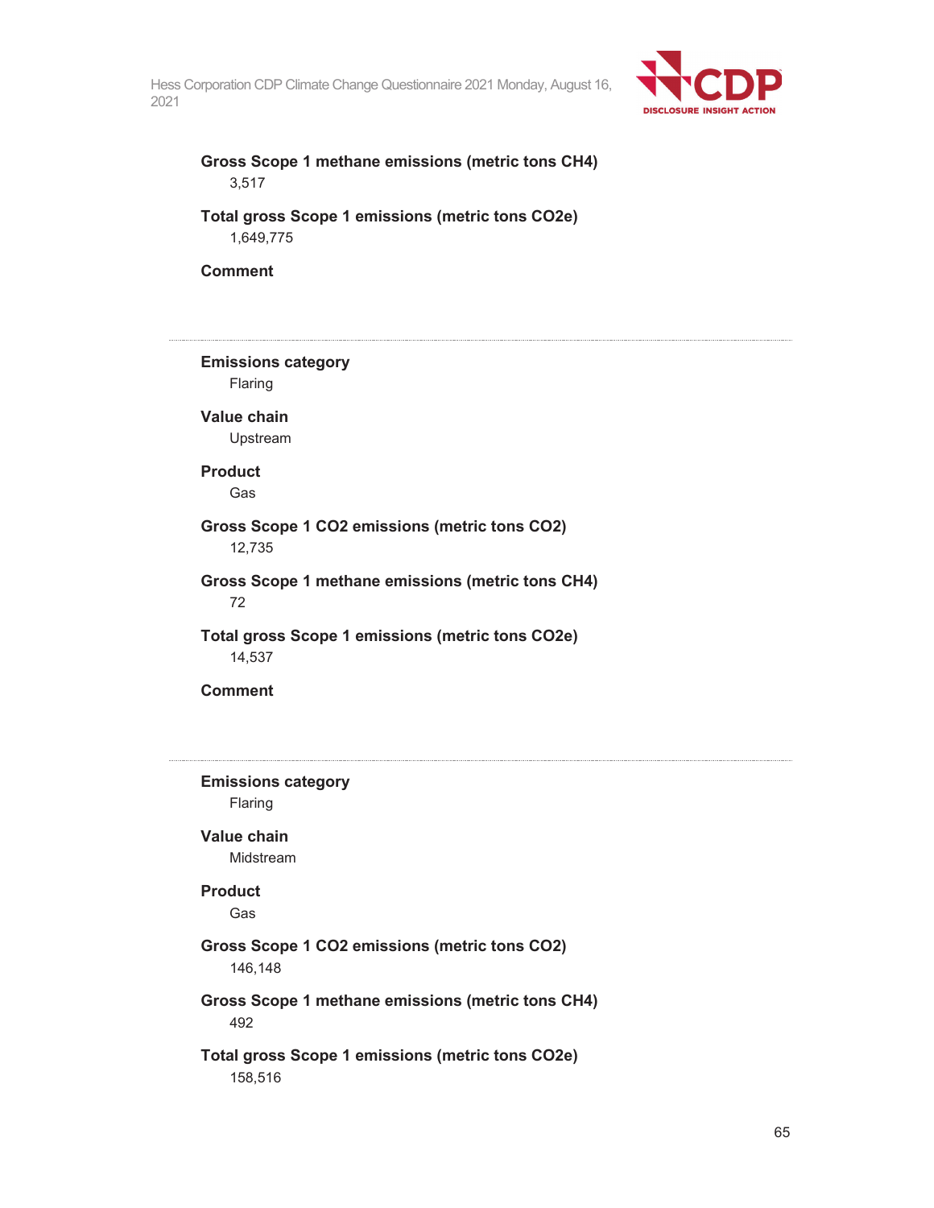**Gross Scope 1 methane emissions (metric tons CH4)**
3,517

**Total gross Scope 1 emissions (metric tons CO2e)**
1,649,775

**Comment**

---

**Emissions category**
Flaring

**Value chain**
Upstream

**Product**
Gas

**Gross Scope 1 CO2 emissions (metric tons CO2)**
12,735

**Gross Scope 1 methane emissions (metric tons CH4)**
72

**Total gross Scope 1 emissions (metric tons CO2e)**
14,537

**Comment**

---

**Emissions category**
Flaring

**Value chain**
Midstream

**Product**
Gas

**Gross Scope 1 CO2 emissions (metric tons CO2)**
146,148

**Gross Scope 1 methane emissions (metric tons CH4)**
492

**Total gross Scope 1 emissions (metric tons CO2e)**
158,516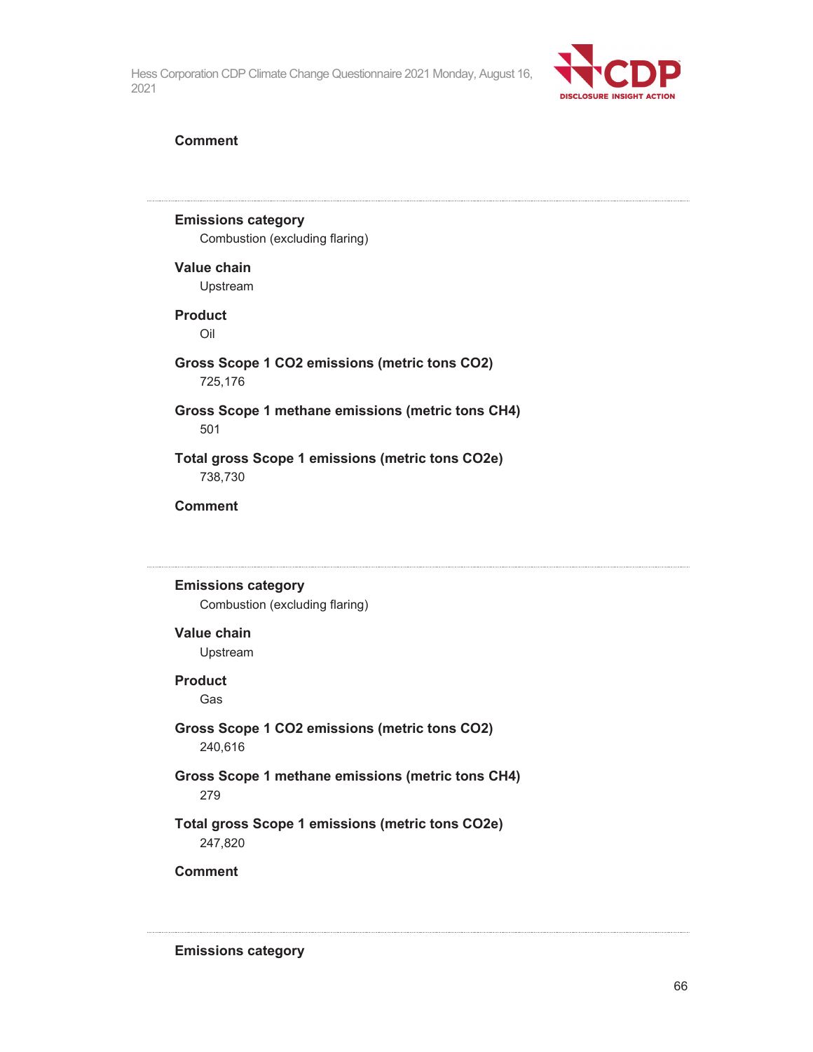**Comment**

---

**Emissions category**
Combustion (excluding flaring)

**Value chain**
Upstream

**Product**
Oil

**Gross Scope 1 CO2 emissions (metric tons CO2)**
725,176

**Gross Scope 1 methane emissions (metric tons CH4)**
501

**Total gross Scope 1 emissions (metric tons CO2e)**
738,730

**Comment**

---

**Emissions category**
Combustion (excluding flaring)

**Value chain**
Upstream

**Product**
Gas

**Gross Scope 1 CO2 emissions (metric tons CO2)**
240,616

**Gross Scope 1 methane emissions (metric tons CH4)**
279

**Total gross Scope 1 emissions (metric tons CO2e)**
247,820

**Comment**

---

**Emissions category**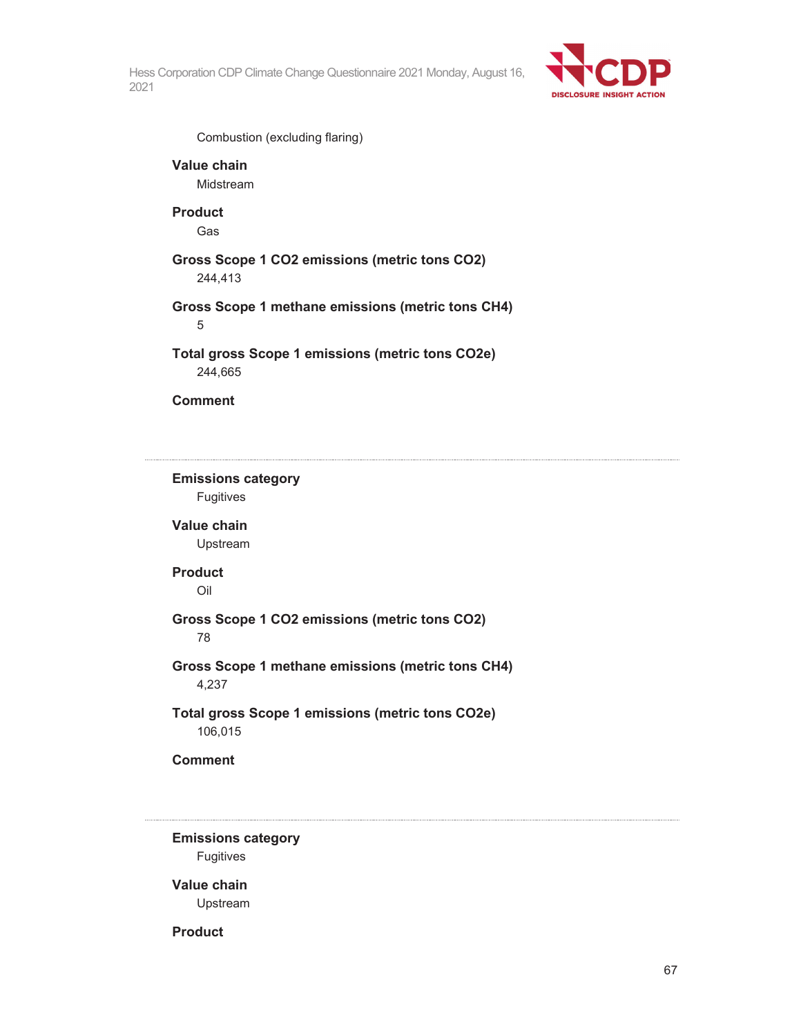Combustion (excluding flaring)

**Value chain**
Midstream

**Product**
Gas

**Gross Scope 1 CO2 emissions (metric tons CO2)**
244,413

**Gross Scope 1 methane emissions (metric tons CH4)**
5

**Total gross Scope 1 emissions (metric tons CO2e)**
244,665

**Comment**

---

**Emissions category**
Fugitives

**Value chain**
Upstream

**Product**
Oil

**Gross Scope 1 CO2 emissions (metric tons CO2)**
78

**Gross Scope 1 methane emissions (metric tons CH4)**
4,237

**Total gross Scope 1 emissions (metric tons CO2e)**
106,015

**Comment**

---

**Emissions category**
Fugitives

**Value chain**
Upstream

**Product**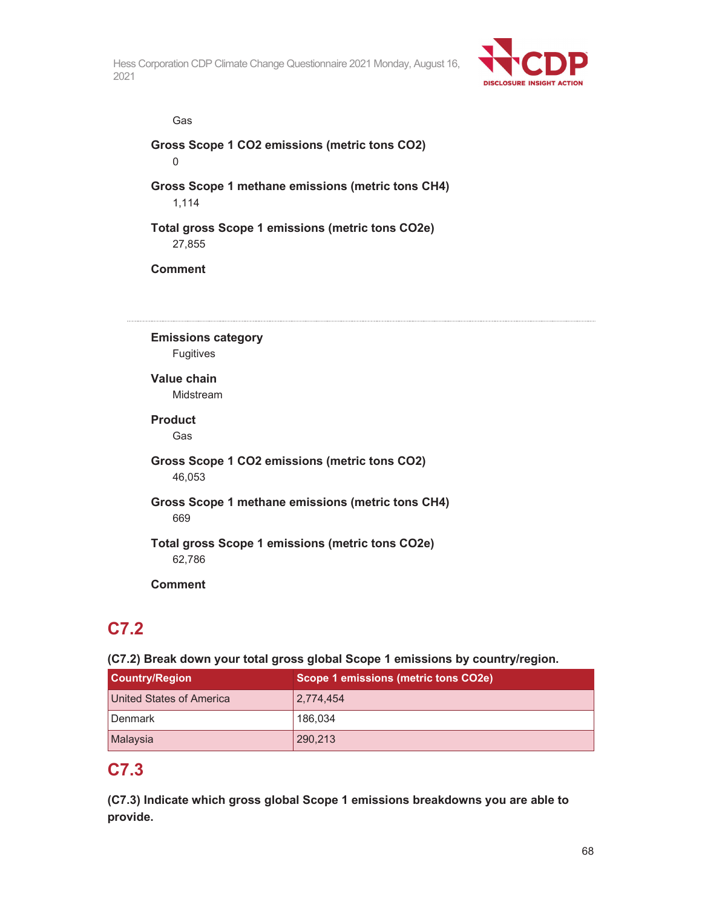Gas

**Gross Scope 1 CO2 emissions (metric tons CO2)**

0

**Gross Scope 1 methane emissions (metric tons CH4)**

1,114

**Total gross Scope 1 emissions (metric tons CO2e)**

27,855

**Comment**

---

**Emissions category**

Fugitives

**Value chain**

Midstream

**Product**

Gas

**Gross Scope 1 CO2 emissions (metric tons CO2)**

46,053

**Gross Scope 1 methane emissions (metric tons CH4)**

669

**Total gross Scope 1 emissions (metric tons CO2e)**

62,786

**Comment**

## C7.2

**(C7.2) Break down your total gross global Scope 1 emissions by country/region.**

| Country/Region | Scope 1 emissions (metric tons CO2e) |
|---|---|
| United States of America | 2,774,454 |
| Denmark | 186,034 |
| Malaysia | 290,213 |

## C7.3

**(C7.3) Indicate which gross global Scope 1 emissions breakdowns you are able to provide.**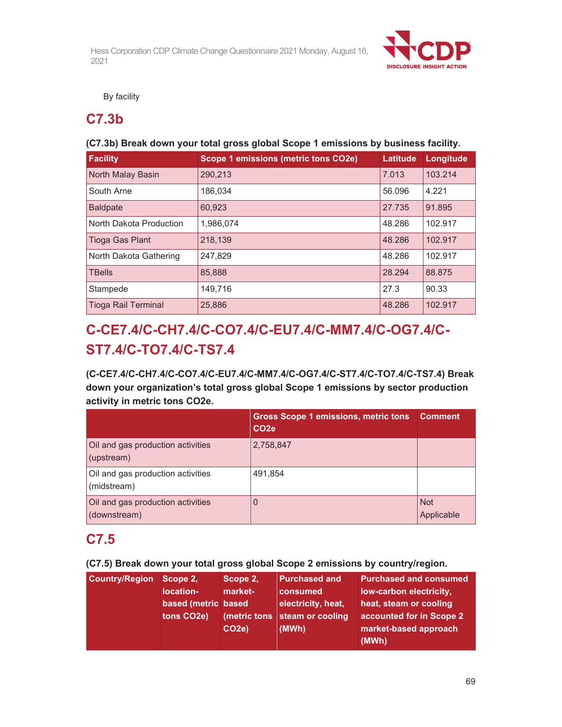By facility

## C7.3b

**(C7.3b) Break down your total gross global Scope 1 emissions by business facility.**

| Facility | Scope 1 emissions (metric tons CO2e) | Latitude | Longitude |
|---|---|---|---|
| North Malay Basin | 290,213 | 7.013 | 103.214 |
| South Arne | 186,034 | 56.096 | 4.221 |
| Baldpate | 60,923 | 27.735 | 91.895 |
| North Dakota Production | 1,986,074 | 48.286 | 102.917 |
| Tioga Gas Plant | 218,139 | 48.286 | 102.917 |
| North Dakota Gathering | 247,829 | 48.286 | 102.917 |
| TBells | 85,888 | 28.294 | 88.875 |
| Stampede | 149,716 | 27.3 | 90.33 |
| Tioga Rail Terminal | 25,886 | 48.286 | 102.917 |

## C-CE7.4/C-CH7.4/C-CO7.4/C-EU7.4/C-MM7.4/C-OG7.4/C-ST7.4/C-TO7.4/C-TS7.4

**(C-CE7.4/C-CH7.4/C-CO7.4/C-EU7.4/C-MM7.4/C-OG7.4/C-ST7.4/C-TO7.4/C-TS7.4) Break down your organization's total gross global Scope 1 emissions by sector production activity in metric tons CO2e.**

| | Gross Scope 1 emissions, metric tons CO2e | Comment |
|---|---|---|
| Oil and gas production activities (upstream) | 2,758,847 | |
| Oil and gas production activities (midstream) | 491,854 | |
| Oil and gas production activities (downstream) | 0 | Not Applicable |

## C7.5

**(C7.5) Break down your total gross global Scope 2 emissions by country/region.**

| Country/Region | Scope 2, location-based (metric tons CO2e) | Scope 2, market-based (metric tons CO2e) | Purchased and consumed electricity, heat, steam or cooling (MWh) | Purchased and consumed low-carbon electricity, heat, steam or cooling accounted for in Scope 2 market-based approach (MWh) |
|---|---|---|---|---|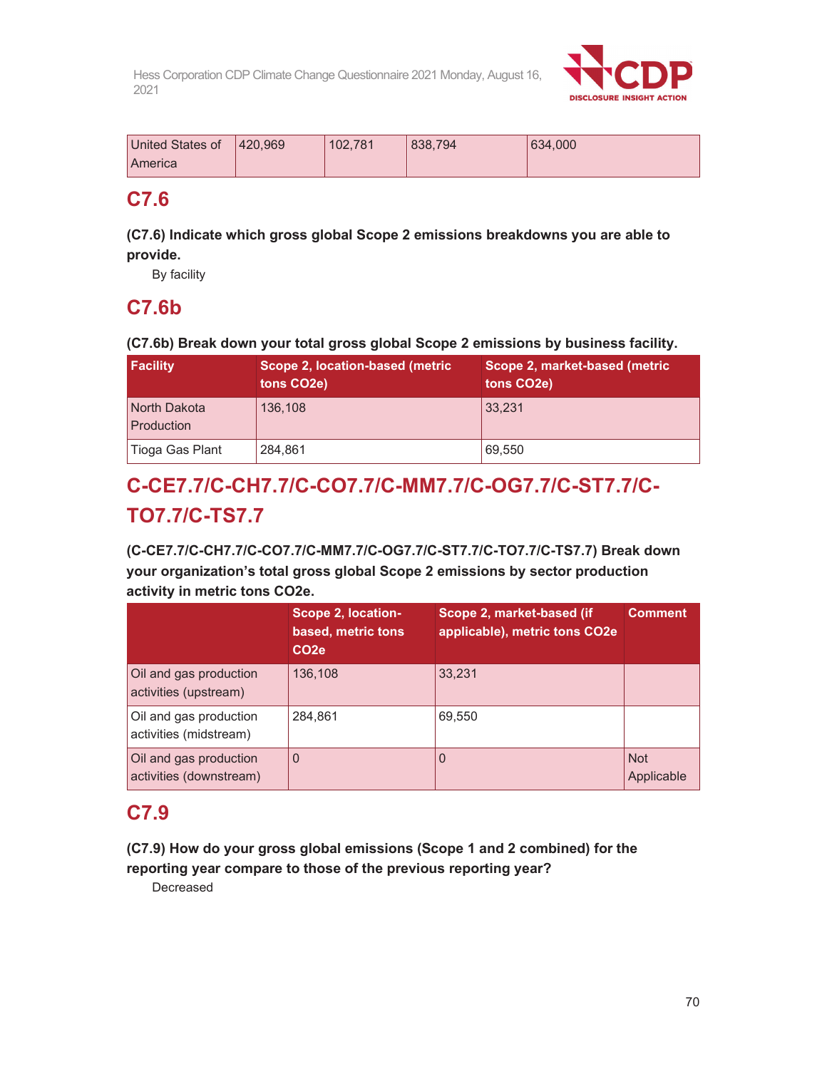| United States of America | 420,969 | 102,781 | 838,794 | 634,000 |
|---|---|---|---|---|

## C7.6

**(C7.6) Indicate which gross global Scope 2 emissions breakdowns you are able to provide.**

By facility

## C7.6b

**(C7.6b) Break down your total gross global Scope 2 emissions by business facility.**

| Facility | Scope 2, location-based (metric tons CO2e) | Scope 2, market-based (metric tons CO2e) |
|---|---|---|
| North Dakota Production | 136,108 | 33,231 |
| Tioga Gas Plant | 284,861 | 69,550 |

## C-CE7.7/C-CH7.7/C-CO7.7/C-MM7.7/C-OG7.7/C-ST7.7/C-TO7.7/C-TS7.7

**(C-CE7.7/C-CH7.7/C-CO7.7/C-MM7.7/C-OG7.7/C-ST7.7/C-TO7.7/C-TS7.7) Break down your organization's total gross global Scope 2 emissions by sector production activity in metric tons CO2e.**

| | Scope 2, location-based, metric tons CO2e | Scope 2, market-based (if applicable), metric tons CO2e | Comment |
|---|---|---|---|
| Oil and gas production activities (upstream) | 136,108 | 33,231 | |
| Oil and gas production activities (midstream) | 284,861 | 69,550 | |
| Oil and gas production activities (downstream) | 0 | 0 | Not Applicable |

## C7.9

**(C7.9) How do your gross global emissions (Scope 1 and 2 combined) for the reporting year compare to those of the previous reporting year?**

Decreased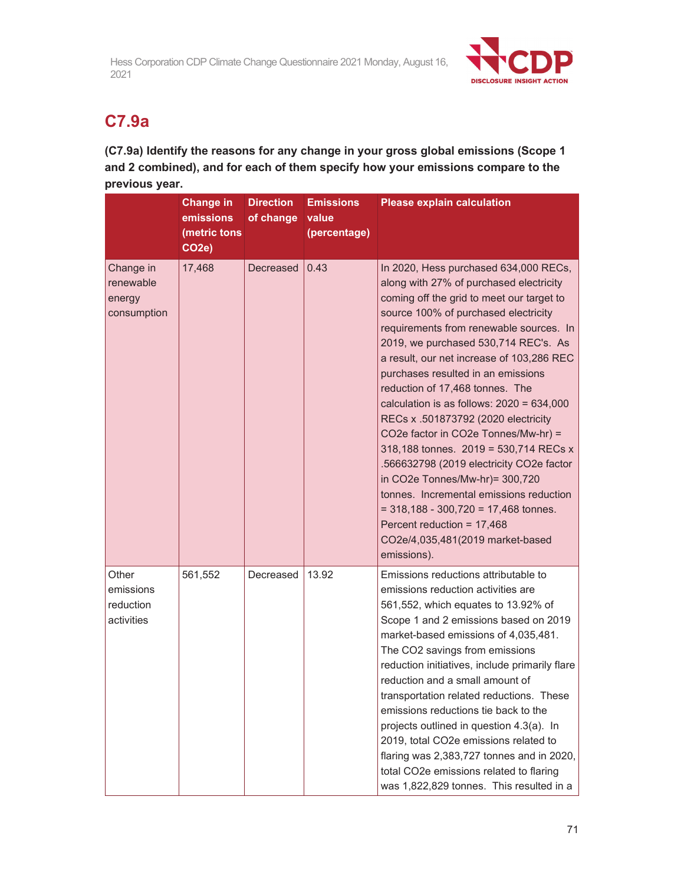## C7.9a

**(C7.9a) Identify the reasons for any change in your gross global emissions (Scope 1 and 2 combined), and for each of them specify how your emissions compare to the previous year.**

| | Change in emissions (metric tons CO2e) | Direction of change | Emissions value (percentage) | Please explain calculation |
|---|---|---|---|---|
| Change in renewable energy consumption | 17,468 | Decreased | 0.43 | In 2020, Hess purchased 634,000 RECs, along with 27% of purchased electricity coming off the grid to meet our target to source 100% of purchased electricity requirements from renewable sources. In 2019, we purchased 530,714 REC's. As a result, our net increase of 103,286 REC purchases resulted in an emissions reduction of 17,468 tonnes. The calculation is as follows: 2020 = 634,000 RECs x .501873792 (2020 electricity CO2e factor in CO2e Tonnes/Mw-hr) = 318,188 tonnes. 2019 = 530,714 RECs x .566632798 (2019 electricity CO2e factor in CO2e Tonnes/Mw-hr)= 300,720 tonnes. Incremental emissions reduction = 318,188 - 300,720 = 17,468 tonnes. Percent reduction = 17,468 CO2e/4,035,481(2019 market-based emissions). |
| Other emissions reduction activities | 561,552 | Decreased | 13.92 | Emissions reductions attributable to emissions reduction activities are 561,552, which equates to 13.92% of Scope 1 and 2 emissions based on 2019 market-based emissions of 4,035,481. The CO2 savings from emissions reduction initiatives, include primarily flare reduction and a small amount of transportation related reductions. These emissions reductions tie back to the projects outlined in question 4.3(a). In 2019, total CO2e emissions related to flaring was 2,383,727 tonnes and in 2020, total CO2e emissions related to flaring was 1,822,829 tonnes. This resulted in a |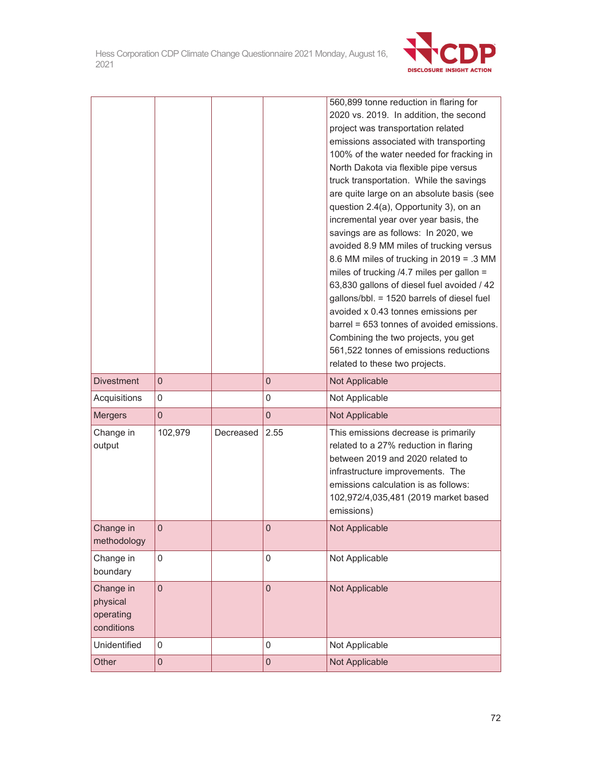| | | | | |
|---|---|---|---|---|
| | | | | 560,899 tonne reduction in flaring for 2020 vs. 2019. In addition, the second project was transportation related emissions associated with transporting 100% of the water needed for fracking in North Dakota via flexible pipe versus truck transportation. While the savings are quite large on an absolute basis (see question 2.4(a), Opportunity 3), on an incremental year over year basis, the savings are as follows: In 2020, we avoided 8.9 MM miles of trucking versus 8.6 MM miles of trucking in 2019 = .3 MM miles of trucking /4.7 miles per gallon = 63,830 gallons of diesel fuel avoided / 42 gallons/bbl. = 1520 barrels of diesel fuel avoided x 0.43 tonnes emissions per barrel = 653 tonnes of avoided emissions. Combining the two projects, you get 561,522 tonnes of emissions reductions related to these two projects. |
| Divestment | 0 | | 0 | Not Applicable |
| Acquisitions | 0 | | 0 | Not Applicable |
| Mergers | 0 | | 0 | Not Applicable |
| Change in output | 102,979 | Decreased | 2.55 | This emissions decrease is primarily related to a 27% reduction in flaring between 2019 and 2020 related to infrastructure improvements. The emissions calculation is as follows: 102,972/4,035,481 (2019 market based emissions) |
| Change in methodology | 0 | | 0 | Not Applicable |
| Change in boundary | 0 | | 0 | Not Applicable |
| Change in physical operating conditions | 0 | | 0 | Not Applicable |
| Unidentified | 0 | | 0 | Not Applicable |
| Other | 0 | | 0 | Not Applicable |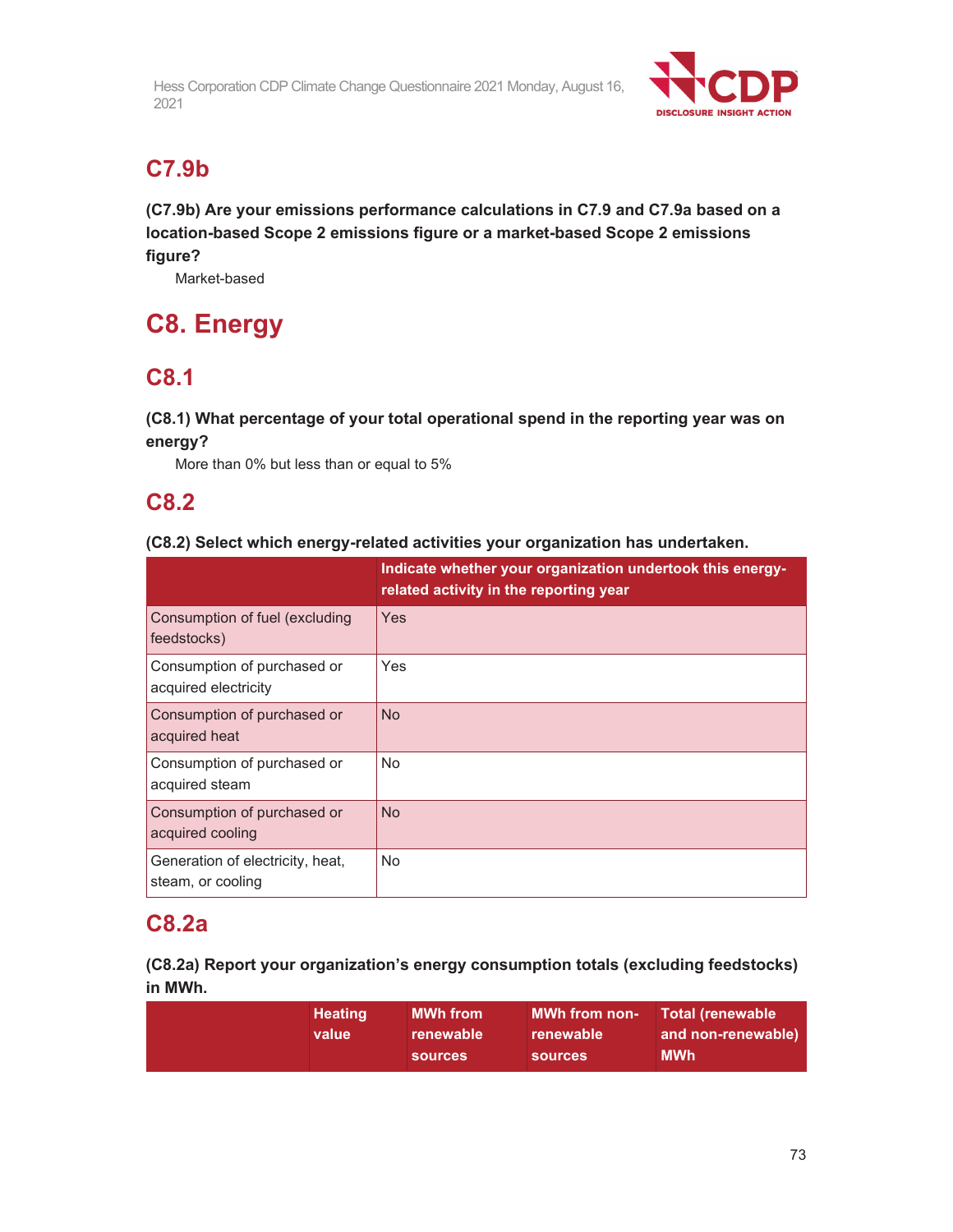## C7.9b

**(C7.9b) Are your emissions performance calculations in C7.9 and C7.9a based on a location-based Scope 2 emissions figure or a market-based Scope 2 emissions figure?**

Market-based

# C8. Energy

## C8.1

**(C8.1) What percentage of your total operational spend in the reporting year was on energy?**

More than 0% but less than or equal to 5%

## C8.2

**(C8.2) Select which energy-related activities your organization has undertaken.**

| | Indicate whether your organization undertook this energy-related activity in the reporting year |
|---|---|
| Consumption of fuel (excluding feedstocks) | Yes |
| Consumption of purchased or acquired electricity | Yes |
| Consumption of purchased or acquired heat | No |
| Consumption of purchased or acquired steam | No |
| Consumption of purchased or acquired cooling | No |
| Generation of electricity, heat, steam, or cooling | No |

## C8.2a

**(C8.2a) Report your organization's energy consumption totals (excluding feedstocks) in MWh.**

| | Heating value | MWh from renewable sources | MWh from non-renewable sources | Total (renewable and non-renewable) MWh |
|---|---|---|---|---|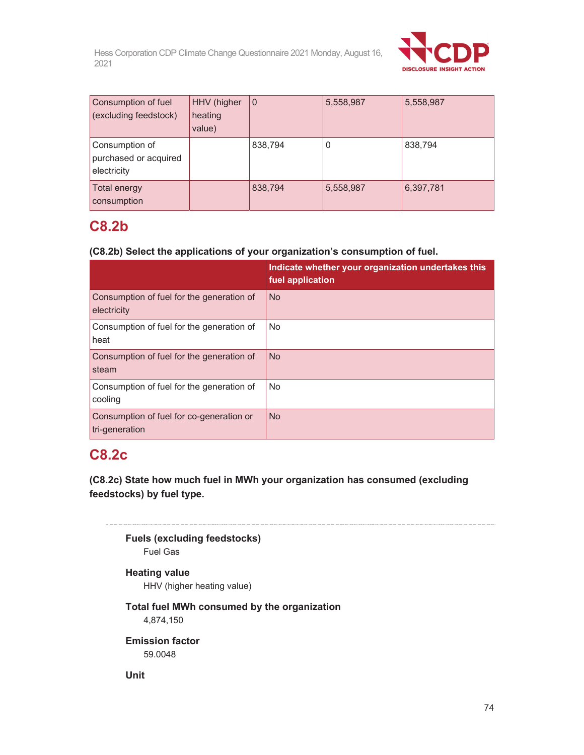| Consumption of fuel (excluding feedstock) | HHV (higher heating value) | 0 | 5,558,987 | 5,558,987 |
|---|---|---|---|---|
| Consumption of purchased or acquired electricity | | 838,794 | 0 | 838,794 |
| Total energy consumption | | 838,794 | 5,558,987 | 6,397,781 |

## C8.2b

**(C8.2b) Select the applications of your organization's consumption of fuel.**

| | Indicate whether your organization undertakes this fuel application |
|---|---|
| Consumption of fuel for the generation of electricity | No |
| Consumption of fuel for the generation of heat | No |
| Consumption of fuel for the generation of steam | No |
| Consumption of fuel for the generation of cooling | No |
| Consumption of fuel for co-generation or tri-generation | No |

## C8.2c

**(C8.2c) State how much fuel in MWh your organization has consumed (excluding feedstocks) by fuel type.**

**Fuels (excluding feedstocks)**
Fuel Gas

**Heating value**
HHV (higher heating value)

**Total fuel MWh consumed by the organization**
4,874,150

**Emission factor**
59.0048

**Unit**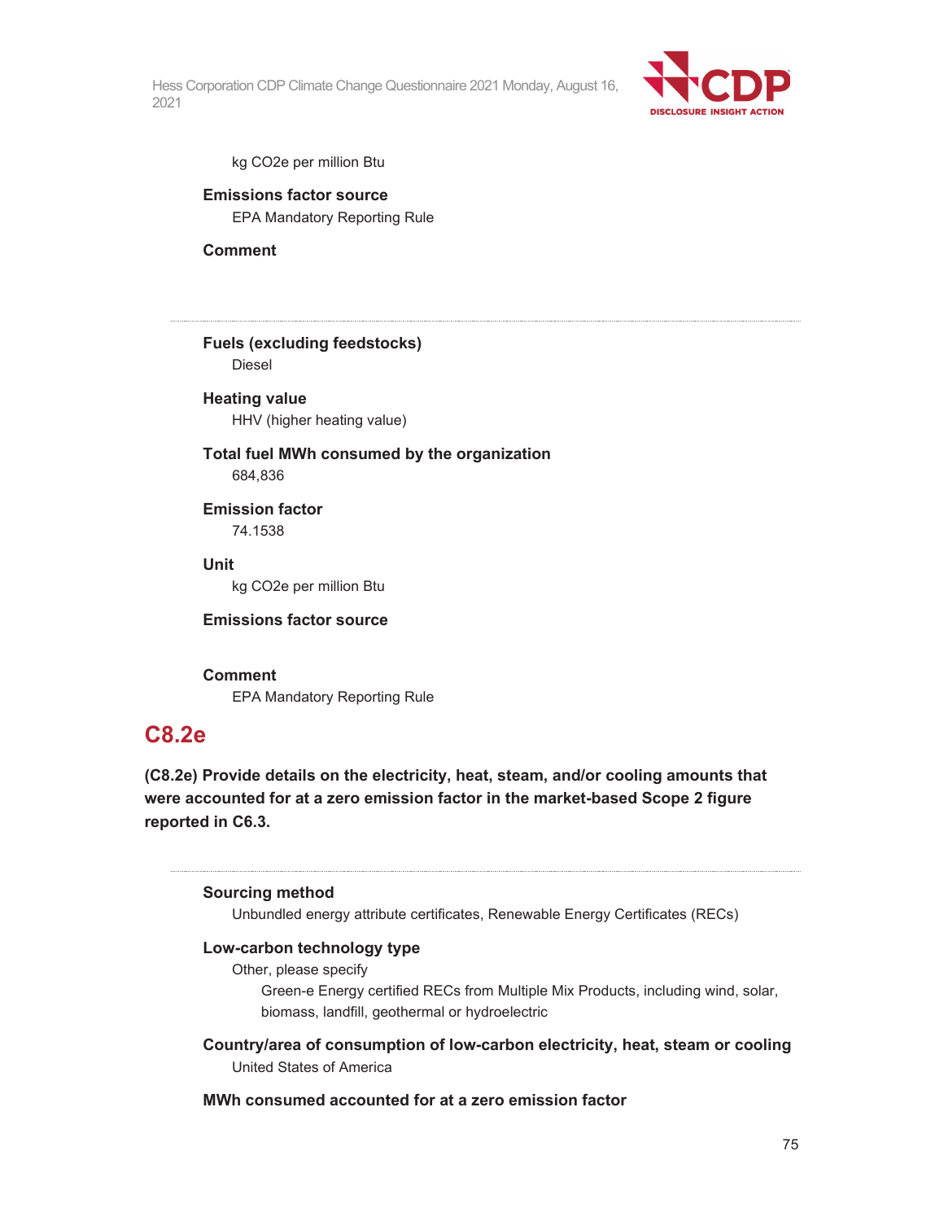kg CO2e per million Btu

**Emissions factor source**

EPA Mandatory Reporting Rule

**Comment**

---

**Fuels (excluding feedstocks)**

Diesel

**Heating value**

HHV (higher heating value)

**Total fuel MWh consumed by the organization**

684,836

**Emission factor**

74.1538

**Unit**

kg CO2e per million Btu

**Emissions factor source**

**Comment**

EPA Mandatory Reporting Rule

## C8.2e

**(C8.2e) Provide details on the electricity, heat, steam, and/or cooling amounts that were accounted for at a zero emission factor in the market-based Scope 2 figure reported in C6.3.**

---

**Sourcing method**

Unbundled energy attribute certificates, Renewable Energy Certificates (RECs)

**Low-carbon technology type**

Other, please specify

Green-e Energy certified RECs from Multiple Mix Products, including wind, solar, biomass, landfill, geothermal or hydroelectric

**Country/area of consumption of low-carbon electricity, heat, steam or cooling**

United States of America

**MWh consumed accounted for at a zero emission factor**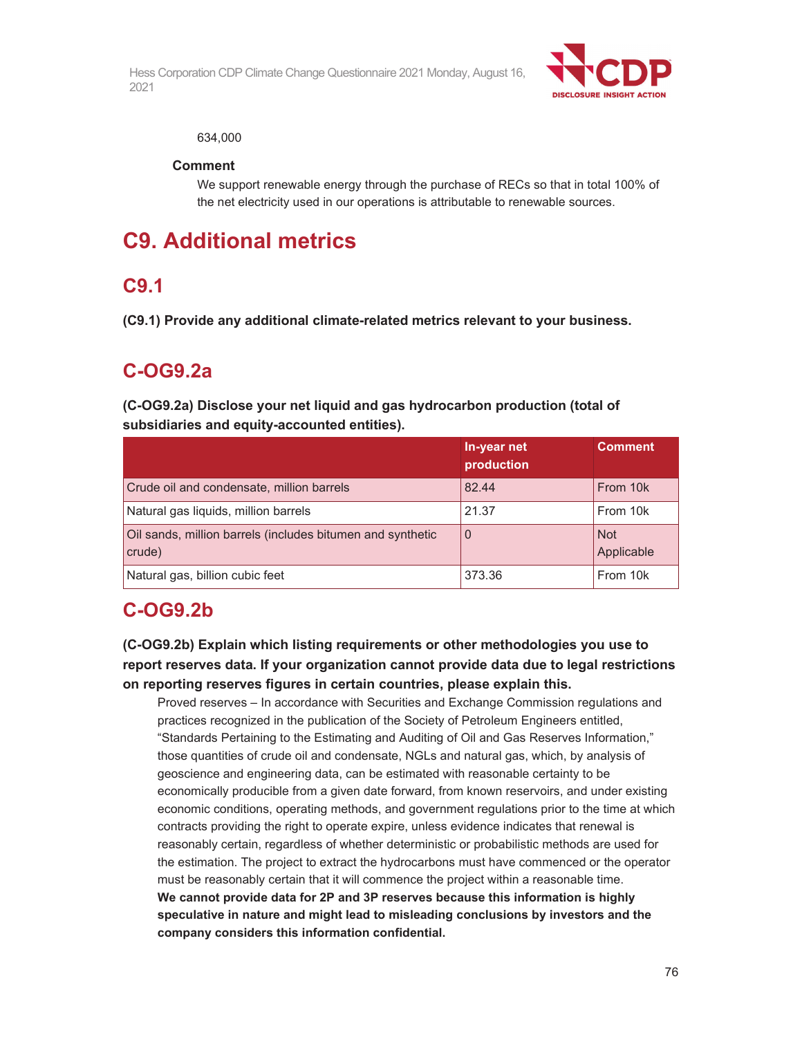634,000

**Comment**

We support renewable energy through the purchase of RECs so that in total 100% of the net electricity used in our operations is attributable to renewable sources.

# C9. Additional metrics

## C9.1

**(C9.1) Provide any additional climate-related metrics relevant to your business.**

## C-OG9.2a

**(C-OG9.2a) Disclose your net liquid and gas hydrocarbon production (total of subsidiaries and equity-accounted entities).**

| | In-year net production | Comment |
|---|---|---|
| Crude oil and condensate, million barrels | 82.44 | From 10k |
| Natural gas liquids, million barrels | 21.37 | From 10k |
| Oil sands, million barrels (includes bitumen and synthetic crude) | 0 | Not Applicable |
| Natural gas, billion cubic feet | 373.36 | From 10k |

## C-OG9.2b

**(C-OG9.2b) Explain which listing requirements or other methodologies you use to report reserves data. If your organization cannot provide data due to legal restrictions on reporting reserves figures in certain countries, please explain this.**

Proved reserves – In accordance with Securities and Exchange Commission regulations and practices recognized in the publication of the Society of Petroleum Engineers entitled, "Standards Pertaining to the Estimating and Auditing of Oil and Gas Reserves Information," those quantities of crude oil and condensate, NGLs and natural gas, which, by analysis of geoscience and engineering data, can be estimated with reasonable certainty to be economically producible from a given date forward, from known reservoirs, and under existing economic conditions, operating methods, and government regulations prior to the time at which contracts providing the right to operate expire, unless evidence indicates that renewal is reasonably certain, regardless of whether deterministic or probabilistic methods are used for the estimation. The project to extract the hydrocarbons must have commenced or the operator must be reasonably certain that it will commence the project within a reasonable time.
**We cannot provide data for 2P and 3P reserves because this information is highly speculative in nature and might lead to misleading conclusions by investors and the company considers this information confidential.**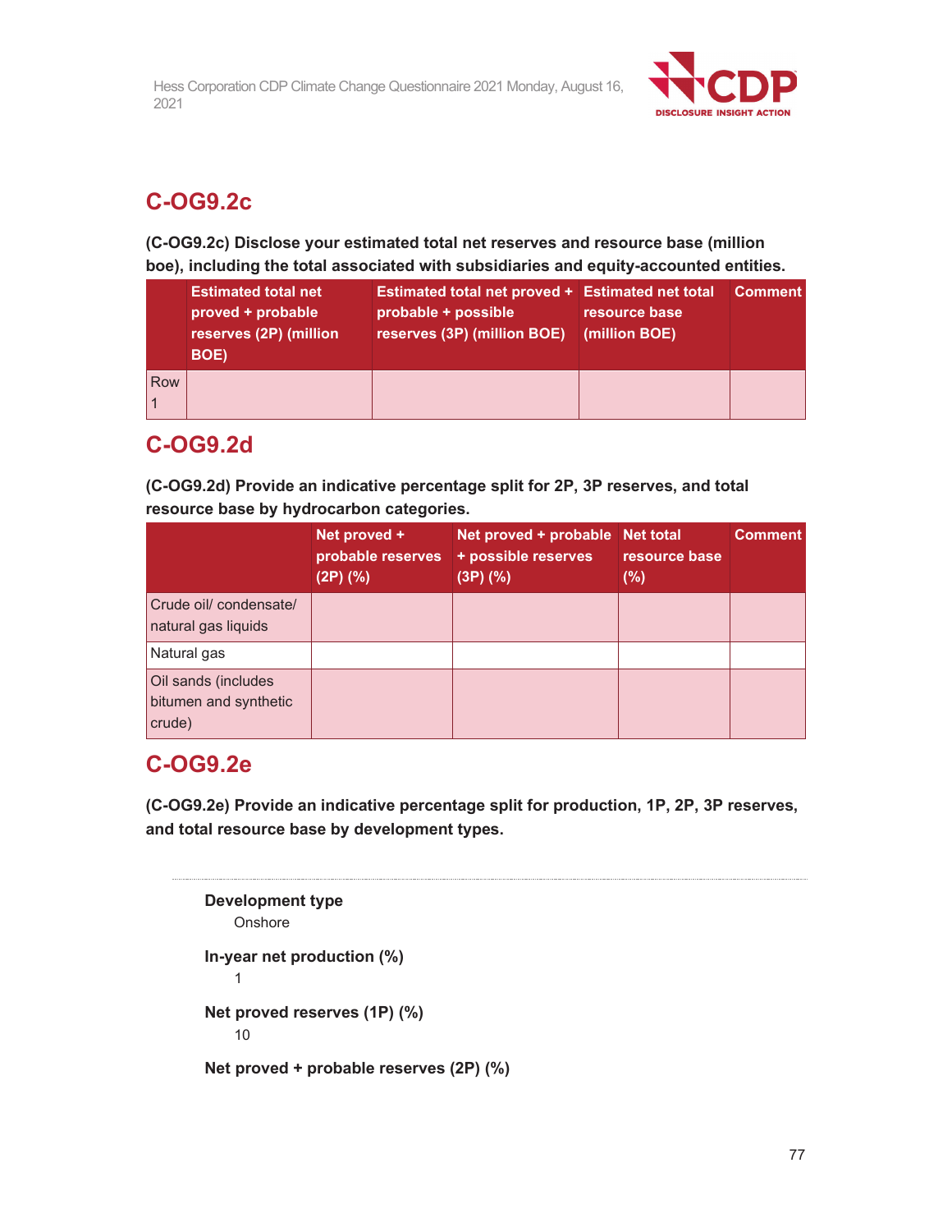## C-OG9.2c

**(C-OG9.2c) Disclose your estimated total net reserves and resource base (million boe), including the total associated with subsidiaries and equity-accounted entities.**

| | Estimated total net proved + probable reserves (2P) (million BOE) | Estimated total net proved + probable + possible reserves (3P) (million BOE) | Estimated net total resource base (million BOE) | Comment |
|---|---|---|---|---|
| Row 1 | | | | |

## C-OG9.2d

**(C-OG9.2d) Provide an indicative percentage split for 2P, 3P reserves, and total resource base by hydrocarbon categories.**

| | Net proved + probable reserves (2P) (%) | Net proved + probable + possible reserves (3P) (%) | Net total resource base (%) | Comment |
|---|---|---|---|---|
| Crude oil/ condensate/ natural gas liquids | | | | |
| Natural gas | | | | |
| Oil sands (includes bitumen and synthetic crude) | | | | |

## C-OG9.2e

**(C-OG9.2e) Provide an indicative percentage split for production, 1P, 2P, 3P reserves, and total resource base by development types.**

**Development type**
Onshore

**In-year net production (%)**
1

**Net proved reserves (1P) (%)**
10

**Net proved + probable reserves (2P) (%)**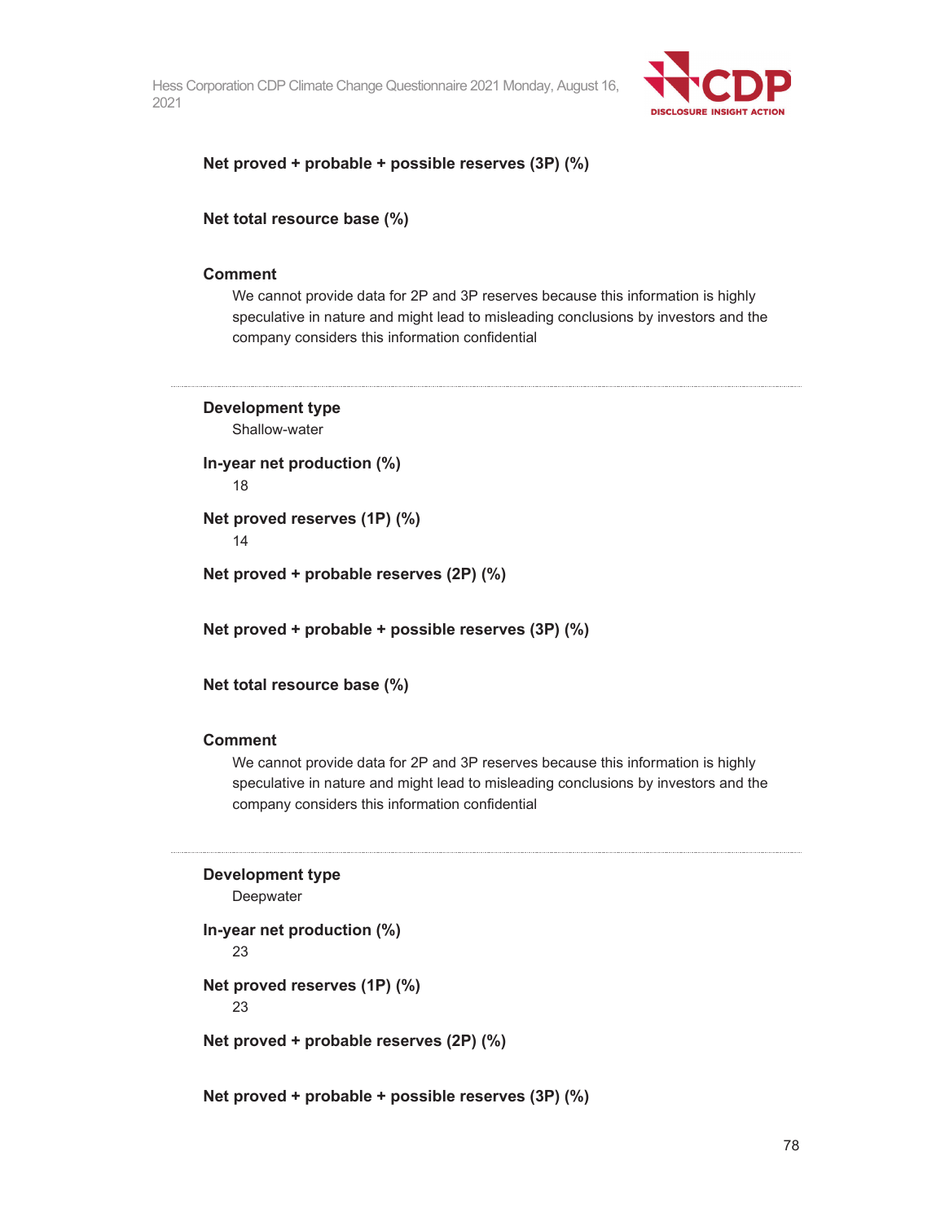**Net proved + probable + possible reserves (3P) (%)**

**Net total resource base (%)**

**Comment**

We cannot provide data for 2P and 3P reserves because this information is highly speculative in nature and might lead to misleading conclusions by investors and the company considers this information confidential

---

**Development type**

Shallow-water

**In-year net production (%)**

18

**Net proved reserves (1P) (%)**

14

**Net proved + probable reserves (2P) (%)**

**Net proved + probable + possible reserves (3P) (%)**

**Net total resource base (%)**

**Comment**

We cannot provide data for 2P and 3P reserves because this information is highly speculative in nature and might lead to misleading conclusions by investors and the company considers this information confidential

---

**Development type**

Deepwater

**In-year net production (%)**

23

**Net proved reserves (1P) (%)**

23

**Net proved + probable reserves (2P) (%)**

**Net proved + probable + possible reserves (3P) (%)**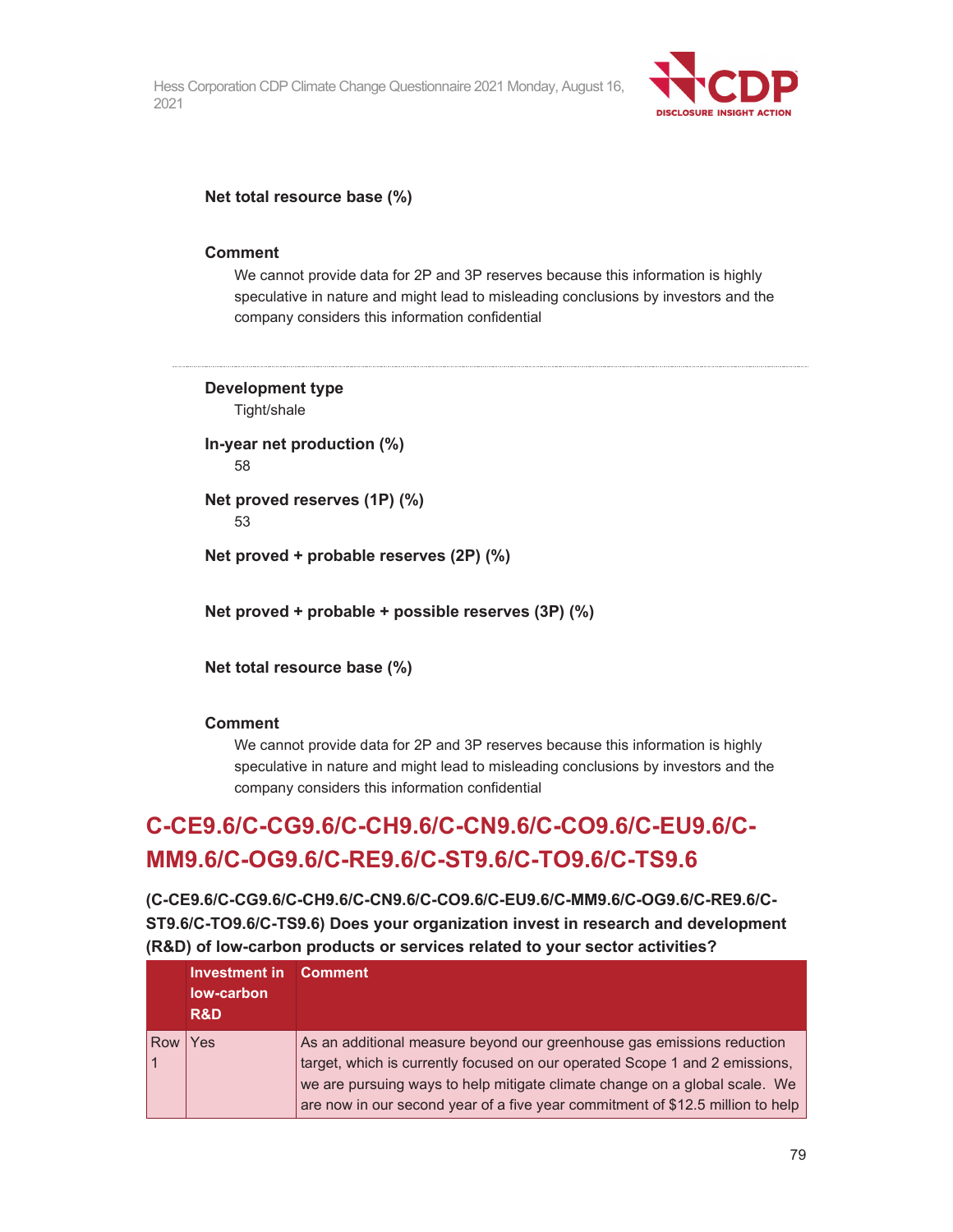**Net total resource base (%)**

**Comment**

We cannot provide data for 2P and 3P reserves because this information is highly speculative in nature and might lead to misleading conclusions by investors and the company considers this information confidential

---

**Development type**

Tight/shale

**In-year net production (%)**

58

**Net proved reserves (1P) (%)**

53

**Net proved + probable reserves (2P) (%)**

**Net proved + probable + possible reserves (3P) (%)**

**Net total resource base (%)**

**Comment**

We cannot provide data for 2P and 3P reserves because this information is highly speculative in nature and might lead to misleading conclusions by investors and the company considers this information confidential

## C-CE9.6/C-CG9.6/C-CH9.6/C-CN9.6/C-CO9.6/C-EU9.6/C-MM9.6/C-OG9.6/C-RE9.6/C-ST9.6/C-TO9.6/C-TS9.6

**(C-CE9.6/C-CG9.6/C-CH9.6/C-CN9.6/C-CO9.6/C-EU9.6/C-MM9.6/C-OG9.6/C-RE9.6/C-ST9.6/C-TO9.6/C-TS9.6) Does your organization invest in research and development (R&D) of low-carbon products or services related to your sector activities?**

| | Investment in low-carbon R&D | Comment |
|---|---|---|
| Row 1 | Yes | As an additional measure beyond our greenhouse gas emissions reduction target, which is currently focused on our operated Scope 1 and 2 emissions, we are pursuing ways to help mitigate climate change on a global scale. We are now in our second year of a five year commitment of $12.5 million to help |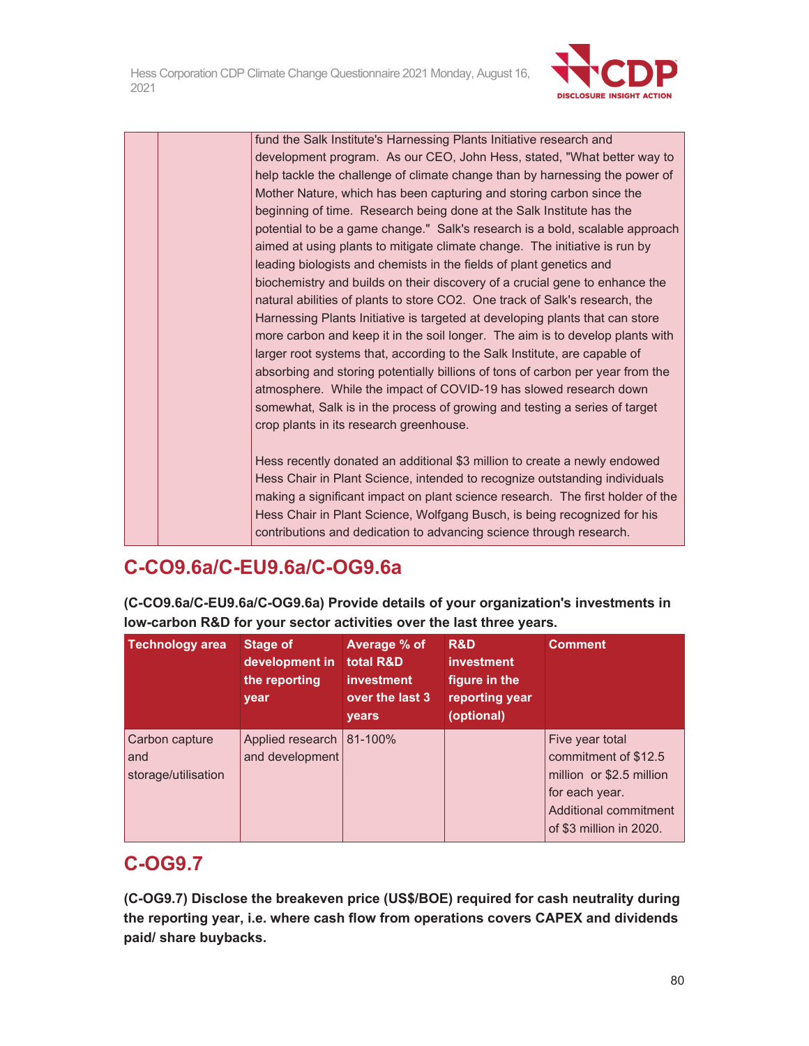| | | fund the Salk Institute's Harnessing Plants Initiative research and development program. As our CEO, John Hess, stated, "What better way to help tackle the challenge of climate change than by harnessing the power of Mother Nature, which has been capturing and storing carbon since the beginning of time. Research being done at the Salk Institute has the potential to be a game change." Salk's research is a bold, scalable approach aimed at using plants to mitigate climate change. The initiative is run by leading biologists and chemists in the fields of plant genetics and biochemistry and builds on their discovery of a crucial gene to enhance the natural abilities of plants to store CO2. One track of Salk's research, the Harnessing Plants Initiative is targeted at developing plants that can store more carbon and keep it in the soil longer. The aim is to develop plants with larger root systems that, according to the Salk Institute, are capable of absorbing and storing potentially billions of tons of carbon per year from the atmosphere. While the impact of COVID-19 has slowed research down somewhat, Salk is in the process of growing and testing a series of target crop plants in its research greenhouse.<br><br>Hess recently donated an additional $3 million to create a newly endowed Hess Chair in Plant Science, intended to recognize outstanding individuals making a significant impact on plant science research. The first holder of the Hess Chair in Plant Science, Wolfgang Busch, is being recognized for his contributions and dedication to advancing science through research. |
|---|---|---|

## C-CO9.6a/C-EU9.6a/C-OG9.6a

**(C-CO9.6a/C-EU9.6a/C-OG9.6a) Provide details of your organization's investments in low-carbon R&D for your sector activities over the last three years.**

| Technology area | Stage of development in the reporting year | Average % of total R&D investment over the last 3 years | R&D investment figure in the reporting year (optional) | Comment |
|---|---|---|---|---|
| Carbon capture and storage/utilisation | Applied research and development | 81-100% | | Five year total commitment of $12.5 million or $2.5 million for each year. Additional commitment of $3 million in 2020. |

## C-OG9.7

**(C-OG9.7) Disclose the breakeven price (US$/BOE) required for cash neutrality during the reporting year, i.e. where cash flow from operations covers CAPEX and dividends paid/ share buybacks.**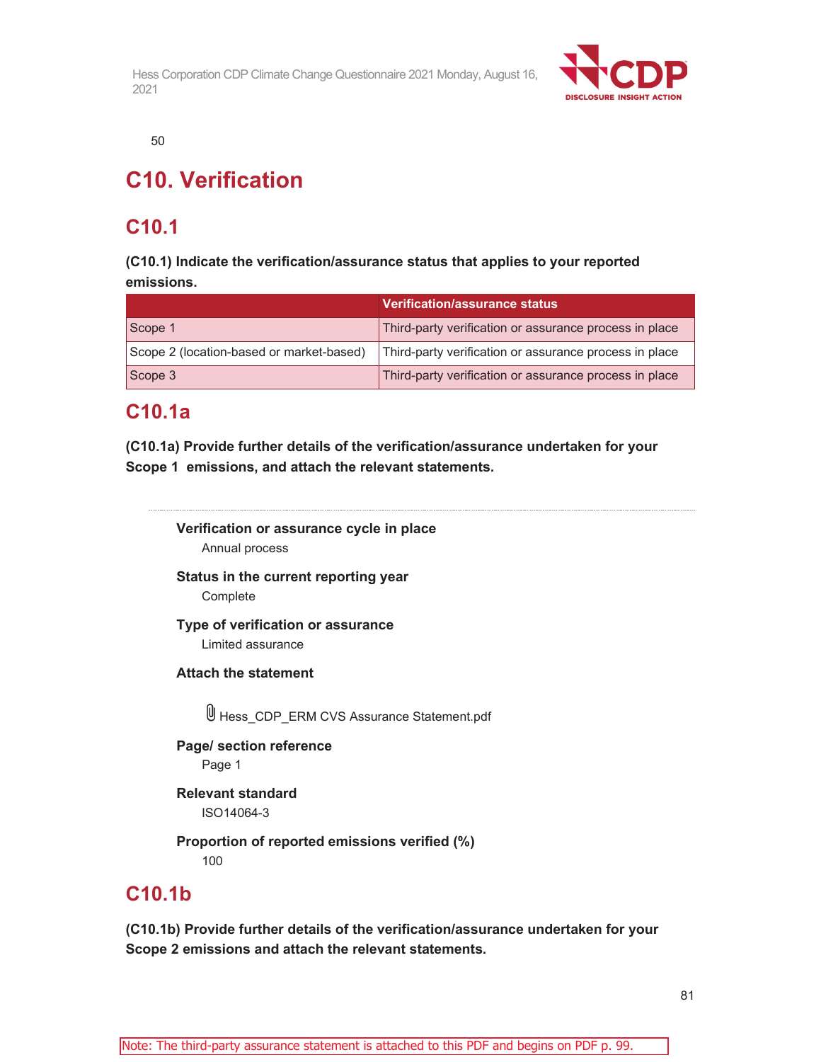50

# C10. Verification

## C10.1

**(C10.1) Indicate the verification/assurance status that applies to your reported emissions.**

| | Verification/assurance status |
|---|---|
| Scope 1 | Third-party verification or assurance process in place |
| Scope 2 (location-based or market-based) | Third-party verification or assurance process in place |
| Scope 3 | Third-party verification or assurance process in place |

## C10.1a

**(C10.1a) Provide further details of the verification/assurance undertaken for your Scope 1 emissions, and attach the relevant statements.**

**Verification or assurance cycle in place**
Annual process

**Status in the current reporting year**
Complete

**Type of verification or assurance**
Limited assurance

**Attach the statement**

Hess_CDP_ERM CVS Assurance Statement.pdf

**Page/ section reference**
Page 1

**Relevant standard**
ISO14064-3

**Proportion of reported emissions verified (%)**
100

## C10.1b

**(C10.1b) Provide further details of the verification/assurance undertaken for your Scope 2 emissions and attach the relevant statements.**

Note: The third-party assurance statement is attached to this PDF and begins on PDF p. 99.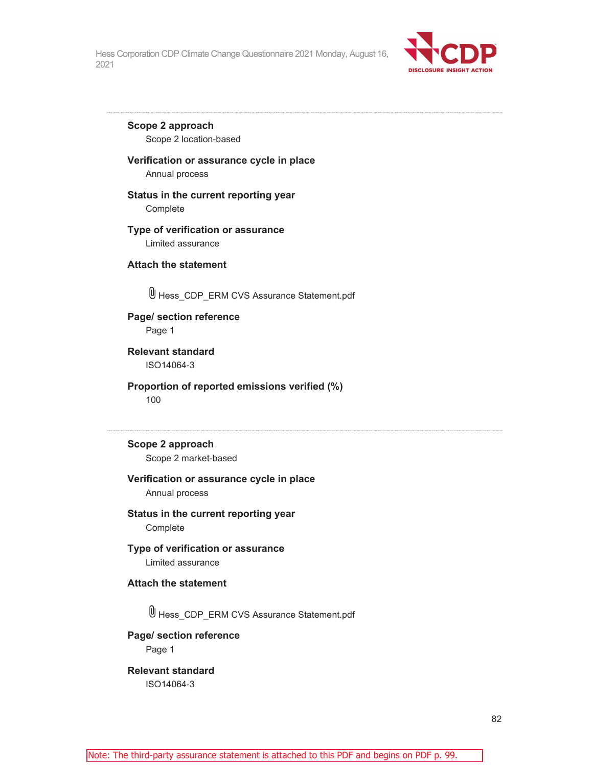---

**Scope 2 approach**

Scope 2 location-based

**Verification or assurance cycle in place**

Annual process

**Status in the current reporting year**

Complete

**Type of verification or assurance**

Limited assurance

**Attach the statement**

Hess_CDP_ERM CVS Assurance Statement.pdf

**Page/ section reference**

Page 1

**Relevant standard**

ISO14064-3

**Proportion of reported emissions verified (%)**

100

---

**Scope 2 approach**

Scope 2 market-based

**Verification or assurance cycle in place**

Annual process

**Status in the current reporting year**

Complete

**Type of verification or assurance**

Limited assurance

**Attach the statement**

Hess_CDP_ERM CVS Assurance Statement.pdf

**Page/ section reference**

Page 1

**Relevant standard**

ISO14064-3

Note: The third-party assurance statement is attached to this PDF and begins on PDF p. 99.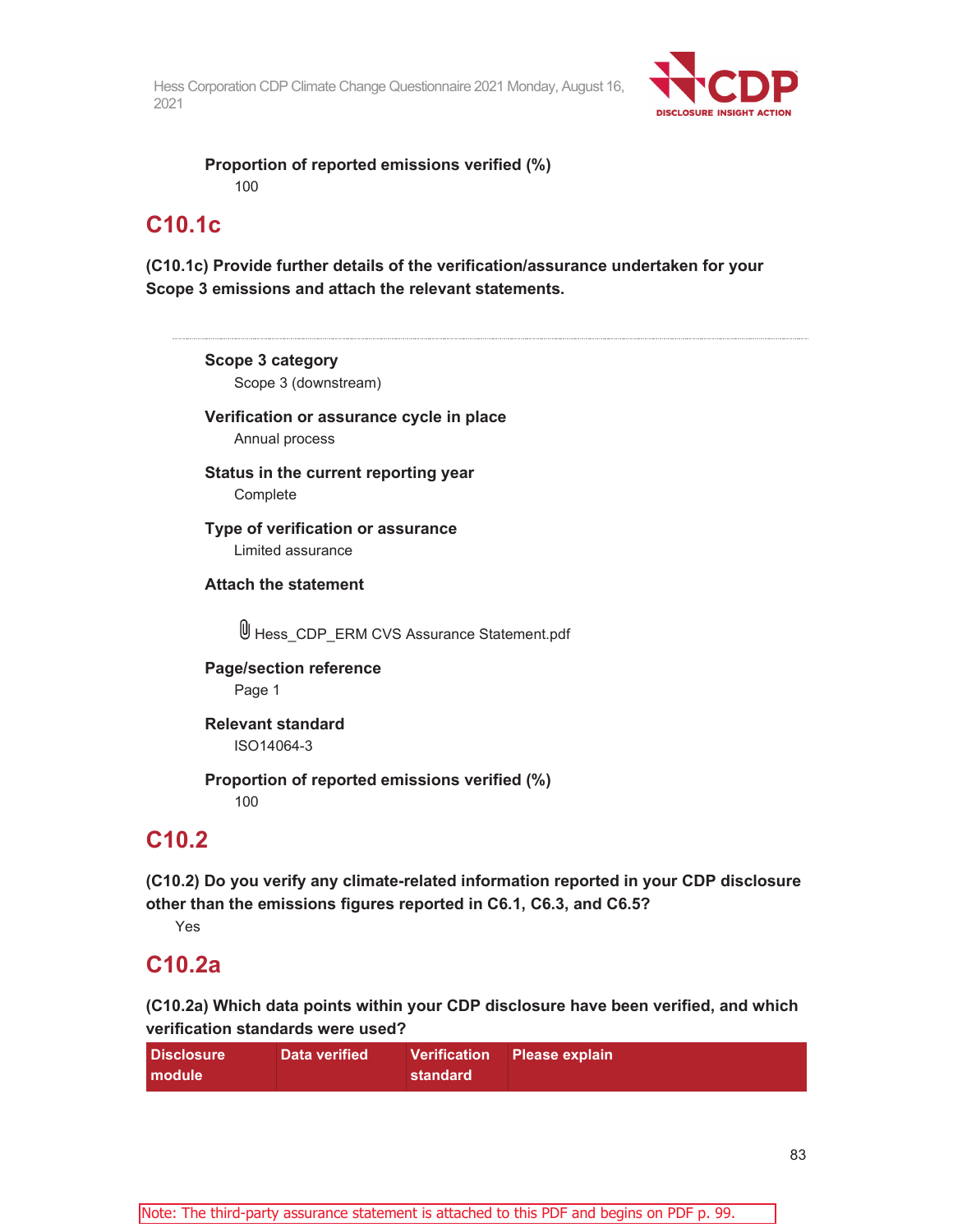**Proportion of reported emissions verified (%)**

100

## C10.1c

**(C10.1c) Provide further details of the verification/assurance undertaken for your Scope 3 emissions and attach the relevant statements.**

**Scope 3 category**

Scope 3 (downstream)

**Verification or assurance cycle in place**

Annual process

**Status in the current reporting year**

Complete

**Type of verification or assurance**

Limited assurance

**Attach the statement**

Hess_CDP_ERM CVS Assurance Statement.pdf

**Page/section reference**

Page 1

**Relevant standard**

ISO14064-3

**Proportion of reported emissions verified (%)**

100

## C10.2

**(C10.2) Do you verify any climate-related information reported in your CDP disclosure other than the emissions figures reported in C6.1, C6.3, and C6.5?**

Yes

## C10.2a

**(C10.2a) Which data points within your CDP disclosure have been verified, and which verification standards were used?**

| Disclosure module | Data verified | Verification standard | Please explain |
|---|---|---|---|

Note: The third-party assurance statement is attached to this PDF and begins on PDF p. 99.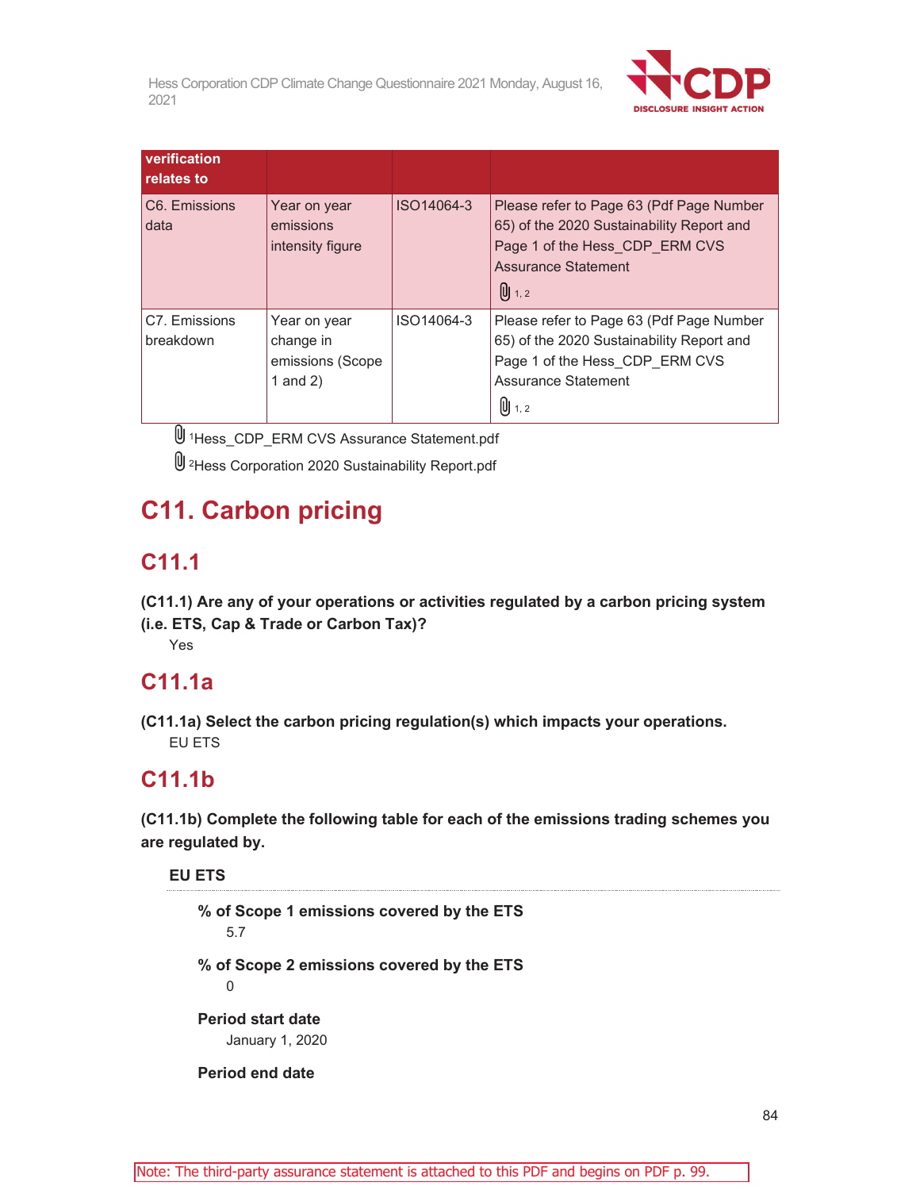| verification relates to | | | |
|---|---|---|---|
| C6. Emissions data | Year on year emissions intensity figure | ISO14064-3 | Please refer to Page 63 (Pdf Page Number 65) of the 2020 Sustainability Report and Page 1 of the Hess_CDP_ERM CVS Assurance Statement 1, 2 |
| C7. Emissions breakdown | Year on year change in emissions (Scope 1 and 2) | ISO14064-3 | Please refer to Page 63 (Pdf Page Number 65) of the 2020 Sustainability Report and Page 1 of the Hess_CDP_ERM CVS Assurance Statement 1, 2 |

[1]Hess_CDP_ERM CVS Assurance Statement.pdf

[2]Hess Corporation 2020 Sustainability Report.pdf

# C11. Carbon pricing

## C11.1

**(C11.1) Are any of your operations or activities regulated by a carbon pricing system (i.e. ETS, Cap & Trade or Carbon Tax)?**

Yes

## C11.1a

**(C11.1a) Select the carbon pricing regulation(s) which impacts your operations.**

EU ETS

## C11.1b

**(C11.1b) Complete the following table for each of the emissions trading schemes you are regulated by.**

**EU ETS**

**% of Scope 1 emissions covered by the ETS**

5.7

**% of Scope 2 emissions covered by the ETS**

0

**Period start date**

January 1, 2020

**Period end date**

Note: The third-party assurance statement is attached to this PDF and begins on PDF p. 99.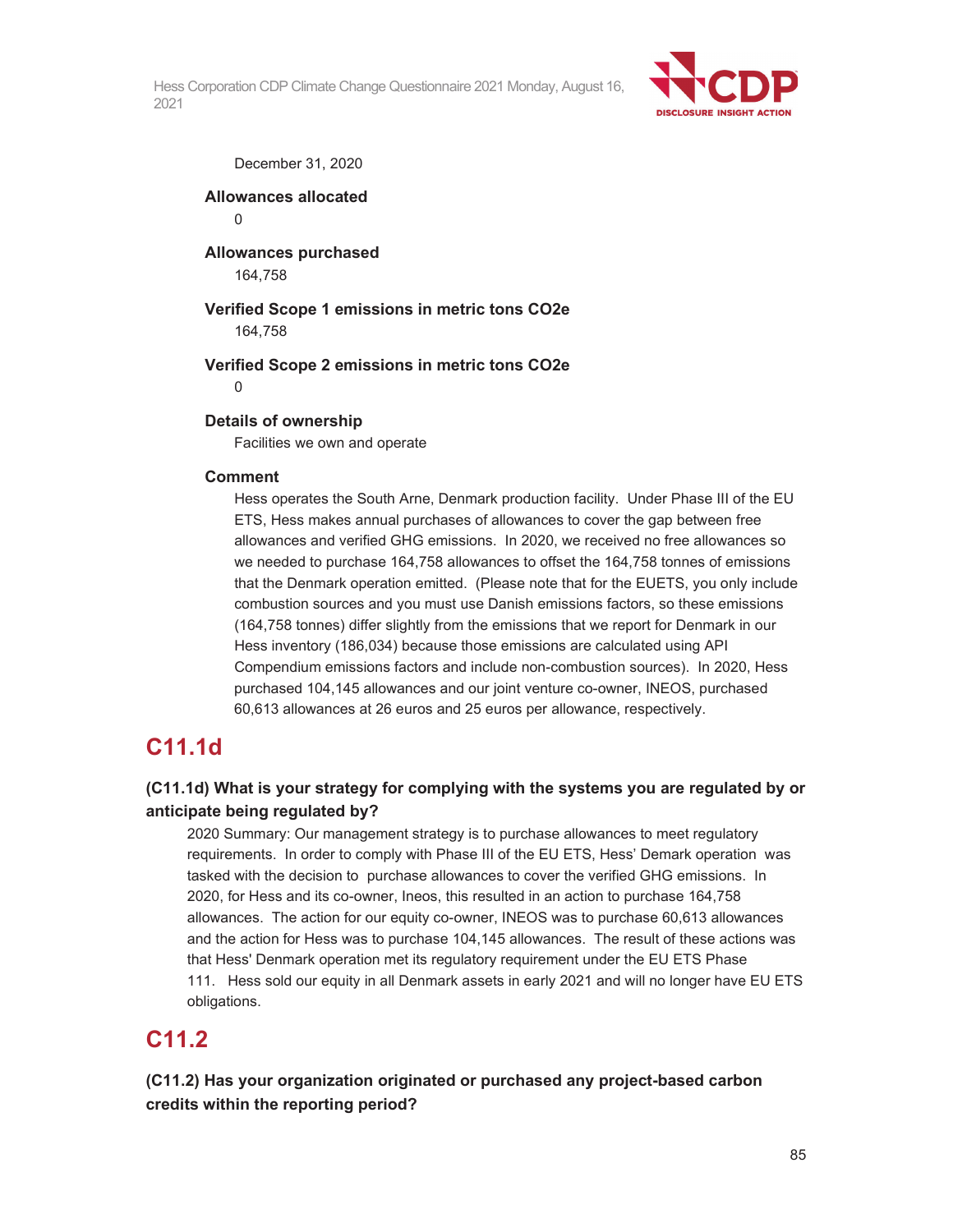December 31, 2020

**Allowances allocated**

0

**Allowances purchased**

164,758

**Verified Scope 1 emissions in metric tons CO2e**

164,758

**Verified Scope 2 emissions in metric tons CO2e**

0

**Details of ownership**

Facilities we own and operate

**Comment**

Hess operates the South Arne, Denmark production facility. Under Phase III of the EU ETS, Hess makes annual purchases of allowances to cover the gap between free allowances and verified GHG emissions. In 2020, we received no free allowances so we needed to purchase 164,758 allowances to offset the 164,758 tonnes of emissions that the Denmark operation emitted. (Please note that for the EUETS, you only include combustion sources and you must use Danish emissions factors, so these emissions (164,758 tonnes) differ slightly from the emissions that we report for Denmark in our Hess inventory (186,034) because those emissions are calculated using API Compendium emissions factors and include non-combustion sources). In 2020, Hess purchased 104,145 allowances and our joint venture co-owner, INEOS, purchased 60,613 allowances at 26 euros and 25 euros per allowance, respectively.

## C11.1d

### (C11.1d) What is your strategy for complying with the systems you are regulated by or anticipate being regulated by?

2020 Summary: Our management strategy is to purchase allowances to meet regulatory requirements. In order to comply with Phase III of the EU ETS, Hess' Demark operation was tasked with the decision to purchase allowances to cover the verified GHG emissions. In 2020, for Hess and its co-owner, Ineos, this resulted in an action to purchase 164,758 allowances. The action for our equity co-owner, INEOS was to purchase 60,613 allowances and the action for Hess was to purchase 104,145 allowances. The result of these actions was that Hess' Denmark operation met its regulatory requirement under the EU ETS Phase 111. Hess sold our equity in all Denmark assets in early 2021 and will no longer have EU ETS obligations.

## C11.2

### (C11.2) Has your organization originated or purchased any project-based carbon credits within the reporting period?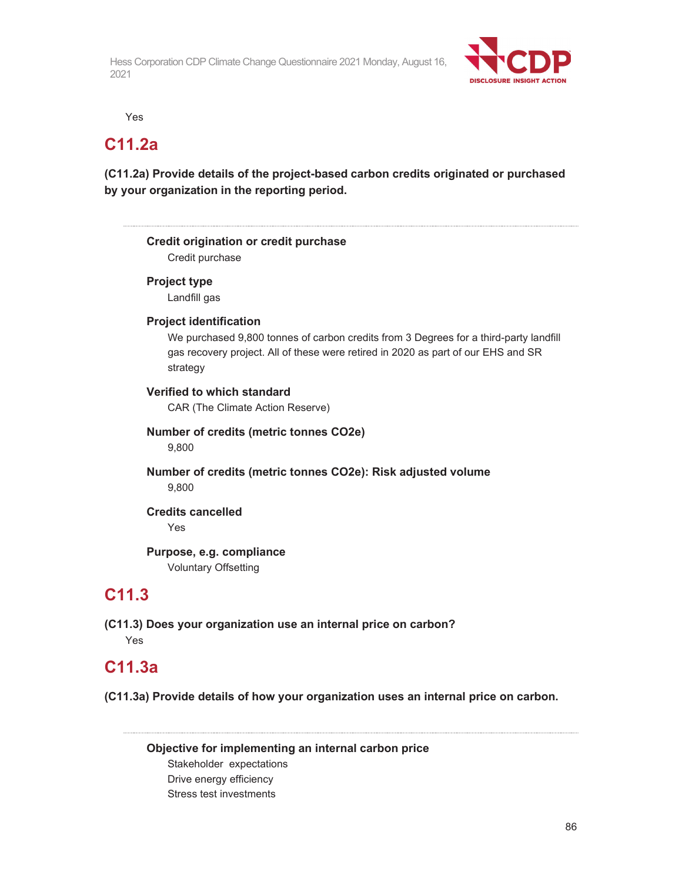Yes

## C11.2a

**(C11.2a) Provide details of the project-based carbon credits originated or purchased by your organization in the reporting period.**

---

**Credit origination or credit purchase**
Credit purchase

**Project type**
Landfill gas

**Project identification**
We purchased 9,800 tonnes of carbon credits from 3 Degrees for a third-party landfill gas recovery project. All of these were retired in 2020 as part of our EHS and SR strategy

**Verified to which standard**
CAR (The Climate Action Reserve)

**Number of credits (metric tonnes CO2e)**
9,800

**Number of credits (metric tonnes CO2e): Risk adjusted volume**
9,800

**Credits cancelled**
Yes

**Purpose, e.g. compliance**
Voluntary Offsetting

## C11.3

**(C11.3) Does your organization use an internal price on carbon?**
Yes

## C11.3a

**(C11.3a) Provide details of how your organization uses an internal price on carbon.**

---

**Objective for implementing an internal carbon price**
Stakeholder expectations
Drive energy efficiency
Stress test investments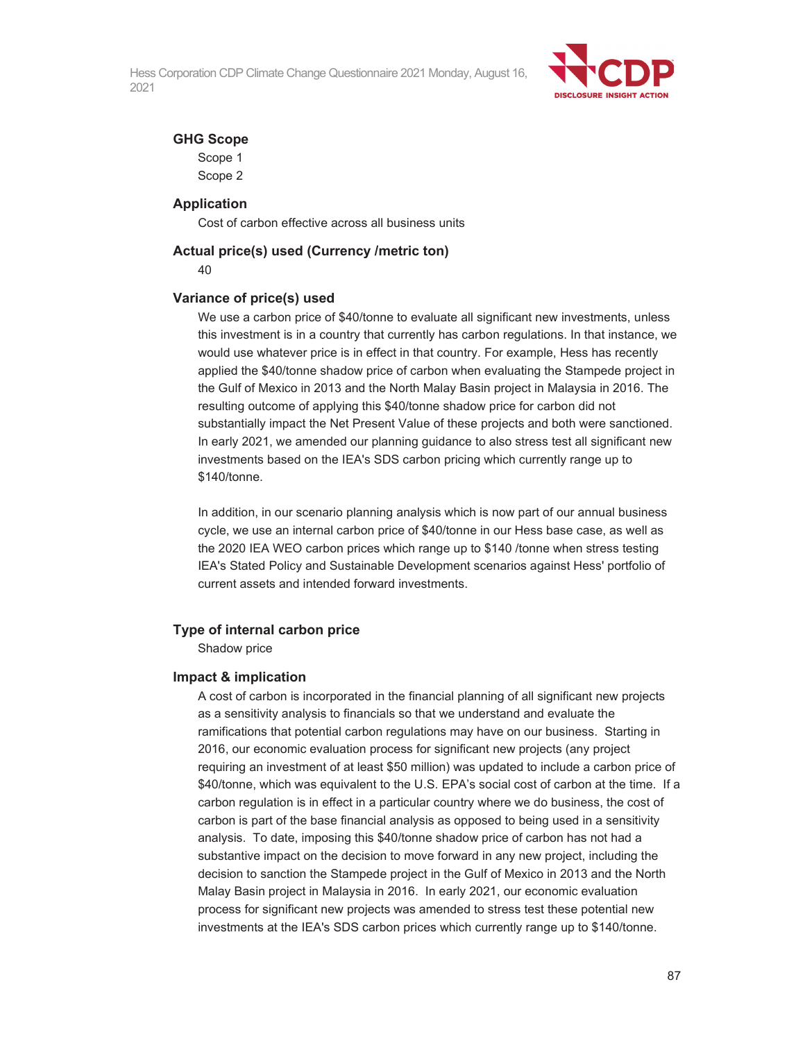**GHG Scope**

Scope 1
Scope 2

**Application**

Cost of carbon effective across all business units

**Actual price(s) used (Currency /metric ton)**

40

**Variance of price(s) used**

We use a carbon price of $40/tonne to evaluate all significant new investments, unless this investment is in a country that currently has carbon regulations. In that instance, we would use whatever price is in effect in that country. For example, Hess has recently applied the $40/tonne shadow price of carbon when evaluating the Stampede project in the Gulf of Mexico in 2013 and the North Malay Basin project in Malaysia in 2016. The resulting outcome of applying this $40/tonne shadow price for carbon did not substantially impact the Net Present Value of these projects and both were sanctioned. In early 2021, we amended our planning guidance to also stress test all significant new investments based on the IEA's SDS carbon pricing which currently range up to $140/tonne.

In addition, in our scenario planning analysis which is now part of our annual business cycle, we use an internal carbon price of $40/tonne in our Hess base case, as well as the 2020 IEA WEO carbon prices which range up to $140 /tonne when stress testing IEA's Stated Policy and Sustainable Development scenarios against Hess' portfolio of current assets and intended forward investments.

**Type of internal carbon price**

Shadow price

**Impact & implication**

A cost of carbon is incorporated in the financial planning of all significant new projects as a sensitivity analysis to financials so that we understand and evaluate the ramifications that potential carbon regulations may have on our business. Starting in 2016, our economic evaluation process for significant new projects (any project requiring an investment of at least $50 million) was updated to include a carbon price of $40/tonne, which was equivalent to the U.S. EPA's social cost of carbon at the time. If a carbon regulation is in effect in a particular country where we do business, the cost of carbon is part of the base financial analysis as opposed to being used in a sensitivity analysis. To date, imposing this $40/tonne shadow price of carbon has not had a substantive impact on the decision to move forward in any new project, including the decision to sanction the Stampede project in the Gulf of Mexico in 2013 and the North Malay Basin project in Malaysia in 2016. In early 2021, our economic evaluation process for significant new projects was amended to stress test these potential new investments at the IEA's SDS carbon prices which currently range up to $140/tonne.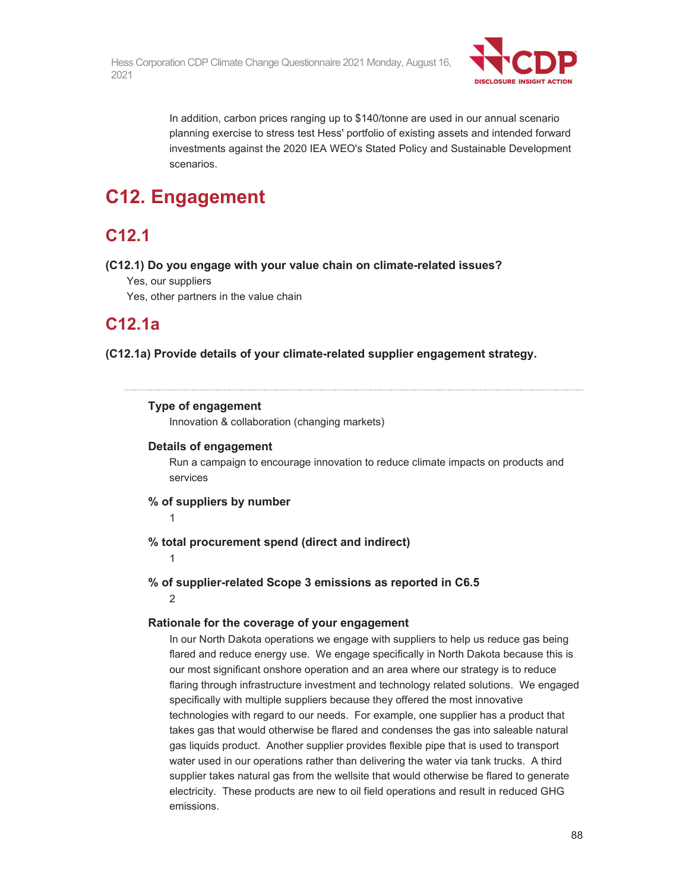In addition, carbon prices ranging up to $140/tonne are used in our annual scenario planning exercise to stress test Hess' portfolio of existing assets and intended forward investments against the 2020 IEA WEO's Stated Policy and Sustainable Development scenarios.

# C12. Engagement

## C12.1

**(C12.1) Do you engage with your value chain on climate-related issues?**

Yes, our suppliers

Yes, other partners in the value chain

## C12.1a

**(C12.1a) Provide details of your climate-related supplier engagement strategy.**

---

**Type of engagement**

Innovation & collaboration (changing markets)

**Details of engagement**

Run a campaign to encourage innovation to reduce climate impacts on products and services

**% of suppliers by number**

1

**% total procurement spend (direct and indirect)**

1

**% of supplier-related Scope 3 emissions as reported in C6.5**

2

**Rationale for the coverage of your engagement**

In our North Dakota operations we engage with suppliers to help us reduce gas being flared and reduce energy use. We engage specifically in North Dakota because this is our most significant onshore operation and an area where our strategy is to reduce flaring through infrastructure investment and technology related solutions. We engaged specifically with multiple suppliers because they offered the most innovative technologies with regard to our needs. For example, one supplier has a product that takes gas that would otherwise be flared and condenses the gas into saleable natural gas liquids product. Another supplier provides flexible pipe that is used to transport water used in our operations rather than delivering the water via tank trucks. A third supplier takes natural gas from the wellsite that would otherwise be flared to generate electricity. These products are new to oil field operations and result in reduced GHG emissions.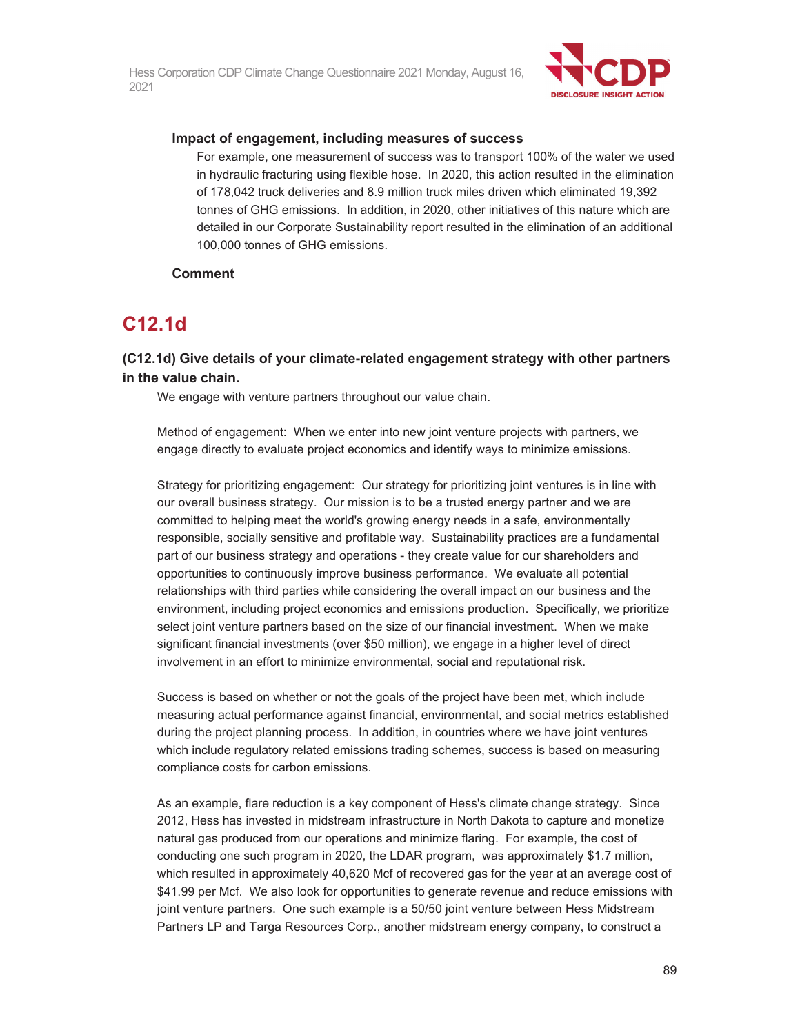**Impact of engagement, including measures of success**

For example, one measurement of success was to transport 100% of the water we used in hydraulic fracturing using flexible hose. In 2020, this action resulted in the elimination of 178,042 truck deliveries and 8.9 million truck miles driven which eliminated 19,392 tonnes of GHG emissions. In addition, in 2020, other initiatives of this nature which are detailed in our Corporate Sustainability report resulted in the elimination of an additional 100,000 tonnes of GHG emissions.

**Comment**

# C12.1d

### (C12.1d) Give details of your climate-related engagement strategy with other partners in the value chain.

We engage with venture partners throughout our value chain.

Method of engagement: When we enter into new joint venture projects with partners, we engage directly to evaluate project economics and identify ways to minimize emissions.

Strategy for prioritizing engagement: Our strategy for prioritizing joint ventures is in line with our overall business strategy. Our mission is to be a trusted energy partner and we are committed to helping meet the world's growing energy needs in a safe, environmentally responsible, socially sensitive and profitable way. Sustainability practices are a fundamental part of our business strategy and operations - they create value for our shareholders and opportunities to continuously improve business performance. We evaluate all potential relationships with third parties while considering the overall impact on our business and the environment, including project economics and emissions production. Specifically, we prioritize select joint venture partners based on the size of our financial investment. When we make significant financial investments (over $50 million), we engage in a higher level of direct involvement in an effort to minimize environmental, social and reputational risk.

Success is based on whether or not the goals of the project have been met, which include measuring actual performance against financial, environmental, and social metrics established during the project planning process. In addition, in countries where we have joint ventures which include regulatory related emissions trading schemes, success is based on measuring compliance costs for carbon emissions.

As an example, flare reduction is a key component of Hess's climate change strategy. Since 2012, Hess has invested in midstream infrastructure in North Dakota to capture and monetize natural gas produced from our operations and minimize flaring. For example, the cost of conducting one such program in 2020, the LDAR program, was approximately $1.7 million, which resulted in approximately 40,620 Mcf of recovered gas for the year at an average cost of $41.99 per Mcf. We also look for opportunities to generate revenue and reduce emissions with joint venture partners. One such example is a 50/50 joint venture between Hess Midstream Partners LP and Targa Resources Corp., another midstream energy company, to construct a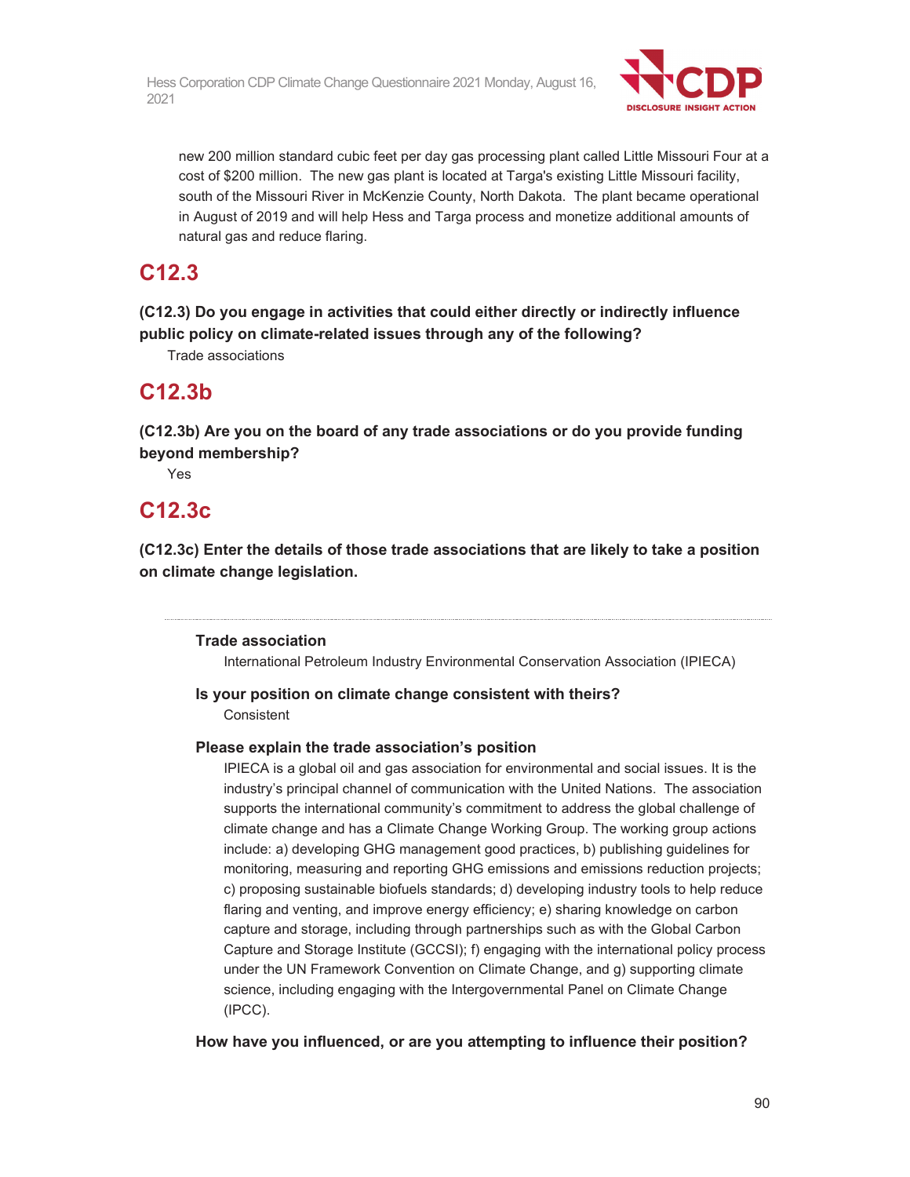new 200 million standard cubic feet per day gas processing plant called Little Missouri Four at a cost of $200 million. The new gas plant is located at Targa's existing Little Missouri facility, south of the Missouri River in McKenzie County, North Dakota. The plant became operational in August of 2019 and will help Hess and Targa process and monetize additional amounts of natural gas and reduce flaring.

## C12.3

**(C12.3) Do you engage in activities that could either directly or indirectly influence public policy on climate-related issues through any of the following?**

Trade associations

## C12.3b

**(C12.3b) Are you on the board of any trade associations or do you provide funding beyond membership?**

Yes

## C12.3c

**(C12.3c) Enter the details of those trade associations that are likely to take a position on climate change legislation.**

---

**Trade association**

International Petroleum Industry Environmental Conservation Association (IPIECA)

**Is your position on climate change consistent with theirs?**

Consistent

**Please explain the trade association's position**

IPIECA is a global oil and gas association for environmental and social issues. It is the industry's principal channel of communication with the United Nations. The association supports the international community's commitment to address the global challenge of climate change and has a Climate Change Working Group. The working group actions include: a) developing GHG management good practices, b) publishing guidelines for monitoring, measuring and reporting GHG emissions and emissions reduction projects; c) proposing sustainable biofuels standards; d) developing industry tools to help reduce flaring and venting, and improve energy efficiency; e) sharing knowledge on carbon capture and storage, including through partnerships such as with the Global Carbon Capture and Storage Institute (GCCSI); f) engaging with the international policy process under the UN Framework Convention on Climate Change, and g) supporting climate science, including engaging with the Intergovernmental Panel on Climate Change (IPCC).

**How have you influenced, or are you attempting to influence their position?**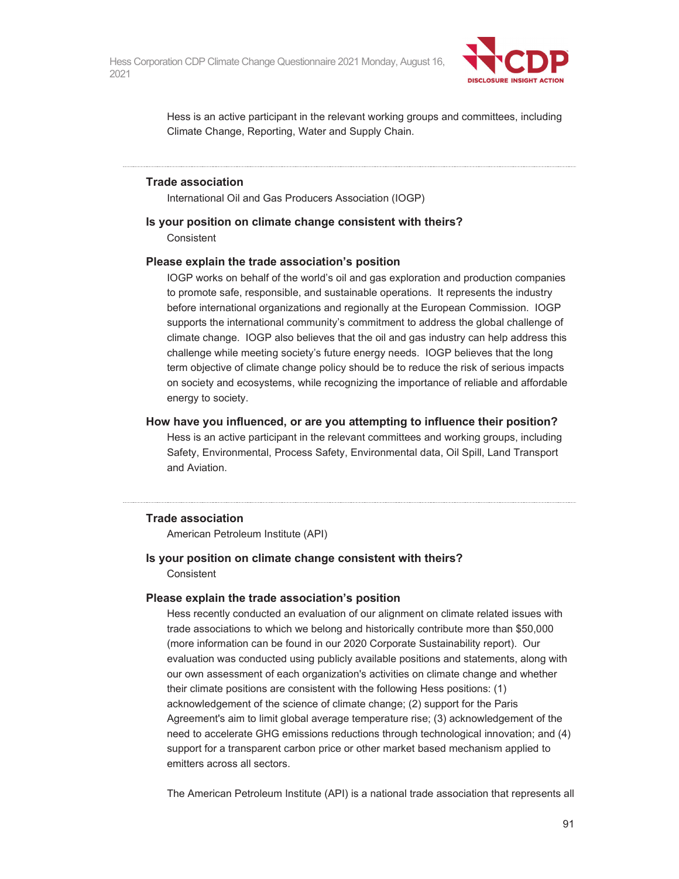Hess is an active participant in the relevant working groups and committees, including Climate Change, Reporting, Water and Supply Chain.

---

**Trade association**

International Oil and Gas Producers Association (IOGP)

**Is your position on climate change consistent with theirs?**

Consistent

**Please explain the trade association's position**

IOGP works on behalf of the world's oil and gas exploration and production companies to promote safe, responsible, and sustainable operations. It represents the industry before international organizations and regionally at the European Commission. IOGP supports the international community's commitment to address the global challenge of climate change. IOGP also believes that the oil and gas industry can help address this challenge while meeting society's future energy needs. IOGP believes that the long term objective of climate change policy should be to reduce the risk of serious impacts on society and ecosystems, while recognizing the importance of reliable and affordable energy to society.

**How have you influenced, or are you attempting to influence their position?**

Hess is an active participant in the relevant committees and working groups, including Safety, Environmental, Process Safety, Environmental data, Oil Spill, Land Transport and Aviation.

---

**Trade association**

American Petroleum Institute (API)

**Is your position on climate change consistent with theirs?**

Consistent

**Please explain the trade association's position**

Hess recently conducted an evaluation of our alignment on climate related issues with trade associations to which we belong and historically contribute more than $50,000 (more information can be found in our 2020 Corporate Sustainability report). Our evaluation was conducted using publicly available positions and statements, along with our own assessment of each organization's activities on climate change and whether their climate positions are consistent with the following Hess positions: (1) acknowledgement of the science of climate change; (2) support for the Paris Agreement's aim to limit global average temperature rise; (3) acknowledgement of the need to accelerate GHG emissions reductions through technological innovation; and (4) support for a transparent carbon price or other market based mechanism applied to emitters across all sectors.

The American Petroleum Institute (API) is a national trade association that represents all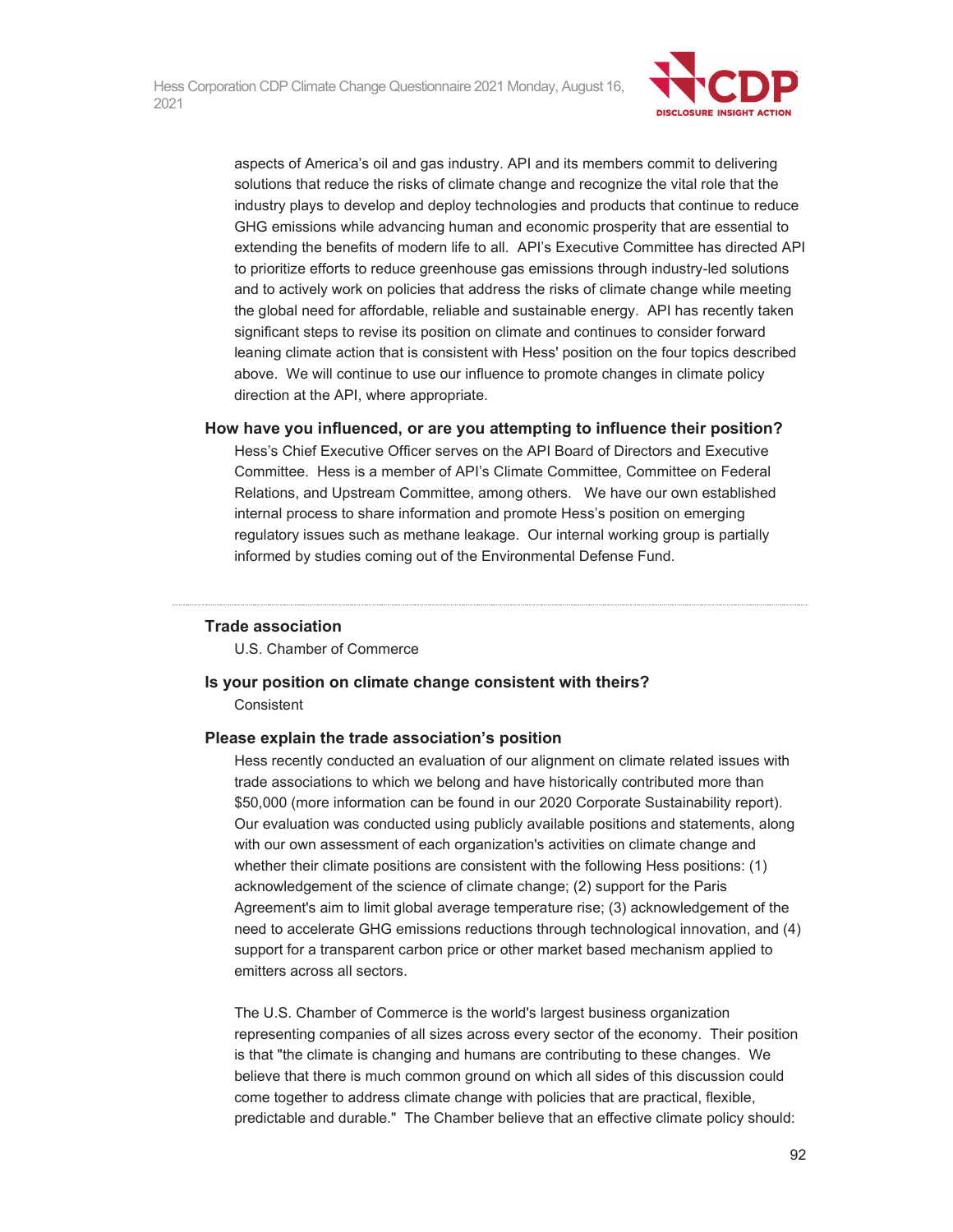aspects of America's oil and gas industry. API and its members commit to delivering solutions that reduce the risks of climate change and recognize the vital role that the industry plays to develop and deploy technologies and products that continue to reduce GHG emissions while advancing human and economic prosperity that are essential to extending the benefits of modern life to all. API's Executive Committee has directed API to prioritize efforts to reduce greenhouse gas emissions through industry-led solutions and to actively work on policies that address the risks of climate change while meeting the global need for affordable, reliable and sustainable energy. API has recently taken significant steps to revise its position on climate and continues to consider forward leaning climate action that is consistent with Hess' position on the four topics described above. We will continue to use our influence to promote changes in climate policy direction at the API, where appropriate.

**How have you influenced, or are you attempting to influence their position?**

Hess's Chief Executive Officer serves on the API Board of Directors and Executive Committee. Hess is a member of API's Climate Committee, Committee on Federal Relations, and Upstream Committee, among others. We have our own established internal process to share information and promote Hess's position on emerging regulatory issues such as methane leakage. Our internal working group is partially informed by studies coming out of the Environmental Defense Fund.

---

**Trade association**

U.S. Chamber of Commerce

**Is your position on climate change consistent with theirs?**

Consistent

**Please explain the trade association's position**

Hess recently conducted an evaluation of our alignment on climate related issues with trade associations to which we belong and have historically contributed more than $50,000 (more information can be found in our 2020 Corporate Sustainability report). Our evaluation was conducted using publicly available positions and statements, along with our own assessment of each organization's activities on climate change and whether their climate positions are consistent with the following Hess positions: (1) acknowledgement of the science of climate change; (2) support for the Paris Agreement's aim to limit global average temperature rise; (3) acknowledgement of the need to accelerate GHG emissions reductions through technological innovation, and (4) support for a transparent carbon price or other market based mechanism applied to emitters across all sectors.

The U.S. Chamber of Commerce is the world's largest business organization representing companies of all sizes across every sector of the economy. Their position is that "the climate is changing and humans are contributing to these changes. We believe that there is much common ground on which all sides of this discussion could come together to address climate change with policies that are practical, flexible, predictable and durable." The Chamber believe that an effective climate policy should: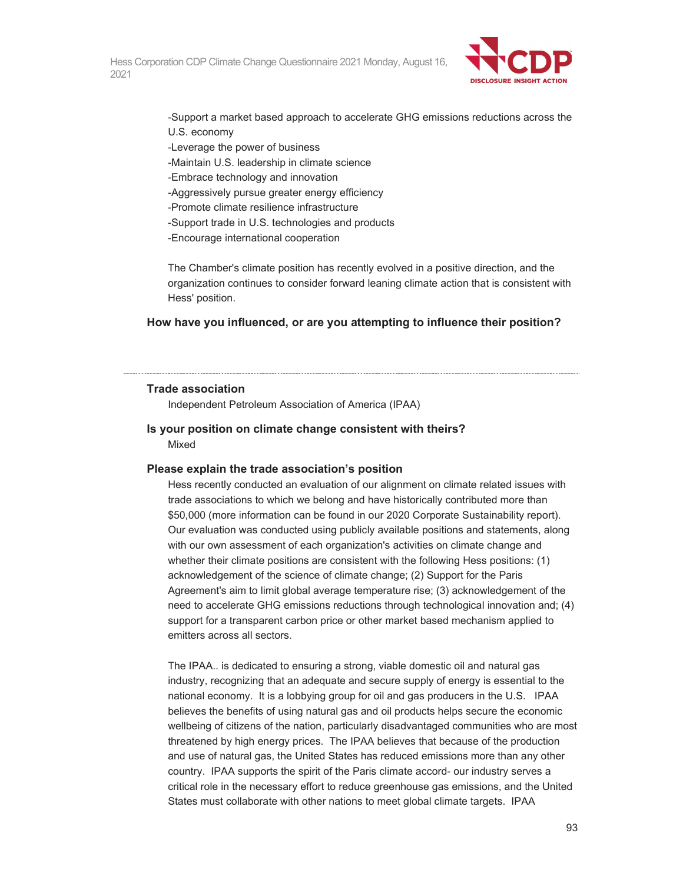-Support a market based approach to accelerate GHG emissions reductions across the U.S. economy
-Leverage the power of business
-Maintain U.S. leadership in climate science
-Embrace technology and innovation
-Aggressively pursue greater energy efficiency
-Promote climate resilience infrastructure
-Support trade in U.S. technologies and products
-Encourage international cooperation

The Chamber's climate position has recently evolved in a positive direction, and the organization continues to consider forward leaning climate action that is consistent with Hess' position.

**How have you influenced, or are you attempting to influence their position?**

---

**Trade association**

Independent Petroleum Association of America (IPAA)

**Is your position on climate change consistent with theirs?**

Mixed

**Please explain the trade association's position**

Hess recently conducted an evaluation of our alignment on climate related issues with trade associations to which we belong and have historically contributed more than $50,000 (more information can be found in our 2020 Corporate Sustainability report). Our evaluation was conducted using publicly available positions and statements, along with our own assessment of each organization's activities on climate change and whether their climate positions are consistent with the following Hess positions: (1) acknowledgement of the science of climate change; (2) Support for the Paris Agreement's aim to limit global average temperature rise; (3) acknowledgement of the need to accelerate GHG emissions reductions through technological innovation and; (4) support for a transparent carbon price or other market based mechanism applied to emitters across all sectors.

The IPAA.. is dedicated to ensuring a strong, viable domestic oil and natural gas industry, recognizing that an adequate and secure supply of energy is essential to the national economy. It is a lobbying group for oil and gas producers in the U.S. IPAA believes the benefits of using natural gas and oil products helps secure the economic wellbeing of citizens of the nation, particularly disadvantaged communities who are most threatened by high energy prices. The IPAA believes that because of the production and use of natural gas, the United States has reduced emissions more than any other country. IPAA supports the spirit of the Paris climate accord- our industry serves a critical role in the necessary effort to reduce greenhouse gas emissions, and the United States must collaborate with other nations to meet global climate targets. IPAA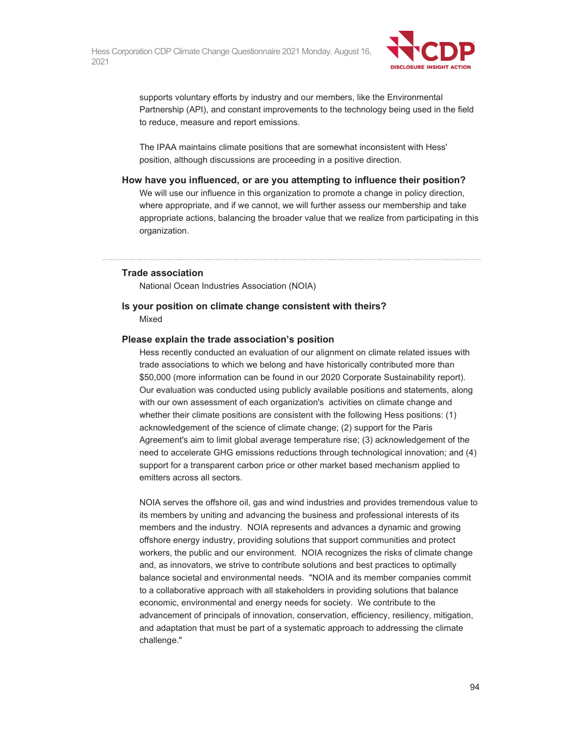supports voluntary efforts by industry and our members, like the Environmental Partnership (API), and constant improvements to the technology being used in the field to reduce, measure and report emissions.

The IPAA maintains climate positions that are somewhat inconsistent with Hess' position, although discussions are proceeding in a positive direction.

**How have you influenced, or are you attempting to influence their position?**

We will use our influence in this organization to promote a change in policy direction, where appropriate, and if we cannot, we will further assess our membership and take appropriate actions, balancing the broader value that we realize from participating in this organization.

---

**Trade association**

National Ocean Industries Association (NOIA)

**Is your position on climate change consistent with theirs?**

Mixed

**Please explain the trade association's position**

Hess recently conducted an evaluation of our alignment on climate related issues with trade associations to which we belong and have historically contributed more than $50,000 (more information can be found in our 2020 Corporate Sustainability report). Our evaluation was conducted using publicly available positions and statements, along with our own assessment of each organization's activities on climate change and whether their climate positions are consistent with the following Hess positions: (1) acknowledgement of the science of climate change; (2) support for the Paris Agreement's aim to limit global average temperature rise; (3) acknowledgement of the need to accelerate GHG emissions reductions through technological innovation; and (4) support for a transparent carbon price or other market based mechanism applied to emitters across all sectors.

NOIA serves the offshore oil, gas and wind industries and provides tremendous value to its members by uniting and advancing the business and professional interests of its members and the industry. NOIA represents and advances a dynamic and growing offshore energy industry, providing solutions that support communities and protect workers, the public and our environment. NOIA recognizes the risks of climate change and, as innovators, we strive to contribute solutions and best practices to optimally balance societal and environmental needs. "NOIA and its member companies commit to a collaborative approach with all stakeholders in providing solutions that balance economic, environmental and energy needs for society. We contribute to the advancement of principals of innovation, conservation, efficiency, resiliency, mitigation, and adaptation that must be part of a systematic approach to addressing the climate challenge."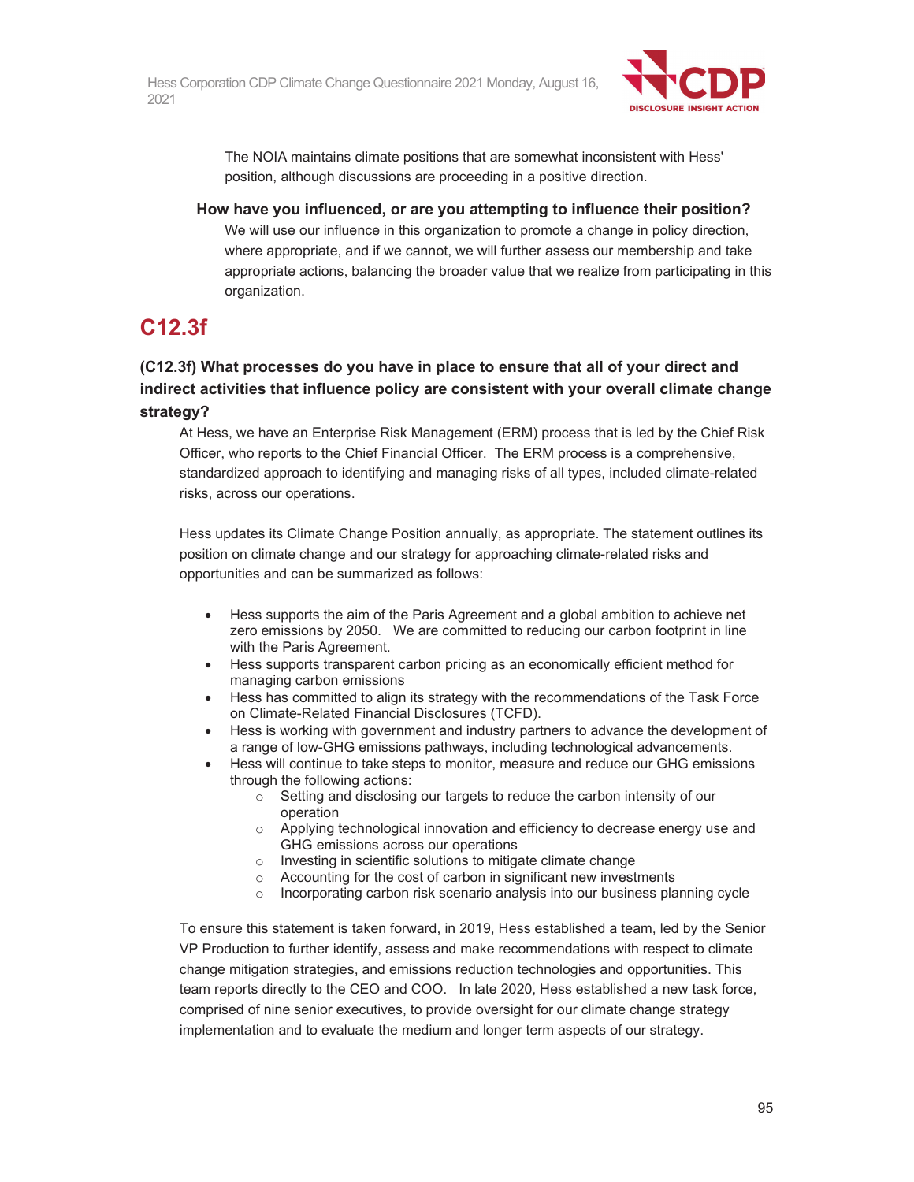The NOIA maintains climate positions that are somewhat inconsistent with Hess' position, although discussions are proceeding in a positive direction.

**How have you influenced, or are you attempting to influence their position?**

We will use our influence in this organization to promote a change in policy direction, where appropriate, and if we cannot, we will further assess our membership and take appropriate actions, balancing the broader value that we realize from participating in this organization.

# C12.3f

### (C12.3f) What processes do you have in place to ensure that all of your direct and indirect activities that influence policy are consistent with your overall climate change strategy?

At Hess, we have an Enterprise Risk Management (ERM) process that is led by the Chief Risk Officer, who reports to the Chief Financial Officer. The ERM process is a comprehensive, standardized approach to identifying and managing risks of all types, included climate-related risks, across our operations.

Hess updates its Climate Change Position annually, as appropriate. The statement outlines its position on climate change and our strategy for approaching climate-related risks and opportunities and can be summarized as follows:

- Hess supports the aim of the Paris Agreement and a global ambition to achieve net zero emissions by 2050. We are committed to reducing our carbon footprint in line with the Paris Agreement.
- Hess supports transparent carbon pricing as an economically efficient method for managing carbon emissions
- Hess has committed to align its strategy with the recommendations of the Task Force on Climate-Related Financial Disclosures (TCFD).
- Hess is working with government and industry partners to advance the development of a range of low-GHG emissions pathways, including technological advancements.
- Hess will continue to take steps to monitor, measure and reduce our GHG emissions through the following actions:
    - Setting and disclosing our targets to reduce the carbon intensity of our operation
    - Applying technological innovation and efficiency to decrease energy use and GHG emissions across our operations
    - Investing in scientific solutions to mitigate climate change
    - Accounting for the cost of carbon in significant new investments
    - Incorporating carbon risk scenario analysis into our business planning cycle

To ensure this statement is taken forward, in 2019, Hess established a team, led by the Senior VP Production to further identify, assess and make recommendations with respect to climate change mitigation strategies, and emissions reduction technologies and opportunities. This team reports directly to the CEO and COO. In late 2020, Hess established a new task force, comprised of nine senior executives, to provide oversight for our climate change strategy implementation and to evaluate the medium and longer term aspects of our strategy.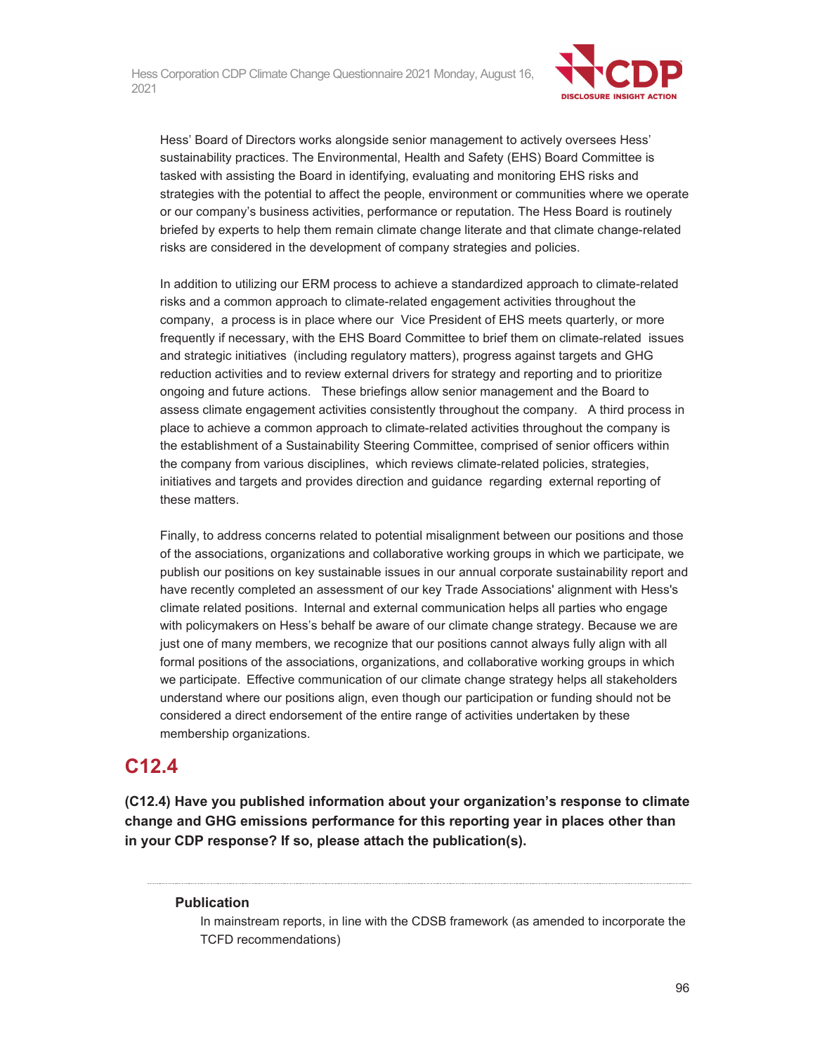Hess' Board of Directors works alongside senior management to actively oversees Hess' sustainability practices. The Environmental, Health and Safety (EHS) Board Committee is tasked with assisting the Board in identifying, evaluating and monitoring EHS risks and strategies with the potential to affect the people, environment or communities where we operate or our company's business activities, performance or reputation. The Hess Board is routinely briefed by experts to help them remain climate change literate and that climate change-related risks are considered in the development of company strategies and policies.

In addition to utilizing our ERM process to achieve a standardized approach to climate-related risks and a common approach to climate-related engagement activities throughout the company, a process is in place where our Vice President of EHS meets quarterly, or more frequently if necessary, with the EHS Board Committee to brief them on climate-related issues and strategic initiatives (including regulatory matters), progress against targets and GHG reduction activities and to review external drivers for strategy and reporting and to prioritize ongoing and future actions. These briefings allow senior management and the Board to assess climate engagement activities consistently throughout the company. A third process in place to achieve a common approach to climate-related activities throughout the company is the establishment of a Sustainability Steering Committee, comprised of senior officers within the company from various disciplines, which reviews climate-related policies, strategies, initiatives and targets and provides direction and guidance regarding external reporting of these matters.

Finally, to address concerns related to potential misalignment between our positions and those of the associations, organizations and collaborative working groups in which we participate, we publish our positions on key sustainable issues in our annual corporate sustainability report and have recently completed an assessment of our key Trade Associations' alignment with Hess's climate related positions. Internal and external communication helps all parties who engage with policymakers on Hess's behalf be aware of our climate change strategy. Because we are just one of many members, we recognize that our positions cannot always fully align with all formal positions of the associations, organizations, and collaborative working groups in which we participate. Effective communication of our climate change strategy helps all stakeholders understand where our positions align, even though our participation or funding should not be considered a direct endorsement of the entire range of activities undertaken by these membership organizations.

## C12.4

**(C12.4) Have you published information about your organization's response to climate change and GHG emissions performance for this reporting year in places other than in your CDP response? If so, please attach the publication(s).**

---

**Publication**

In mainstream reports, in line with the CDSB framework (as amended to incorporate the TCFD recommendations)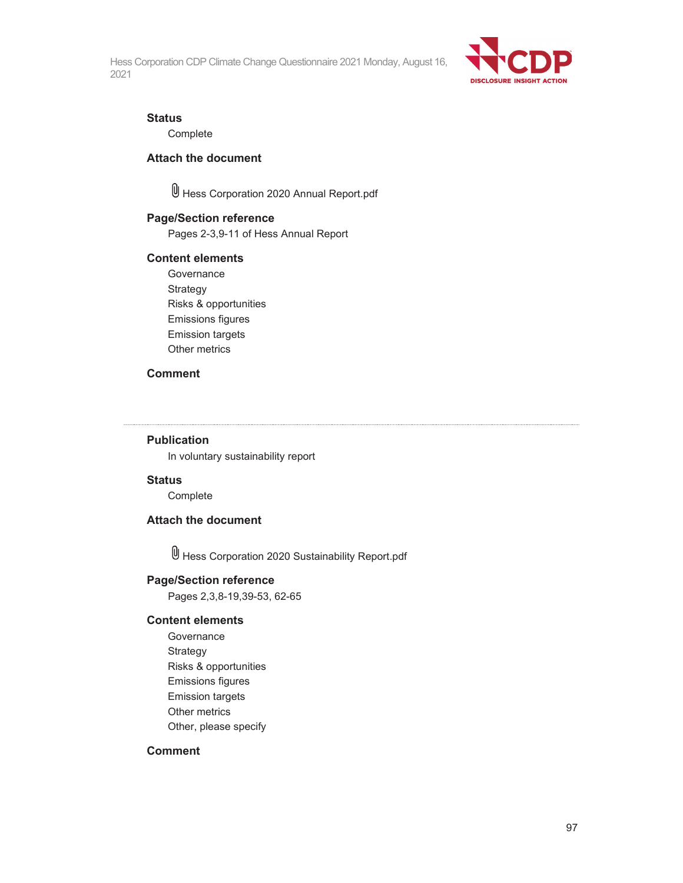**Status**

Complete

**Attach the document**

Hess Corporation 2020 Annual Report.pdf

**Page/Section reference**

Pages 2-3,9-11 of Hess Annual Report

**Content elements**

Governance
Strategy
Risks & opportunities
Emissions figures
Emission targets
Other metrics

**Comment**

---

**Publication**

In voluntary sustainability report

**Status**

Complete

**Attach the document**

Hess Corporation 2020 Sustainability Report.pdf

**Page/Section reference**

Pages 2,3,8-19,39-53, 62-65

**Content elements**

Governance
Strategy
Risks & opportunities
Emissions figures
Emission targets
Other metrics
Other, please specify

**Comment**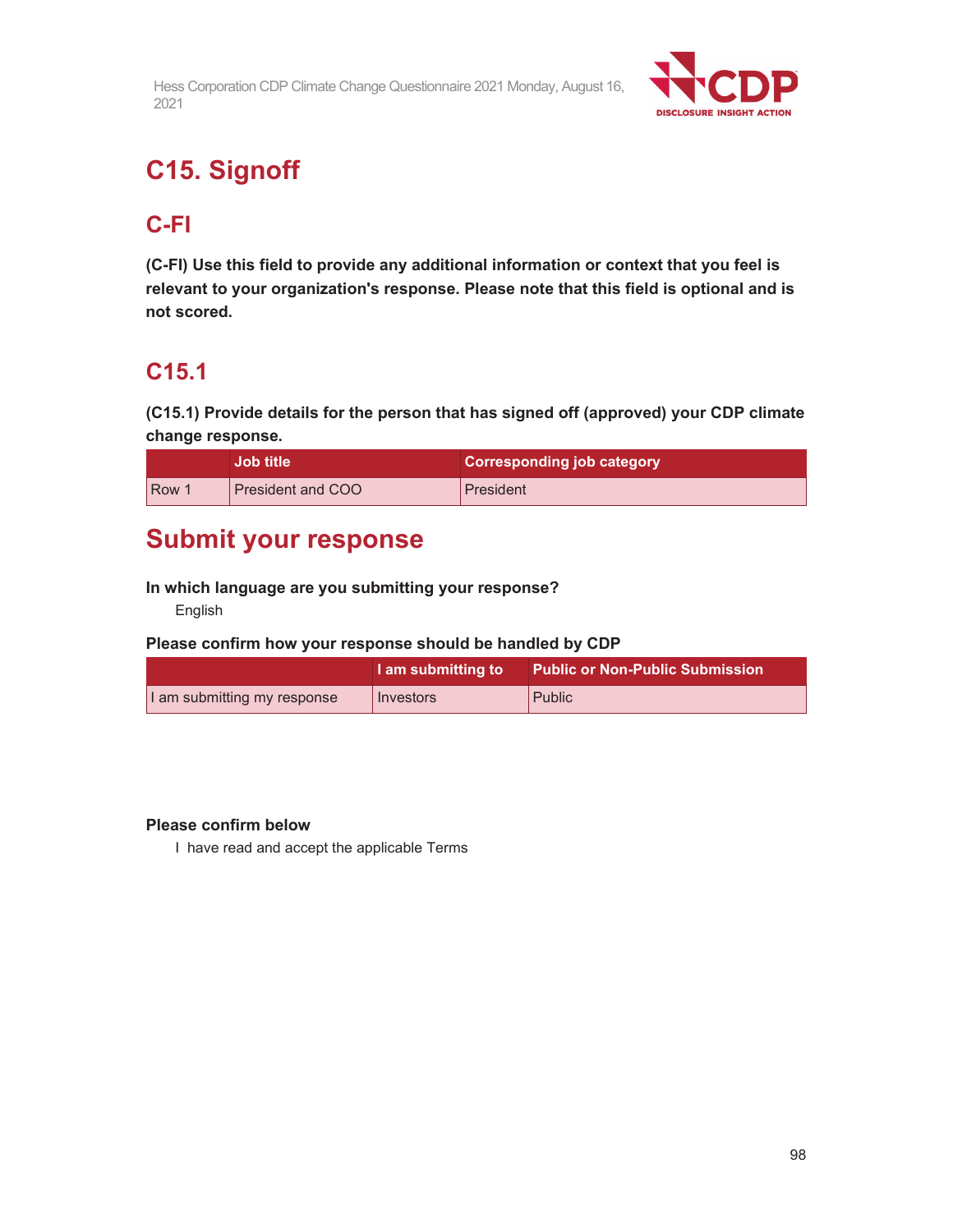# C15. Signoff

## C-FI

**(C-FI) Use this field to provide any additional information or context that you feel is relevant to your organization's response. Please note that this field is optional and is not scored.**

## C15.1

**(C15.1) Provide details for the person that has signed off (approved) your CDP climate change response.**

| | Job title | Corresponding job category |
|---|---|---|
| Row 1 | President and COO | President |

# Submit your response

**In which language are you submitting your response?**

English

**Please confirm how your response should be handled by CDP**

| | I am submitting to | Public or Non-Public Submission |
|---|---|---|
| I am submitting my response | Investors | Public |

**Please confirm below**

I have read and accept the applicable Terms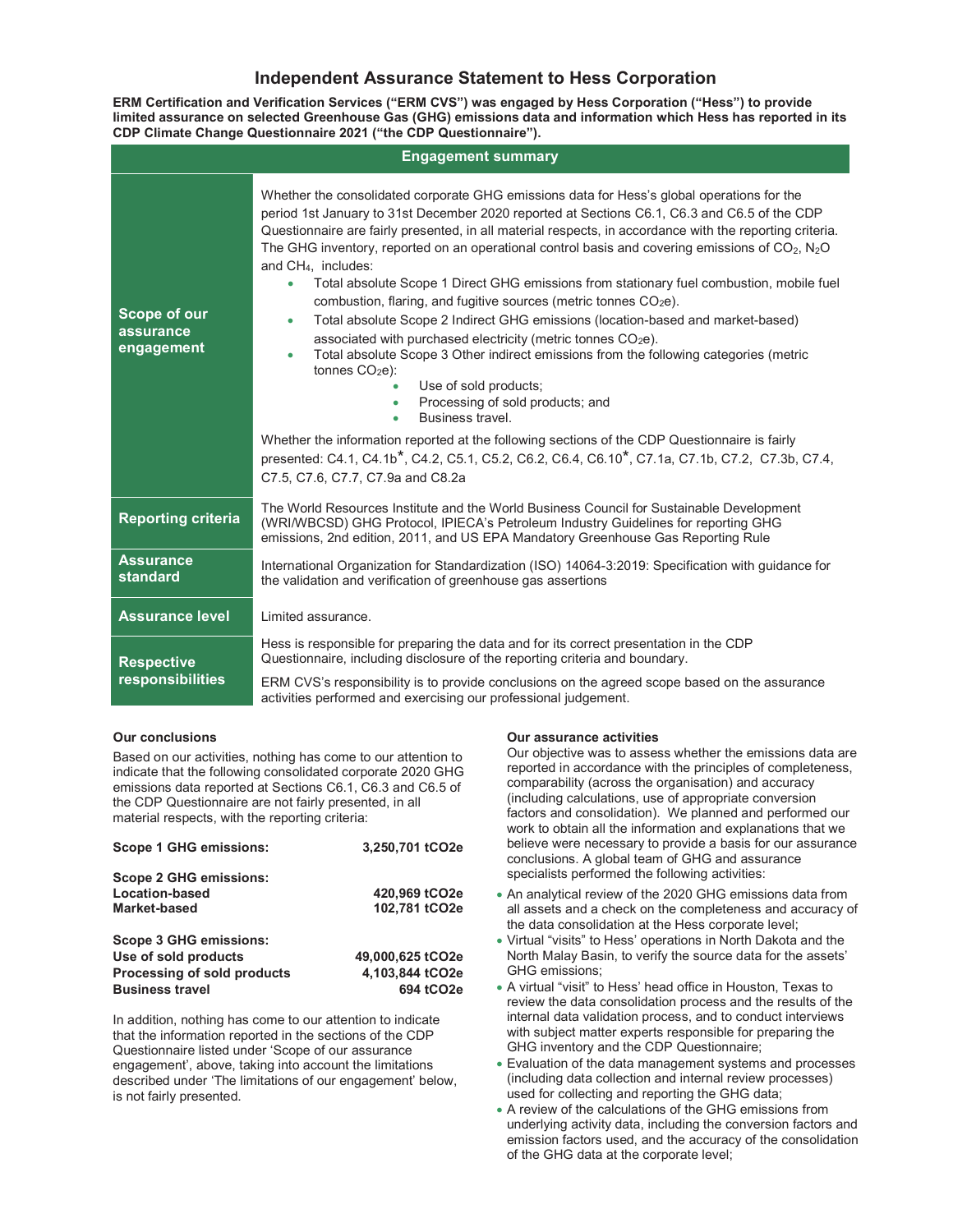# Independent Assurance Statement to Hess Corporation

**ERM Certification and Verification Services ("ERM CVS") was engaged by Hess Corporation ("Hess") to provide limited assurance on selected Greenhouse Gas (GHG) emissions data and information which Hess has reported in its CDP Climate Change Questionnaire 2021 ("the CDP Questionnaire").**

| Engagement summary | |
|---|---|
| **Scope of our assurance engagement** | Whether the consolidated corporate GHG emissions data for Hess's global operations for the period 1st January to 31st December 2020 reported at Sections C6.1, C6.3 and C6.5 of the CDP Questionnaire are fairly presented, in all material respects, in accordance with the reporting criteria. The GHG inventory, reported on an operational control basis and covering emissions of $CO_2$, $N_2O$ and $CH_4$, includes: <br>• Total absolute Scope 1 Direct GHG emissions from stationary fuel combustion, mobile fuel combustion, flaring, and fugitive sources (metric tonnes $CO_2e$). <br>• Total absolute Scope 2 Indirect GHG emissions (location-based and market-based) associated with purchased electricity (metric tonnes $CO_2e$). <br>• Total absolute Scope 3 Other indirect emissions from the following categories (metric tonnes $CO_2e$): <br>  ◦ Use of sold products; <br>  ◦ Processing of sold products; and <br>  ◦ Business travel. <br><br>Whether the information reported at the following sections of the CDP Questionnaire is fairly presented: C4.1, C4.1b*, C4.2, C5.1, C5.2, C6.2, C6.4, C6.10*, C7.1a, C7.1b, C7.2, C7.3b, C7.4, C7.5, C7.6, C7.7, C7.9a and C8.2a |
| **Reporting criteria** | The World Resources Institute and the World Business Council for Sustainable Development (WRI/WBCSD) GHG Protocol, IPIECA's Petroleum Industry Guidelines for reporting GHG emissions, 2nd edition, 2011, and US EPA Mandatory Greenhouse Gas Reporting Rule |
| **Assurance standard** | International Organization for Standardization (ISO) 14064-3:2019: Specification with guidance for the validation and verification of greenhouse gas assertions |
| **Assurance level** | Limited assurance. |
| **Respective responsibilities** | Hess is responsible for preparing the data and for its correct presentation in the CDP Questionnaire, including disclosure of the reporting criteria and boundary. <br><br>ERM CVS's responsibility is to provide conclusions on the agreed scope based on the assurance activities performed and exercising our professional judgement. |

### Our conclusions

Based on our activities, nothing has come to our attention to indicate that the following consolidated corporate 2020 GHG emissions data reported at Sections C6.1, C6.3 and C6.5 of the CDP Questionnaire are not fairly presented, in all material respects, with the reporting criteria:

| | |
|---|---|
| **Scope 1 GHG emissions:** | **3,250,701 tCO2e** |
| **Scope 2 GHG emissions:** | |
| **Location-based** | **420,969 tCO2e** |
| **Market-based** | **102,781 tCO2e** |
| **Scope 3 GHG emissions:** | |
| **Use of sold products** | **49,000,625 tCO2e** |
| **Processing of sold products** | **4,103,844 tCO2e** |
| **Business travel** | **694 tCO2e** |

In addition, nothing has come to our attention to indicate that the information reported in the sections of the CDP Questionnaire listed under 'Scope of our assurance engagement', above, taking into account the limitations described under 'The limitations of our engagement' below, is not fairly presented.

### Our assurance activities

Our objective was to assess whether the emissions data are reported in accordance with the principles of completeness, comparability (across the organisation) and accuracy (including calculations, use of appropriate conversion factors and consolidation). We planned and performed our work to obtain all the information and explanations that we believe were necessary to provide a basis for our assurance conclusions. A global team of GHG and assurance specialists performed the following activities:

- An analytical review of the 2020 GHG emissions data from all assets and a check on the completeness and accuracy of the data consolidation at the Hess corporate level;
- Virtual "visits" to Hess' operations in North Dakota and the North Malay Basin, to verify the source data for the assets' GHG emissions;
- A virtual "visit" to Hess' head office in Houston, Texas to review the data consolidation process and the results of the internal data validation process, and to conduct interviews with subject matter experts responsible for preparing the GHG inventory and the CDP Questionnaire;
- Evaluation of the data management systems and processes (including data collection and internal review processes) used for collecting and reporting the GHG data;
- A review of the calculations of the GHG emissions from underlying activity data, including the conversion factors and emission factors used, and the accuracy of the consolidation of the GHG data at the corporate level;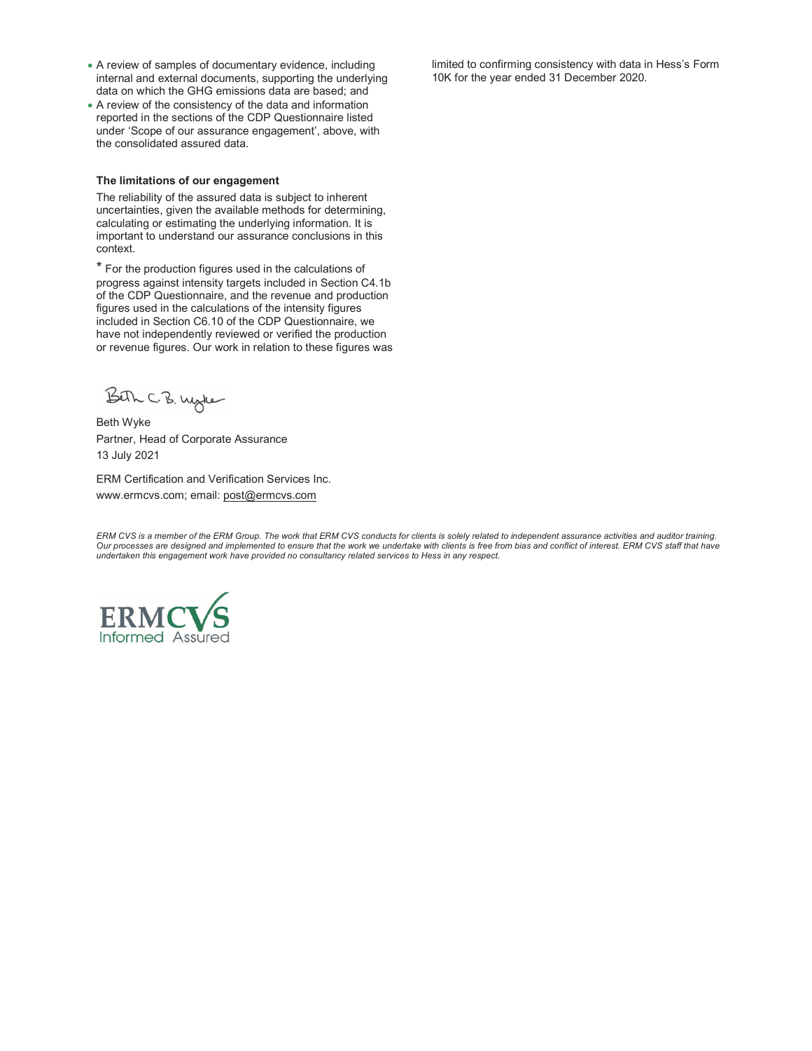- A review of samples of documentary evidence, including internal and external documents, supporting the underlying data on which the GHG emissions data are based; and
- A review of the consistency of the data and information reported in the sections of the CDP Questionnaire listed under 'Scope of our assurance engagement', above, with the consolidated assured data.

**The limitations of our engagement**

The reliability of the assured data is subject to inherent uncertainties, given the available methods for determining, calculating or estimating the underlying information. It is important to understand our assurance conclusions in this context.

* For the production figures used in the calculations of progress against intensity targets included in Section C4.1b of the CDP Questionnaire, and the revenue and production figures used in the calculations of the intensity figures included in Section C6.10 of the CDP Questionnaire, we have not independently reviewed or verified the production or revenue figures. Our work in relation to these figures was limited to confirming consistency with data in Hess's Form 10K for the year ended 31 December 2020.

Beth C.B. Wyke

Beth Wyke
Partner, Head of Corporate Assurance
13 July 2021

ERM Certification and Verification Services Inc.
www.ermcvs.com; email: post@ermcvs.com

*ERM CVS is a member of the ERM Group. The work that ERM CVS conducts for clients is solely related to independent assurance activities and auditor training. Our processes are designed and implemented to ensure that the work we undertake with clients is free from bias and conflict of interest. ERM CVS staff that have undertaken this engagement work have provided no consultancy related services to Hess in any respect.*

ERMCVS
Informed Assured